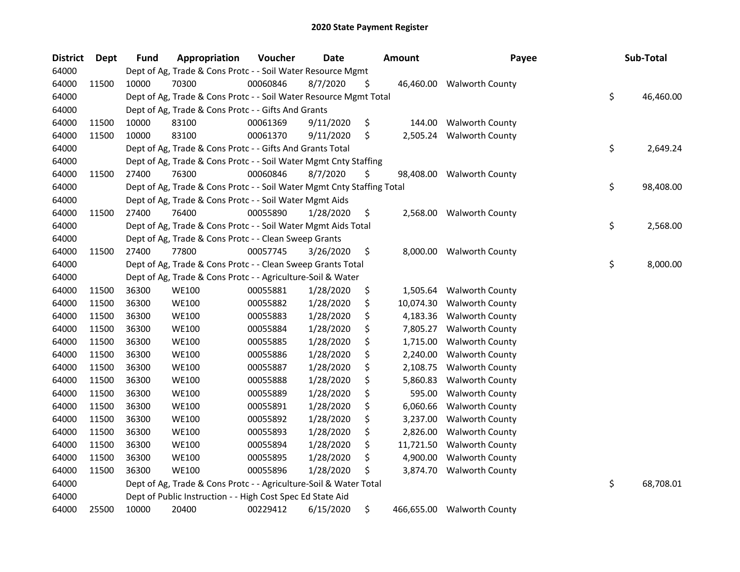# 2020 State Payment Register

| District | Dept | Fund | Appropriation | Voucher | Date | Amount | Payee | Sub-Total |
|---|---|---|---|---|---|---|---|---|
| 64000 | | Dept of Ag, Trade & Cons Protc - - Soil Water Resource Mgmt | | | | | | |
| 64000 | 11500 | 10000 | 70300 | 00060846 | 8/7/2020 | $ 46,460.00 | Walworth County | |
| 64000 | | Dept of Ag, Trade & Cons Protc - - Soil Water Resource Mgmt Total | | | | | | $ 46,460.00 |
| 64000 | | Dept of Ag, Trade & Cons Protc - - Gifts And Grants | | | | | | |
| 64000 | 11500 | 10000 | 83100 | 00061369 | 9/11/2020 | $ 144.00 | Walworth County | |
| 64000 | 11500 | 10000 | 83100 | 00061370 | 9/11/2020 | $ 2,505.24 | Walworth County | |
| 64000 | | Dept of Ag, Trade & Cons Protc - - Gifts And Grants Total | | | | | | $ 2,649.24 |
| 64000 | | Dept of Ag, Trade & Cons Protc - - Soil Water Mgmt Cnty Staffing | | | | | | |
| 64000 | 11500 | 27400 | 76300 | 00060846 | 8/7/2020 | $ 98,408.00 | Walworth County | |
| 64000 | | Dept of Ag, Trade & Cons Protc - - Soil Water Mgmt Cnty Staffing Total | | | | | | $ 98,408.00 |
| 64000 | | Dept of Ag, Trade & Cons Protc - - Soil Water Mgmt Aids | | | | | | |
| 64000 | 11500 | 27400 | 76400 | 00055890 | 1/28/2020 | $ 2,568.00 | Walworth County | |
| 64000 | | Dept of Ag, Trade & Cons Protc - - Soil Water Mgmt Aids Total | | | | | | $ 2,568.00 |
| 64000 | | Dept of Ag, Trade & Cons Protc - - Clean Sweep Grants | | | | | | |
| 64000 | 11500 | 27400 | 77800 | 00057745 | 3/26/2020 | $ 8,000.00 | Walworth County | |
| 64000 | | Dept of Ag, Trade & Cons Protc - - Clean Sweep Grants Total | | | | | | $ 8,000.00 |
| 64000 | | Dept of Ag, Trade & Cons Protc - - Agriculture-Soil & Water | | | | | | |
| 64000 | 11500 | 36300 | WE100 | 00055881 | 1/28/2020 | $ 1,505.64 | Walworth County | |
| 64000 | 11500 | 36300 | WE100 | 00055882 | 1/28/2020 | $ 10,074.30 | Walworth County | |
| 64000 | 11500 | 36300 | WE100 | 00055883 | 1/28/2020 | $ 4,183.36 | Walworth County | |
| 64000 | 11500 | 36300 | WE100 | 00055884 | 1/28/2020 | $ 7,805.27 | Walworth County | |
| 64000 | 11500 | 36300 | WE100 | 00055885 | 1/28/2020 | $ 1,715.00 | Walworth County | |
| 64000 | 11500 | 36300 | WE100 | 00055886 | 1/28/2020 | $ 2,240.00 | Walworth County | |
| 64000 | 11500 | 36300 | WE100 | 00055887 | 1/28/2020 | $ 2,108.75 | Walworth County | |
| 64000 | 11500 | 36300 | WE100 | 00055888 | 1/28/2020 | $ 5,860.83 | Walworth County | |
| 64000 | 11500 | 36300 | WE100 | 00055889 | 1/28/2020 | $ 595.00 | Walworth County | |
| 64000 | 11500 | 36300 | WE100 | 00055891 | 1/28/2020 | $ 6,060.66 | Walworth County | |
| 64000 | 11500 | 36300 | WE100 | 00055892 | 1/28/2020 | $ 3,237.00 | Walworth County | |
| 64000 | 11500 | 36300 | WE100 | 00055893 | 1/28/2020 | $ 2,826.00 | Walworth County | |
| 64000 | 11500 | 36300 | WE100 | 00055894 | 1/28/2020 | $ 11,721.50 | Walworth County | |
| 64000 | 11500 | 36300 | WE100 | 00055895 | 1/28/2020 | $ 4,900.00 | Walworth County | |
| 64000 | 11500 | 36300 | WE100 | 00055896 | 1/28/2020 | $ 3,874.70 | Walworth County | |
| 64000 | | Dept of Ag, Trade & Cons Protc - - Agriculture-Soil & Water Total | | | | | | $ 68,708.01 |
| 64000 | | Dept of Public Instruction - - High Cost Spec Ed State Aid | | | | | | |
| 64000 | 25500 | 10000 | 20400 | 00229412 | 6/15/2020 | $ 466,655.00 | Walworth County | |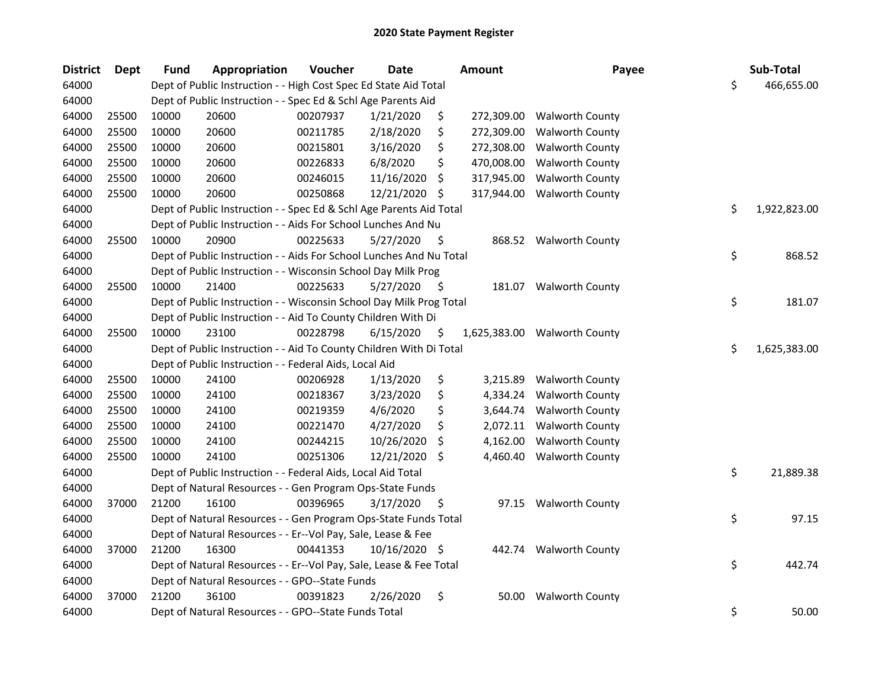# 2020 State Payment Register

| District | Dept | Fund | Appropriation | Voucher | Date | Amount | Payee | Sub-Total |
|---|---|---|---|---|---|---|---|---|
| 64000 | | Dept of Public Instruction - - High Cost Spec Ed State Aid Total | | | | | | $ 466,655.00 |
| 64000 | | Dept of Public Instruction - - Spec Ed & Schl Age Parents Aid | | | | | | |
| 64000 | 25500 | 10000 | 20600 | 00207937 | 1/21/2020 | $ 272,309.00 | Walworth County | |
| 64000 | 25500 | 10000 | 20600 | 00211785 | 2/18/2020 | $ 272,309.00 | Walworth County | |
| 64000 | 25500 | 10000 | 20600 | 00215801 | 3/16/2020 | $ 272,308.00 | Walworth County | |
| 64000 | 25500 | 10000 | 20600 | 00226833 | 6/8/2020 | $ 470,008.00 | Walworth County | |
| 64000 | 25500 | 10000 | 20600 | 00246015 | 11/16/2020 | $ 317,945.00 | Walworth County | |
| 64000 | 25500 | 10000 | 20600 | 00250868 | 12/21/2020 | $ 317,944.00 | Walworth County | |
| 64000 | | Dept of Public Instruction - - Spec Ed & Schl Age Parents Aid Total | | | | | | $ 1,922,823.00 |
| 64000 | | Dept of Public Instruction - - Aids For School Lunches And Nu | | | | | | |
| 64000 | 25500 | 10000 | 20900 | 00225633 | 5/27/2020 | $ 868.52 | Walworth County | |
| 64000 | | Dept of Public Instruction - - Aids For School Lunches And Nu Total | | | | | | $ 868.52 |
| 64000 | | Dept of Public Instruction - - Wisconsin School Day Milk Prog | | | | | | |
| 64000 | 25500 | 10000 | 21400 | 00225633 | 5/27/2020 | $ 181.07 | Walworth County | |
| 64000 | | Dept of Public Instruction - - Wisconsin School Day Milk Prog Total | | | | | | $ 181.07 |
| 64000 | | Dept of Public Instruction - - Aid To County Children With Di | | | | | | |
| 64000 | 25500 | 10000 | 23100 | 00228798 | 6/15/2020 | $ 1,625,383.00 | Walworth County | |
| 64000 | | Dept of Public Instruction - - Aid To County Children With Di Total | | | | | | $ 1,625,383.00 |
| 64000 | | Dept of Public Instruction - - Federal Aids, Local Aid | | | | | | |
| 64000 | 25500 | 10000 | 24100 | 00206928 | 1/13/2020 | $ 3,215.89 | Walworth County | |
| 64000 | 25500 | 10000 | 24100 | 00218367 | 3/23/2020 | $ 4,334.24 | Walworth County | |
| 64000 | 25500 | 10000 | 24100 | 00219359 | 4/6/2020 | $ 3,644.74 | Walworth County | |
| 64000 | 25500 | 10000 | 24100 | 00221470 | 4/27/2020 | $ 2,072.11 | Walworth County | |
| 64000 | 25500 | 10000 | 24100 | 00244215 | 10/26/2020 | $ 4,162.00 | Walworth County | |
| 64000 | 25500 | 10000 | 24100 | 00251306 | 12/21/2020 | $ 4,460.40 | Walworth County | |
| 64000 | | Dept of Public Instruction - - Federal Aids, Local Aid Total | | | | | | $ 21,889.38 |
| 64000 | | Dept of Natural Resources - - Gen Program Ops-State Funds | | | | | | |
| 64000 | 37000 | 21200 | 16100 | 00396965 | 3/17/2020 | $ 97.15 | Walworth County | |
| 64000 | | Dept of Natural Resources - - Gen Program Ops-State Funds Total | | | | | | $ 97.15 |
| 64000 | | Dept of Natural Resources - - Er--Vol Pay, Sale, Lease & Fee | | | | | | |
| 64000 | 37000 | 21200 | 16300 | 00441353 | 10/16/2020 | $ 442.74 | Walworth County | |
| 64000 | | Dept of Natural Resources - - Er--Vol Pay, Sale, Lease & Fee Total | | | | | | $ 442.74 |
| 64000 | | Dept of Natural Resources - - GPO--State Funds | | | | | | |
| 64000 | 37000 | 21200 | 36100 | 00391823 | 2/26/2020 | $ 50.00 | Walworth County | |
| 64000 | | Dept of Natural Resources - - GPO--State Funds Total | | | | | | $ 50.00 |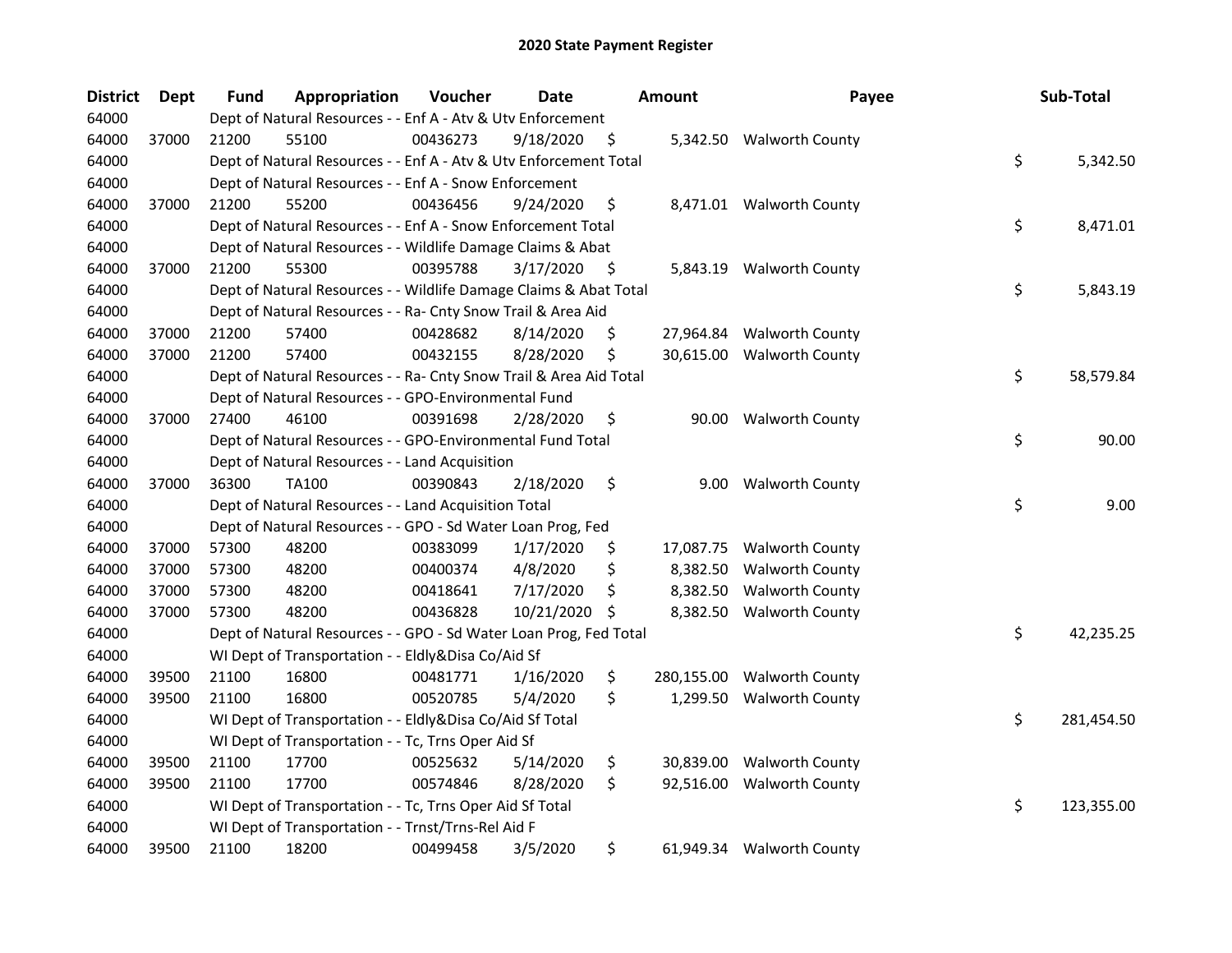# 2020 State Payment Register

| District | Dept | Fund | Appropriation | Voucher | Date | Amount | Payee | Sub-Total |
|---|---|---|---|---|---|---|---|---|
| 64000 | | Dept of Natural Resources - - Enf A - Atv & Utv Enforcement | | | | | | |
| 64000 | 37000 | 21200 | 55100 | 00436273 | 9/18/2020 | $ 5,342.50 | Walworth County | |
| 64000 | | Dept of Natural Resources - - Enf A - Atv & Utv Enforcement Total | | | | | | $ 5,342.50 |
| 64000 | | Dept of Natural Resources - - Enf A - Snow Enforcement | | | | | | |
| 64000 | 37000 | 21200 | 55200 | 00436456 | 9/24/2020 | $ 8,471.01 | Walworth County | |
| 64000 | | Dept of Natural Resources - - Enf A - Snow Enforcement Total | | | | | | $ 8,471.01 |
| 64000 | | Dept of Natural Resources - - Wildlife Damage Claims & Abat | | | | | | |
| 64000 | 37000 | 21200 | 55300 | 00395788 | 3/17/2020 | $ 5,843.19 | Walworth County | |
| 64000 | | Dept of Natural Resources - - Wildlife Damage Claims & Abat Total | | | | | | $ 5,843.19 |
| 64000 | | Dept of Natural Resources - - Ra- Cnty Snow Trail & Area Aid | | | | | | |
| 64000 | 37000 | 21200 | 57400 | 00428682 | 8/14/2020 | $ 27,964.84 | Walworth County | |
| 64000 | 37000 | 21200 | 57400 | 00432155 | 8/28/2020 | $ 30,615.00 | Walworth County | |
| 64000 | | Dept of Natural Resources - - Ra- Cnty Snow Trail & Area Aid Total | | | | | | $ 58,579.84 |
| 64000 | | Dept of Natural Resources - - GPO-Environmental Fund | | | | | | |
| 64000 | 37000 | 27400 | 46100 | 00391698 | 2/28/2020 | $ 90.00 | Walworth County | |
| 64000 | | Dept of Natural Resources - - GPO-Environmental Fund Total | | | | | | $ 90.00 |
| 64000 | | Dept of Natural Resources - - Land Acquisition | | | | | | |
| 64000 | 37000 | 36300 | TA100 | 00390843 | 2/18/2020 | $ 9.00 | Walworth County | |
| 64000 | | Dept of Natural Resources - - Land Acquisition Total | | | | | | $ 9.00 |
| 64000 | | Dept of Natural Resources - - GPO - Sd Water Loan Prog, Fed | | | | | | |
| 64000 | 37000 | 57300 | 48200 | 00383099 | 1/17/2020 | $ 17,087.75 | Walworth County | |
| 64000 | 37000 | 57300 | 48200 | 00400374 | 4/8/2020 | $ 8,382.50 | Walworth County | |
| 64000 | 37000 | 57300 | 48200 | 00418641 | 7/17/2020 | $ 8,382.50 | Walworth County | |
| 64000 | 37000 | 57300 | 48200 | 00436828 | 10/21/2020 | $ 8,382.50 | Walworth County | |
| 64000 | | Dept of Natural Resources - - GPO - Sd Water Loan Prog, Fed Total | | | | | | $ 42,235.25 |
| 64000 | | WI Dept of Transportation - - Eldly&Disa Co/Aid Sf | | | | | | |
| 64000 | 39500 | 21100 | 16800 | 00481771 | 1/16/2020 | $ 280,155.00 | Walworth County | |
| 64000 | 39500 | 21100 | 16800 | 00520785 | 5/4/2020 | $ 1,299.50 | Walworth County | |
| 64000 | | WI Dept of Transportation - - Eldly&Disa Co/Aid Sf Total | | | | | | $ 281,454.50 |
| 64000 | | WI Dept of Transportation - - Tc, Trns Oper Aid Sf | | | | | | |
| 64000 | 39500 | 21100 | 17700 | 00525632 | 5/14/2020 | $ 30,839.00 | Walworth County | |
| 64000 | 39500 | 21100 | 17700 | 00574846 | 8/28/2020 | $ 92,516.00 | Walworth County | |
| 64000 | | WI Dept of Transportation - - Tc, Trns Oper Aid Sf Total | | | | | | $ 123,355.00 |
| 64000 | | WI Dept of Transportation - - Trnst/Trns-Rel Aid F | | | | | | |
| 64000 | 39500 | 21100 | 18200 | 00499458 | 3/5/2020 | $ 61,949.34 | Walworth County | |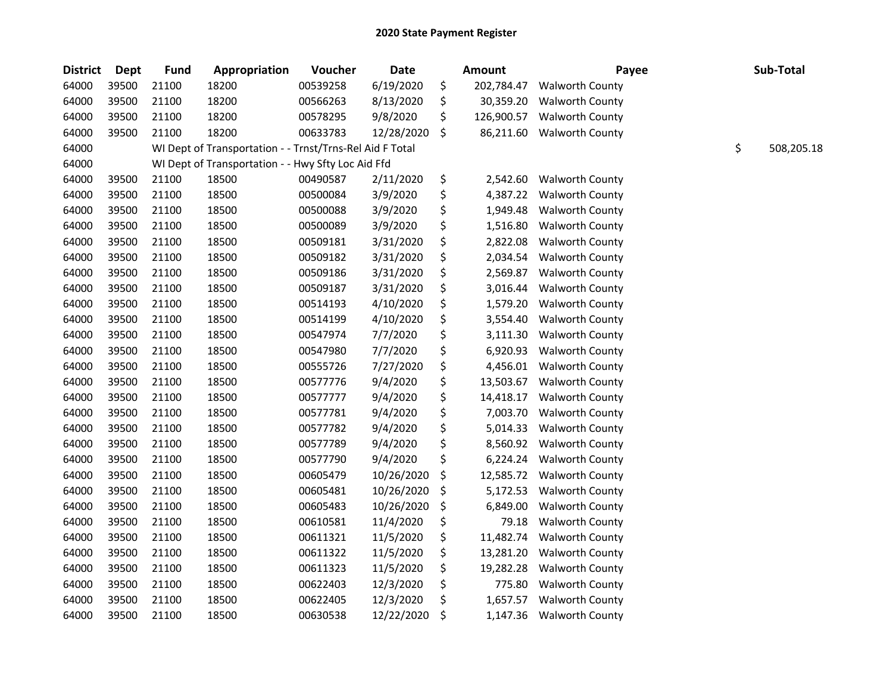# 2020 State Payment Register

| District | Dept | Fund | Appropriation | Voucher | Date | Amount | Payee | Sub-Total |
|---|---|---|---|---|---|---|---|---|
| 64000 | 39500 | 21100 | 18200 | 00539258 | 6/19/2020 | $ 202,784.47 | Walworth County | |
| 64000 | 39500 | 21100 | 18200 | 00566263 | 8/13/2020 | $ 30,359.20 | Walworth County | |
| 64000 | 39500 | 21100 | 18200 | 00578295 | 9/8/2020 | $ 126,900.57 | Walworth County | |
| 64000 | 39500 | 21100 | 18200 | 00633783 | 12/28/2020 | $ 86,211.60 | Walworth County | |
| 64000 | | WI Dept of Transportation - - Trnst/Trns-Rel Aid F Total | | | | | | $ 508,205.18 |
| 64000 | | WI Dept of Transportation - - Hwy Sfty Loc Aid Ffd | | | | | | |
| 64000 | 39500 | 21100 | 18500 | 00490587 | 2/11/2020 | $ 2,542.60 | Walworth County | |
| 64000 | 39500 | 21100 | 18500 | 00500084 | 3/9/2020 | $ 4,387.22 | Walworth County | |
| 64000 | 39500 | 21100 | 18500 | 00500088 | 3/9/2020 | $ 1,949.48 | Walworth County | |
| 64000 | 39500 | 21100 | 18500 | 00500089 | 3/9/2020 | $ 1,516.80 | Walworth County | |
| 64000 | 39500 | 21100 | 18500 | 00509181 | 3/31/2020 | $ 2,822.08 | Walworth County | |
| 64000 | 39500 | 21100 | 18500 | 00509182 | 3/31/2020 | $ 2,034.54 | Walworth County | |
| 64000 | 39500 | 21100 | 18500 | 00509186 | 3/31/2020 | $ 2,569.87 | Walworth County | |
| 64000 | 39500 | 21100 | 18500 | 00509187 | 3/31/2020 | $ 3,016.44 | Walworth County | |
| 64000 | 39500 | 21100 | 18500 | 00514193 | 4/10/2020 | $ 1,579.20 | Walworth County | |
| 64000 | 39500 | 21100 | 18500 | 00514199 | 4/10/2020 | $ 3,554.40 | Walworth County | |
| 64000 | 39500 | 21100 | 18500 | 00547974 | 7/7/2020 | $ 3,111.30 | Walworth County | |
| 64000 | 39500 | 21100 | 18500 | 00547980 | 7/7/2020 | $ 6,920.93 | Walworth County | |
| 64000 | 39500 | 21100 | 18500 | 00555726 | 7/27/2020 | $ 4,456.01 | Walworth County | |
| 64000 | 39500 | 21100 | 18500 | 00577776 | 9/4/2020 | $ 13,503.67 | Walworth County | |
| 64000 | 39500 | 21100 | 18500 | 00577777 | 9/4/2020 | $ 14,418.17 | Walworth County | |
| 64000 | 39500 | 21100 | 18500 | 00577781 | 9/4/2020 | $ 7,003.70 | Walworth County | |
| 64000 | 39500 | 21100 | 18500 | 00577782 | 9/4/2020 | $ 5,014.33 | Walworth County | |
| 64000 | 39500 | 21100 | 18500 | 00577789 | 9/4/2020 | $ 8,560.92 | Walworth County | |
| 64000 | 39500 | 21100 | 18500 | 00577790 | 9/4/2020 | $ 6,224.24 | Walworth County | |
| 64000 | 39500 | 21100 | 18500 | 00605479 | 10/26/2020 | $ 12,585.72 | Walworth County | |
| 64000 | 39500 | 21100 | 18500 | 00605481 | 10/26/2020 | $ 5,172.53 | Walworth County | |
| 64000 | 39500 | 21100 | 18500 | 00605483 | 10/26/2020 | $ 6,849.00 | Walworth County | |
| 64000 | 39500 | 21100 | 18500 | 00610581 | 11/4/2020 | $ 79.18 | Walworth County | |
| 64000 | 39500 | 21100 | 18500 | 00611321 | 11/5/2020 | $ 11,482.74 | Walworth County | |
| 64000 | 39500 | 21100 | 18500 | 00611322 | 11/5/2020 | $ 13,281.20 | Walworth County | |
| 64000 | 39500 | 21100 | 18500 | 00611323 | 11/5/2020 | $ 19,282.28 | Walworth County | |
| 64000 | 39500 | 21100 | 18500 | 00622403 | 12/3/2020 | $ 775.80 | Walworth County | |
| 64000 | 39500 | 21100 | 18500 | 00622405 | 12/3/2020 | $ 1,657.57 | Walworth County | |
| 64000 | 39500 | 21100 | 18500 | 00630538 | 12/22/2020 | $ 1,147.36 | Walworth County | |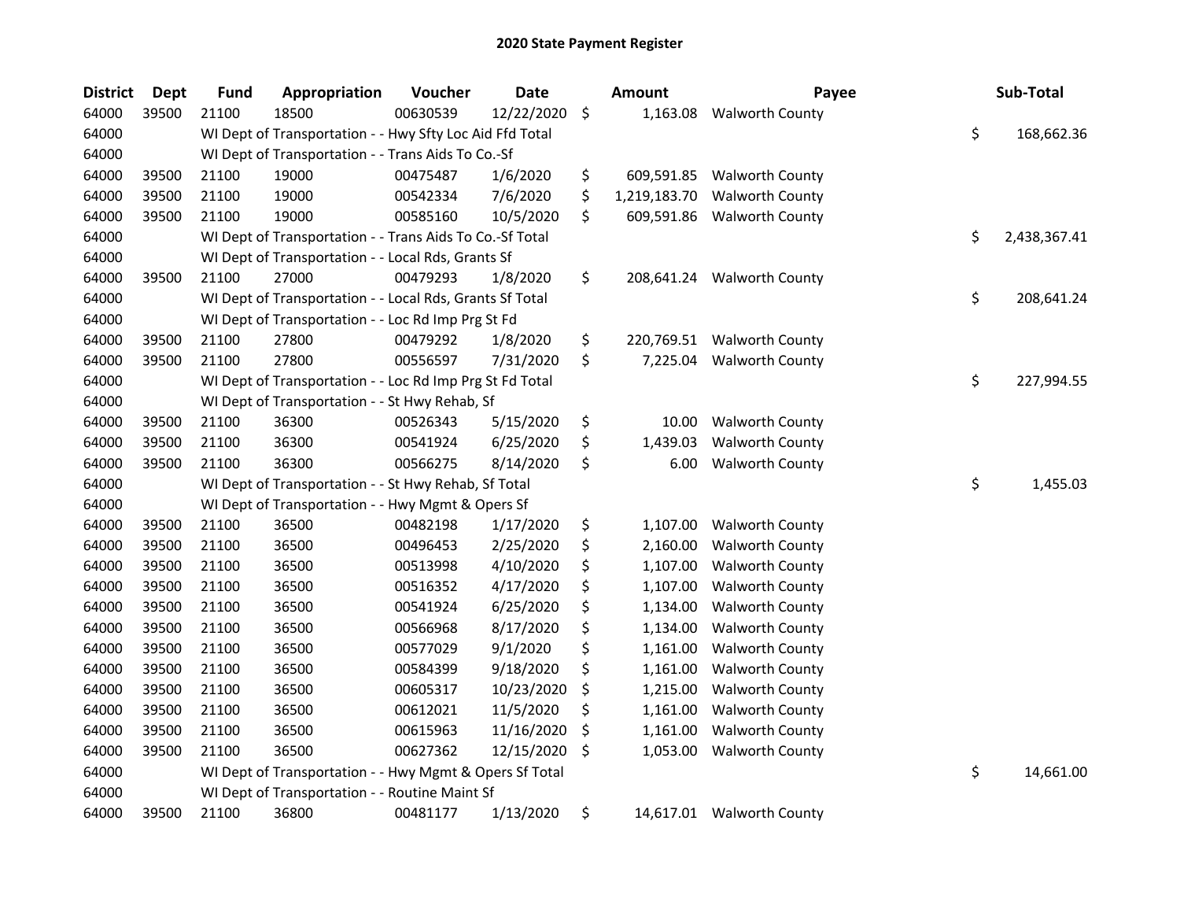# 2020 State Payment Register

| District | Dept | Fund | Appropriation | Voucher | Date | Amount | Payee | Sub-Total |
|---|---|---|---|---|---|---|---|---|
| 64000 | 39500 | 21100 | 18500 | 00630539 | 12/22/2020 | $ 1,163.08 | Walworth County | |
| 64000 | | WI Dept of Transportation - - Hwy Sfty Loc Aid Ffd Total | | | | | | $ 168,662.36 |
| 64000 | | WI Dept of Transportation - - Trans Aids To Co.-Sf | | | | | | |
| 64000 | 39500 | 21100 | 19000 | 00475487 | 1/6/2020 | $ 609,591.85 | Walworth County | |
| 64000 | 39500 | 21100 | 19000 | 00542334 | 7/6/2020 | $ 1,219,183.70 | Walworth County | |
| 64000 | 39500 | 21100 | 19000 | 00585160 | 10/5/2020 | $ 609,591.86 | Walworth County | |
| 64000 | | WI Dept of Transportation - - Trans Aids To Co.-Sf Total | | | | | | $ 2,438,367.41 |
| 64000 | | WI Dept of Transportation - - Local Rds, Grants Sf | | | | | | |
| 64000 | 39500 | 21100 | 27000 | 00479293 | 1/8/2020 | $ 208,641.24 | Walworth County | |
| 64000 | | WI Dept of Transportation - - Local Rds, Grants Sf Total | | | | | | $ 208,641.24 |
| 64000 | | WI Dept of Transportation - - Loc Rd Imp Prg St Fd | | | | | | |
| 64000 | 39500 | 21100 | 27800 | 00479292 | 1/8/2020 | $ 220,769.51 | Walworth County | |
| 64000 | 39500 | 21100 | 27800 | 00556597 | 7/31/2020 | $ 7,225.04 | Walworth County | |
| 64000 | | WI Dept of Transportation - - Loc Rd Imp Prg St Fd Total | | | | | | $ 227,994.55 |
| 64000 | | WI Dept of Transportation - - St Hwy Rehab, Sf | | | | | | |
| 64000 | 39500 | 21100 | 36300 | 00526343 | 5/15/2020 | $ 10.00 | Walworth County | |
| 64000 | 39500 | 21100 | 36300 | 00541924 | 6/25/2020 | $ 1,439.03 | Walworth County | |
| 64000 | 39500 | 21100 | 36300 | 00566275 | 8/14/2020 | $ 6.00 | Walworth County | |
| 64000 | | WI Dept of Transportation - - St Hwy Rehab, Sf Total | | | | | | $ 1,455.03 |
| 64000 | | WI Dept of Transportation - - Hwy Mgmt & Opers Sf | | | | | | |
| 64000 | 39500 | 21100 | 36500 | 00482198 | 1/17/2020 | $ 1,107.00 | Walworth County | |
| 64000 | 39500 | 21100 | 36500 | 00496453 | 2/25/2020 | $ 2,160.00 | Walworth County | |
| 64000 | 39500 | 21100 | 36500 | 00513998 | 4/10/2020 | $ 1,107.00 | Walworth County | |
| 64000 | 39500 | 21100 | 36500 | 00516352 | 4/17/2020 | $ 1,107.00 | Walworth County | |
| 64000 | 39500 | 21100 | 36500 | 00541924 | 6/25/2020 | $ 1,134.00 | Walworth County | |
| 64000 | 39500 | 21100 | 36500 | 00566968 | 8/17/2020 | $ 1,134.00 | Walworth County | |
| 64000 | 39500 | 21100 | 36500 | 00577029 | 9/1/2020 | $ 1,161.00 | Walworth County | |
| 64000 | 39500 | 21100 | 36500 | 00584399 | 9/18/2020 | $ 1,161.00 | Walworth County | |
| 64000 | 39500 | 21100 | 36500 | 00605317 | 10/23/2020 | $ 1,215.00 | Walworth County | |
| 64000 | 39500 | 21100 | 36500 | 00612021 | 11/5/2020 | $ 1,161.00 | Walworth County | |
| 64000 | 39500 | 21100 | 36500 | 00615963 | 11/16/2020 | $ 1,161.00 | Walworth County | |
| 64000 | 39500 | 21100 | 36500 | 00627362 | 12/15/2020 | $ 1,053.00 | Walworth County | |
| 64000 | | WI Dept of Transportation - - Hwy Mgmt & Opers Sf Total | | | | | | $ 14,661.00 |
| 64000 | | WI Dept of Transportation - - Routine Maint Sf | | | | | | |
| 64000 | 39500 | 21100 | 36800 | 00481177 | 1/13/2020 | $ 14,617.01 | Walworth County | |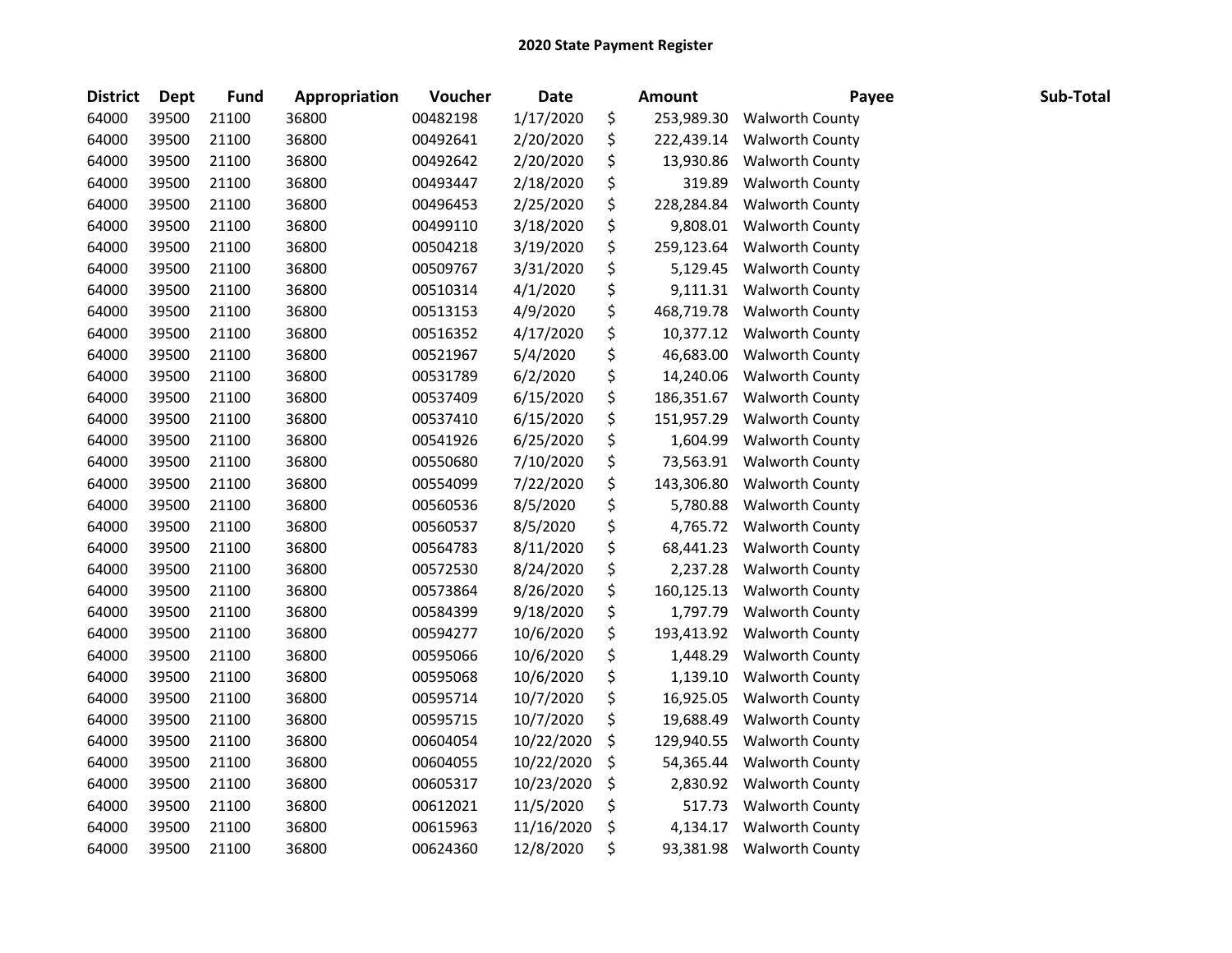## 2020 State Payment Register

| District | Dept | Fund | Appropriation | Voucher | Date | Amount | Payee | Sub-Total |
|---|---|---|---|---|---|---|---|---|
| 64000 | 39500 | 21100 | 36800 | 00482198 | 1/17/2020 | $ 253,989.30 | Walworth County | |
| 64000 | 39500 | 21100 | 36800 | 00492641 | 2/20/2020 | $ 222,439.14 | Walworth County | |
| 64000 | 39500 | 21100 | 36800 | 00492642 | 2/20/2020 | $ 13,930.86 | Walworth County | |
| 64000 | 39500 | 21100 | 36800 | 00493447 | 2/18/2020 | $ 319.89 | Walworth County | |
| 64000 | 39500 | 21100 | 36800 | 00496453 | 2/25/2020 | $ 228,284.84 | Walworth County | |
| 64000 | 39500 | 21100 | 36800 | 00499110 | 3/18/2020 | $ 9,808.01 | Walworth County | |
| 64000 | 39500 | 21100 | 36800 | 00504218 | 3/19/2020 | $ 259,123.64 | Walworth County | |
| 64000 | 39500 | 21100 | 36800 | 00509767 | 3/31/2020 | $ 5,129.45 | Walworth County | |
| 64000 | 39500 | 21100 | 36800 | 00510314 | 4/1/2020 | $ 9,111.31 | Walworth County | |
| 64000 | 39500 | 21100 | 36800 | 00513153 | 4/9/2020 | $ 468,719.78 | Walworth County | |
| 64000 | 39500 | 21100 | 36800 | 00516352 | 4/17/2020 | $ 10,377.12 | Walworth County | |
| 64000 | 39500 | 21100 | 36800 | 00521967 | 5/4/2020 | $ 46,683.00 | Walworth County | |
| 64000 | 39500 | 21100 | 36800 | 00531789 | 6/2/2020 | $ 14,240.06 | Walworth County | |
| 64000 | 39500 | 21100 | 36800 | 00537409 | 6/15/2020 | $ 186,351.67 | Walworth County | |
| 64000 | 39500 | 21100 | 36800 | 00537410 | 6/15/2020 | $ 151,957.29 | Walworth County | |
| 64000 | 39500 | 21100 | 36800 | 00541926 | 6/25/2020 | $ 1,604.99 | Walworth County | |
| 64000 | 39500 | 21100 | 36800 | 00550680 | 7/10/2020 | $ 73,563.91 | Walworth County | |
| 64000 | 39500 | 21100 | 36800 | 00554099 | 7/22/2020 | $ 143,306.80 | Walworth County | |
| 64000 | 39500 | 21100 | 36800 | 00560536 | 8/5/2020 | $ 5,780.88 | Walworth County | |
| 64000 | 39500 | 21100 | 36800 | 00560537 | 8/5/2020 | $ 4,765.72 | Walworth County | |
| 64000 | 39500 | 21100 | 36800 | 00564783 | 8/11/2020 | $ 68,441.23 | Walworth County | |
| 64000 | 39500 | 21100 | 36800 | 00572530 | 8/24/2020 | $ 2,237.28 | Walworth County | |
| 64000 | 39500 | 21100 | 36800 | 00573864 | 8/26/2020 | $ 160,125.13 | Walworth County | |
| 64000 | 39500 | 21100 | 36800 | 00584399 | 9/18/2020 | $ 1,797.79 | Walworth County | |
| 64000 | 39500 | 21100 | 36800 | 00594277 | 10/6/2020 | $ 193,413.92 | Walworth County | |
| 64000 | 39500 | 21100 | 36800 | 00595066 | 10/6/2020 | $ 1,448.29 | Walworth County | |
| 64000 | 39500 | 21100 | 36800 | 00595068 | 10/6/2020 | $ 1,139.10 | Walworth County | |
| 64000 | 39500 | 21100 | 36800 | 00595714 | 10/7/2020 | $ 16,925.05 | Walworth County | |
| 64000 | 39500 | 21100 | 36800 | 00595715 | 10/7/2020 | $ 19,688.49 | Walworth County | |
| 64000 | 39500 | 21100 | 36800 | 00604054 | 10/22/2020 | $ 129,940.55 | Walworth County | |
| 64000 | 39500 | 21100 | 36800 | 00604055 | 10/22/2020 | $ 54,365.44 | Walworth County | |
| 64000 | 39500 | 21100 | 36800 | 00605317 | 10/23/2020 | $ 2,830.92 | Walworth County | |
| 64000 | 39500 | 21100 | 36800 | 00612021 | 11/5/2020 | $ 517.73 | Walworth County | |
| 64000 | 39500 | 21100 | 36800 | 00615963 | 11/16/2020 | $ 4,134.17 | Walworth County | |
| 64000 | 39500 | 21100 | 36800 | 00624360 | 12/8/2020 | $ 93,381.98 | Walworth County | |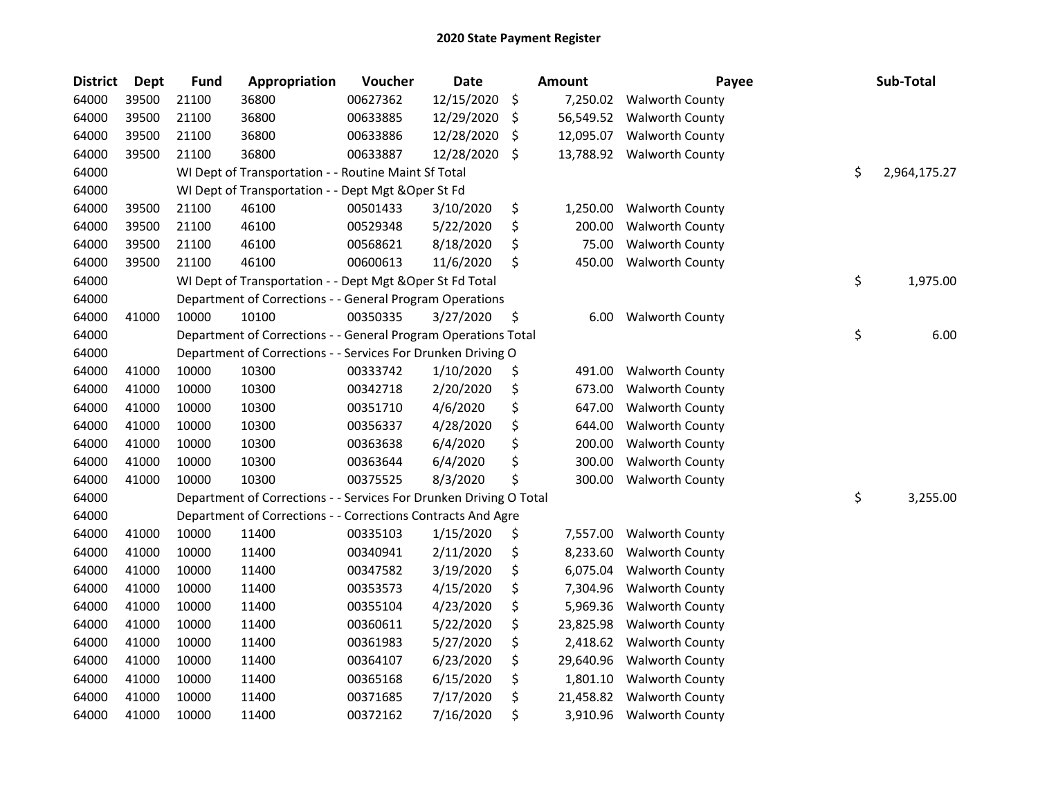# 2020 State Payment Register

| District | Dept | Fund | Appropriation | Voucher | Date | Amount | Payee | Sub-Total |
|---|---|---|---|---|---|---|---|---|
| 64000 | 39500 | 21100 | 36800 | 00627362 | 12/15/2020 | $ 7,250.02 | Walworth County | |
| 64000 | 39500 | 21100 | 36800 | 00633885 | 12/29/2020 | $ 56,549.52 | Walworth County | |
| 64000 | 39500 | 21100 | 36800 | 00633886 | 12/28/2020 | $ 12,095.07 | Walworth County | |
| 64000 | 39500 | 21100 | 36800 | 00633887 | 12/28/2020 | $ 13,788.92 | Walworth County | |
| 64000 | | WI Dept of Transportation - - Routine Maint Sf Total | | | | | | $ 2,964,175.27 |
| 64000 | | WI Dept of Transportation - - Dept Mgt &Oper St Fd | | | | | | |
| 64000 | 39500 | 21100 | 46100 | 00501433 | 3/10/2020 | $ 1,250.00 | Walworth County | |
| 64000 | 39500 | 21100 | 46100 | 00529348 | 5/22/2020 | $ 200.00 | Walworth County | |
| 64000 | 39500 | 21100 | 46100 | 00568621 | 8/18/2020 | $ 75.00 | Walworth County | |
| 64000 | 39500 | 21100 | 46100 | 00600613 | 11/6/2020 | $ 450.00 | Walworth County | |
| 64000 | | WI Dept of Transportation - - Dept Mgt &Oper St Fd Total | | | | | | $ 1,975.00 |
| 64000 | | Department of Corrections - - General Program Operations | | | | | | |
| 64000 | 41000 | 10000 | 10100 | 00350335 | 3/27/2020 | $ 6.00 | Walworth County | |
| 64000 | | Department of Corrections - - General Program Operations Total | | | | | | $ 6.00 |
| 64000 | | Department of Corrections - - Services For Drunken Driving O | | | | | | |
| 64000 | 41000 | 10000 | 10300 | 00333742 | 1/10/2020 | $ 491.00 | Walworth County | |
| 64000 | 41000 | 10000 | 10300 | 00342718 | 2/20/2020 | $ 673.00 | Walworth County | |
| 64000 | 41000 | 10000 | 10300 | 00351710 | 4/6/2020 | $ 647.00 | Walworth County | |
| 64000 | 41000 | 10000 | 10300 | 00356337 | 4/28/2020 | $ 644.00 | Walworth County | |
| 64000 | 41000 | 10000 | 10300 | 00363638 | 6/4/2020 | $ 200.00 | Walworth County | |
| 64000 | 41000 | 10000 | 10300 | 00363644 | 6/4/2020 | $ 300.00 | Walworth County | |
| 64000 | 41000 | 10000 | 10300 | 00375525 | 8/3/2020 | $ 300.00 | Walworth County | |
| 64000 | | Department of Corrections - - Services For Drunken Driving O Total | | | | | | $ 3,255.00 |
| 64000 | | Department of Corrections - - Corrections Contracts And Agre | | | | | | |
| 64000 | 41000 | 10000 | 11400 | 00335103 | 1/15/2020 | $ 7,557.00 | Walworth County | |
| 64000 | 41000 | 10000 | 11400 | 00340941 | 2/11/2020 | $ 8,233.60 | Walworth County | |
| 64000 | 41000 | 10000 | 11400 | 00347582 | 3/19/2020 | $ 6,075.04 | Walworth County | |
| 64000 | 41000 | 10000 | 11400 | 00353573 | 4/15/2020 | $ 7,304.96 | Walworth County | |
| 64000 | 41000 | 10000 | 11400 | 00355104 | 4/23/2020 | $ 5,969.36 | Walworth County | |
| 64000 | 41000 | 10000 | 11400 | 00360611 | 5/22/2020 | $ 23,825.98 | Walworth County | |
| 64000 | 41000 | 10000 | 11400 | 00361983 | 5/27/2020 | $ 2,418.62 | Walworth County | |
| 64000 | 41000 | 10000 | 11400 | 00364107 | 6/23/2020 | $ 29,640.96 | Walworth County | |
| 64000 | 41000 | 10000 | 11400 | 00365168 | 6/15/2020 | $ 1,801.10 | Walworth County | |
| 64000 | 41000 | 10000 | 11400 | 00371685 | 7/17/2020 | $ 21,458.82 | Walworth County | |
| 64000 | 41000 | 10000 | 11400 | 00372162 | 7/16/2020 | $ 3,910.96 | Walworth County | |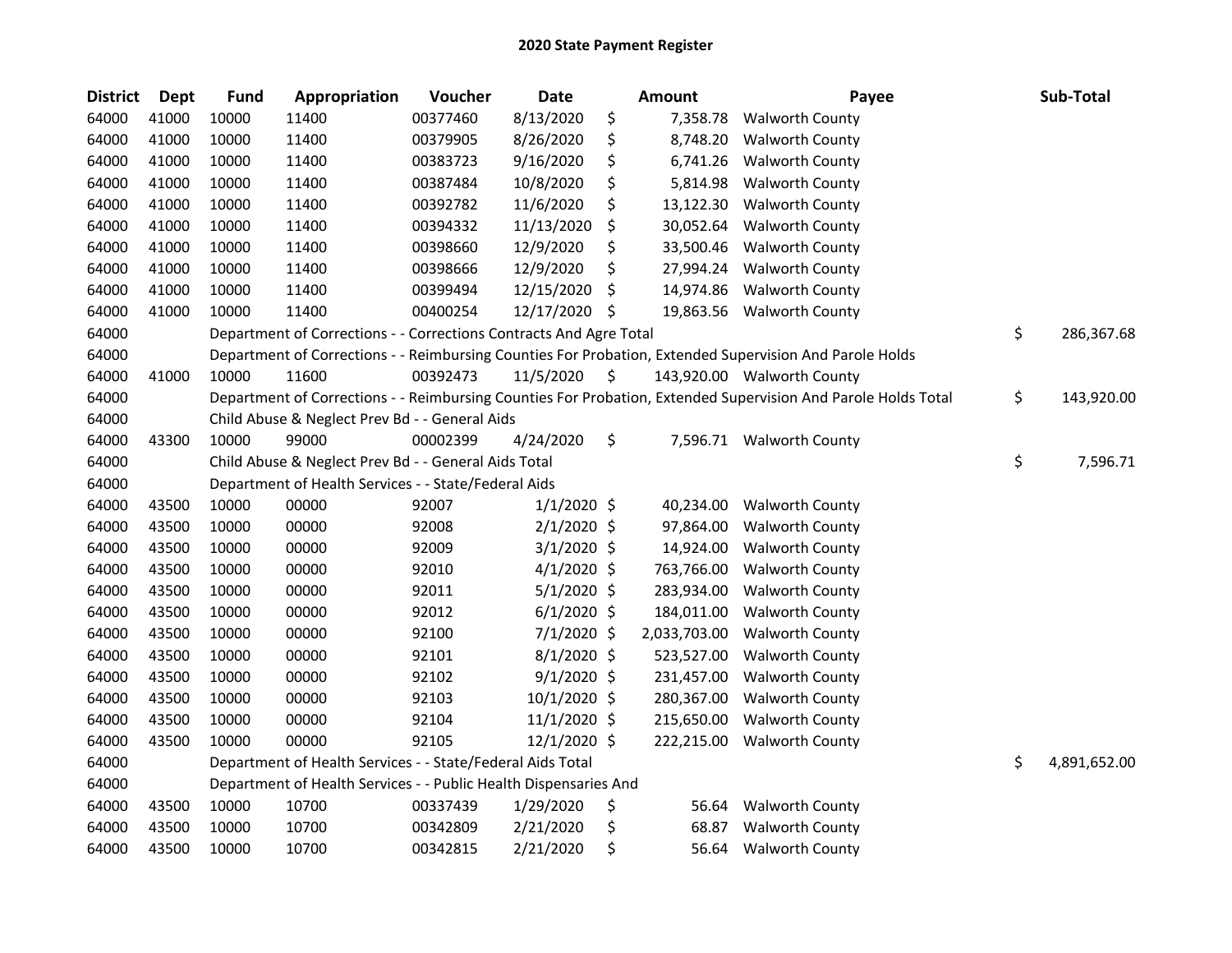# 2020 State Payment Register

| District | Dept | Fund | Appropriation | Voucher | Date | Amount | Payee | Sub-Total |
|---|---|---|---|---|---|---|---|---|
| 64000 | 41000 | 10000 | 11400 | 00377460 | 8/13/2020 | $ 7,358.78 | Walworth County | |
| 64000 | 41000 | 10000 | 11400 | 00379905 | 8/26/2020 | $ 8,748.20 | Walworth County | |
| 64000 | 41000 | 10000 | 11400 | 00383723 | 9/16/2020 | $ 6,741.26 | Walworth County | |
| 64000 | 41000 | 10000 | 11400 | 00387484 | 10/8/2020 | $ 5,814.98 | Walworth County | |
| 64000 | 41000 | 10000 | 11400 | 00392782 | 11/6/2020 | $ 13,122.30 | Walworth County | |
| 64000 | 41000 | 10000 | 11400 | 00394332 | 11/13/2020 | $ 30,052.64 | Walworth County | |
| 64000 | 41000 | 10000 | 11400 | 00398660 | 12/9/2020 | $ 33,500.46 | Walworth County | |
| 64000 | 41000 | 10000 | 11400 | 00398666 | 12/9/2020 | $ 27,994.24 | Walworth County | |
| 64000 | 41000 | 10000 | 11400 | 00399494 | 12/15/2020 | $ 14,974.86 | Walworth County | |
| 64000 | 41000 | 10000 | 11400 | 00400254 | 12/17/2020 | $ 19,863.56 | Walworth County | |
| 64000 | | Department of Corrections - - Corrections Contracts And Agre Total | | | | | | $ 286,367.68 |
| 64000 | | Department of Corrections - - Reimbursing Counties For Probation, Extended Supervision And Parole Holds | | | | | | |
| 64000 | 41000 | 10000 | 11600 | 00392473 | 11/5/2020 | $ 143,920.00 | Walworth County | |
| 64000 | | Department of Corrections - - Reimbursing Counties For Probation, Extended Supervision And Parole Holds Total | | | | | | $ 143,920.00 |
| 64000 | | Child Abuse & Neglect Prev Bd - - General Aids | | | | | | |
| 64000 | 43300 | 10000 | 99000 | 00002399 | 4/24/2020 | $ 7,596.71 | Walworth County | |
| 64000 | | Child Abuse & Neglect Prev Bd - - General Aids Total | | | | | | $ 7,596.71 |
| 64000 | | Department of Health Services - - State/Federal Aids | | | | | | |
| 64000 | 43500 | 10000 | 00000 | 92007 | 1/1/2020 | $ 40,234.00 | Walworth County | |
| 64000 | 43500 | 10000 | 00000 | 92008 | 2/1/2020 | $ 97,864.00 | Walworth County | |
| 64000 | 43500 | 10000 | 00000 | 92009 | 3/1/2020 | $ 14,924.00 | Walworth County | |
| 64000 | 43500 | 10000 | 00000 | 92010 | 4/1/2020 | $ 763,766.00 | Walworth County | |
| 64000 | 43500 | 10000 | 00000 | 92011 | 5/1/2020 | $ 283,934.00 | Walworth County | |
| 64000 | 43500 | 10000 | 00000 | 92012 | 6/1/2020 | $ 184,011.00 | Walworth County | |
| 64000 | 43500 | 10000 | 00000 | 92100 | 7/1/2020 | $ 2,033,703.00 | Walworth County | |
| 64000 | 43500 | 10000 | 00000 | 92101 | 8/1/2020 | $ 523,527.00 | Walworth County | |
| 64000 | 43500 | 10000 | 00000 | 92102 | 9/1/2020 | $ 231,457.00 | Walworth County | |
| 64000 | 43500 | 10000 | 00000 | 92103 | 10/1/2020 | $ 280,367.00 | Walworth County | |
| 64000 | 43500 | 10000 | 00000 | 92104 | 11/1/2020 | $ 215,650.00 | Walworth County | |
| 64000 | 43500 | 10000 | 00000 | 92105 | 12/1/2020 | $ 222,215.00 | Walworth County | |
| 64000 | | Department of Health Services - - State/Federal Aids Total | | | | | | $ 4,891,652.00 |
| 64000 | | Department of Health Services - - Public Health Dispensaries And | | | | | | |
| 64000 | 43500 | 10000 | 10700 | 00337439 | 1/29/2020 | $ 56.64 | Walworth County | |
| 64000 | 43500 | 10000 | 10700 | 00342809 | 2/21/2020 | $ 68.87 | Walworth County | |
| 64000 | 43500 | 10000 | 10700 | 00342815 | 2/21/2020 | $ 56.64 | Walworth County | |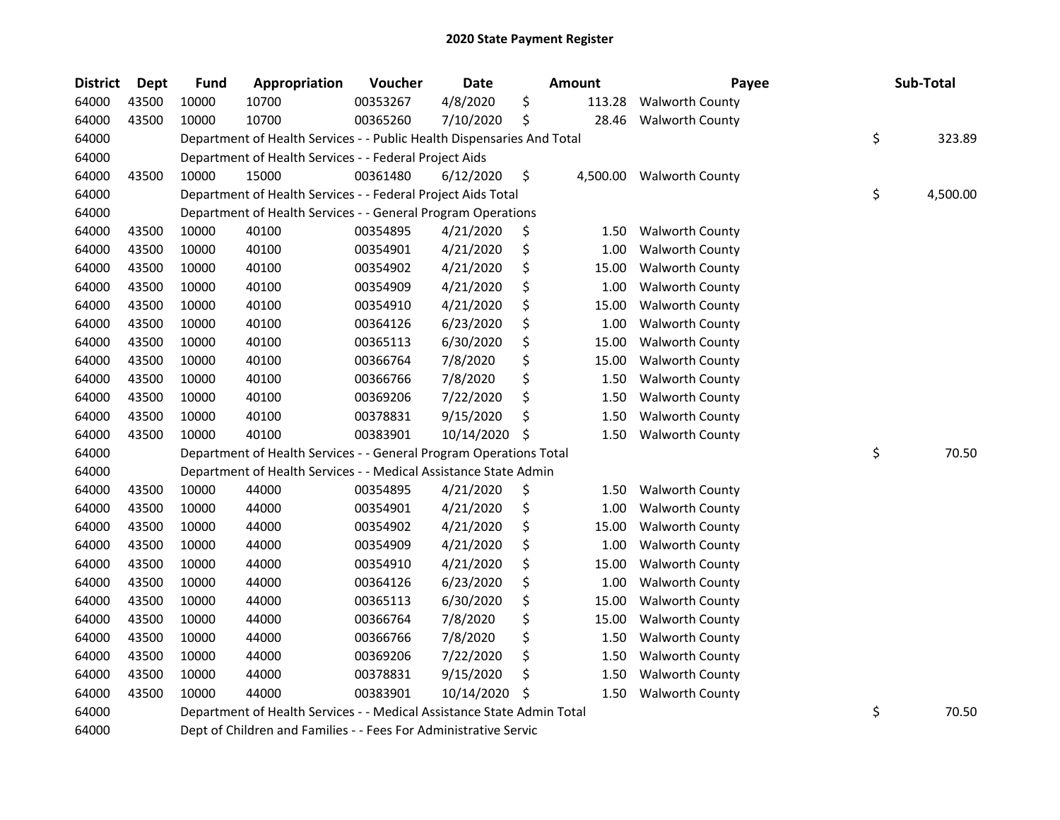# 2020 State Payment Register

| District | Dept | Fund | Appropriation | Voucher | Date | Amount | Payee | Sub-Total |
|---|---|---|---|---|---|---|---|---|
| 64000 | 43500 | 10000 | 10700 | 00353267 | 4/8/2020 | $ 113.28 | Walworth County | |
| 64000 | 43500 | 10000 | 10700 | 00365260 | 7/10/2020 | $ 28.46 | Walworth County | |
| 64000 | | Department of Health Services - - Public Health Dispensaries And Total | | | | | | $ 323.89 |
| 64000 | | Department of Health Services - - Federal Project Aids | | | | | | |
| 64000 | 43500 | 10000 | 15000 | 00361480 | 6/12/2020 | $ 4,500.00 | Walworth County | |
| 64000 | | Department of Health Services - - Federal Project Aids Total | | | | | | $ 4,500.00 |
| 64000 | | Department of Health Services - - General Program Operations | | | | | | |
| 64000 | 43500 | 10000 | 40100 | 00354895 | 4/21/2020 | $ 1.50 | Walworth County | |
| 64000 | 43500 | 10000 | 40100 | 00354901 | 4/21/2020 | $ 1.00 | Walworth County | |
| 64000 | 43500 | 10000 | 40100 | 00354902 | 4/21/2020 | $ 15.00 | Walworth County | |
| 64000 | 43500 | 10000 | 40100 | 00354909 | 4/21/2020 | $ 1.00 | Walworth County | |
| 64000 | 43500 | 10000 | 40100 | 00354910 | 4/21/2020 | $ 15.00 | Walworth County | |
| 64000 | 43500 | 10000 | 40100 | 00364126 | 6/23/2020 | $ 1.00 | Walworth County | |
| 64000 | 43500 | 10000 | 40100 | 00365113 | 6/30/2020 | $ 15.00 | Walworth County | |
| 64000 | 43500 | 10000 | 40100 | 00366764 | 7/8/2020 | $ 15.00 | Walworth County | |
| 64000 | 43500 | 10000 | 40100 | 00366766 | 7/8/2020 | $ 1.50 | Walworth County | |
| 64000 | 43500 | 10000 | 40100 | 00369206 | 7/22/2020 | $ 1.50 | Walworth County | |
| 64000 | 43500 | 10000 | 40100 | 00378831 | 9/15/2020 | $ 1.50 | Walworth County | |
| 64000 | 43500 | 10000 | 40100 | 00383901 | 10/14/2020 | $ 1.50 | Walworth County | |
| 64000 | | Department of Health Services - - General Program Operations Total | | | | | | $ 70.50 |
| 64000 | | Department of Health Services - - Medical Assistance State Admin | | | | | | |
| 64000 | 43500 | 10000 | 44000 | 00354895 | 4/21/2020 | $ 1.50 | Walworth County | |
| 64000 | 43500 | 10000 | 44000 | 00354901 | 4/21/2020 | $ 1.00 | Walworth County | |
| 64000 | 43500 | 10000 | 44000 | 00354902 | 4/21/2020 | $ 15.00 | Walworth County | |
| 64000 | 43500 | 10000 | 44000 | 00354909 | 4/21/2020 | $ 1.00 | Walworth County | |
| 64000 | 43500 | 10000 | 44000 | 00354910 | 4/21/2020 | $ 15.00 | Walworth County | |
| 64000 | 43500 | 10000 | 44000 | 00364126 | 6/23/2020 | $ 1.00 | Walworth County | |
| 64000 | 43500 | 10000 | 44000 | 00365113 | 6/30/2020 | $ 15.00 | Walworth County | |
| 64000 | 43500 | 10000 | 44000 | 00366764 | 7/8/2020 | $ 15.00 | Walworth County | |
| 64000 | 43500 | 10000 | 44000 | 00366766 | 7/8/2020 | $ 1.50 | Walworth County | |
| 64000 | 43500 | 10000 | 44000 | 00369206 | 7/22/2020 | $ 1.50 | Walworth County | |
| 64000 | 43500 | 10000 | 44000 | 00378831 | 9/15/2020 | $ 1.50 | Walworth County | |
| 64000 | 43500 | 10000 | 44000 | 00383901 | 10/14/2020 | $ 1.50 | Walworth County | |
| 64000 | | Department of Health Services - - Medical Assistance State Admin Total | | | | | | $ 70.50 |
| 64000 | | Dept of Children and Families - - Fees For Administrative Servic | | | | | | |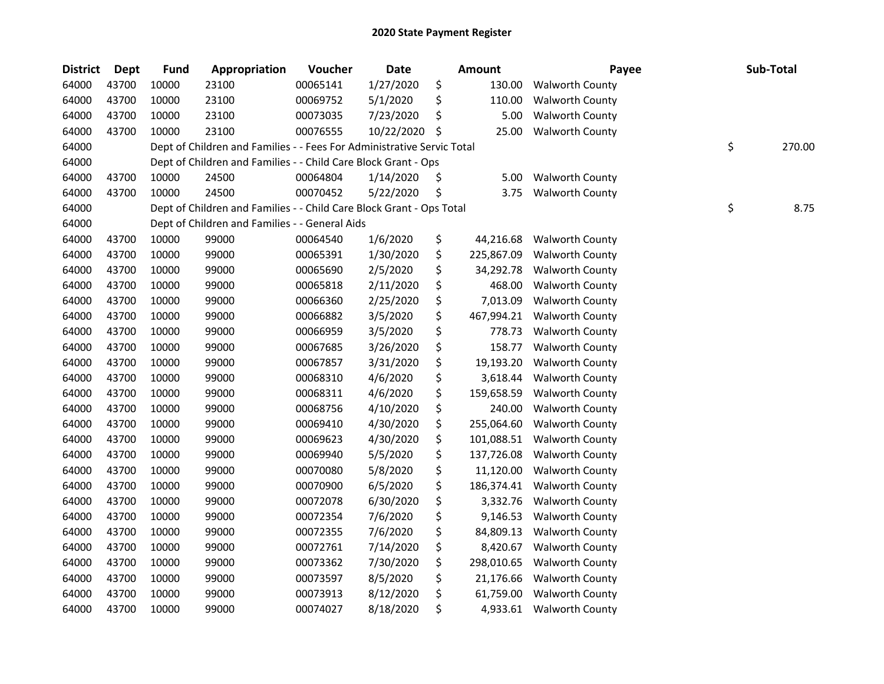# 2020 State Payment Register

| District | Dept | Fund | Appropriation | Voucher | Date | Amount | Payee | Sub-Total |
|---|---|---|---|---|---|---|---|---|
| 64000 | 43700 | 10000 | 23100 | 00065141 | 1/27/2020 | $ 130.00 | Walworth County | |
| 64000 | 43700 | 10000 | 23100 | 00069752 | 5/1/2020 | $ 110.00 | Walworth County | |
| 64000 | 43700 | 10000 | 23100 | 00073035 | 7/23/2020 | $ 5.00 | Walworth County | |
| 64000 | 43700 | 10000 | 23100 | 00076555 | 10/22/2020 | $ 25.00 | Walworth County | |
| 64000 | | Dept of Children and Families - - Fees For Administrative Servic Total | | | | | | $ 270.00 |
| 64000 | | Dept of Children and Families - - Child Care Block Grant - Ops | | | | | | |
| 64000 | 43700 | 10000 | 24500 | 00064804 | 1/14/2020 | $ 5.00 | Walworth County | |
| 64000 | 43700 | 10000 | 24500 | 00070452 | 5/22/2020 | $ 3.75 | Walworth County | |
| 64000 | | Dept of Children and Families - - Child Care Block Grant - Ops Total | | | | | | $ 8.75 |
| 64000 | | Dept of Children and Families - - General Aids | | | | | | |
| 64000 | 43700 | 10000 | 99000 | 00064540 | 1/6/2020 | $ 44,216.68 | Walworth County | |
| 64000 | 43700 | 10000 | 99000 | 00065391 | 1/30/2020 | $ 225,867.09 | Walworth County | |
| 64000 | 43700 | 10000 | 99000 | 00065690 | 2/5/2020 | $ 34,292.78 | Walworth County | |
| 64000 | 43700 | 10000 | 99000 | 00065818 | 2/11/2020 | $ 468.00 | Walworth County | |
| 64000 | 43700 | 10000 | 99000 | 00066360 | 2/25/2020 | $ 7,013.09 | Walworth County | |
| 64000 | 43700 | 10000 | 99000 | 00066882 | 3/5/2020 | $ 467,994.21 | Walworth County | |
| 64000 | 43700 | 10000 | 99000 | 00066959 | 3/5/2020 | $ 778.73 | Walworth County | |
| 64000 | 43700 | 10000 | 99000 | 00067685 | 3/26/2020 | $ 158.77 | Walworth County | |
| 64000 | 43700 | 10000 | 99000 | 00067857 | 3/31/2020 | $ 19,193.20 | Walworth County | |
| 64000 | 43700 | 10000 | 99000 | 00068310 | 4/6/2020 | $ 3,618.44 | Walworth County | |
| 64000 | 43700 | 10000 | 99000 | 00068311 | 4/6/2020 | $ 159,658.59 | Walworth County | |
| 64000 | 43700 | 10000 | 99000 | 00068756 | 4/10/2020 | $ 240.00 | Walworth County | |
| 64000 | 43700 | 10000 | 99000 | 00069410 | 4/30/2020 | $ 255,064.60 | Walworth County | |
| 64000 | 43700 | 10000 | 99000 | 00069623 | 4/30/2020 | $ 101,088.51 | Walworth County | |
| 64000 | 43700 | 10000 | 99000 | 00069940 | 5/5/2020 | $ 137,726.08 | Walworth County | |
| 64000 | 43700 | 10000 | 99000 | 00070080 | 5/8/2020 | $ 11,120.00 | Walworth County | |
| 64000 | 43700 | 10000 | 99000 | 00070900 | 6/5/2020 | $ 186,374.41 | Walworth County | |
| 64000 | 43700 | 10000 | 99000 | 00072078 | 6/30/2020 | $ 3,332.76 | Walworth County | |
| 64000 | 43700 | 10000 | 99000 | 00072354 | 7/6/2020 | $ 9,146.53 | Walworth County | |
| 64000 | 43700 | 10000 | 99000 | 00072355 | 7/6/2020 | $ 84,809.13 | Walworth County | |
| 64000 | 43700 | 10000 | 99000 | 00072761 | 7/14/2020 | $ 8,420.67 | Walworth County | |
| 64000 | 43700 | 10000 | 99000 | 00073362 | 7/30/2020 | $ 298,010.65 | Walworth County | |
| 64000 | 43700 | 10000 | 99000 | 00073597 | 8/5/2020 | $ 21,176.66 | Walworth County | |
| 64000 | 43700 | 10000 | 99000 | 00073913 | 8/12/2020 | $ 61,759.00 | Walworth County | |
| 64000 | 43700 | 10000 | 99000 | 00074027 | 8/18/2020 | $ 4,933.61 | Walworth County | |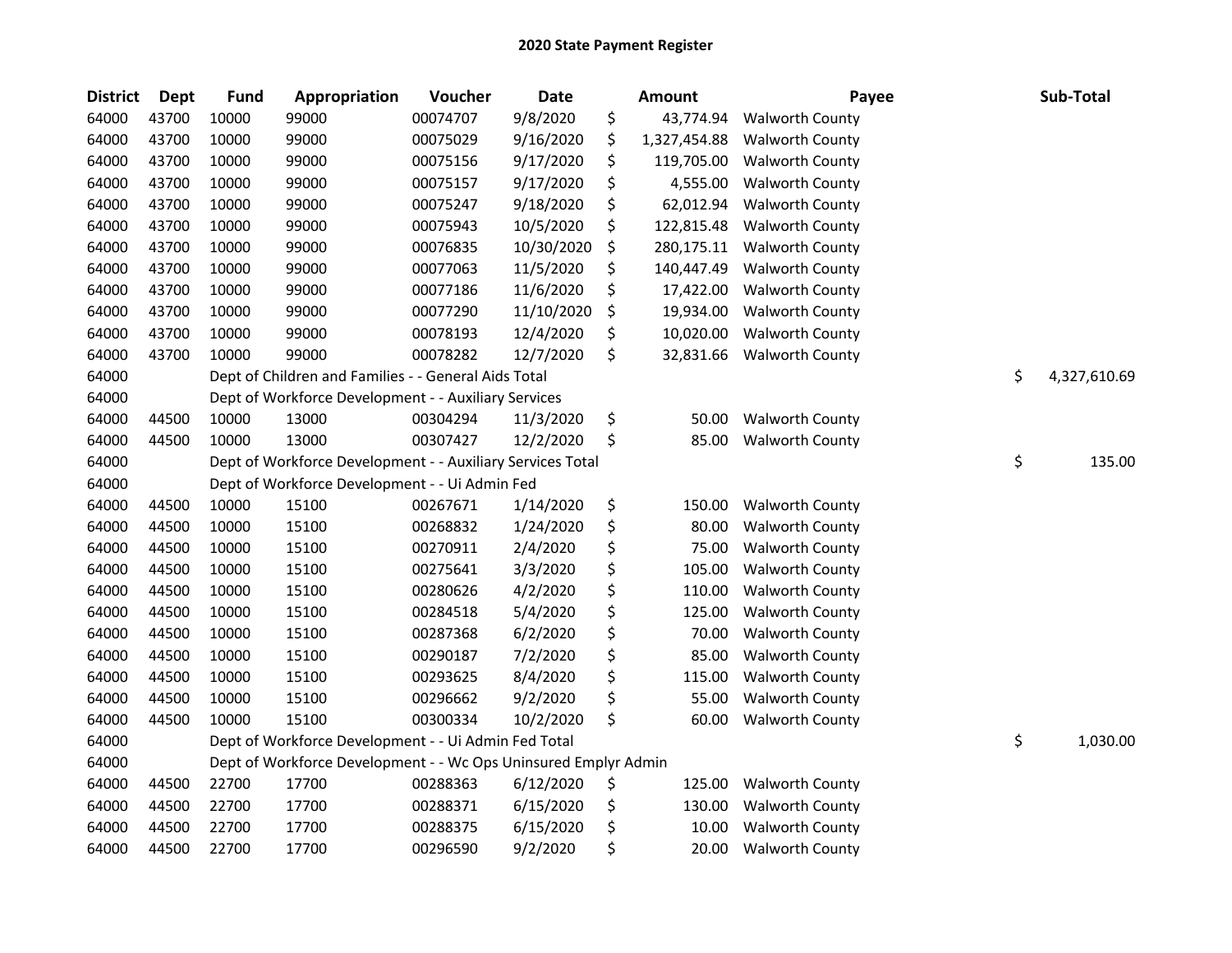## 2020 State Payment Register

| District | Dept | Fund | Appropriation | Voucher | Date | Amount | Payee | Sub-Total |
|---|---|---|---|---|---|---|---|---|
| 64000 | 43700 | 10000 | 99000 | 00074707 | 9/8/2020 | $ 43,774.94 | Walworth County | |
| 64000 | 43700 | 10000 | 99000 | 00075029 | 9/16/2020 | $ 1,327,454.88 | Walworth County | |
| 64000 | 43700 | 10000 | 99000 | 00075156 | 9/17/2020 | $ 119,705.00 | Walworth County | |
| 64000 | 43700 | 10000 | 99000 | 00075157 | 9/17/2020 | $ 4,555.00 | Walworth County | |
| 64000 | 43700 | 10000 | 99000 | 00075247 | 9/18/2020 | $ 62,012.94 | Walworth County | |
| 64000 | 43700 | 10000 | 99000 | 00075943 | 10/5/2020 | $ 122,815.48 | Walworth County | |
| 64000 | 43700 | 10000 | 99000 | 00076835 | 10/30/2020 | $ 280,175.11 | Walworth County | |
| 64000 | 43700 | 10000 | 99000 | 00077063 | 11/5/2020 | $ 140,447.49 | Walworth County | |
| 64000 | 43700 | 10000 | 99000 | 00077186 | 11/6/2020 | $ 17,422.00 | Walworth County | |
| 64000 | 43700 | 10000 | 99000 | 00077290 | 11/10/2020 | $ 19,934.00 | Walworth County | |
| 64000 | 43700 | 10000 | 99000 | 00078193 | 12/4/2020 | $ 10,020.00 | Walworth County | |
| 64000 | 43700 | 10000 | 99000 | 00078282 | 12/7/2020 | $ 32,831.66 | Walworth County | |
| 64000 | | Dept of Children and Families - - General Aids Total | | | | | | $ 4,327,610.69 |
| 64000 | | Dept of Workforce Development - - Auxiliary Services | | | | | | |
| 64000 | 44500 | 10000 | 13000 | 00304294 | 11/3/2020 | $ 50.00 | Walworth County | |
| 64000 | 44500 | 10000 | 13000 | 00307427 | 12/2/2020 | $ 85.00 | Walworth County | |
| 64000 | | Dept of Workforce Development - - Auxiliary Services Total | | | | | | $ 135.00 |
| 64000 | | Dept of Workforce Development - - Ui Admin Fed | | | | | | |
| 64000 | 44500 | 10000 | 15100 | 00267671 | 1/14/2020 | $ 150.00 | Walworth County | |
| 64000 | 44500 | 10000 | 15100 | 00268832 | 1/24/2020 | $ 80.00 | Walworth County | |
| 64000 | 44500 | 10000 | 15100 | 00270911 | 2/4/2020 | $ 75.00 | Walworth County | |
| 64000 | 44500 | 10000 | 15100 | 00275641 | 3/3/2020 | $ 105.00 | Walworth County | |
| 64000 | 44500 | 10000 | 15100 | 00280626 | 4/2/2020 | $ 110.00 | Walworth County | |
| 64000 | 44500 | 10000 | 15100 | 00284518 | 5/4/2020 | $ 125.00 | Walworth County | |
| 64000 | 44500 | 10000 | 15100 | 00287368 | 6/2/2020 | $ 70.00 | Walworth County | |
| 64000 | 44500 | 10000 | 15100 | 00290187 | 7/2/2020 | $ 85.00 | Walworth County | |
| 64000 | 44500 | 10000 | 15100 | 00293625 | 8/4/2020 | $ 115.00 | Walworth County | |
| 64000 | 44500 | 10000 | 15100 | 00296662 | 9/2/2020 | $ 55.00 | Walworth County | |
| 64000 | 44500 | 10000 | 15100 | 00300334 | 10/2/2020 | $ 60.00 | Walworth County | |
| 64000 | | Dept of Workforce Development - - Ui Admin Fed Total | | | | | | $ 1,030.00 |
| 64000 | | Dept of Workforce Development - - Wc Ops Uninsured Emplyr Admin | | | | | | |
| 64000 | 44500 | 22700 | 17700 | 00288363 | 6/12/2020 | $ 125.00 | Walworth County | |
| 64000 | 44500 | 22700 | 17700 | 00288371 | 6/15/2020 | $ 130.00 | Walworth County | |
| 64000 | 44500 | 22700 | 17700 | 00288375 | 6/15/2020 | $ 10.00 | Walworth County | |
| 64000 | 44500 | 22700 | 17700 | 00296590 | 9/2/2020 | $ 20.00 | Walworth County | |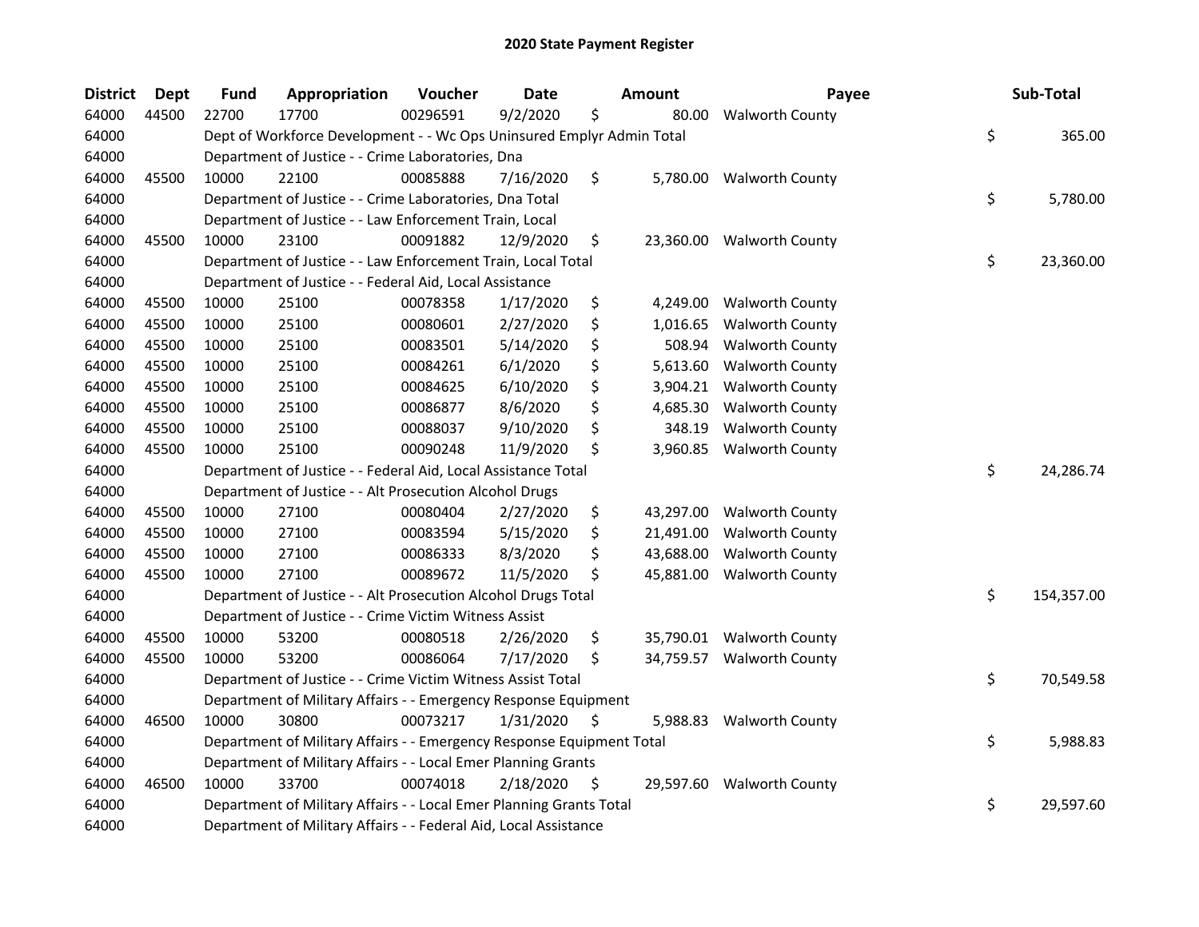# 2020 State Payment Register

| District | Dept | Fund | Appropriation | Voucher | Date | Amount | Payee | Sub-Total |
|---|---|---|---|---|---|---|---|---|
| 64000 | 44500 | 22700 | 17700 | 00296591 | 9/2/2020 | $ 80.00 | Walworth County | |
| 64000 | | Dept of Workforce Development - - Wc Ops Uninsured Emplyr Admin Total | | | | | | $ 365.00 |
| 64000 | | Department of Justice - - Crime Laboratories, Dna | | | | | | |
| 64000 | 45500 | 10000 | 22100 | 00085888 | 7/16/2020 | $ 5,780.00 | Walworth County | |
| 64000 | | Department of Justice - - Crime Laboratories, Dna Total | | | | | | $ 5,780.00 |
| 64000 | | Department of Justice - - Law Enforcement Train, Local | | | | | | |
| 64000 | 45500 | 10000 | 23100 | 00091882 | 12/9/2020 | $ 23,360.00 | Walworth County | |
| 64000 | | Department of Justice - - Law Enforcement Train, Local Total | | | | | | $ 23,360.00 |
| 64000 | | Department of Justice - - Federal Aid, Local Assistance | | | | | | |
| 64000 | 45500 | 10000 | 25100 | 00078358 | 1/17/2020 | $ 4,249.00 | Walworth County | |
| 64000 | 45500 | 10000 | 25100 | 00080601 | 2/27/2020 | $ 1,016.65 | Walworth County | |
| 64000 | 45500 | 10000 | 25100 | 00083501 | 5/14/2020 | $ 508.94 | Walworth County | |
| 64000 | 45500 | 10000 | 25100 | 00084261 | 6/1/2020 | $ 5,613.60 | Walworth County | |
| 64000 | 45500 | 10000 | 25100 | 00084625 | 6/10/2020 | $ 3,904.21 | Walworth County | |
| 64000 | 45500 | 10000 | 25100 | 00086877 | 8/6/2020 | $ 4,685.30 | Walworth County | |
| 64000 | 45500 | 10000 | 25100 | 00088037 | 9/10/2020 | $ 348.19 | Walworth County | |
| 64000 | 45500 | 10000 | 25100 | 00090248 | 11/9/2020 | $ 3,960.85 | Walworth County | |
| 64000 | | Department of Justice - - Federal Aid, Local Assistance Total | | | | | | $ 24,286.74 |
| 64000 | | Department of Justice - - Alt Prosecution Alcohol Drugs | | | | | | |
| 64000 | 45500 | 10000 | 27100 | 00080404 | 2/27/2020 | $ 43,297.00 | Walworth County | |
| 64000 | 45500 | 10000 | 27100 | 00083594 | 5/15/2020 | $ 21,491.00 | Walworth County | |
| 64000 | 45500 | 10000 | 27100 | 00086333 | 8/3/2020 | $ 43,688.00 | Walworth County | |
| 64000 | 45500 | 10000 | 27100 | 00089672 | 11/5/2020 | $ 45,881.00 | Walworth County | |
| 64000 | | Department of Justice - - Alt Prosecution Alcohol Drugs Total | | | | | | $ 154,357.00 |
| 64000 | | Department of Justice - - Crime Victim Witness Assist | | | | | | |
| 64000 | 45500 | 10000 | 53200 | 00080518 | 2/26/2020 | $ 35,790.01 | Walworth County | |
| 64000 | 45500 | 10000 | 53200 | 00086064 | 7/17/2020 | $ 34,759.57 | Walworth County | |
| 64000 | | Department of Justice - - Crime Victim Witness Assist Total | | | | | | $ 70,549.58 |
| 64000 | | Department of Military Affairs - - Emergency Response Equipment | | | | | | |
| 64000 | 46500 | 10000 | 30800 | 00073217 | 1/31/2020 | $ 5,988.83 | Walworth County | |
| 64000 | | Department of Military Affairs - - Emergency Response Equipment Total | | | | | | $ 5,988.83 |
| 64000 | | Department of Military Affairs - - Local Emer Planning Grants | | | | | | |
| 64000 | 46500 | 10000 | 33700 | 00074018 | 2/18/2020 | $ 29,597.60 | Walworth County | |
| 64000 | | Department of Military Affairs - - Local Emer Planning Grants Total | | | | | | $ 29,597.60 |
| 64000 | | Department of Military Affairs - - Federal Aid, Local Assistance | | | | | | |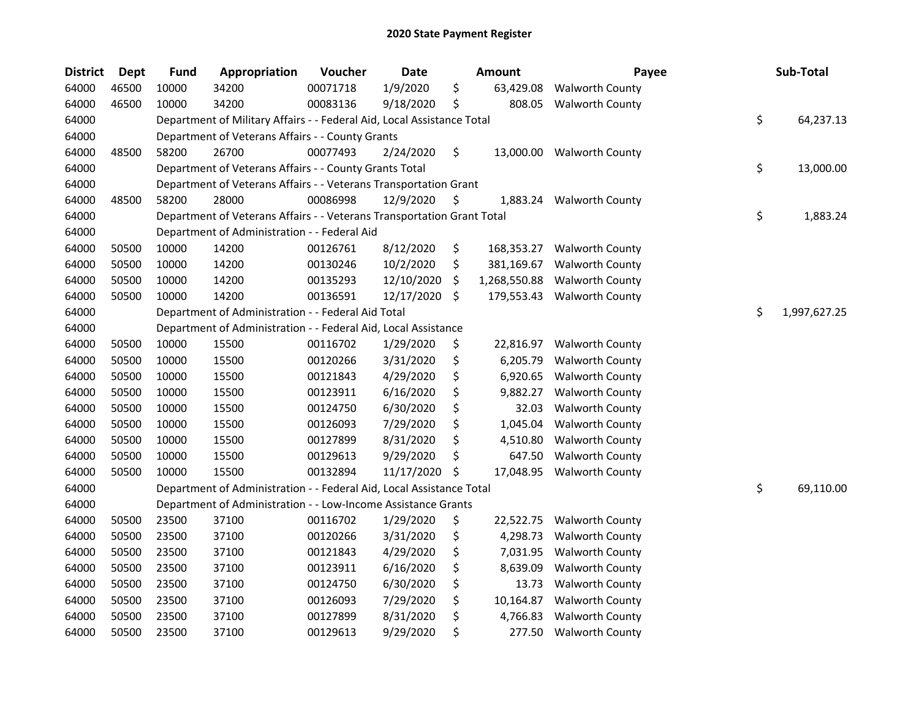# 2020 State Payment Register

| District | Dept | Fund | Appropriation | Voucher | Date | Amount | Payee | Sub-Total |
|---|---|---|---|---|---|---|---|---|
| 64000 | 46500 | 10000 | 34200 | 00071718 | 1/9/2020 | $ 63,429.08 | Walworth County | |
| 64000 | 46500 | 10000 | 34200 | 00083136 | 9/18/2020 | $ 808.05 | Walworth County | |
| 64000 | | Department of Military Affairs - - Federal Aid, Local Assistance Total | | | | | | $ 64,237.13 |
| 64000 | | Department of Veterans Affairs - - County Grants | | | | | | |
| 64000 | 48500 | 58200 | 26700 | 00077493 | 2/24/2020 | $ 13,000.00 | Walworth County | |
| 64000 | | Department of Veterans Affairs - - County Grants Total | | | | | | $ 13,000.00 |
| 64000 | | Department of Veterans Affairs - - Veterans Transportation Grant | | | | | | |
| 64000 | 48500 | 58200 | 28000 | 00086998 | 12/9/2020 | $ 1,883.24 | Walworth County | |
| 64000 | | Department of Veterans Affairs - - Veterans Transportation Grant Total | | | | | | $ 1,883.24 |
| 64000 | | Department of Administration - - Federal Aid | | | | | | |
| 64000 | 50500 | 10000 | 14200 | 00126761 | 8/12/2020 | $ 168,353.27 | Walworth County | |
| 64000 | 50500 | 10000 | 14200 | 00130246 | 10/2/2020 | $ 381,169.67 | Walworth County | |
| 64000 | 50500 | 10000 | 14200 | 00135293 | 12/10/2020 | $ 1,268,550.88 | Walworth County | |
| 64000 | 50500 | 10000 | 14200 | 00136591 | 12/17/2020 | $ 179,553.43 | Walworth County | |
| 64000 | | Department of Administration - - Federal Aid Total | | | | | | $ 1,997,627.25 |
| 64000 | | Department of Administration - - Federal Aid, Local Assistance | | | | | | |
| 64000 | 50500 | 10000 | 15500 | 00116702 | 1/29/2020 | $ 22,816.97 | Walworth County | |
| 64000 | 50500 | 10000 | 15500 | 00120266 | 3/31/2020 | $ 6,205.79 | Walworth County | |
| 64000 | 50500 | 10000 | 15500 | 00121843 | 4/29/2020 | $ 6,920.65 | Walworth County | |
| 64000 | 50500 | 10000 | 15500 | 00123911 | 6/16/2020 | $ 9,882.27 | Walworth County | |
| 64000 | 50500 | 10000 | 15500 | 00124750 | 6/30/2020 | $ 32.03 | Walworth County | |
| 64000 | 50500 | 10000 | 15500 | 00126093 | 7/29/2020 | $ 1,045.04 | Walworth County | |
| 64000 | 50500 | 10000 | 15500 | 00127899 | 8/31/2020 | $ 4,510.80 | Walworth County | |
| 64000 | 50500 | 10000 | 15500 | 00129613 | 9/29/2020 | $ 647.50 | Walworth County | |
| 64000 | 50500 | 10000 | 15500 | 00132894 | 11/17/2020 | $ 17,048.95 | Walworth County | |
| 64000 | | Department of Administration - - Federal Aid, Local Assistance Total | | | | | | $ 69,110.00 |
| 64000 | | Department of Administration - - Low-Income Assistance Grants | | | | | | |
| 64000 | 50500 | 23500 | 37100 | 00116702 | 1/29/2020 | $ 22,522.75 | Walworth County | |
| 64000 | 50500 | 23500 | 37100 | 00120266 | 3/31/2020 | $ 4,298.73 | Walworth County | |
| 64000 | 50500 | 23500 | 37100 | 00121843 | 4/29/2020 | $ 7,031.95 | Walworth County | |
| 64000 | 50500 | 23500 | 37100 | 00123911 | 6/16/2020 | $ 8,639.09 | Walworth County | |
| 64000 | 50500 | 23500 | 37100 | 00124750 | 6/30/2020 | $ 13.73 | Walworth County | |
| 64000 | 50500 | 23500 | 37100 | 00126093 | 7/29/2020 | $ 10,164.87 | Walworth County | |
| 64000 | 50500 | 23500 | 37100 | 00127899 | 8/31/2020 | $ 4,766.83 | Walworth County | |
| 64000 | 50500 | 23500 | 37100 | 00129613 | 9/29/2020 | $ 277.50 | Walworth County | |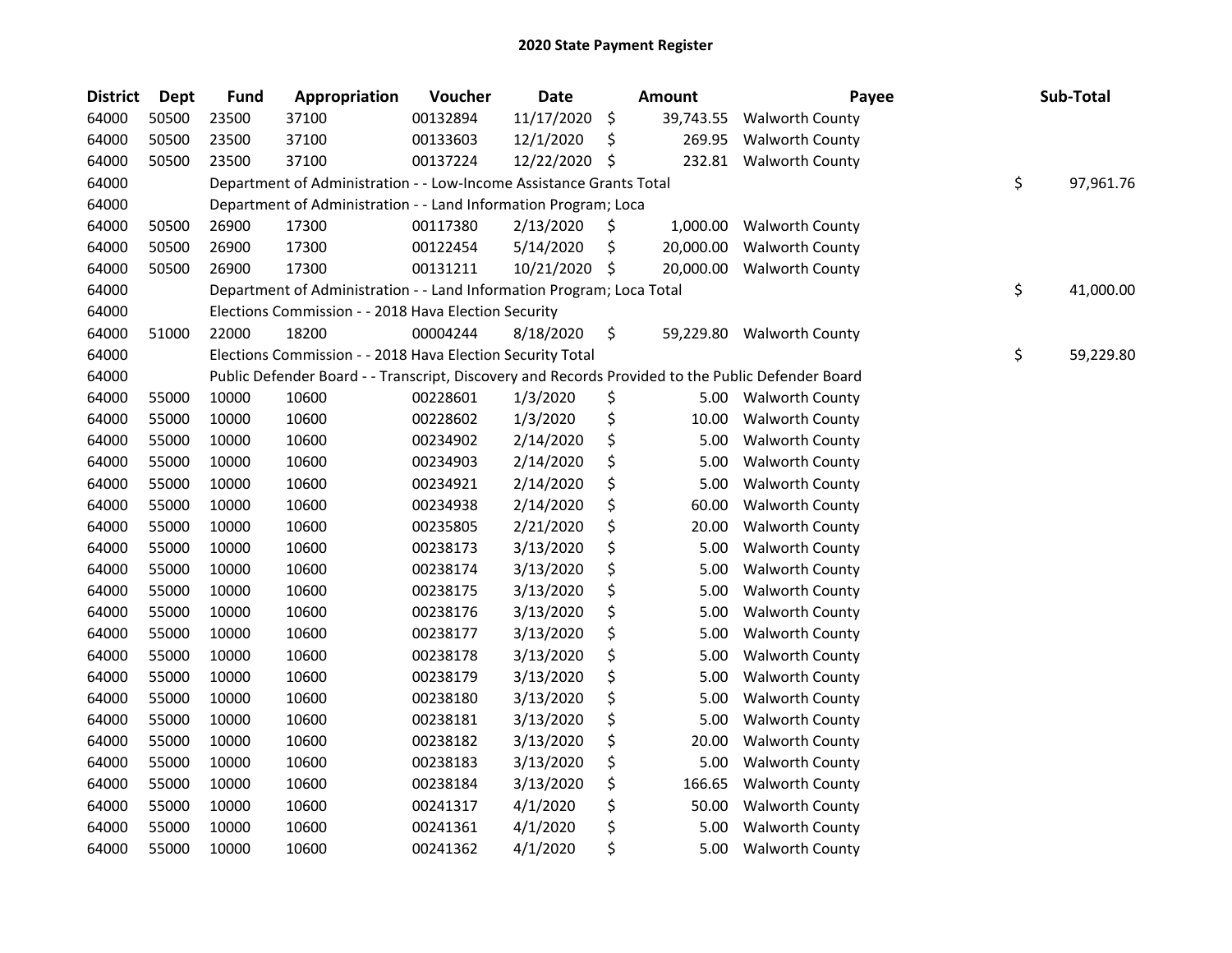# 2020 State Payment Register

| District | Dept | Fund | Appropriation | Voucher | Date | Amount | Payee | Sub-Total |
|---|---|---|---|---|---|---|---|---|
| 64000 | 50500 | 23500 | 37100 | 00132894 | 11/17/2020 | $ 39,743.55 | Walworth County | |
| 64000 | 50500 | 23500 | 37100 | 00133603 | 12/1/2020 | $ 269.95 | Walworth County | |
| 64000 | 50500 | 23500 | 37100 | 00137224 | 12/22/2020 | $ 232.81 | Walworth County | |
| 64000 | | Department of Administration - - Low-Income Assistance Grants Total | | | | | | $ 97,961.76 |
| 64000 | | Department of Administration - - Land Information Program; Loca | | | | | | |
| 64000 | 50500 | 26900 | 17300 | 00117380 | 2/13/2020 | $ 1,000.00 | Walworth County | |
| 64000 | 50500 | 26900 | 17300 | 00122454 | 5/14/2020 | $ 20,000.00 | Walworth County | |
| 64000 | 50500 | 26900 | 17300 | 00131211 | 10/21/2020 | $ 20,000.00 | Walworth County | |
| 64000 | | Department of Administration - - Land Information Program; Loca Total | | | | | | $ 41,000.00 |
| 64000 | | Elections Commission - - 2018 Hava Election Security | | | | | | |
| 64000 | 51000 | 22000 | 18200 | 00004244 | 8/18/2020 | $ 59,229.80 | Walworth County | |
| 64000 | | Elections Commission - - 2018 Hava Election Security Total | | | | | | $ 59,229.80 |
| 64000 | | Public Defender Board - - Transcript, Discovery and Records Provided to the Public Defender Board | | | | | | |
| 64000 | 55000 | 10000 | 10600 | 00228601 | 1/3/2020 | $ 5.00 | Walworth County | |
| 64000 | 55000 | 10000 | 10600 | 00228602 | 1/3/2020 | $ 10.00 | Walworth County | |
| 64000 | 55000 | 10000 | 10600 | 00234902 | 2/14/2020 | $ 5.00 | Walworth County | |
| 64000 | 55000 | 10000 | 10600 | 00234903 | 2/14/2020 | $ 5.00 | Walworth County | |
| 64000 | 55000 | 10000 | 10600 | 00234921 | 2/14/2020 | $ 5.00 | Walworth County | |
| 64000 | 55000 | 10000 | 10600 | 00234938 | 2/14/2020 | $ 60.00 | Walworth County | |
| 64000 | 55000 | 10000 | 10600 | 00235805 | 2/21/2020 | $ 20.00 | Walworth County | |
| 64000 | 55000 | 10000 | 10600 | 00238173 | 3/13/2020 | $ 5.00 | Walworth County | |
| 64000 | 55000 | 10000 | 10600 | 00238174 | 3/13/2020 | $ 5.00 | Walworth County | |
| 64000 | 55000 | 10000 | 10600 | 00238175 | 3/13/2020 | $ 5.00 | Walworth County | |
| 64000 | 55000 | 10000 | 10600 | 00238176 | 3/13/2020 | $ 5.00 | Walworth County | |
| 64000 | 55000 | 10000 | 10600 | 00238177 | 3/13/2020 | $ 5.00 | Walworth County | |
| 64000 | 55000 | 10000 | 10600 | 00238178 | 3/13/2020 | $ 5.00 | Walworth County | |
| 64000 | 55000 | 10000 | 10600 | 00238179 | 3/13/2020 | $ 5.00 | Walworth County | |
| 64000 | 55000 | 10000 | 10600 | 00238180 | 3/13/2020 | $ 5.00 | Walworth County | |
| 64000 | 55000 | 10000 | 10600 | 00238181 | 3/13/2020 | $ 5.00 | Walworth County | |
| 64000 | 55000 | 10000 | 10600 | 00238182 | 3/13/2020 | $ 20.00 | Walworth County | |
| 64000 | 55000 | 10000 | 10600 | 00238183 | 3/13/2020 | $ 5.00 | Walworth County | |
| 64000 | 55000 | 10000 | 10600 | 00238184 | 3/13/2020 | $ 166.65 | Walworth County | |
| 64000 | 55000 | 10000 | 10600 | 00241317 | 4/1/2020 | $ 50.00 | Walworth County | |
| 64000 | 55000 | 10000 | 10600 | 00241361 | 4/1/2020 | $ 5.00 | Walworth County | |
| 64000 | 55000 | 10000 | 10600 | 00241362 | 4/1/2020 | $ 5.00 | Walworth County | |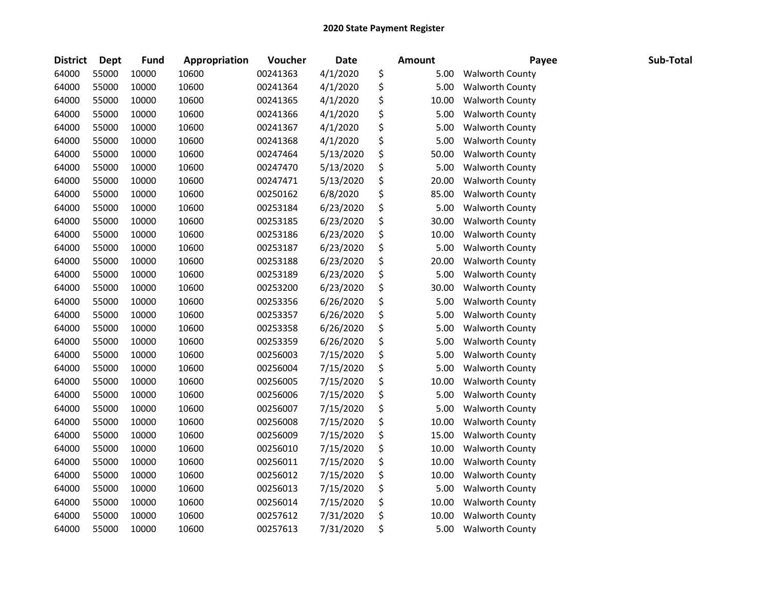# 2020 State Payment Register

| District | Dept | Fund | Appropriation | Voucher | Date | Amount | Payee | Sub-Total |
|---|---|---|---|---|---|---|---|---|
| 64000 | 55000 | 10000 | 10600 | 00241363 | 4/1/2020 | $ 5.00 | Walworth County | |
| 64000 | 55000 | 10000 | 10600 | 00241364 | 4/1/2020 | $ 5.00 | Walworth County | |
| 64000 | 55000 | 10000 | 10600 | 00241365 | 4/1/2020 | $ 10.00 | Walworth County | |
| 64000 | 55000 | 10000 | 10600 | 00241366 | 4/1/2020 | $ 5.00 | Walworth County | |
| 64000 | 55000 | 10000 | 10600 | 00241367 | 4/1/2020 | $ 5.00 | Walworth County | |
| 64000 | 55000 | 10000 | 10600 | 00241368 | 4/1/2020 | $ 5.00 | Walworth County | |
| 64000 | 55000 | 10000 | 10600 | 00247464 | 5/13/2020 | $ 50.00 | Walworth County | |
| 64000 | 55000 | 10000 | 10600 | 00247470 | 5/13/2020 | $ 5.00 | Walworth County | |
| 64000 | 55000 | 10000 | 10600 | 00247471 | 5/13/2020 | $ 20.00 | Walworth County | |
| 64000 | 55000 | 10000 | 10600 | 00250162 | 6/8/2020 | $ 85.00 | Walworth County | |
| 64000 | 55000 | 10000 | 10600 | 00253184 | 6/23/2020 | $ 5.00 | Walworth County | |
| 64000 | 55000 | 10000 | 10600 | 00253185 | 6/23/2020 | $ 30.00 | Walworth County | |
| 64000 | 55000 | 10000 | 10600 | 00253186 | 6/23/2020 | $ 10.00 | Walworth County | |
| 64000 | 55000 | 10000 | 10600 | 00253187 | 6/23/2020 | $ 5.00 | Walworth County | |
| 64000 | 55000 | 10000 | 10600 | 00253188 | 6/23/2020 | $ 20.00 | Walworth County | |
| 64000 | 55000 | 10000 | 10600 | 00253189 | 6/23/2020 | $ 5.00 | Walworth County | |
| 64000 | 55000 | 10000 | 10600 | 00253200 | 6/23/2020 | $ 30.00 | Walworth County | |
| 64000 | 55000 | 10000 | 10600 | 00253356 | 6/26/2020 | $ 5.00 | Walworth County | |
| 64000 | 55000 | 10000 | 10600 | 00253357 | 6/26/2020 | $ 5.00 | Walworth County | |
| 64000 | 55000 | 10000 | 10600 | 00253358 | 6/26/2020 | $ 5.00 | Walworth County | |
| 64000 | 55000 | 10000 | 10600 | 00253359 | 6/26/2020 | $ 5.00 | Walworth County | |
| 64000 | 55000 | 10000 | 10600 | 00256003 | 7/15/2020 | $ 5.00 | Walworth County | |
| 64000 | 55000 | 10000 | 10600 | 00256004 | 7/15/2020 | $ 5.00 | Walworth County | |
| 64000 | 55000 | 10000 | 10600 | 00256005 | 7/15/2020 | $ 10.00 | Walworth County | |
| 64000 | 55000 | 10000 | 10600 | 00256006 | 7/15/2020 | $ 5.00 | Walworth County | |
| 64000 | 55000 | 10000 | 10600 | 00256007 | 7/15/2020 | $ 5.00 | Walworth County | |
| 64000 | 55000 | 10000 | 10600 | 00256008 | 7/15/2020 | $ 10.00 | Walworth County | |
| 64000 | 55000 | 10000 | 10600 | 00256009 | 7/15/2020 | $ 15.00 | Walworth County | |
| 64000 | 55000 | 10000 | 10600 | 00256010 | 7/15/2020 | $ 10.00 | Walworth County | |
| 64000 | 55000 | 10000 | 10600 | 00256011 | 7/15/2020 | $ 10.00 | Walworth County | |
| 64000 | 55000 | 10000 | 10600 | 00256012 | 7/15/2020 | $ 10.00 | Walworth County | |
| 64000 | 55000 | 10000 | 10600 | 00256013 | 7/15/2020 | $ 5.00 | Walworth County | |
| 64000 | 55000 | 10000 | 10600 | 00256014 | 7/15/2020 | $ 10.00 | Walworth County | |
| 64000 | 55000 | 10000 | 10600 | 00257612 | 7/31/2020 | $ 10.00 | Walworth County | |
| 64000 | 55000 | 10000 | 10600 | 00257613 | 7/31/2020 | $ 5.00 | Walworth County | |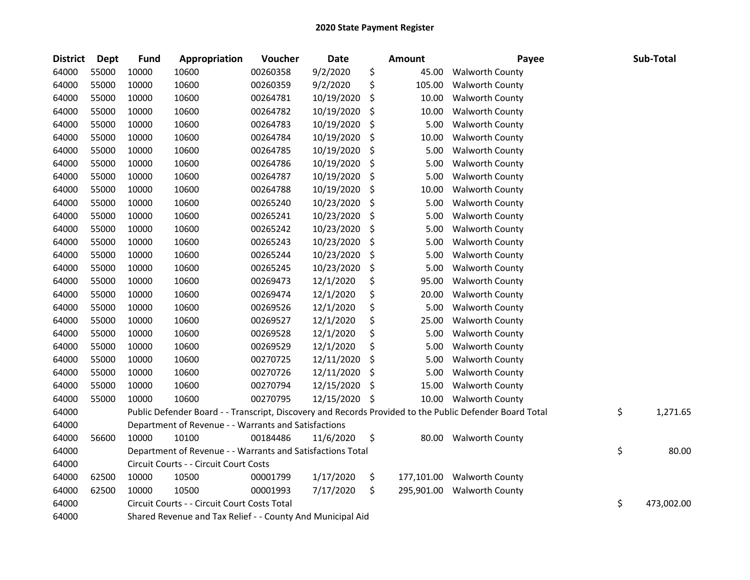# 2020 State Payment Register

| District | Dept | Fund | Appropriation | Voucher | Date | Amount | Payee | Sub-Total |
|---|---|---|---|---|---|---|---|---|
| 64000 | 55000 | 10000 | 10600 | 00260358 | 9/2/2020 | $ 45.00 | Walworth County | |
| 64000 | 55000 | 10000 | 10600 | 00260359 | 9/2/2020 | $ 105.00 | Walworth County | |
| 64000 | 55000 | 10000 | 10600 | 00264781 | 10/19/2020 | $ 10.00 | Walworth County | |
| 64000 | 55000 | 10000 | 10600 | 00264782 | 10/19/2020 | $ 10.00 | Walworth County | |
| 64000 | 55000 | 10000 | 10600 | 00264783 | 10/19/2020 | $ 5.00 | Walworth County | |
| 64000 | 55000 | 10000 | 10600 | 00264784 | 10/19/2020 | $ 10.00 | Walworth County | |
| 64000 | 55000 | 10000 | 10600 | 00264785 | 10/19/2020 | $ 5.00 | Walworth County | |
| 64000 | 55000 | 10000 | 10600 | 00264786 | 10/19/2020 | $ 5.00 | Walworth County | |
| 64000 | 55000 | 10000 | 10600 | 00264787 | 10/19/2020 | $ 5.00 | Walworth County | |
| 64000 | 55000 | 10000 | 10600 | 00264788 | 10/19/2020 | $ 10.00 | Walworth County | |
| 64000 | 55000 | 10000 | 10600 | 00265240 | 10/23/2020 | $ 5.00 | Walworth County | |
| 64000 | 55000 | 10000 | 10600 | 00265241 | 10/23/2020 | $ 5.00 | Walworth County | |
| 64000 | 55000 | 10000 | 10600 | 00265242 | 10/23/2020 | $ 5.00 | Walworth County | |
| 64000 | 55000 | 10000 | 10600 | 00265243 | 10/23/2020 | $ 5.00 | Walworth County | |
| 64000 | 55000 | 10000 | 10600 | 00265244 | 10/23/2020 | $ 5.00 | Walworth County | |
| 64000 | 55000 | 10000 | 10600 | 00265245 | 10/23/2020 | $ 5.00 | Walworth County | |
| 64000 | 55000 | 10000 | 10600 | 00269473 | 12/1/2020 | $ 95.00 | Walworth County | |
| 64000 | 55000 | 10000 | 10600 | 00269474 | 12/1/2020 | $ 20.00 | Walworth County | |
| 64000 | 55000 | 10000 | 10600 | 00269526 | 12/1/2020 | $ 5.00 | Walworth County | |
| 64000 | 55000 | 10000 | 10600 | 00269527 | 12/1/2020 | $ 25.00 | Walworth County | |
| 64000 | 55000 | 10000 | 10600 | 00269528 | 12/1/2020 | $ 5.00 | Walworth County | |
| 64000 | 55000 | 10000 | 10600 | 00269529 | 12/1/2020 | $ 5.00 | Walworth County | |
| 64000 | 55000 | 10000 | 10600 | 00270725 | 12/11/2020 | $ 5.00 | Walworth County | |
| 64000 | 55000 | 10000 | 10600 | 00270726 | 12/11/2020 | $ 5.00 | Walworth County | |
| 64000 | 55000 | 10000 | 10600 | 00270794 | 12/15/2020 | $ 15.00 | Walworth County | |
| 64000 | 55000 | 10000 | 10600 | 00270795 | 12/15/2020 | $ 10.00 | Walworth County | |
| 64000 | | Public Defender Board - - Transcript, Discovery and Records Provided to the Public Defender Board Total | | | | | | $ 1,271.65 |
| 64000 | | Department of Revenue - - Warrants and Satisfactions | | | | | | |
| 64000 | 56600 | 10000 | 10100 | 00184486 | 11/6/2020 | $ 80.00 | Walworth County | |
| 64000 | | Department of Revenue - - Warrants and Satisfactions Total | | | | | | $ 80.00 |
| 64000 | | Circuit Courts - - Circuit Court Costs | | | | | | |
| 64000 | 62500 | 10000 | 10500 | 00001799 | 1/17/2020 | $ 177,101.00 | Walworth County | |
| 64000 | 62500 | 10000 | 10500 | 00001993 | 7/17/2020 | $ 295,901.00 | Walworth County | |
| 64000 | | Circuit Courts - - Circuit Court Costs Total | | | | | | $ 473,002.00 |
| 64000 | | Shared Revenue and Tax Relief - - County And Municipal Aid | | | | | | |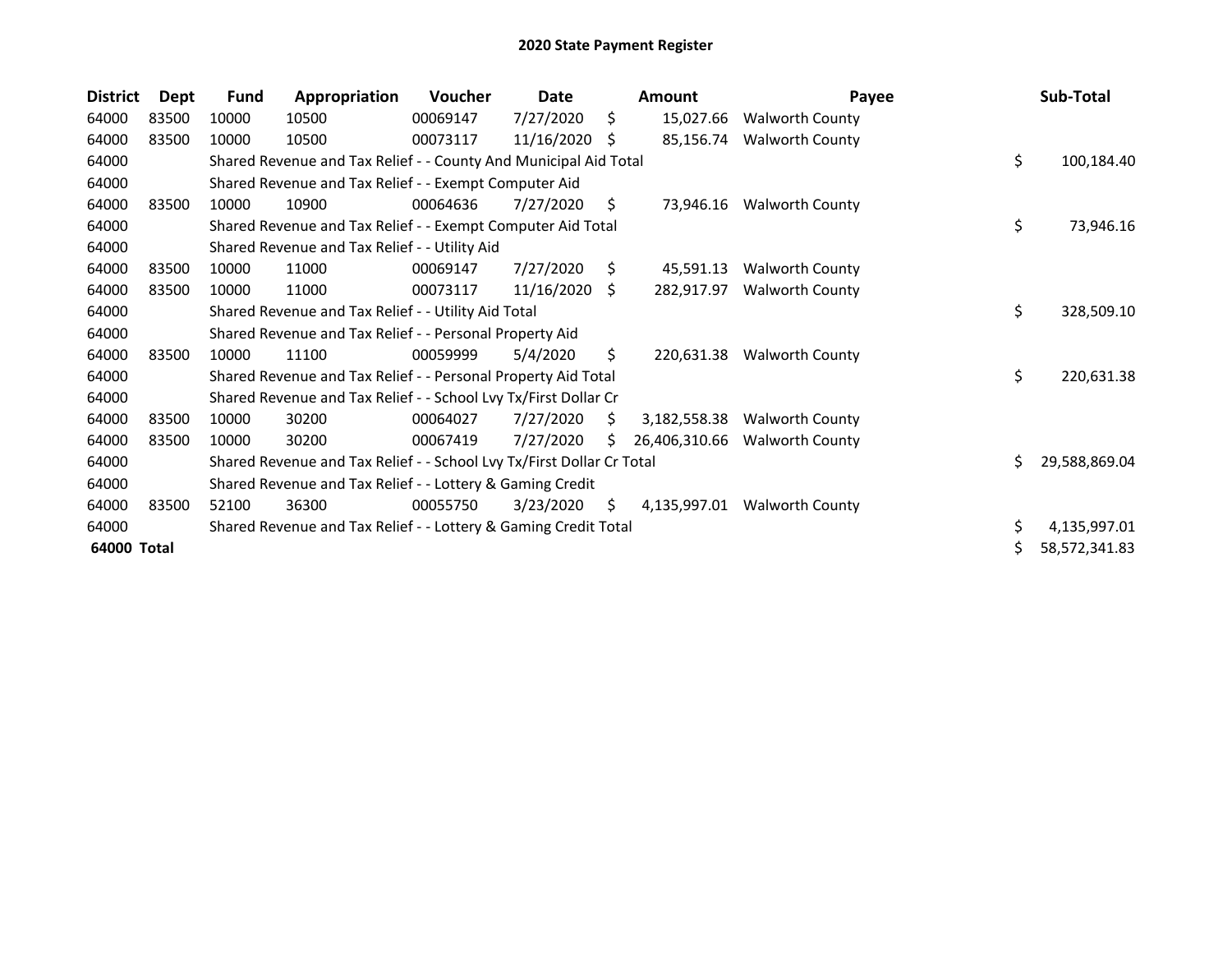# 2020 State Payment Register

| District | Dept | Fund | Appropriation | Voucher | Date | Amount | Payee | Sub-Total |
|---|---|---|---|---|---|---|---|---|
| 64000 | 83500 | 10000 | 10500 | 00069147 | 7/27/2020 | $ 15,027.66 | Walworth County | |
| 64000 | 83500 | 10000 | 10500 | 00073117 | 11/16/2020 | $ 85,156.74 | Walworth County | |
| 64000 | | Shared Revenue and Tax Relief - - County And Municipal Aid Total | | | | | | $ 100,184.40 |
| 64000 | | Shared Revenue and Tax Relief - - Exempt Computer Aid | | | | | | |
| 64000 | 83500 | 10000 | 10900 | 00064636 | 7/27/2020 | $ 73,946.16 | Walworth County | |
| 64000 | | Shared Revenue and Tax Relief - - Exempt Computer Aid Total | | | | | | $ 73,946.16 |
| 64000 | | Shared Revenue and Tax Relief - - Utility Aid | | | | | | |
| 64000 | 83500 | 10000 | 11000 | 00069147 | 7/27/2020 | $ 45,591.13 | Walworth County | |
| 64000 | 83500 | 10000 | 11000 | 00073117 | 11/16/2020 | $ 282,917.97 | Walworth County | |
| 64000 | | Shared Revenue and Tax Relief - - Utility Aid Total | | | | | | $ 328,509.10 |
| 64000 | | Shared Revenue and Tax Relief - - Personal Property Aid | | | | | | |
| 64000 | 83500 | 10000 | 11100 | 00059999 | 5/4/2020 | $ 220,631.38 | Walworth County | |
| 64000 | | Shared Revenue and Tax Relief - - Personal Property Aid Total | | | | | | $ 220,631.38 |
| 64000 | | Shared Revenue and Tax Relief - - School Lvy Tx/First Dollar Cr | | | | | | |
| 64000 | 83500 | 10000 | 30200 | 00064027 | 7/27/2020 | $ 3,182,558.38 | Walworth County | |
| 64000 | 83500 | 10000 | 30200 | 00067419 | 7/27/2020 | $ 26,406,310.66 | Walworth County | |
| 64000 | | Shared Revenue and Tax Relief - - School Lvy Tx/First Dollar Cr Total | | | | | | $ 29,588,869.04 |
| 64000 | | Shared Revenue and Tax Relief - - Lottery & Gaming Credit | | | | | | |
| 64000 | 83500 | 52100 | 36300 | 00055750 | 3/23/2020 | $ 4,135,997.01 | Walworth County | |
| 64000 | | Shared Revenue and Tax Relief - - Lottery & Gaming Credit Total | | | | | | $ 4,135,997.01 |
| **64000 Total** | | | | | | | | $ 58,572,341.83 |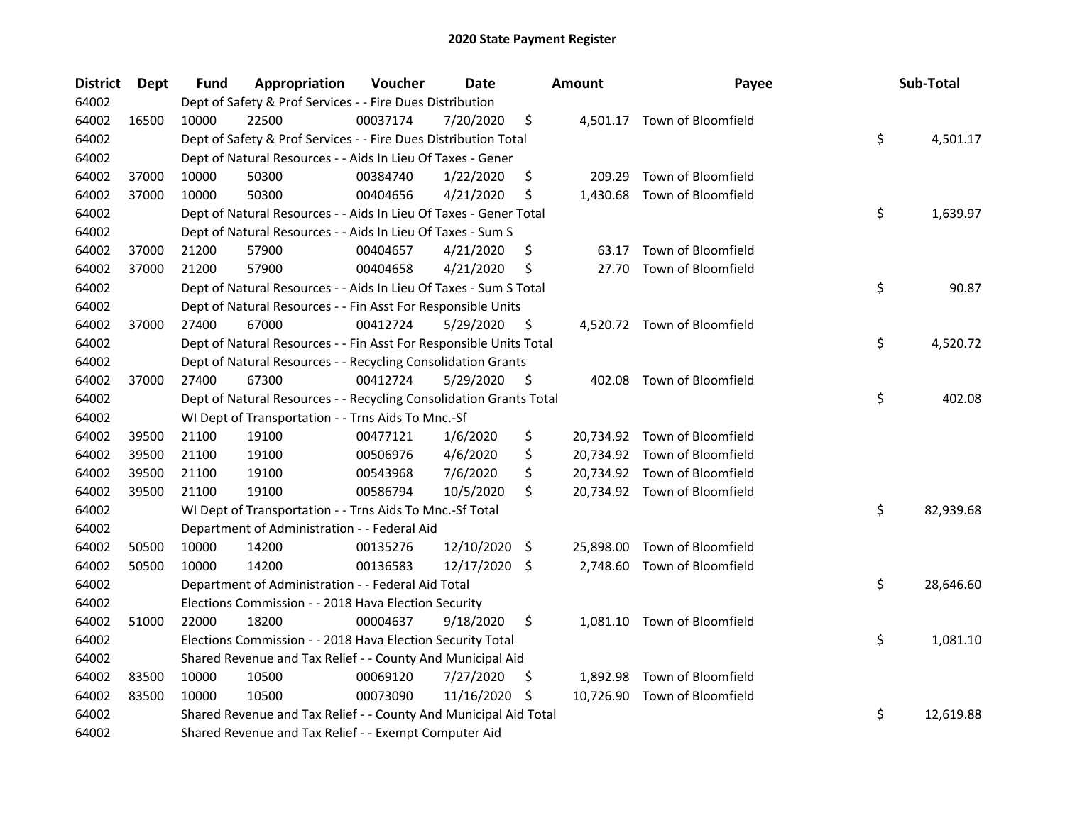# 2020 State Payment Register

| District | Dept | Fund | Appropriation | Voucher | Date | Amount | Payee | Sub-Total |
|---|---|---|---|---|---|---|---|---|
| 64002 | | Dept of Safety & Prof Services - - Fire Dues Distribution | | | | | | |
| 64002 | 16500 | 10000 | 22500 | 00037174 | 7/20/2020 | $ 4,501.17 | Town of Bloomfield | |
| 64002 | | Dept of Safety & Prof Services - - Fire Dues Distribution Total | | | | | | $ 4,501.17 |
| 64002 | | Dept of Natural Resources - - Aids In Lieu Of Taxes - Gener | | | | | | |
| 64002 | 37000 | 10000 | 50300 | 00384740 | 1/22/2020 | $ 209.29 | Town of Bloomfield | |
| 64002 | 37000 | 10000 | 50300 | 00404656 | 4/21/2020 | $ 1,430.68 | Town of Bloomfield | |
| 64002 | | Dept of Natural Resources - - Aids In Lieu Of Taxes - Gener Total | | | | | | $ 1,639.97 |
| 64002 | | Dept of Natural Resources - - Aids In Lieu Of Taxes - Sum S | | | | | | |
| 64002 | 37000 | 21200 | 57900 | 00404657 | 4/21/2020 | $ 63.17 | Town of Bloomfield | |
| 64002 | 37000 | 21200 | 57900 | 00404658 | 4/21/2020 | $ 27.70 | Town of Bloomfield | |
| 64002 | | Dept of Natural Resources - - Aids In Lieu Of Taxes - Sum S Total | | | | | | $ 90.87 |
| 64002 | | Dept of Natural Resources - - Fin Asst For Responsible Units | | | | | | |
| 64002 | 37000 | 27400 | 67000 | 00412724 | 5/29/2020 | $ 4,520.72 | Town of Bloomfield | |
| 64002 | | Dept of Natural Resources - - Fin Asst For Responsible Units Total | | | | | | $ 4,520.72 |
| 64002 | | Dept of Natural Resources - - Recycling Consolidation Grants | | | | | | |
| 64002 | 37000 | 27400 | 67300 | 00412724 | 5/29/2020 | $ 402.08 | Town of Bloomfield | |
| 64002 | | Dept of Natural Resources - - Recycling Consolidation Grants Total | | | | | | $ 402.08 |
| 64002 | | WI Dept of Transportation - - Trns Aids To Mnc.-Sf | | | | | | |
| 64002 | 39500 | 21100 | 19100 | 00477121 | 1/6/2020 | $ 20,734.92 | Town of Bloomfield | |
| 64002 | 39500 | 21100 | 19100 | 00506976 | 4/6/2020 | $ 20,734.92 | Town of Bloomfield | |
| 64002 | 39500 | 21100 | 19100 | 00543968 | 7/6/2020 | $ 20,734.92 | Town of Bloomfield | |
| 64002 | 39500 | 21100 | 19100 | 00586794 | 10/5/2020 | $ 20,734.92 | Town of Bloomfield | |
| 64002 | | WI Dept of Transportation - - Trns Aids To Mnc.-Sf Total | | | | | | $ 82,939.68 |
| 64002 | | Department of Administration - - Federal Aid | | | | | | |
| 64002 | 50500 | 10000 | 14200 | 00135276 | 12/10/2020 | $ 25,898.00 | Town of Bloomfield | |
| 64002 | 50500 | 10000 | 14200 | 00136583 | 12/17/2020 | $ 2,748.60 | Town of Bloomfield | |
| 64002 | | Department of Administration - - Federal Aid Total | | | | | | $ 28,646.60 |
| 64002 | | Elections Commission - - 2018 Hava Election Security | | | | | | |
| 64002 | 51000 | 22000 | 18200 | 00004637 | 9/18/2020 | $ 1,081.10 | Town of Bloomfield | |
| 64002 | | Elections Commission - - 2018 Hava Election Security Total | | | | | | $ 1,081.10 |
| 64002 | | Shared Revenue and Tax Relief - - County And Municipal Aid | | | | | | |
| 64002 | 83500 | 10000 | 10500 | 00069120 | 7/27/2020 | $ 1,892.98 | Town of Bloomfield | |
| 64002 | 83500 | 10000 | 10500 | 00073090 | 11/16/2020 | $ 10,726.90 | Town of Bloomfield | |
| 64002 | | Shared Revenue and Tax Relief - - County And Municipal Aid Total | | | | | | $ 12,619.88 |
| 64002 | | Shared Revenue and Tax Relief - - Exempt Computer Aid | | | | | | |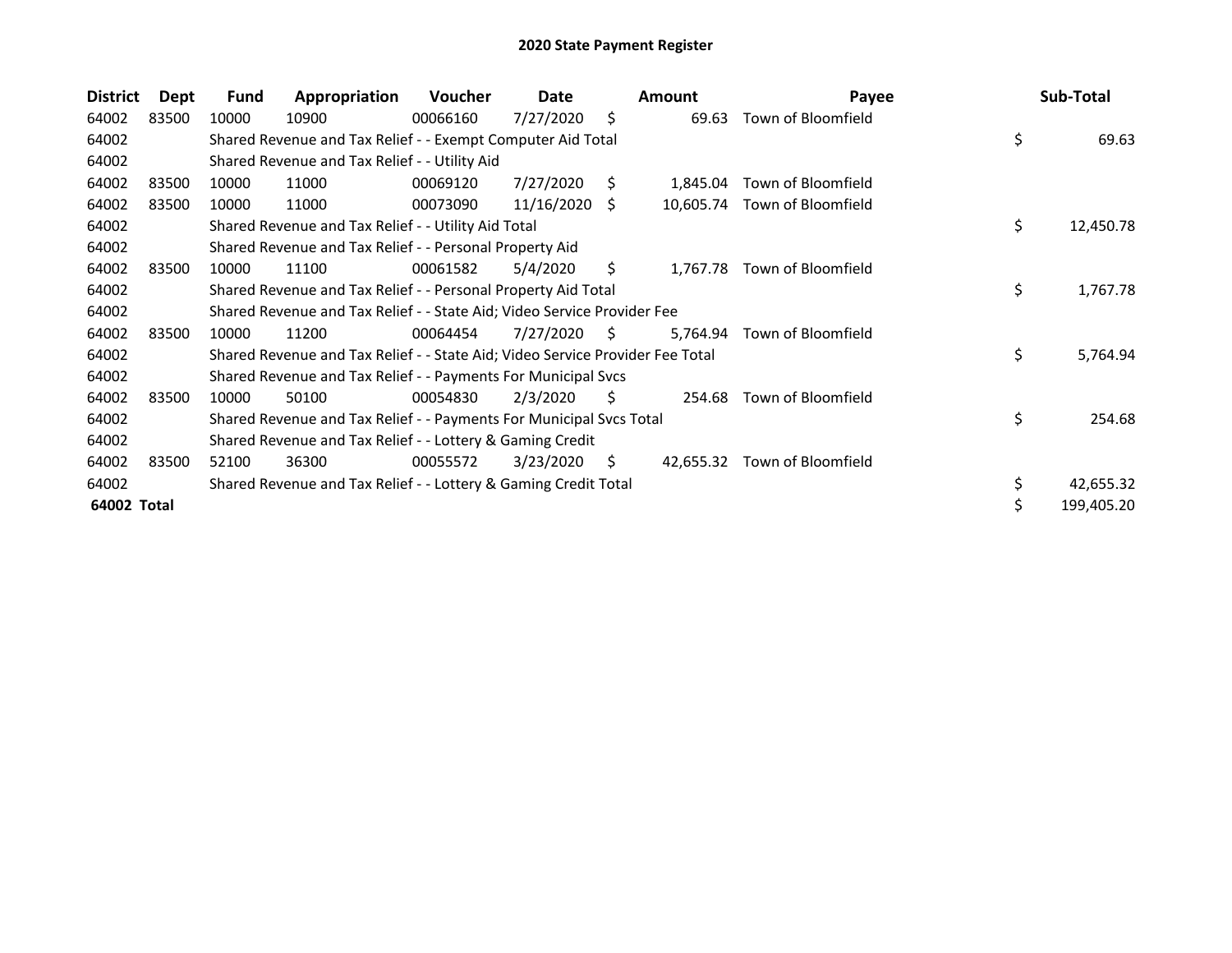# 2020 State Payment Register

| District | Dept | Fund | Appropriation | Voucher | Date | Amount | Payee | Sub-Total |
|---|---|---|---|---|---|---|---|---|
| 64002 | 83500 | 10000 | 10900 | 00066160 | 7/27/2020 | $ 69.63 | Town of Bloomfield | |
| 64002 | | Shared Revenue and Tax Relief - - Exempt Computer Aid Total | | | | | | $ 69.63 |
| 64002 | | Shared Revenue and Tax Relief - - Utility Aid | | | | | | |
| 64002 | 83500 | 10000 | 11000 | 00069120 | 7/27/2020 | $ 1,845.04 | Town of Bloomfield | |
| 64002 | 83500 | 10000 | 11000 | 00073090 | 11/16/2020 | $ 10,605.74 | Town of Bloomfield | |
| 64002 | | Shared Revenue and Tax Relief - - Utility Aid Total | | | | | | $ 12,450.78 |
| 64002 | | Shared Revenue and Tax Relief - - Personal Property Aid | | | | | | |
| 64002 | 83500 | 10000 | 11100 | 00061582 | 5/4/2020 | $ 1,767.78 | Town of Bloomfield | |
| 64002 | | Shared Revenue and Tax Relief - - Personal Property Aid Total | | | | | | $ 1,767.78 |
| 64002 | | Shared Revenue and Tax Relief - - State Aid; Video Service Provider Fee | | | | | | |
| 64002 | 83500 | 10000 | 11200 | 00064454 | 7/27/2020 | $ 5,764.94 | Town of Bloomfield | |
| 64002 | | Shared Revenue and Tax Relief - - State Aid; Video Service Provider Fee Total | | | | | | $ 5,764.94 |
| 64002 | | Shared Revenue and Tax Relief - - Payments For Municipal Svcs | | | | | | |
| 64002 | 83500 | 10000 | 50100 | 00054830 | 2/3/2020 | $ 254.68 | Town of Bloomfield | |
| 64002 | | Shared Revenue and Tax Relief - - Payments For Municipal Svcs Total | | | | | | $ 254.68 |
| 64002 | | Shared Revenue and Tax Relief - - Lottery & Gaming Credit | | | | | | |
| 64002 | 83500 | 52100 | 36300 | 00055572 | 3/23/2020 | $ 42,655.32 | Town of Bloomfield | |
| 64002 | | Shared Revenue and Tax Relief - - Lottery & Gaming Credit Total | | | | | | $ 42,655.32 |
| **64002 Total** | | | | | | | | $ 199,405.20 |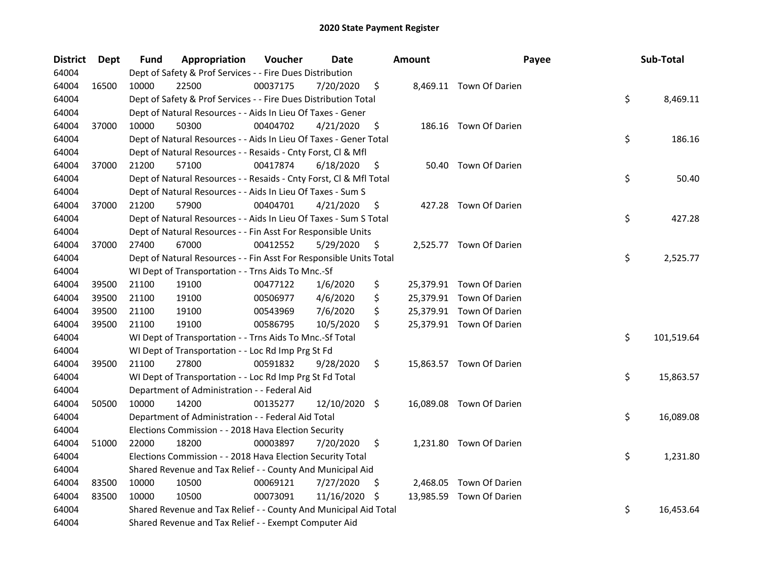# 2020 State Payment Register

| District | Dept | Fund | Appropriation | Voucher | Date | Amount | Payee | Sub-Total |
|---|---|---|---|---|---|---|---|---|
| 64004 | | Dept of Safety & Prof Services - - Fire Dues Distribution | | | | | | |
| 64004 | 16500 | 10000 | 22500 | 00037175 | 7/20/2020 | $ 8,469.11 | Town Of Darien | |
| 64004 | | Dept of Safety & Prof Services - - Fire Dues Distribution Total | | | | | | $ 8,469.11 |
| 64004 | | Dept of Natural Resources - - Aids In Lieu Of Taxes - Gener | | | | | | |
| 64004 | 37000 | 10000 | 50300 | 00404702 | 4/21/2020 | $ 186.16 | Town Of Darien | |
| 64004 | | Dept of Natural Resources - - Aids In Lieu Of Taxes - Gener Total | | | | | | $ 186.16 |
| 64004 | | Dept of Natural Resources - - Resaids - Cnty Forst, Cl & Mfl | | | | | | |
| 64004 | 37000 | 21200 | 57100 | 00417874 | 6/18/2020 | $ 50.40 | Town Of Darien | |
| 64004 | | Dept of Natural Resources - - Resaids - Cnty Forst, Cl & Mfl Total | | | | | | $ 50.40 |
| 64004 | | Dept of Natural Resources - - Aids In Lieu Of Taxes - Sum S | | | | | | |
| 64004 | 37000 | 21200 | 57900 | 00404701 | 4/21/2020 | $ 427.28 | Town Of Darien | |
| 64004 | | Dept of Natural Resources - - Aids In Lieu Of Taxes - Sum S Total | | | | | | $ 427.28 |
| 64004 | | Dept of Natural Resources - - Fin Asst For Responsible Units | | | | | | |
| 64004 | 37000 | 27400 | 67000 | 00412552 | 5/29/2020 | $ 2,525.77 | Town Of Darien | |
| 64004 | | Dept of Natural Resources - - Fin Asst For Responsible Units Total | | | | | | $ 2,525.77 |
| 64004 | | WI Dept of Transportation - - Trns Aids To Mnc.-Sf | | | | | | |
| 64004 | 39500 | 21100 | 19100 | 00477122 | 1/6/2020 | $ 25,379.91 | Town Of Darien | |
| 64004 | 39500 | 21100 | 19100 | 00506977 | 4/6/2020 | $ 25,379.91 | Town Of Darien | |
| 64004 | 39500 | 21100 | 19100 | 00543969 | 7/6/2020 | $ 25,379.91 | Town Of Darien | |
| 64004 | 39500 | 21100 | 19100 | 00586795 | 10/5/2020 | $ 25,379.91 | Town Of Darien | |
| 64004 | | WI Dept of Transportation - - Trns Aids To Mnc.-Sf Total | | | | | | $ 101,519.64 |
| 64004 | | WI Dept of Transportation - - Loc Rd Imp Prg St Fd | | | | | | |
| 64004 | 39500 | 21100 | 27800 | 00591832 | 9/28/2020 | $ 15,863.57 | Town Of Darien | |
| 64004 | | WI Dept of Transportation - - Loc Rd Imp Prg St Fd Total | | | | | | $ 15,863.57 |
| 64004 | | Department of Administration - - Federal Aid | | | | | | |
| 64004 | 50500 | 10000 | 14200 | 00135277 | 12/10/2020 | $ 16,089.08 | Town Of Darien | |
| 64004 | | Department of Administration - - Federal Aid Total | | | | | | $ 16,089.08 |
| 64004 | | Elections Commission - - 2018 Hava Election Security | | | | | | |
| 64004 | 51000 | 22000 | 18200 | 00003897 | 7/20/2020 | $ 1,231.80 | Town Of Darien | |
| 64004 | | Elections Commission - - 2018 Hava Election Security Total | | | | | | $ 1,231.80 |
| 64004 | | Shared Revenue and Tax Relief - - County And Municipal Aid | | | | | | |
| 64004 | 83500 | 10000 | 10500 | 00069121 | 7/27/2020 | $ 2,468.05 | Town Of Darien | |
| 64004 | 83500 | 10000 | 10500 | 00073091 | 11/16/2020 | $ 13,985.59 | Town Of Darien | |
| 64004 | | Shared Revenue and Tax Relief - - County And Municipal Aid Total | | | | | | $ 16,453.64 |
| 64004 | | Shared Revenue and Tax Relief - - Exempt Computer Aid | | | | | | |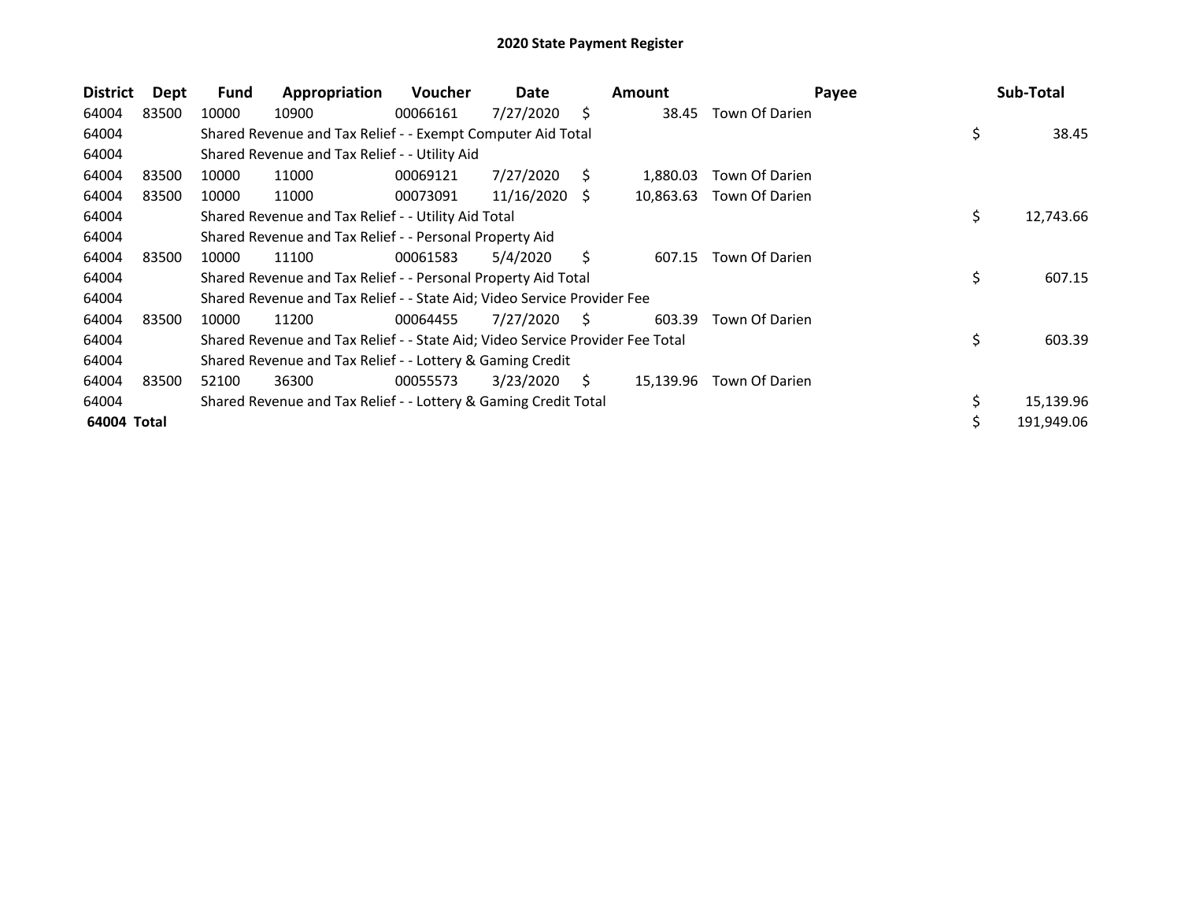# 2020 State Payment Register

| District | Dept | Fund | Appropriation | Voucher | Date | Amount | Payee | Sub-Total |
|---|---|---|---|---|---|---|---|---|
| 64004 | 83500 | 10000 | 10900 | 00066161 | 7/27/2020 | $ 38.45 | Town Of Darien | |
| 64004 | | Shared Revenue and Tax Relief - - Exempt Computer Aid Total | | | | | | $ 38.45 |
| 64004 | | Shared Revenue and Tax Relief - - Utility Aid | | | | | | |
| 64004 | 83500 | 10000 | 11000 | 00069121 | 7/27/2020 | $ 1,880.03 | Town Of Darien | |
| 64004 | 83500 | 10000 | 11000 | 00073091 | 11/16/2020 | $ 10,863.63 | Town Of Darien | |
| 64004 | | Shared Revenue and Tax Relief - - Utility Aid Total | | | | | | $ 12,743.66 |
| 64004 | | Shared Revenue and Tax Relief - - Personal Property Aid | | | | | | |
| 64004 | 83500 | 10000 | 11100 | 00061583 | 5/4/2020 | $ 607.15 | Town Of Darien | |
| 64004 | | Shared Revenue and Tax Relief - - Personal Property Aid Total | | | | | | $ 607.15 |
| 64004 | | Shared Revenue and Tax Relief - - State Aid; Video Service Provider Fee | | | | | | |
| 64004 | 83500 | 10000 | 11200 | 00064455 | 7/27/2020 | $ 603.39 | Town Of Darien | |
| 64004 | | Shared Revenue and Tax Relief - - State Aid; Video Service Provider Fee Total | | | | | | $ 603.39 |
| 64004 | | Shared Revenue and Tax Relief - - Lottery & Gaming Credit | | | | | | |
| 64004 | 83500 | 52100 | 36300 | 00055573 | 3/23/2020 | $ 15,139.96 | Town Of Darien | |
| 64004 | | Shared Revenue and Tax Relief - - Lottery & Gaming Credit Total | | | | | | $ 15,139.96 |
| **64004 Total** | | | | | | | | $ 191,949.06 |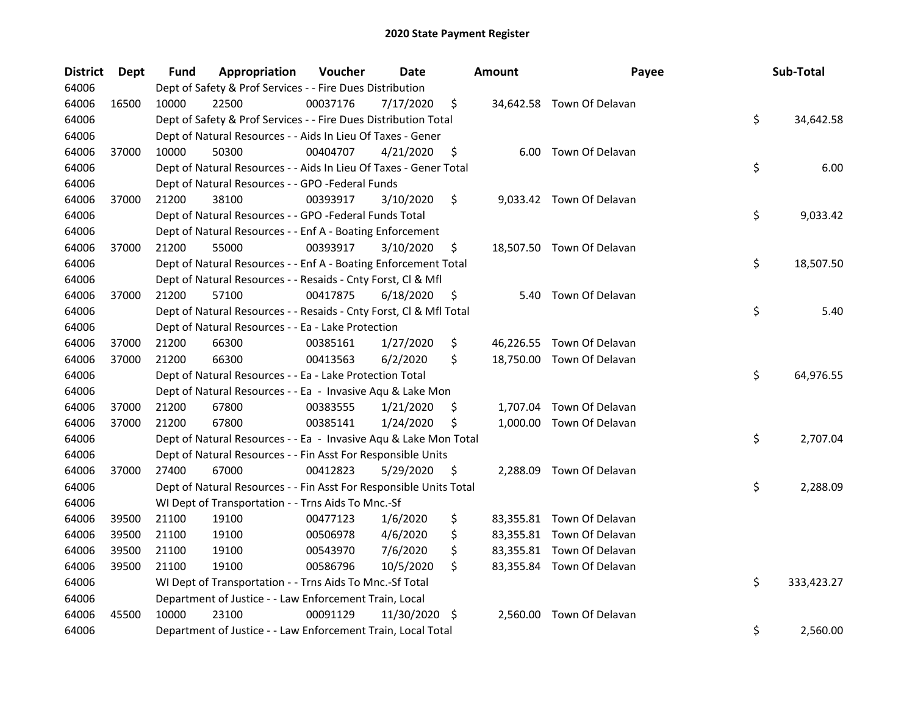# 2020 State Payment Register

| District | Dept | Fund | Appropriation | Voucher | Date | Amount | Payee | Sub-Total |
|---|---|---|---|---|---|---|---|---|
| 64006 | | Dept of Safety & Prof Services - - Fire Dues Distribution | | | | | | |
| 64006 | 16500 | 10000 | 22500 | 00037176 | 7/17/2020 | $ 34,642.58 | Town Of Delavan | |
| 64006 | | Dept of Safety & Prof Services - - Fire Dues Distribution Total | | | | | | $ 34,642.58 |
| 64006 | | Dept of Natural Resources - - Aids In Lieu Of Taxes - Gener | | | | | | |
| 64006 | 37000 | 10000 | 50300 | 00404707 | 4/21/2020 | $ 6.00 | Town Of Delavan | |
| 64006 | | Dept of Natural Resources - - Aids In Lieu Of Taxes - Gener Total | | | | | | $ 6.00 |
| 64006 | | Dept of Natural Resources - - GPO -Federal Funds | | | | | | |
| 64006 | 37000 | 21200 | 38100 | 00393917 | 3/10/2020 | $ 9,033.42 | Town Of Delavan | |
| 64006 | | Dept of Natural Resources - - GPO -Federal Funds Total | | | | | | $ 9,033.42 |
| 64006 | | Dept of Natural Resources - - Enf A - Boating Enforcement | | | | | | |
| 64006 | 37000 | 21200 | 55000 | 00393917 | 3/10/2020 | $ 18,507.50 | Town Of Delavan | |
| 64006 | | Dept of Natural Resources - - Enf A - Boating Enforcement Total | | | | | | $ 18,507.50 |
| 64006 | | Dept of Natural Resources - - Resaids - Cnty Forst, Cl & Mfl | | | | | | |
| 64006 | 37000 | 21200 | 57100 | 00417875 | 6/18/2020 | $ 5.40 | Town Of Delavan | |
| 64006 | | Dept of Natural Resources - - Resaids - Cnty Forst, Cl & Mfl Total | | | | | | $ 5.40 |
| 64006 | | Dept of Natural Resources - - Ea - Lake Protection | | | | | | |
| 64006 | 37000 | 21200 | 66300 | 00385161 | 1/27/2020 | $ 46,226.55 | Town Of Delavan | |
| 64006 | 37000 | 21200 | 66300 | 00413563 | 6/2/2020 | $ 18,750.00 | Town Of Delavan | |
| 64006 | | Dept of Natural Resources - - Ea - Lake Protection Total | | | | | | $ 64,976.55 |
| 64006 | | Dept of Natural Resources - - Ea - Invasive Aqu & Lake Mon | | | | | | |
| 64006 | 37000 | 21200 | 67800 | 00383555 | 1/21/2020 | $ 1,707.04 | Town Of Delavan | |
| 64006 | 37000 | 21200 | 67800 | 00385141 | 1/24/2020 | $ 1,000.00 | Town Of Delavan | |
| 64006 | | Dept of Natural Resources - - Ea - Invasive Aqu & Lake Mon Total | | | | | | $ 2,707.04 |
| 64006 | | Dept of Natural Resources - - Fin Asst For Responsible Units | | | | | | |
| 64006 | 37000 | 27400 | 67000 | 00412823 | 5/29/2020 | $ 2,288.09 | Town Of Delavan | |
| 64006 | | Dept of Natural Resources - - Fin Asst For Responsible Units Total | | | | | | $ 2,288.09 |
| 64006 | | WI Dept of Transportation - - Trns Aids To Mnc.-Sf | | | | | | |
| 64006 | 39500 | 21100 | 19100 | 00477123 | 1/6/2020 | $ 83,355.81 | Town Of Delavan | |
| 64006 | 39500 | 21100 | 19100 | 00506978 | 4/6/2020 | $ 83,355.81 | Town Of Delavan | |
| 64006 | 39500 | 21100 | 19100 | 00543970 | 7/6/2020 | $ 83,355.81 | Town Of Delavan | |
| 64006 | 39500 | 21100 | 19100 | 00586796 | 10/5/2020 | $ 83,355.84 | Town Of Delavan | |
| 64006 | | WI Dept of Transportation - - Trns Aids To Mnc.-Sf Total | | | | | | $ 333,423.27 |
| 64006 | | Department of Justice - - Law Enforcement Train, Local | | | | | | |
| 64006 | 45500 | 10000 | 23100 | 00091129 | 11/30/2020 | $ 2,560.00 | Town Of Delavan | |
| 64006 | | Department of Justice - - Law Enforcement Train, Local Total | | | | | | $ 2,560.00 |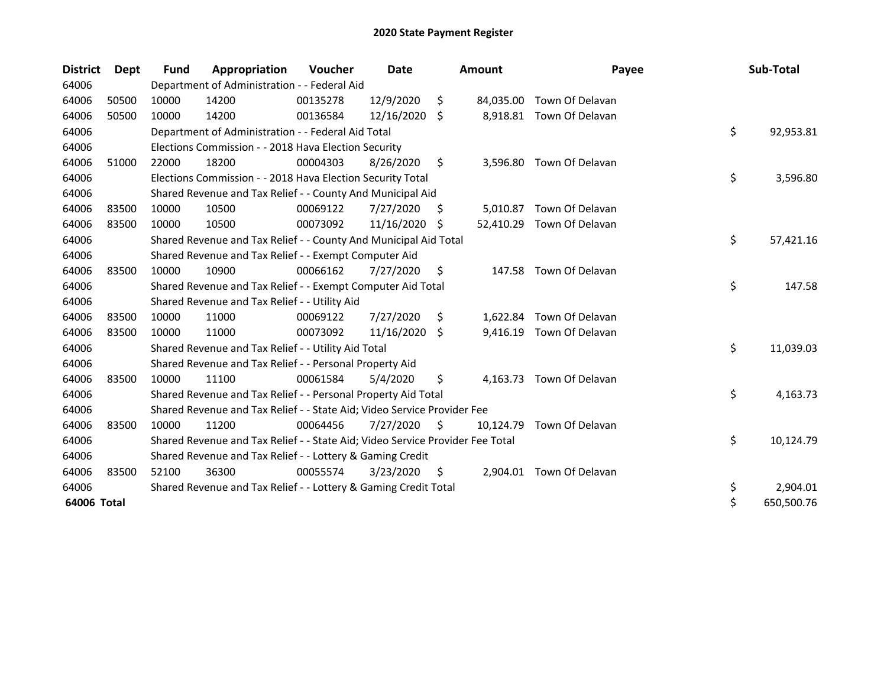# 2020 State Payment Register

| District | Dept | Fund | Appropriation | Voucher | Date | Amount | Payee | Sub-Total |
|---|---|---|---|---|---|---|---|---|
| 64006 | | Department of Administration - - Federal Aid | | | | | | |
| 64006 | 50500 | 10000 | 14200 | 00135278 | 12/9/2020 | $ 84,035.00 | Town Of Delavan | |
| 64006 | 50500 | 10000 | 14200 | 00136584 | 12/16/2020 | $ 8,918.81 | Town Of Delavan | |
| 64006 | | Department of Administration - - Federal Aid Total | | | | | | $ 92,953.81 |
| 64006 | | Elections Commission - - 2018 Hava Election Security | | | | | | |
| 64006 | 51000 | 22000 | 18200 | 00004303 | 8/26/2020 | $ 3,596.80 | Town Of Delavan | |
| 64006 | | Elections Commission - - 2018 Hava Election Security Total | | | | | | $ 3,596.80 |
| 64006 | | Shared Revenue and Tax Relief - - County And Municipal Aid | | | | | | |
| 64006 | 83500 | 10000 | 10500 | 00069122 | 7/27/2020 | $ 5,010.87 | Town Of Delavan | |
| 64006 | 83500 | 10000 | 10500 | 00073092 | 11/16/2020 | $ 52,410.29 | Town Of Delavan | |
| 64006 | | Shared Revenue and Tax Relief - - County And Municipal Aid Total | | | | | | $ 57,421.16 |
| 64006 | | Shared Revenue and Tax Relief - - Exempt Computer Aid | | | | | | |
| 64006 | 83500 | 10000 | 10900 | 00066162 | 7/27/2020 | $ 147.58 | Town Of Delavan | |
| 64006 | | Shared Revenue and Tax Relief - - Exempt Computer Aid Total | | | | | | $ 147.58 |
| 64006 | | Shared Revenue and Tax Relief - - Utility Aid | | | | | | |
| 64006 | 83500 | 10000 | 11000 | 00069122 | 7/27/2020 | $ 1,622.84 | Town Of Delavan | |
| 64006 | 83500 | 10000 | 11000 | 00073092 | 11/16/2020 | $ 9,416.19 | Town Of Delavan | |
| 64006 | | Shared Revenue and Tax Relief - - Utility Aid Total | | | | | | $ 11,039.03 |
| 64006 | | Shared Revenue and Tax Relief - - Personal Property Aid | | | | | | |
| 64006 | 83500 | 10000 | 11100 | 00061584 | 5/4/2020 | $ 4,163.73 | Town Of Delavan | |
| 64006 | | Shared Revenue and Tax Relief - - Personal Property Aid Total | | | | | | $ 4,163.73 |
| 64006 | | Shared Revenue and Tax Relief - - State Aid; Video Service Provider Fee | | | | | | |
| 64006 | 83500 | 10000 | 11200 | 00064456 | 7/27/2020 | $ 10,124.79 | Town Of Delavan | |
| 64006 | | Shared Revenue and Tax Relief - - State Aid; Video Service Provider Fee Total | | | | | | $ 10,124.79 |
| 64006 | | Shared Revenue and Tax Relief - - Lottery & Gaming Credit | | | | | | |
| 64006 | 83500 | 52100 | 36300 | 00055574 | 3/23/2020 | $ 2,904.01 | Town Of Delavan | |
| 64006 | | Shared Revenue and Tax Relief - - Lottery & Gaming Credit Total | | | | | | $ 2,904.01 |
| **64006 Total** | | | | | | | | $ 650,500.76 |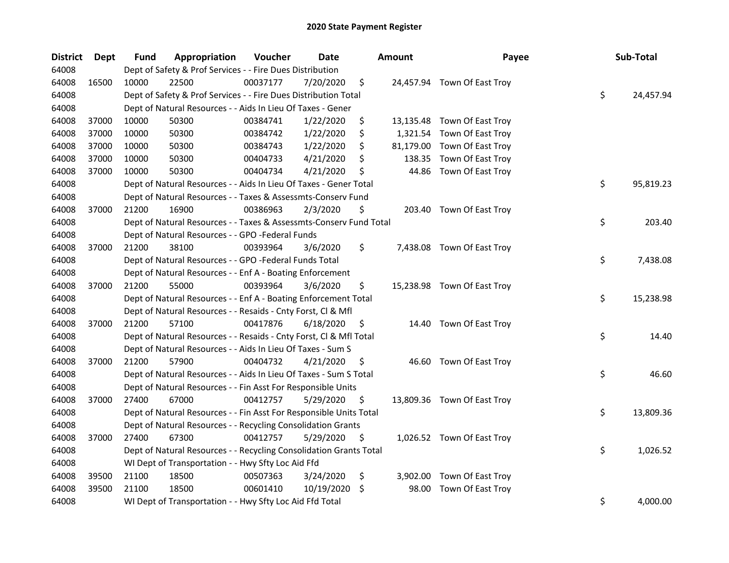# 2020 State Payment Register

| District | Dept | Fund | Appropriation | Voucher | Date | Amount | Payee | Sub-Total |
|---|---|---|---|---|---|---|---|---|
| 64008 | | Dept of Safety & Prof Services - - Fire Dues Distribution | | | | | | |
| 64008 | 16500 | 10000 | 22500 | 00037177 | 7/20/2020 | $ 24,457.94 | Town Of East Troy | |
| 64008 | | Dept of Safety & Prof Services - - Fire Dues Distribution Total | | | | | | $ 24,457.94 |
| 64008 | | Dept of Natural Resources - - Aids In Lieu Of Taxes - Gener | | | | | | |
| 64008 | 37000 | 10000 | 50300 | 00384741 | 1/22/2020 | $ 13,135.48 | Town Of East Troy | |
| 64008 | 37000 | 10000 | 50300 | 00384742 | 1/22/2020 | $ 1,321.54 | Town Of East Troy | |
| 64008 | 37000 | 10000 | 50300 | 00384743 | 1/22/2020 | $ 81,179.00 | Town Of East Troy | |
| 64008 | 37000 | 10000 | 50300 | 00404733 | 4/21/2020 | $ 138.35 | Town Of East Troy | |
| 64008 | 37000 | 10000 | 50300 | 00404734 | 4/21/2020 | $ 44.86 | Town Of East Troy | |
| 64008 | | Dept of Natural Resources - - Aids In Lieu Of Taxes - Gener Total | | | | | | $ 95,819.23 |
| 64008 | | Dept of Natural Resources - - Taxes & Assessmts-Conserv Fund | | | | | | |
| 64008 | 37000 | 21200 | 16900 | 00386963 | 2/3/2020 | $ 203.40 | Town Of East Troy | |
| 64008 | | Dept of Natural Resources - - Taxes & Assessmts-Conserv Fund Total | | | | | | $ 203.40 |
| 64008 | | Dept of Natural Resources - - GPO -Federal Funds | | | | | | |
| 64008 | 37000 | 21200 | 38100 | 00393964 | 3/6/2020 | $ 7,438.08 | Town Of East Troy | |
| 64008 | | Dept of Natural Resources - - GPO -Federal Funds Total | | | | | | $ 7,438.08 |
| 64008 | | Dept of Natural Resources - - Enf A - Boating Enforcement | | | | | | |
| 64008 | 37000 | 21200 | 55000 | 00393964 | 3/6/2020 | $ 15,238.98 | Town Of East Troy | |
| 64008 | | Dept of Natural Resources - - Enf A - Boating Enforcement Total | | | | | | $ 15,238.98 |
| 64008 | | Dept of Natural Resources - - Resaids - Cnty Forst, Cl & Mfl | | | | | | |
| 64008 | 37000 | 21200 | 57100 | 00417876 | 6/18/2020 | $ 14.40 | Town Of East Troy | |
| 64008 | | Dept of Natural Resources - - Resaids - Cnty Forst, Cl & Mfl Total | | | | | | $ 14.40 |
| 64008 | | Dept of Natural Resources - - Aids In Lieu Of Taxes - Sum S | | | | | | |
| 64008 | 37000 | 21200 | 57900 | 00404732 | 4/21/2020 | $ 46.60 | Town Of East Troy | |
| 64008 | | Dept of Natural Resources - - Aids In Lieu Of Taxes - Sum S Total | | | | | | $ 46.60 |
| 64008 | | Dept of Natural Resources - - Fin Asst For Responsible Units | | | | | | |
| 64008 | 37000 | 27400 | 67000 | 00412757 | 5/29/2020 | $ 13,809.36 | Town Of East Troy | |
| 64008 | | Dept of Natural Resources - - Fin Asst For Responsible Units Total | | | | | | $ 13,809.36 |
| 64008 | | Dept of Natural Resources - - Recycling Consolidation Grants | | | | | | |
| 64008 | 37000 | 27400 | 67300 | 00412757 | 5/29/2020 | $ 1,026.52 | Town Of East Troy | |
| 64008 | | Dept of Natural Resources - - Recycling Consolidation Grants Total | | | | | | $ 1,026.52 |
| 64008 | | WI Dept of Transportation - - Hwy Sfty Loc Aid Ffd | | | | | | |
| 64008 | 39500 | 21100 | 18500 | 00507363 | 3/24/2020 | $ 3,902.00 | Town Of East Troy | |
| 64008 | 39500 | 21100 | 18500 | 00601410 | 10/19/2020 | $ 98.00 | Town Of East Troy | |
| 64008 | | WI Dept of Transportation - - Hwy Sfty Loc Aid Ffd Total | | | | | | $ 4,000.00 |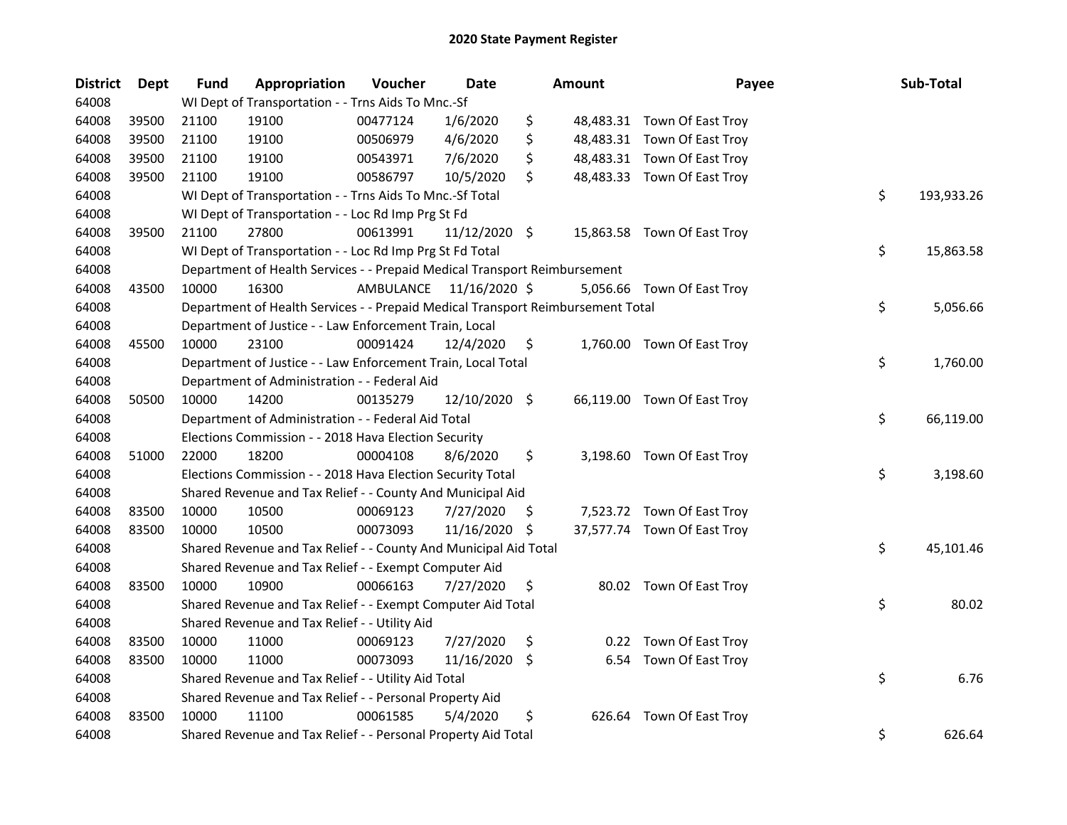# 2020 State Payment Register

| District | Dept | Fund | Appropriation | Voucher | Date | Amount | Payee | Sub-Total |
|---|---|---|---|---|---|---|---|---|
| 64008 | | WI Dept of Transportation - - Trns Aids To Mnc.-Sf | | | | | | |
| 64008 | 39500 | 21100 | 19100 | 00477124 | 1/6/2020 | $ 48,483.31 | Town Of East Troy | |
| 64008 | 39500 | 21100 | 19100 | 00506979 | 4/6/2020 | $ 48,483.31 | Town Of East Troy | |
| 64008 | 39500 | 21100 | 19100 | 00543971 | 7/6/2020 | $ 48,483.31 | Town Of East Troy | |
| 64008 | 39500 | 21100 | 19100 | 00586797 | 10/5/2020 | $ 48,483.33 | Town Of East Troy | |
| 64008 | | WI Dept of Transportation - - Trns Aids To Mnc.-Sf Total | | | | | | $ 193,933.26 |
| 64008 | | WI Dept of Transportation - - Loc Rd Imp Prg St Fd | | | | | | |
| 64008 | 39500 | 21100 | 27800 | 00613991 | 11/12/2020 | $ 15,863.58 | Town Of East Troy | |
| 64008 | | WI Dept of Transportation - - Loc Rd Imp Prg St Fd Total | | | | | | $ 15,863.58 |
| 64008 | | Department of Health Services - - Prepaid Medical Transport Reimbursement | | | | | | |
| 64008 | 43500 | 10000 | 16300 | AMBULANCE | 11/16/2020 | $ 5,056.66 | Town Of East Troy | |
| 64008 | | Department of Health Services - - Prepaid Medical Transport Reimbursement Total | | | | | | $ 5,056.66 |
| 64008 | | Department of Justice - - Law Enforcement Train, Local | | | | | | |
| 64008 | 45500 | 10000 | 23100 | 00091424 | 12/4/2020 | $ 1,760.00 | Town Of East Troy | |
| 64008 | | Department of Justice - - Law Enforcement Train, Local Total | | | | | | $ 1,760.00 |
| 64008 | | Department of Administration - - Federal Aid | | | | | | |
| 64008 | 50500 | 10000 | 14200 | 00135279 | 12/10/2020 | $ 66,119.00 | Town Of East Troy | |
| 64008 | | Department of Administration - - Federal Aid Total | | | | | | $ 66,119.00 |
| 64008 | | Elections Commission - - 2018 Hava Election Security | | | | | | |
| 64008 | 51000 | 22000 | 18200 | 00004108 | 8/6/2020 | $ 3,198.60 | Town Of East Troy | |
| 64008 | | Elections Commission - - 2018 Hava Election Security Total | | | | | | $ 3,198.60 |
| 64008 | | Shared Revenue and Tax Relief - - County And Municipal Aid | | | | | | |
| 64008 | 83500 | 10000 | 10500 | 00069123 | 7/27/2020 | $ 7,523.72 | Town Of East Troy | |
| 64008 | 83500 | 10000 | 10500 | 00073093 | 11/16/2020 | $ 37,577.74 | Town Of East Troy | |
| 64008 | | Shared Revenue and Tax Relief - - County And Municipal Aid Total | | | | | | $ 45,101.46 |
| 64008 | | Shared Revenue and Tax Relief - - Exempt Computer Aid | | | | | | |
| 64008 | 83500 | 10000 | 10900 | 00066163 | 7/27/2020 | $ 80.02 | Town Of East Troy | |
| 64008 | | Shared Revenue and Tax Relief - - Exempt Computer Aid Total | | | | | | $ 80.02 |
| 64008 | | Shared Revenue and Tax Relief - - Utility Aid | | | | | | |
| 64008 | 83500 | 10000 | 11000 | 00069123 | 7/27/2020 | $ 0.22 | Town Of East Troy | |
| 64008 | 83500 | 10000 | 11000 | 00073093 | 11/16/2020 | $ 6.54 | Town Of East Troy | |
| 64008 | | Shared Revenue and Tax Relief - - Utility Aid Total | | | | | | $ 6.76 |
| 64008 | | Shared Revenue and Tax Relief - - Personal Property Aid | | | | | | |
| 64008 | 83500 | 10000 | 11100 | 00061585 | 5/4/2020 | $ 626.64 | Town Of East Troy | |
| 64008 | | Shared Revenue and Tax Relief - - Personal Property Aid Total | | | | | | $ 626.64 |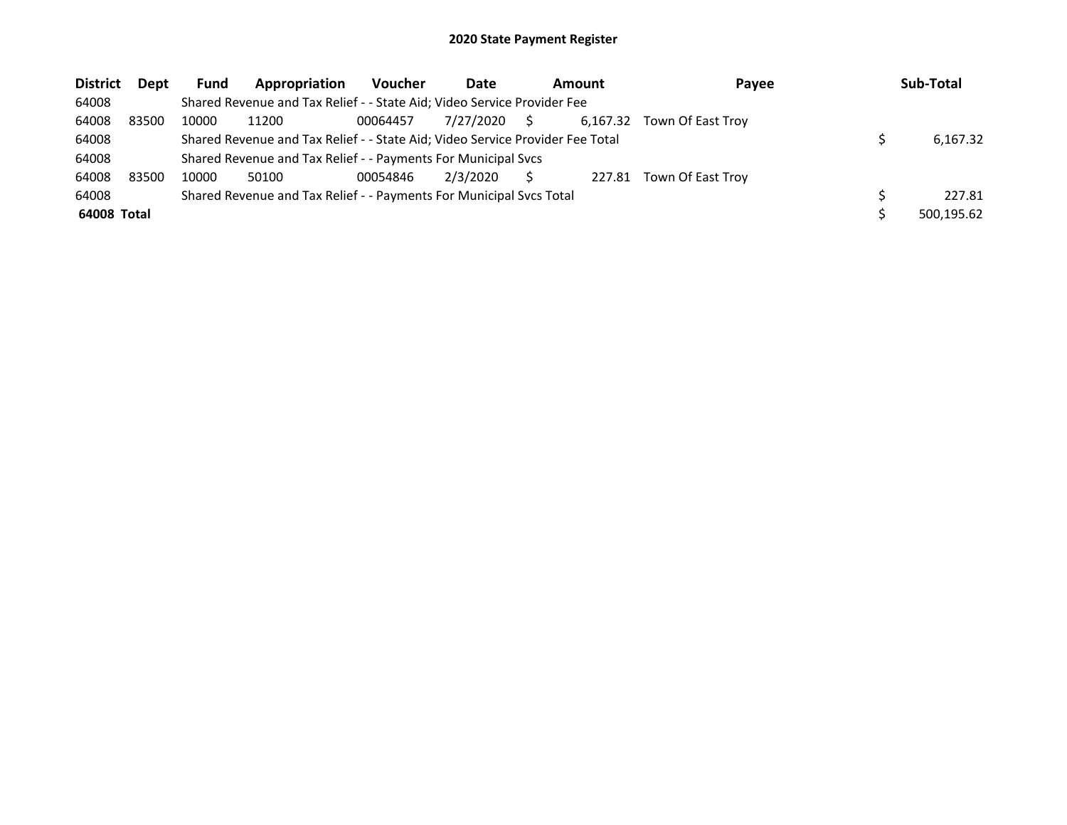# 2020 State Payment Register

| District | Dept | Fund | Appropriation | Voucher | Date | Amount | Payee | Sub-Total |
|---|---|---|---|---|---|---|---|---|
| 64008 | | Shared Revenue and Tax Relief - - State Aid; Video Service Provider Fee | | | | | | |
| 64008 | 83500 | 10000 | 11200 | 00064457 | 7/27/2020 | $ 6,167.32 | Town Of East Troy | |
| 64008 | | Shared Revenue and Tax Relief - - State Aid; Video Service Provider Fee Total | | | | | | $ 6,167.32 |
| 64008 | | Shared Revenue and Tax Relief - - Payments For Municipal Svcs | | | | | | |
| 64008 | 83500 | 10000 | 50100 | 00054846 | 2/3/2020 | $ 227.81 | Town Of East Troy | |
| 64008 | | Shared Revenue and Tax Relief - - Payments For Municipal Svcs Total | | | | | | $ 227.81 |
| **64008 Total** | | | | | | | | $ 500,195.62 |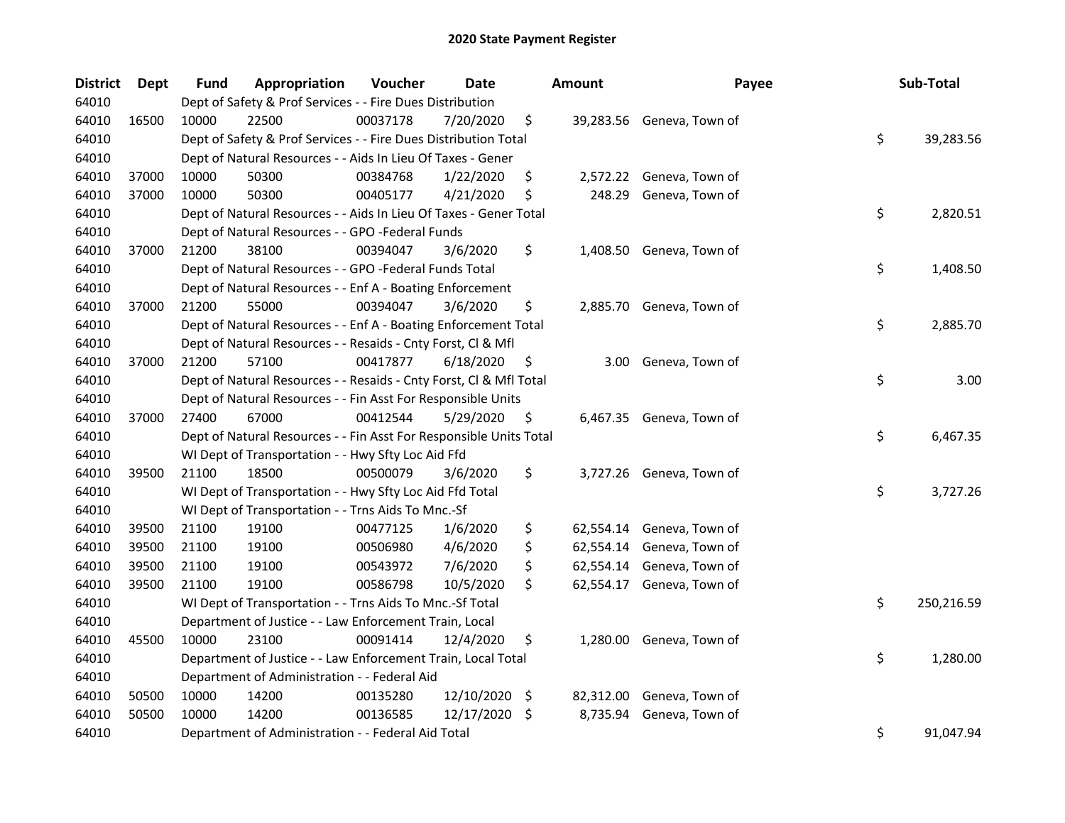# 2020 State Payment Register

| District | Dept | Fund | Appropriation | Voucher | Date | Amount | Payee | Sub-Total |
|---|---|---|---|---|---|---|---|---|
| 64010 | | Dept of Safety & Prof Services - - Fire Dues Distribution | | | | | | |
| 64010 | 16500 | 10000 | 22500 | 00037178 | 7/20/2020 | $ 39,283.56 | Geneva, Town of | |
| 64010 | | Dept of Safety & Prof Services - - Fire Dues Distribution Total | | | | | | $ 39,283.56 |
| 64010 | | Dept of Natural Resources - - Aids In Lieu Of Taxes - Gener | | | | | | |
| 64010 | 37000 | 10000 | 50300 | 00384768 | 1/22/2020 | $ 2,572.22 | Geneva, Town of | |
| 64010 | 37000 | 10000 | 50300 | 00405177 | 4/21/2020 | $ 248.29 | Geneva, Town of | |
| 64010 | | Dept of Natural Resources - - Aids In Lieu Of Taxes - Gener Total | | | | | | $ 2,820.51 |
| 64010 | | Dept of Natural Resources - - GPO -Federal Funds | | | | | | |
| 64010 | 37000 | 21200 | 38100 | 00394047 | 3/6/2020 | $ 1,408.50 | Geneva, Town of | |
| 64010 | | Dept of Natural Resources - - GPO -Federal Funds Total | | | | | | $ 1,408.50 |
| 64010 | | Dept of Natural Resources - - Enf A - Boating Enforcement | | | | | | |
| 64010 | 37000 | 21200 | 55000 | 00394047 | 3/6/2020 | $ 2,885.70 | Geneva, Town of | |
| 64010 | | Dept of Natural Resources - - Enf A - Boating Enforcement Total | | | | | | $ 2,885.70 |
| 64010 | | Dept of Natural Resources - - Resaids - Cnty Forst, Cl & Mfl | | | | | | |
| 64010 | 37000 | 21200 | 57100 | 00417877 | 6/18/2020 | $ 3.00 | Geneva, Town of | |
| 64010 | | Dept of Natural Resources - - Resaids - Cnty Forst, Cl & Mfl Total | | | | | | $ 3.00 |
| 64010 | | Dept of Natural Resources - - Fin Asst For Responsible Units | | | | | | |
| 64010 | 37000 | 27400 | 67000 | 00412544 | 5/29/2020 | $ 6,467.35 | Geneva, Town of | |
| 64010 | | Dept of Natural Resources - - Fin Asst For Responsible Units Total | | | | | | $ 6,467.35 |
| 64010 | | WI Dept of Transportation - - Hwy Sfty Loc Aid Ffd | | | | | | |
| 64010 | 39500 | 21100 | 18500 | 00500079 | 3/6/2020 | $ 3,727.26 | Geneva, Town of | |
| 64010 | | WI Dept of Transportation - - Hwy Sfty Loc Aid Ffd Total | | | | | | $ 3,727.26 |
| 64010 | | WI Dept of Transportation - - Trns Aids To Mnc.-Sf | | | | | | |
| 64010 | 39500 | 21100 | 19100 | 00477125 | 1/6/2020 | $ 62,554.14 | Geneva, Town of | |
| 64010 | 39500 | 21100 | 19100 | 00506980 | 4/6/2020 | $ 62,554.14 | Geneva, Town of | |
| 64010 | 39500 | 21100 | 19100 | 00543972 | 7/6/2020 | $ 62,554.14 | Geneva, Town of | |
| 64010 | 39500 | 21100 | 19100 | 00586798 | 10/5/2020 | $ 62,554.17 | Geneva, Town of | |
| 64010 | | WI Dept of Transportation - - Trns Aids To Mnc.-Sf Total | | | | | | $ 250,216.59 |
| 64010 | | Department of Justice - - Law Enforcement Train, Local | | | | | | |
| 64010 | 45500 | 10000 | 23100 | 00091414 | 12/4/2020 | $ 1,280.00 | Geneva, Town of | |
| 64010 | | Department of Justice - - Law Enforcement Train, Local Total | | | | | | $ 1,280.00 |
| 64010 | | Department of Administration - - Federal Aid | | | | | | |
| 64010 | 50500 | 10000 | 14200 | 00135280 | 12/10/2020 | $ 82,312.00 | Geneva, Town of | |
| 64010 | 50500 | 10000 | 14200 | 00136585 | 12/17/2020 | $ 8,735.94 | Geneva, Town of | |
| 64010 | | Department of Administration - - Federal Aid Total | | | | | | $ 91,047.94 |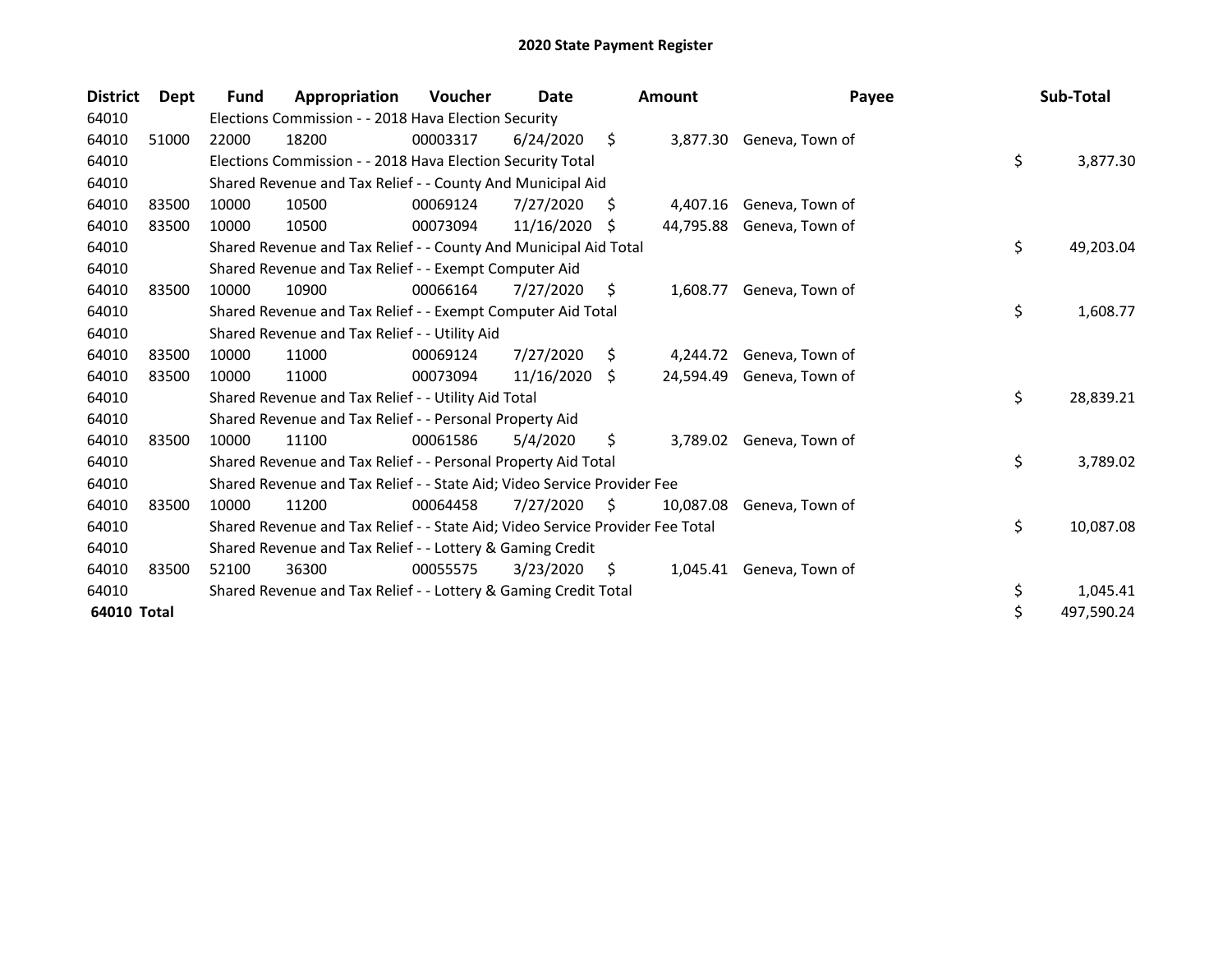# 2020 State Payment Register

| District | Dept | Fund | Appropriation | Voucher | Date | Amount | Payee | Sub-Total |
|---|---|---|---|---|---|---|---|---|
| 64010 | | Elections Commission - - 2018 Hava Election Security | | | | | | |
| 64010 | 51000 | 22000 | 18200 | 00003317 | 6/24/2020 | $ 3,877.30 | Geneva, Town of | |
| 64010 | | Elections Commission - - 2018 Hava Election Security Total | | | | | | $ 3,877.30 |
| 64010 | | Shared Revenue and Tax Relief - - County And Municipal Aid | | | | | | |
| 64010 | 83500 | 10000 | 10500 | 00069124 | 7/27/2020 | $ 4,407.16 | Geneva, Town of | |
| 64010 | 83500 | 10000 | 10500 | 00073094 | 11/16/2020 | $ 44,795.88 | Geneva, Town of | |
| 64010 | | Shared Revenue and Tax Relief - - County And Municipal Aid Total | | | | | | $ 49,203.04 |
| 64010 | | Shared Revenue and Tax Relief - - Exempt Computer Aid | | | | | | |
| 64010 | 83500 | 10000 | 10900 | 00066164 | 7/27/2020 | $ 1,608.77 | Geneva, Town of | |
| 64010 | | Shared Revenue and Tax Relief - - Exempt Computer Aid Total | | | | | | $ 1,608.77 |
| 64010 | | Shared Revenue and Tax Relief - - Utility Aid | | | | | | |
| 64010 | 83500 | 10000 | 11000 | 00069124 | 7/27/2020 | $ 4,244.72 | Geneva, Town of | |
| 64010 | 83500 | 10000 | 11000 | 00073094 | 11/16/2020 | $ 24,594.49 | Geneva, Town of | |
| 64010 | | Shared Revenue and Tax Relief - - Utility Aid Total | | | | | | $ 28,839.21 |
| 64010 | | Shared Revenue and Tax Relief - - Personal Property Aid | | | | | | |
| 64010 | 83500 | 10000 | 11100 | 00061586 | 5/4/2020 | $ 3,789.02 | Geneva, Town of | |
| 64010 | | Shared Revenue and Tax Relief - - Personal Property Aid Total | | | | | | $ 3,789.02 |
| 64010 | | Shared Revenue and Tax Relief - - State Aid; Video Service Provider Fee | | | | | | |
| 64010 | 83500 | 10000 | 11200 | 00064458 | 7/27/2020 | $ 10,087.08 | Geneva, Town of | |
| 64010 | | Shared Revenue and Tax Relief - - State Aid; Video Service Provider Fee Total | | | | | | $ 10,087.08 |
| 64010 | | Shared Revenue and Tax Relief - - Lottery & Gaming Credit | | | | | | |
| 64010 | 83500 | 52100 | 36300 | 00055575 | 3/23/2020 | $ 1,045.41 | Geneva, Town of | |
| 64010 | | Shared Revenue and Tax Relief - - Lottery & Gaming Credit Total | | | | | | $ 1,045.41 |
| **64010 Total** | | | | | | | | $ 497,590.24 |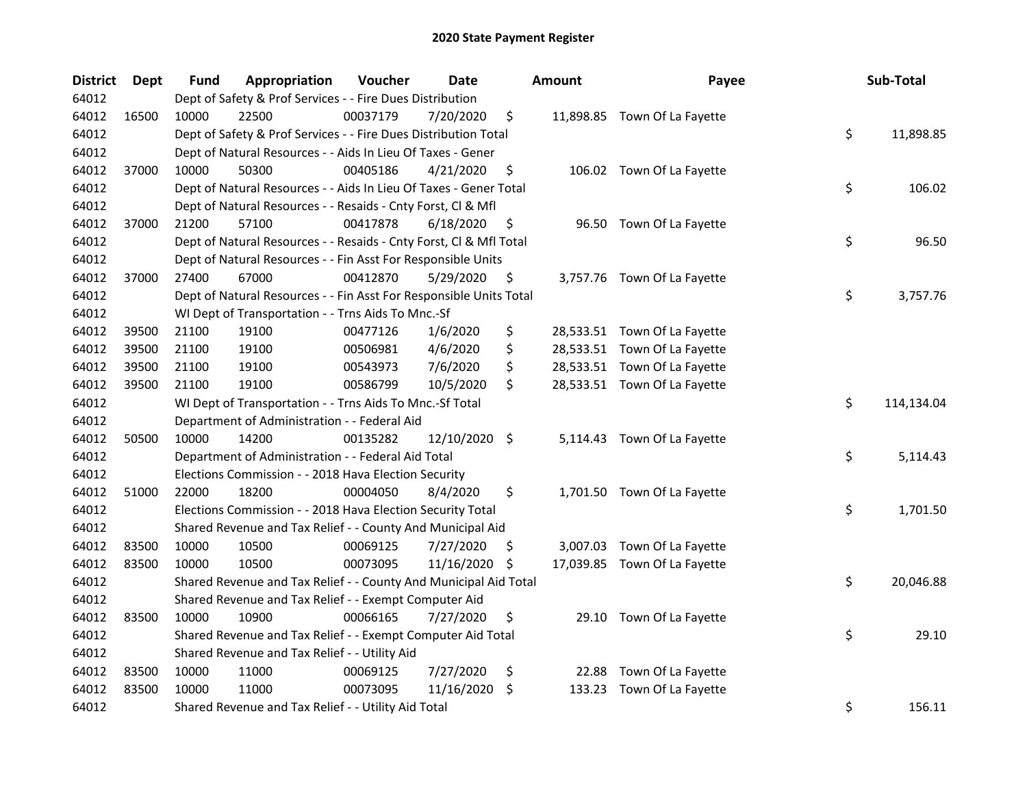# 2020 State Payment Register

| District | Dept | Fund | Appropriation | Voucher | Date | Amount | Payee | Sub-Total |
|---|---|---|---|---|---|---|---|---|
| 64012 | | Dept of Safety & Prof Services - - Fire Dues Distribution | | | | | | |
| 64012 | 16500 | 10000 | 22500 | 00037179 | 7/20/2020 | $ 11,898.85 | Town Of La Fayette | |
| 64012 | | Dept of Safety & Prof Services - - Fire Dues Distribution Total | | | | | | $ 11,898.85 |
| 64012 | | Dept of Natural Resources - - Aids In Lieu Of Taxes - Gener | | | | | | |
| 64012 | 37000 | 10000 | 50300 | 00405186 | 4/21/2020 | $ 106.02 | Town Of La Fayette | |
| 64012 | | Dept of Natural Resources - - Aids In Lieu Of Taxes - Gener Total | | | | | | $ 106.02 |
| 64012 | | Dept of Natural Resources - - Resaids - Cnty Forst, Cl & Mfl | | | | | | |
| 64012 | 37000 | 21200 | 57100 | 00417878 | 6/18/2020 | $ 96.50 | Town Of La Fayette | |
| 64012 | | Dept of Natural Resources - - Resaids - Cnty Forst, Cl & Mfl Total | | | | | | $ 96.50 |
| 64012 | | Dept of Natural Resources - - Fin Asst For Responsible Units | | | | | | |
| 64012 | 37000 | 27400 | 67000 | 00412870 | 5/29/2020 | $ 3,757.76 | Town Of La Fayette | |
| 64012 | | Dept of Natural Resources - - Fin Asst For Responsible Units Total | | | | | | $ 3,757.76 |
| 64012 | | WI Dept of Transportation - - Trns Aids To Mnc.-Sf | | | | | | |
| 64012 | 39500 | 21100 | 19100 | 00477126 | 1/6/2020 | $ 28,533.51 | Town Of La Fayette | |
| 64012 | 39500 | 21100 | 19100 | 00506981 | 4/6/2020 | $ 28,533.51 | Town Of La Fayette | |
| 64012 | 39500 | 21100 | 19100 | 00543973 | 7/6/2020 | $ 28,533.51 | Town Of La Fayette | |
| 64012 | 39500 | 21100 | 19100 | 00586799 | 10/5/2020 | $ 28,533.51 | Town Of La Fayette | |
| 64012 | | WI Dept of Transportation - - Trns Aids To Mnc.-Sf Total | | | | | | $ 114,134.04 |
| 64012 | | Department of Administration - - Federal Aid | | | | | | |
| 64012 | 50500 | 10000 | 14200 | 00135282 | 12/10/2020 | $ 5,114.43 | Town Of La Fayette | |
| 64012 | | Department of Administration - - Federal Aid Total | | | | | | $ 5,114.43 |
| 64012 | | Elections Commission - - 2018 Hava Election Security | | | | | | |
| 64012 | 51000 | 22000 | 18200 | 00004050 | 8/4/2020 | $ 1,701.50 | Town Of La Fayette | |
| 64012 | | Elections Commission - - 2018 Hava Election Security Total | | | | | | $ 1,701.50 |
| 64012 | | Shared Revenue and Tax Relief - - County And Municipal Aid | | | | | | |
| 64012 | 83500 | 10000 | 10500 | 00069125 | 7/27/2020 | $ 3,007.03 | Town Of La Fayette | |
| 64012 | 83500 | 10000 | 10500 | 00073095 | 11/16/2020 | $ 17,039.85 | Town Of La Fayette | |
| 64012 | | Shared Revenue and Tax Relief - - County And Municipal Aid Total | | | | | | $ 20,046.88 |
| 64012 | | Shared Revenue and Tax Relief - - Exempt Computer Aid | | | | | | |
| 64012 | 83500 | 10000 | 10900 | 00066165 | 7/27/2020 | $ 29.10 | Town Of La Fayette | |
| 64012 | | Shared Revenue and Tax Relief - - Exempt Computer Aid Total | | | | | | $ 29.10 |
| 64012 | | Shared Revenue and Tax Relief - - Utility Aid | | | | | | |
| 64012 | 83500 | 10000 | 11000 | 00069125 | 7/27/2020 | $ 22.88 | Town Of La Fayette | |
| 64012 | 83500 | 10000 | 11000 | 00073095 | 11/16/2020 | $ 133.23 | Town Of La Fayette | |
| 64012 | | Shared Revenue and Tax Relief - - Utility Aid Total | | | | | | $ 156.11 |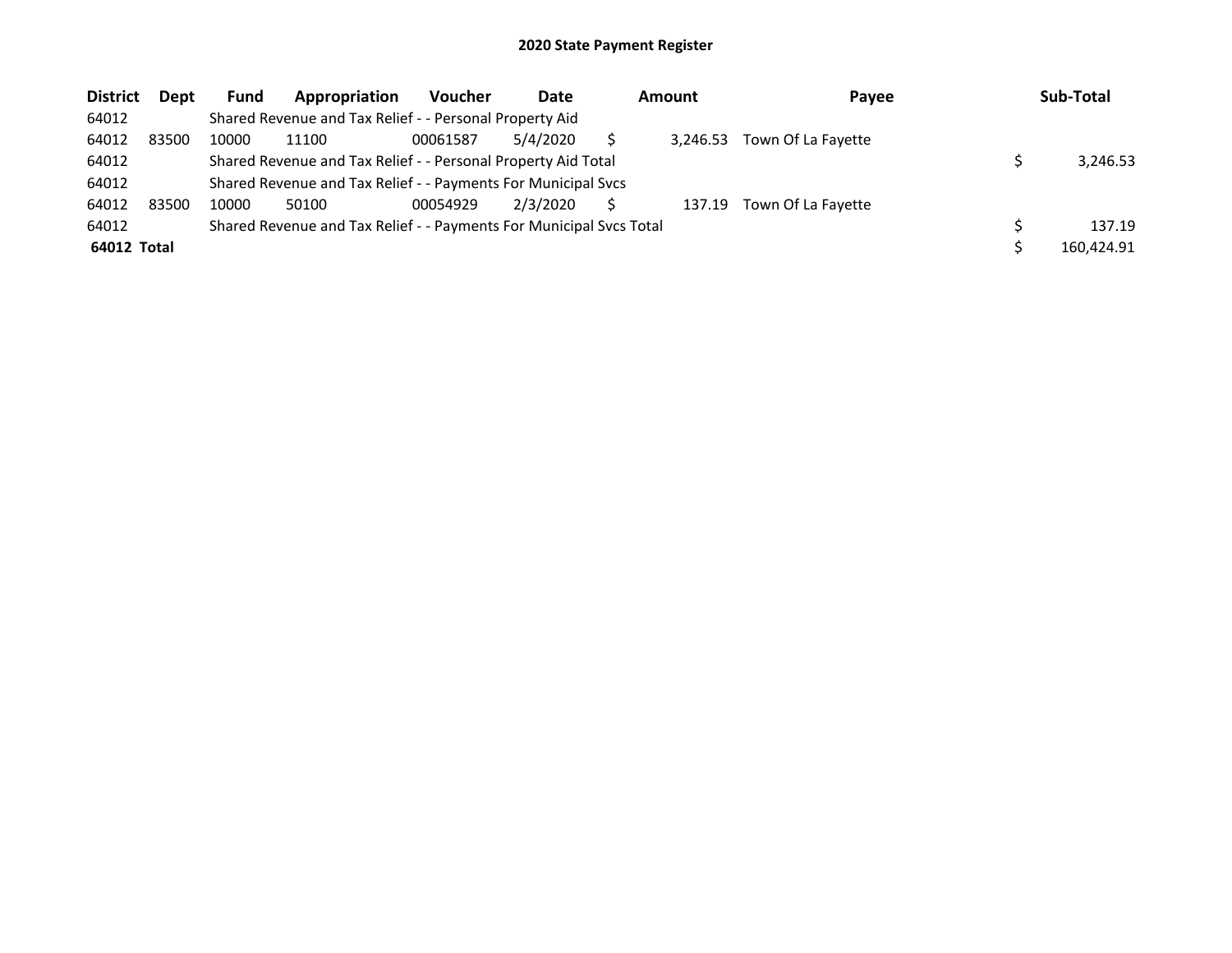## 2020 State Payment Register

| District | Dept | Fund | Appropriation | Voucher | Date | Amount | Payee | Sub-Total |
|---|---|---|---|---|---|---|---|---|
| 64012 | | Shared Revenue and Tax Relief - - Personal Property Aid | | | | | | |
| 64012 | 83500 | 10000 | 11100 | 00061587 | 5/4/2020 | $ 3,246.53 | Town Of La Fayette | |
| 64012 | | Shared Revenue and Tax Relief - - Personal Property Aid Total | | | | | | $ 3,246.53 |
| 64012 | | Shared Revenue and Tax Relief - - Payments For Municipal Svcs | | | | | | |
| 64012 | 83500 | 10000 | 50100 | 00054929 | 2/3/2020 | $ 137.19 | Town Of La Fayette | |
| 64012 | | Shared Revenue and Tax Relief - - Payments For Municipal Svcs Total | | | | | | $ 137.19 |
| **64012 Total** | | | | | | | | $ 160,424.91 |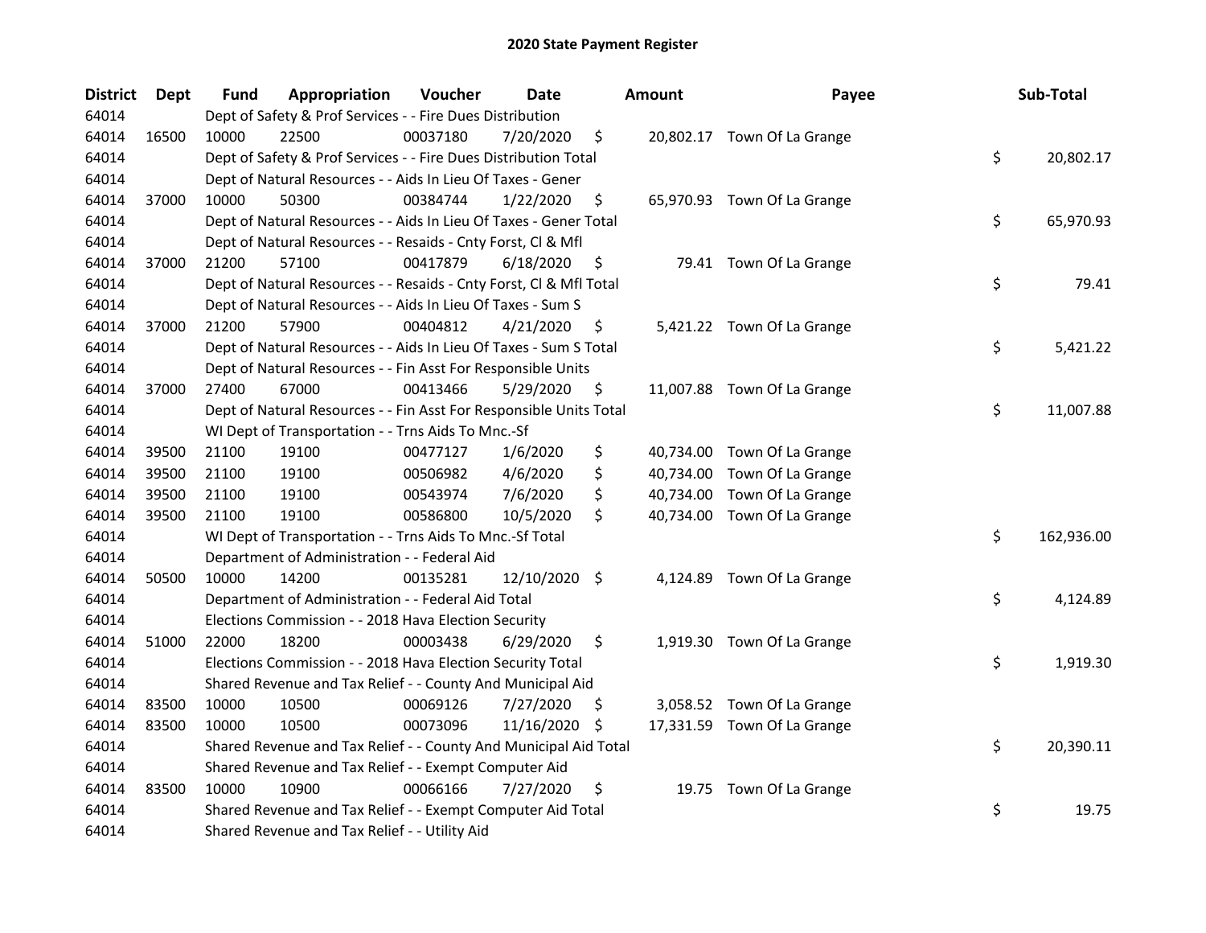# 2020 State Payment Register

| District | Dept | Fund | Appropriation | Voucher | Date | Amount | Payee | Sub-Total |
|---|---|---|---|---|---|---|---|---|
| 64014 | | Dept of Safety & Prof Services - - Fire Dues Distribution | | | | | | |
| 64014 | 16500 | 10000 | 22500 | 00037180 | 7/20/2020 | $ 20,802.17 | Town Of La Grange | |
| 64014 | | Dept of Safety & Prof Services - - Fire Dues Distribution Total | | | | | | $ 20,802.17 |
| 64014 | | Dept of Natural Resources - - Aids In Lieu Of Taxes - Gener | | | | | | |
| 64014 | 37000 | 10000 | 50300 | 00384744 | 1/22/2020 | $ 65,970.93 | Town Of La Grange | |
| 64014 | | Dept of Natural Resources - - Aids In Lieu Of Taxes - Gener Total | | | | | | $ 65,970.93 |
| 64014 | | Dept of Natural Resources - - Resaids - Cnty Forst, Cl & Mfl | | | | | | |
| 64014 | 37000 | 21200 | 57100 | 00417879 | 6/18/2020 | $ 79.41 | Town Of La Grange | |
| 64014 | | Dept of Natural Resources - - Resaids - Cnty Forst, Cl & Mfl Total | | | | | | $ 79.41 |
| 64014 | | Dept of Natural Resources - - Aids In Lieu Of Taxes - Sum S | | | | | | |
| 64014 | 37000 | 21200 | 57900 | 00404812 | 4/21/2020 | $ 5,421.22 | Town Of La Grange | |
| 64014 | | Dept of Natural Resources - - Aids In Lieu Of Taxes - Sum S Total | | | | | | $ 5,421.22 |
| 64014 | | Dept of Natural Resources - - Fin Asst For Responsible Units | | | | | | |
| 64014 | 37000 | 27400 | 67000 | 00413466 | 5/29/2020 | $ 11,007.88 | Town Of La Grange | |
| 64014 | | Dept of Natural Resources - - Fin Asst For Responsible Units Total | | | | | | $ 11,007.88 |
| 64014 | | WI Dept of Transportation - - Trns Aids To Mnc.-Sf | | | | | | |
| 64014 | 39500 | 21100 | 19100 | 00477127 | 1/6/2020 | $ 40,734.00 | Town Of La Grange | |
| 64014 | 39500 | 21100 | 19100 | 00506982 | 4/6/2020 | $ 40,734.00 | Town Of La Grange | |
| 64014 | 39500 | 21100 | 19100 | 00543974 | 7/6/2020 | $ 40,734.00 | Town Of La Grange | |
| 64014 | 39500 | 21100 | 19100 | 00586800 | 10/5/2020 | $ 40,734.00 | Town Of La Grange | |
| 64014 | | WI Dept of Transportation - - Trns Aids To Mnc.-Sf Total | | | | | | $ 162,936.00 |
| 64014 | | Department of Administration - - Federal Aid | | | | | | |
| 64014 | 50500 | 10000 | 14200 | 00135281 | 12/10/2020 | $ 4,124.89 | Town Of La Grange | |
| 64014 | | Department of Administration - - Federal Aid Total | | | | | | $ 4,124.89 |
| 64014 | | Elections Commission - - 2018 Hava Election Security | | | | | | |
| 64014 | 51000 | 22000 | 18200 | 00003438 | 6/29/2020 | $ 1,919.30 | Town Of La Grange | |
| 64014 | | Elections Commission - - 2018 Hava Election Security Total | | | | | | $ 1,919.30 |
| 64014 | | Shared Revenue and Tax Relief - - County And Municipal Aid | | | | | | |
| 64014 | 83500 | 10000 | 10500 | 00069126 | 7/27/2020 | $ 3,058.52 | Town Of La Grange | |
| 64014 | 83500 | 10000 | 10500 | 00073096 | 11/16/2020 | $ 17,331.59 | Town Of La Grange | |
| 64014 | | Shared Revenue and Tax Relief - - County And Municipal Aid Total | | | | | | $ 20,390.11 |
| 64014 | | Shared Revenue and Tax Relief - - Exempt Computer Aid | | | | | | |
| 64014 | 83500 | 10000 | 10900 | 00066166 | 7/27/2020 | $ 19.75 | Town Of La Grange | |
| 64014 | | Shared Revenue and Tax Relief - - Exempt Computer Aid Total | | | | | | $ 19.75 |
| 64014 | | Shared Revenue and Tax Relief - - Utility Aid | | | | | | |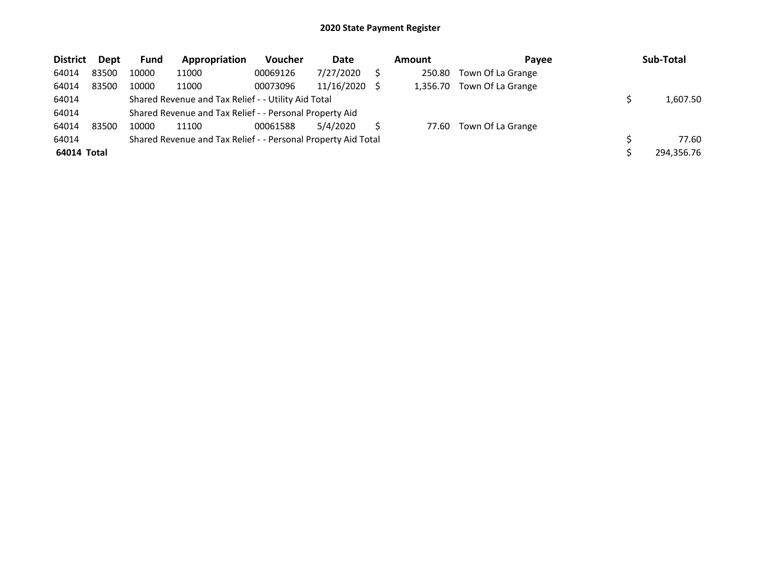# 2020 State Payment Register

| District | Dept | Fund | Appropriation | Voucher | Date | Amount | Payee | Sub-Total |
|---|---|---|---|---|---|---|---|---|
| 64014 | 83500 | 10000 | 11000 | 00069126 | 7/27/2020 | $ 250.80 | Town Of La Grange | |
| 64014 | 83500 | 10000 | 11000 | 00073096 | 11/16/2020 | $ 1,356.70 | Town Of La Grange | |
| 64014 | | Shared Revenue and Tax Relief - - Utility Aid Total | | | | | | $ 1,607.50 |
| 64014 | | Shared Revenue and Tax Relief - - Personal Property Aid | | | | | | |
| 64014 | 83500 | 10000 | 11100 | 00061588 | 5/4/2020 | $ 77.60 | Town Of La Grange | |
| 64014 | | Shared Revenue and Tax Relief - - Personal Property Aid Total | | | | | | $ 77.60 |
| **64014 Total** | | | | | | | | $ 294,356.76 |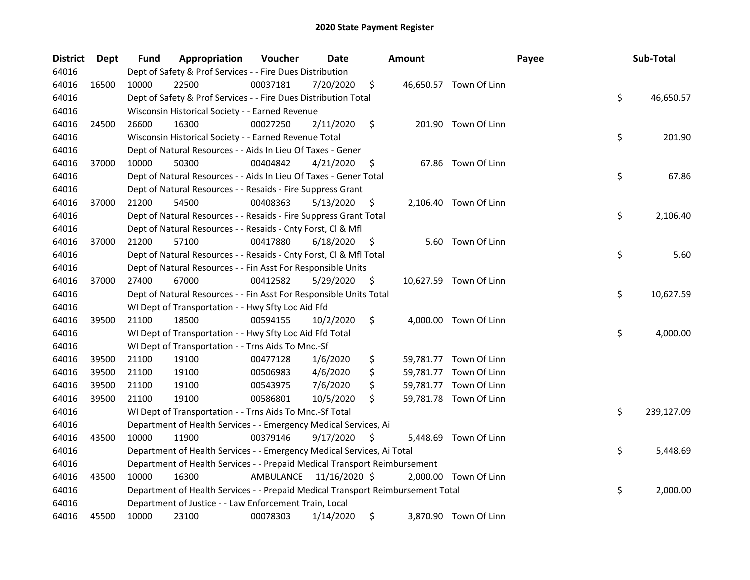# 2020 State Payment Register

| District | Dept | Fund | Appropriation | Voucher | Date | Amount | Payee | Sub-Total |
|---|---|---|---|---|---|---|---|---|
| 64016 | | Dept of Safety & Prof Services - - Fire Dues Distribution | | | | | | |
| 64016 | 16500 | 10000 | 22500 | 00037181 | 7/20/2020 | $ 46,650.57 | Town Of Linn | |
| 64016 | | Dept of Safety & Prof Services - - Fire Dues Distribution Total | | | | | | $ 46,650.57 |
| 64016 | | Wisconsin Historical Society - - Earned Revenue | | | | | | |
| 64016 | 24500 | 26600 | 16300 | 00027250 | 2/11/2020 | $ 201.90 | Town Of Linn | |
| 64016 | | Wisconsin Historical Society - - Earned Revenue Total | | | | | | $ 201.90 |
| 64016 | | Dept of Natural Resources - - Aids In Lieu Of Taxes - Gener | | | | | | |
| 64016 | 37000 | 10000 | 50300 | 00404842 | 4/21/2020 | $ 67.86 | Town Of Linn | |
| 64016 | | Dept of Natural Resources - - Aids In Lieu Of Taxes - Gener Total | | | | | | $ 67.86 |
| 64016 | | Dept of Natural Resources - - Resaids - Fire Suppress Grant | | | | | | |
| 64016 | 37000 | 21200 | 54500 | 00408363 | 5/13/2020 | $ 2,106.40 | Town Of Linn | |
| 64016 | | Dept of Natural Resources - - Resaids - Fire Suppress Grant Total | | | | | | $ 2,106.40 |
| 64016 | | Dept of Natural Resources - - Resaids - Cnty Forst, Cl & Mfl | | | | | | |
| 64016 | 37000 | 21200 | 57100 | 00417880 | 6/18/2020 | $ 5.60 | Town Of Linn | |
| 64016 | | Dept of Natural Resources - - Resaids - Cnty Forst, Cl & Mfl Total | | | | | | $ 5.60 |
| 64016 | | Dept of Natural Resources - - Fin Asst For Responsible Units | | | | | | |
| 64016 | 37000 | 27400 | 67000 | 00412582 | 5/29/2020 | $ 10,627.59 | Town Of Linn | |
| 64016 | | Dept of Natural Resources - - Fin Asst For Responsible Units Total | | | | | | $ 10,627.59 |
| 64016 | | WI Dept of Transportation - - Hwy Sfty Loc Aid Ffd | | | | | | |
| 64016 | 39500 | 21100 | 18500 | 00594155 | 10/2/2020 | $ 4,000.00 | Town Of Linn | |
| 64016 | | WI Dept of Transportation - - Hwy Sfty Loc Aid Ffd Total | | | | | | $ 4,000.00 |
| 64016 | | WI Dept of Transportation - - Trns Aids To Mnc.-Sf | | | | | | |
| 64016 | 39500 | 21100 | 19100 | 00477128 | 1/6/2020 | $ 59,781.77 | Town Of Linn | |
| 64016 | 39500 | 21100 | 19100 | 00506983 | 4/6/2020 | $ 59,781.77 | Town Of Linn | |
| 64016 | 39500 | 21100 | 19100 | 00543975 | 7/6/2020 | $ 59,781.77 | Town Of Linn | |
| 64016 | 39500 | 21100 | 19100 | 00586801 | 10/5/2020 | $ 59,781.78 | Town Of Linn | |
| 64016 | | WI Dept of Transportation - - Trns Aids To Mnc.-Sf Total | | | | | | $ 239,127.09 |
| 64016 | | Department of Health Services - - Emergency Medical Services, Ai | | | | | | |
| 64016 | 43500 | 10000 | 11900 | 00379146 | 9/17/2020 | $ 5,448.69 | Town Of Linn | |
| 64016 | | Department of Health Services - - Emergency Medical Services, Ai Total | | | | | | $ 5,448.69 |
| 64016 | | Department of Health Services - - Prepaid Medical Transport Reimbursement | | | | | | |
| 64016 | 43500 | 10000 | 16300 | AMBULANCE | 11/16/2020 | $ 2,000.00 | Town Of Linn | |
| 64016 | | Department of Health Services - - Prepaid Medical Transport Reimbursement Total | | | | | | $ 2,000.00 |
| 64016 | | Department of Justice - - Law Enforcement Train, Local | | | | | | |
| 64016 | 45500 | 10000 | 23100 | 00078303 | 1/14/2020 | $ 3,870.90 | Town Of Linn | |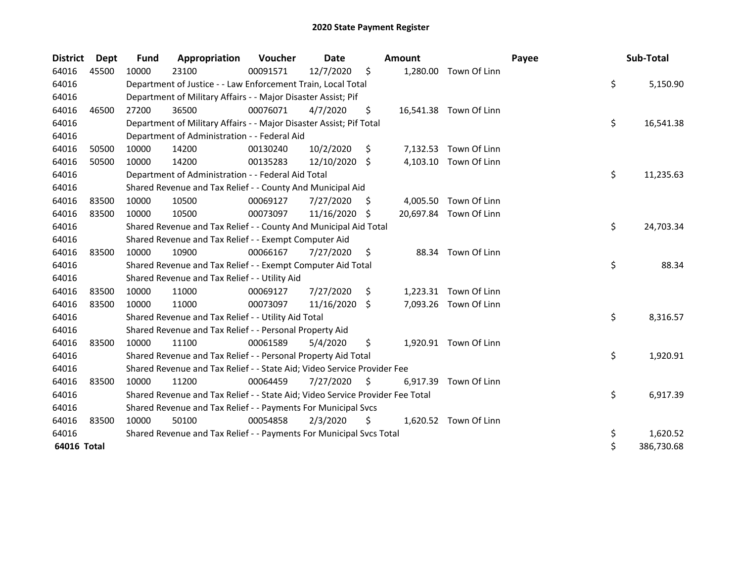# 2020 State Payment Register

| District | Dept | Fund | Appropriation | Voucher | Date | Amount | Payee | Sub-Total |
|---|---|---|---|---|---|---|---|---|
| 64016 | 45500 | 10000 | 23100 | 00091571 | 12/7/2020 | $ 1,280.00 | Town Of Linn | |
| 64016 | | Department of Justice - - Law Enforcement Train, Local Total | | | | | | $ 5,150.90 |
| 64016 | | Department of Military Affairs - - Major Disaster Assist; Pif | | | | | | |
| 64016 | 46500 | 27200 | 36500 | 00076071 | 4/7/2020 | $ 16,541.38 | Town Of Linn | |
| 64016 | | Department of Military Affairs - - Major Disaster Assist; Pif Total | | | | | | $ 16,541.38 |
| 64016 | | Department of Administration - - Federal Aid | | | | | | |
| 64016 | 50500 | 10000 | 14200 | 00130240 | 10/2/2020 | $ 7,132.53 | Town Of Linn | |
| 64016 | 50500 | 10000 | 14200 | 00135283 | 12/10/2020 | $ 4,103.10 | Town Of Linn | |
| 64016 | | Department of Administration - - Federal Aid Total | | | | | | $ 11,235.63 |
| 64016 | | Shared Revenue and Tax Relief - - County And Municipal Aid | | | | | | |
| 64016 | 83500 | 10000 | 10500 | 00069127 | 7/27/2020 | $ 4,005.50 | Town Of Linn | |
| 64016 | 83500 | 10000 | 10500 | 00073097 | 11/16/2020 | $ 20,697.84 | Town Of Linn | |
| 64016 | | Shared Revenue and Tax Relief - - County And Municipal Aid Total | | | | | | $ 24,703.34 |
| 64016 | | Shared Revenue and Tax Relief - - Exempt Computer Aid | | | | | | |
| 64016 | 83500 | 10000 | 10900 | 00066167 | 7/27/2020 | $ 88.34 | Town Of Linn | |
| 64016 | | Shared Revenue and Tax Relief - - Exempt Computer Aid Total | | | | | | $ 88.34 |
| 64016 | | Shared Revenue and Tax Relief - - Utility Aid | | | | | | |
| 64016 | 83500 | 10000 | 11000 | 00069127 | 7/27/2020 | $ 1,223.31 | Town Of Linn | |
| 64016 | 83500 | 10000 | 11000 | 00073097 | 11/16/2020 | $ 7,093.26 | Town Of Linn | |
| 64016 | | Shared Revenue and Tax Relief - - Utility Aid Total | | | | | | $ 8,316.57 |
| 64016 | | Shared Revenue and Tax Relief - - Personal Property Aid | | | | | | |
| 64016 | 83500 | 10000 | 11100 | 00061589 | 5/4/2020 | $ 1,920.91 | Town Of Linn | |
| 64016 | | Shared Revenue and Tax Relief - - Personal Property Aid Total | | | | | | $ 1,920.91 |
| 64016 | | Shared Revenue and Tax Relief - - State Aid; Video Service Provider Fee | | | | | | |
| 64016 | 83500 | 10000 | 11200 | 00064459 | 7/27/2020 | $ 6,917.39 | Town Of Linn | |
| 64016 | | Shared Revenue and Tax Relief - - State Aid; Video Service Provider Fee Total | | | | | | $ 6,917.39 |
| 64016 | | Shared Revenue and Tax Relief - - Payments For Municipal Svcs | | | | | | |
| 64016 | 83500 | 10000 | 50100 | 00054858 | 2/3/2020 | $ 1,620.52 | Town Of Linn | |
| 64016 | | Shared Revenue and Tax Relief - - Payments For Municipal Svcs Total | | | | | | $ 1,620.52 |
| **64016 Total** | | | | | | | | $ 386,730.68 |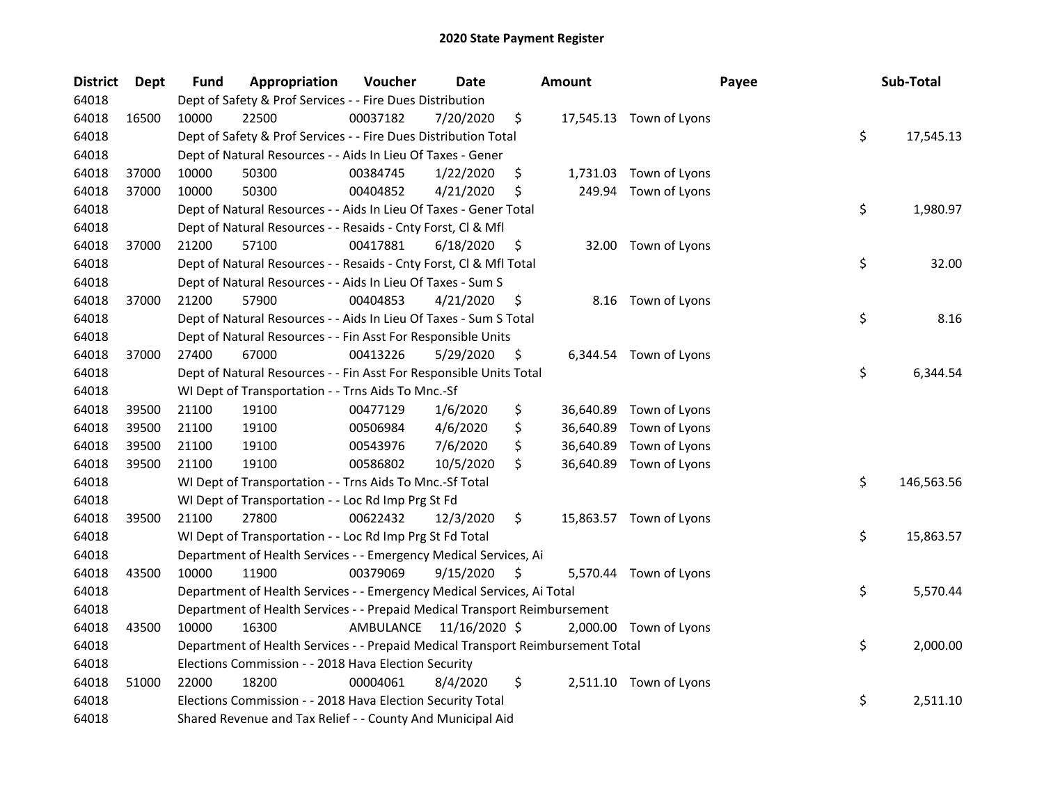# 2020 State Payment Register

| District | Dept | Fund | Appropriation | Voucher | Date | Amount | Payee | Sub-Total |
|---|---|---|---|---|---|---|---|---|
| 64018 | | Dept of Safety & Prof Services - - Fire Dues Distribution | | | | | | |
| 64018 | 16500 | 10000 | 22500 | 00037182 | 7/20/2020 | $ 17,545.13 | Town of Lyons | |
| 64018 | | Dept of Safety & Prof Services - - Fire Dues Distribution Total | | | | | | $ 17,545.13 |
| 64018 | | Dept of Natural Resources - - Aids In Lieu Of Taxes - Gener | | | | | | |
| 64018 | 37000 | 10000 | 50300 | 00384745 | 1/22/2020 | $ 1,731.03 | Town of Lyons | |
| 64018 | 37000 | 10000 | 50300 | 00404852 | 4/21/2020 | $ 249.94 | Town of Lyons | |
| 64018 | | Dept of Natural Resources - - Aids In Lieu Of Taxes - Gener Total | | | | | | $ 1,980.97 |
| 64018 | | Dept of Natural Resources - - Resaids - Cnty Forst, Cl & Mfl | | | | | | |
| 64018 | 37000 | 21200 | 57100 | 00417881 | 6/18/2020 | $ 32.00 | Town of Lyons | |
| 64018 | | Dept of Natural Resources - - Resaids - Cnty Forst, Cl & Mfl Total | | | | | | $ 32.00 |
| 64018 | | Dept of Natural Resources - - Aids In Lieu Of Taxes - Sum S | | | | | | |
| 64018 | 37000 | 21200 | 57900 | 00404853 | 4/21/2020 | $ 8.16 | Town of Lyons | |
| 64018 | | Dept of Natural Resources - - Aids In Lieu Of Taxes - Sum S Total | | | | | | $ 8.16 |
| 64018 | | Dept of Natural Resources - - Fin Asst For Responsible Units | | | | | | |
| 64018 | 37000 | 27400 | 67000 | 00413226 | 5/29/2020 | $ 6,344.54 | Town of Lyons | |
| 64018 | | Dept of Natural Resources - - Fin Asst For Responsible Units Total | | | | | | $ 6,344.54 |
| 64018 | | WI Dept of Transportation - - Trns Aids To Mnc.-Sf | | | | | | |
| 64018 | 39500 | 21100 | 19100 | 00477129 | 1/6/2020 | $ 36,640.89 | Town of Lyons | |
| 64018 | 39500 | 21100 | 19100 | 00506984 | 4/6/2020 | $ 36,640.89 | Town of Lyons | |
| 64018 | 39500 | 21100 | 19100 | 00543976 | 7/6/2020 | $ 36,640.89 | Town of Lyons | |
| 64018 | 39500 | 21100 | 19100 | 00586802 | 10/5/2020 | $ 36,640.89 | Town of Lyons | |
| 64018 | | WI Dept of Transportation - - Trns Aids To Mnc.-Sf Total | | | | | | $ 146,563.56 |
| 64018 | | WI Dept of Transportation - - Loc Rd Imp Prg St Fd | | | | | | |
| 64018 | 39500 | 21100 | 27800 | 00622432 | 12/3/2020 | $ 15,863.57 | Town of Lyons | |
| 64018 | | WI Dept of Transportation - - Loc Rd Imp Prg St Fd Total | | | | | | $ 15,863.57 |
| 64018 | | Department of Health Services - - Emergency Medical Services, Ai | | | | | | |
| 64018 | 43500 | 10000 | 11900 | 00379069 | 9/15/2020 | $ 5,570.44 | Town of Lyons | |
| 64018 | | Department of Health Services - - Emergency Medical Services, Ai Total | | | | | | $ 5,570.44 |
| 64018 | | Department of Health Services - - Prepaid Medical Transport Reimbursement | | | | | | |
| 64018 | 43500 | 10000 | 16300 | AMBULANCE | 11/16/2020 | $ 2,000.00 | Town of Lyons | |
| 64018 | | Department of Health Services - - Prepaid Medical Transport Reimbursement Total | | | | | | $ 2,000.00 |
| 64018 | | Elections Commission - - 2018 Hava Election Security | | | | | | |
| 64018 | 51000 | 22000 | 18200 | 00004061 | 8/4/2020 | $ 2,511.10 | Town of Lyons | |
| 64018 | | Elections Commission - - 2018 Hava Election Security Total | | | | | | $ 2,511.10 |
| 64018 | | Shared Revenue and Tax Relief - - County And Municipal Aid | | | | | | |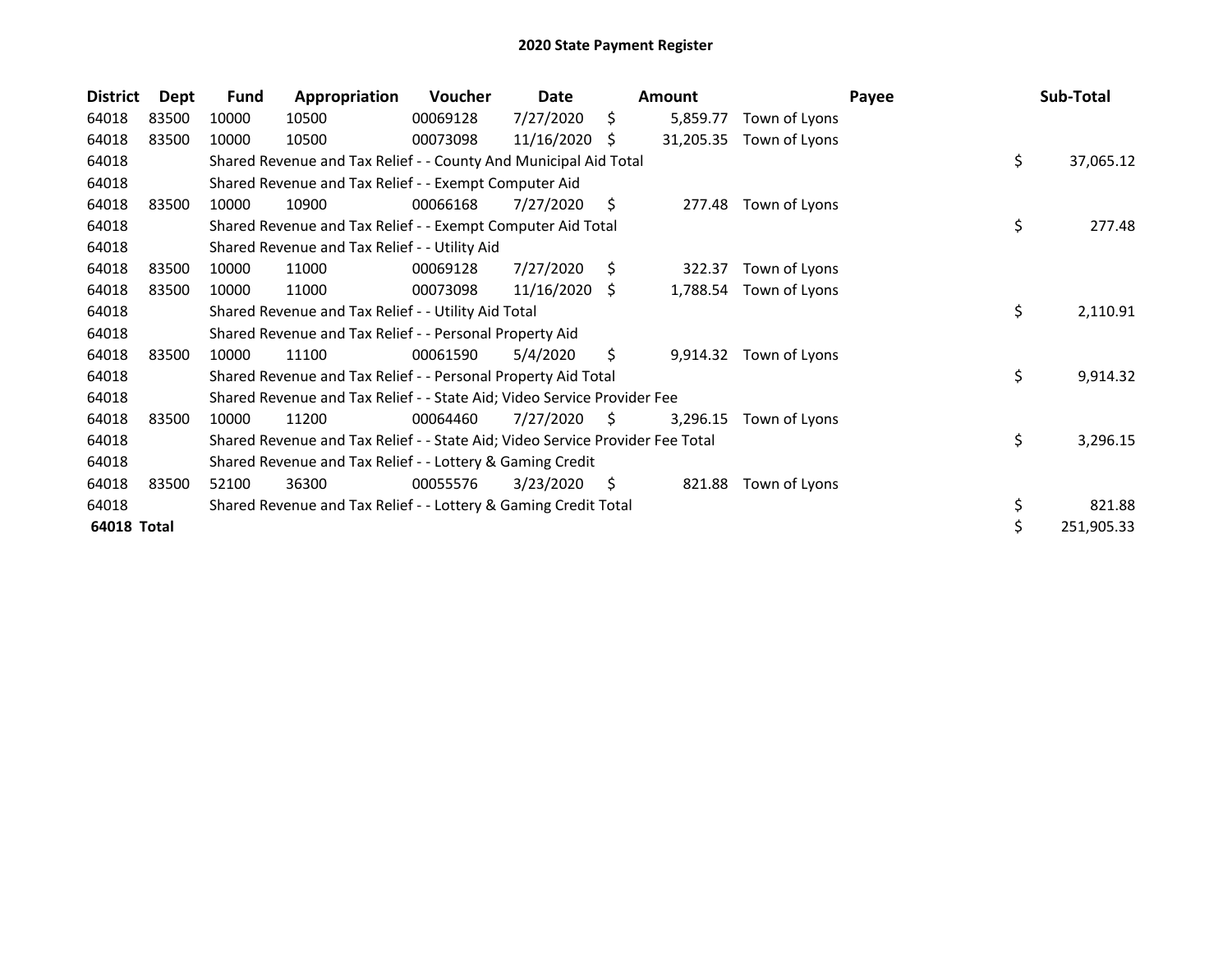# 2020 State Payment Register

| District | Dept | Fund | Appropriation | Voucher | Date | Amount | | Payee | Sub-Total |
|---|---|---|---|---|---|---|---|---|---|
| 64018 | 83500 | 10000 | 10500 | 00069128 | 7/27/2020 | $ | 5,859.77 | Town of Lyons | |
| 64018 | 83500 | 10000 | 10500 | 00073098 | 11/16/2020 | $ | 31,205.35 | Town of Lyons | |
| 64018 | | Shared Revenue and Tax Relief - - County And Municipal Aid Total | | | | | | | $ 37,065.12 |
| 64018 | | Shared Revenue and Tax Relief - - Exempt Computer Aid | | | | | | | |
| 64018 | 83500 | 10000 | 10900 | 00066168 | 7/27/2020 | $ | 277.48 | Town of Lyons | |
| 64018 | | Shared Revenue and Tax Relief - - Exempt Computer Aid Total | | | | | | | $ 277.48 |
| 64018 | | Shared Revenue and Tax Relief - - Utility Aid | | | | | | | |
| 64018 | 83500 | 10000 | 11000 | 00069128 | 7/27/2020 | $ | 322.37 | Town of Lyons | |
| 64018 | 83500 | 10000 | 11000 | 00073098 | 11/16/2020 | $ | 1,788.54 | Town of Lyons | |
| 64018 | | Shared Revenue and Tax Relief - - Utility Aid Total | | | | | | | $ 2,110.91 |
| 64018 | | Shared Revenue and Tax Relief - - Personal Property Aid | | | | | | | |
| 64018 | 83500 | 10000 | 11100 | 00061590 | 5/4/2020 | $ | 9,914.32 | Town of Lyons | |
| 64018 | | Shared Revenue and Tax Relief - - Personal Property Aid Total | | | | | | | $ 9,914.32 |
| 64018 | | Shared Revenue and Tax Relief - - State Aid; Video Service Provider Fee | | | | | | | |
| 64018 | 83500 | 10000 | 11200 | 00064460 | 7/27/2020 | $ | 3,296.15 | Town of Lyons | |
| 64018 | | Shared Revenue and Tax Relief - - State Aid; Video Service Provider Fee Total | | | | | | | $ 3,296.15 |
| 64018 | | Shared Revenue and Tax Relief - - Lottery & Gaming Credit | | | | | | | |
| 64018 | 83500 | 52100 | 36300 | 00055576 | 3/23/2020 | $ | 821.88 | Town of Lyons | |
| 64018 | | Shared Revenue and Tax Relief - - Lottery & Gaming Credit Total | | | | | | | $ 821.88 |
| **64018 Total** | | | | | | | | | $ 251,905.33 |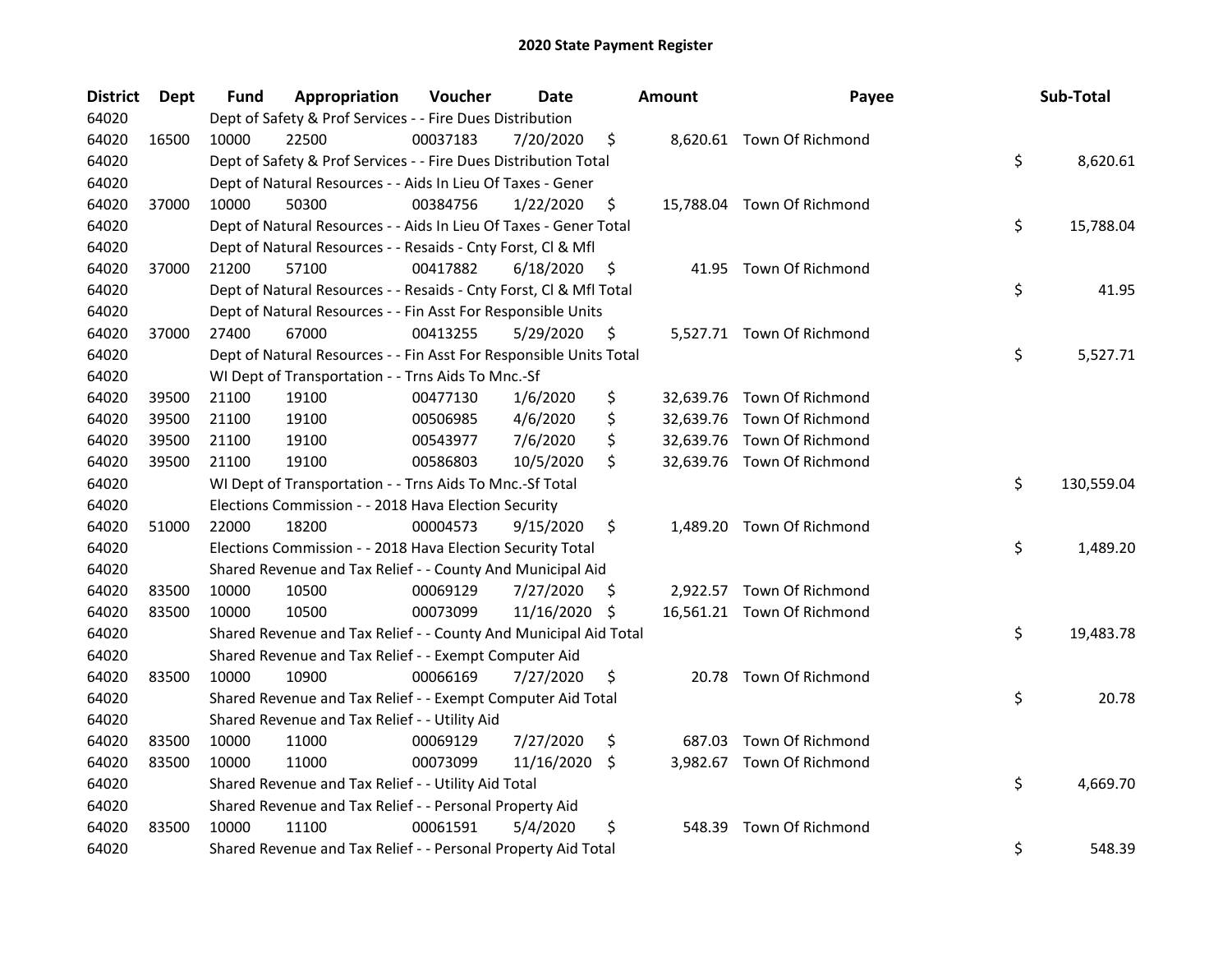# 2020 State Payment Register

| District | Dept | Fund | Appropriation | Voucher | Date | Amount | Payee | Sub-Total |
|---|---|---|---|---|---|---|---|---|
| 64020 | | Dept of Safety & Prof Services - - Fire Dues Distribution | | | | | | |
| 64020 | 16500 | 10000 | 22500 | 00037183 | 7/20/2020 | $ 8,620.61 | Town Of Richmond | |
| 64020 | | Dept of Safety & Prof Services - - Fire Dues Distribution Total | | | | | | $ 8,620.61 |
| 64020 | | Dept of Natural Resources - - Aids In Lieu Of Taxes - Gener | | | | | | |
| 64020 | 37000 | 10000 | 50300 | 00384756 | 1/22/2020 | $ 15,788.04 | Town Of Richmond | |
| 64020 | | Dept of Natural Resources - - Aids In Lieu Of Taxes - Gener Total | | | | | | $ 15,788.04 |
| 64020 | | Dept of Natural Resources - - Resaids - Cnty Forst, Cl & Mfl | | | | | | |
| 64020 | 37000 | 21200 | 57100 | 00417882 | 6/18/2020 | $ 41.95 | Town Of Richmond | |
| 64020 | | Dept of Natural Resources - - Resaids - Cnty Forst, Cl & Mfl Total | | | | | | $ 41.95 |
| 64020 | | Dept of Natural Resources - - Fin Asst For Responsible Units | | | | | | |
| 64020 | 37000 | 27400 | 67000 | 00413255 | 5/29/2020 | $ 5,527.71 | Town Of Richmond | |
| 64020 | | Dept of Natural Resources - - Fin Asst For Responsible Units Total | | | | | | $ 5,527.71 |
| 64020 | | WI Dept of Transportation - - Trns Aids To Mnc.-Sf | | | | | | |
| 64020 | 39500 | 21100 | 19100 | 00477130 | 1/6/2020 | $ 32,639.76 | Town Of Richmond | |
| 64020 | 39500 | 21100 | 19100 | 00506985 | 4/6/2020 | $ 32,639.76 | Town Of Richmond | |
| 64020 | 39500 | 21100 | 19100 | 00543977 | 7/6/2020 | $ 32,639.76 | Town Of Richmond | |
| 64020 | 39500 | 21100 | 19100 | 00586803 | 10/5/2020 | $ 32,639.76 | Town Of Richmond | |
| 64020 | | WI Dept of Transportation - - Trns Aids To Mnc.-Sf Total | | | | | | $ 130,559.04 |
| 64020 | | Elections Commission - - 2018 Hava Election Security | | | | | | |
| 64020 | 51000 | 22000 | 18200 | 00004573 | 9/15/2020 | $ 1,489.20 | Town Of Richmond | |
| 64020 | | Elections Commission - - 2018 Hava Election Security Total | | | | | | $ 1,489.20 |
| 64020 | | Shared Revenue and Tax Relief - - County And Municipal Aid | | | | | | |
| 64020 | 83500 | 10000 | 10500 | 00069129 | 7/27/2020 | $ 2,922.57 | Town Of Richmond | |
| 64020 | 83500 | 10000 | 10500 | 00073099 | 11/16/2020 | $ 16,561.21 | Town Of Richmond | |
| 64020 | | Shared Revenue and Tax Relief - - County And Municipal Aid Total | | | | | | $ 19,483.78 |
| 64020 | | Shared Revenue and Tax Relief - - Exempt Computer Aid | | | | | | |
| 64020 | 83500 | 10000 | 10900 | 00066169 | 7/27/2020 | $ 20.78 | Town Of Richmond | |
| 64020 | | Shared Revenue and Tax Relief - - Exempt Computer Aid Total | | | | | | $ 20.78 |
| 64020 | | Shared Revenue and Tax Relief - - Utility Aid | | | | | | |
| 64020 | 83500 | 10000 | 11000 | 00069129 | 7/27/2020 | $ 687.03 | Town Of Richmond | |
| 64020 | 83500 | 10000 | 11000 | 00073099 | 11/16/2020 | $ 3,982.67 | Town Of Richmond | |
| 64020 | | Shared Revenue and Tax Relief - - Utility Aid Total | | | | | | $ 4,669.70 |
| 64020 | | Shared Revenue and Tax Relief - - Personal Property Aid | | | | | | |
| 64020 | 83500 | 10000 | 11100 | 00061591 | 5/4/2020 | $ 548.39 | Town Of Richmond | |
| 64020 | | Shared Revenue and Tax Relief - - Personal Property Aid Total | | | | | | $ 548.39 |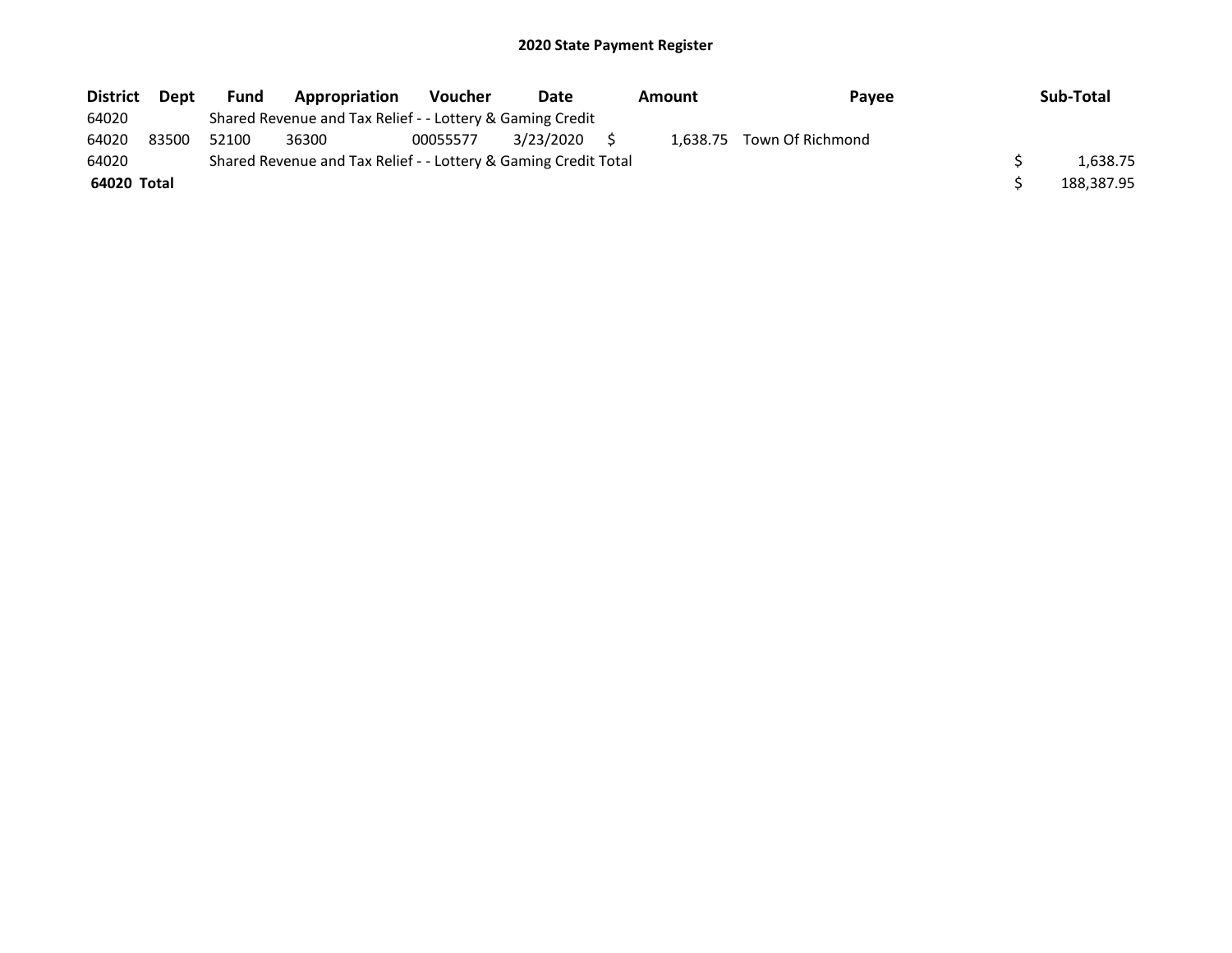# 2020 State Payment Register

| District | Dept | Fund | Appropriation | Voucher | Date | Amount | Payee | Sub-Total |
|---|---|---|---|---|---|---|---|---|
| 64020 | | Shared Revenue and Tax Relief - - Lottery & Gaming Credit | | | | | | |
| 64020 | 83500 | 52100 | 36300 | 00055577 | 3/23/2020 | $ 1,638.75 | Town Of Richmond | |
| 64020 | | Shared Revenue and Tax Relief - - Lottery & Gaming Credit Total | | | | | | $ 1,638.75 |
| **64020 Total** | | | | | | | | $ 188,387.95 |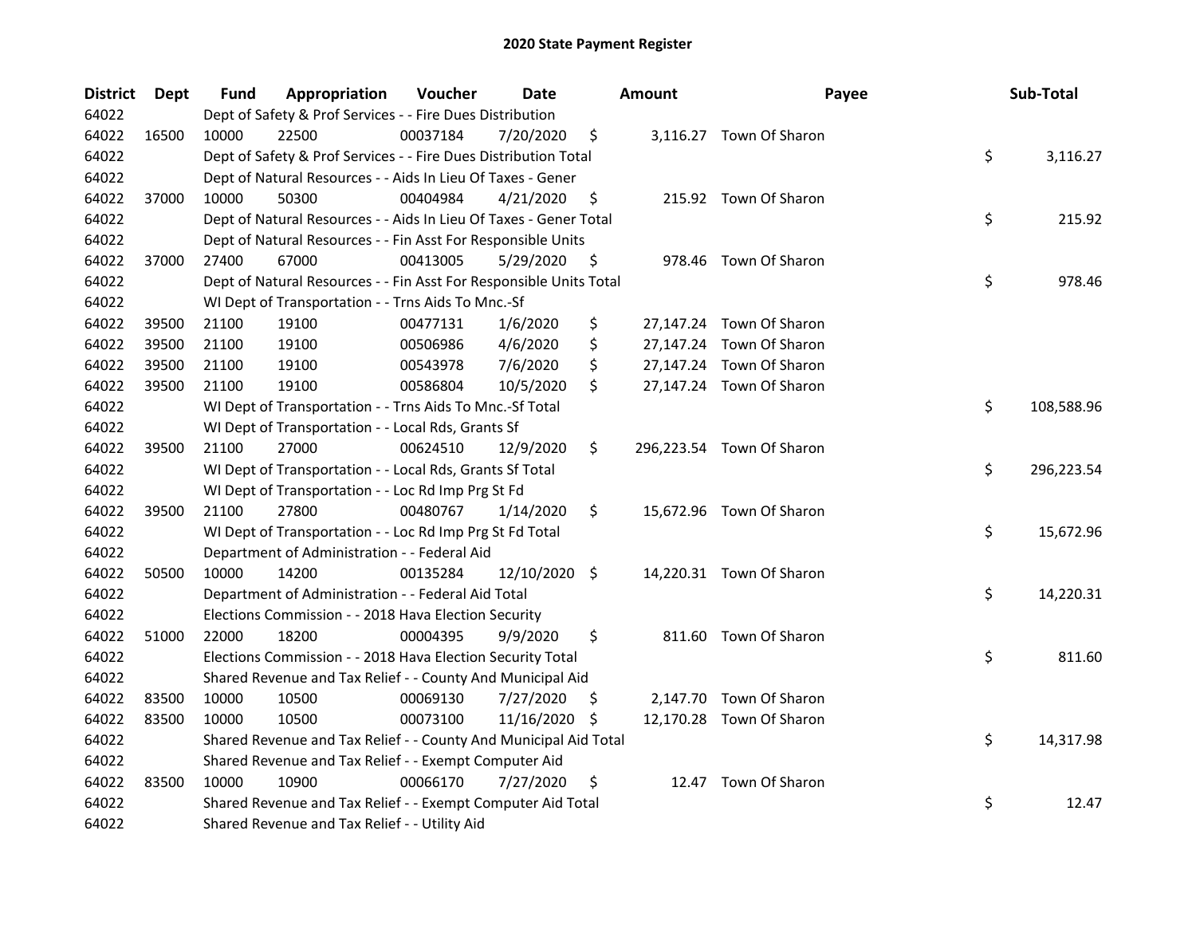# 2020 State Payment Register

| District | Dept | Fund | Appropriation | Voucher | Date | Amount | Payee | Sub-Total |
|---|---|---|---|---|---|---|---|---|
| 64022 | | Dept of Safety & Prof Services - - Fire Dues Distribution | | | | | | |
| 64022 | 16500 | 10000 | 22500 | 00037184 | 7/20/2020 | $ 3,116.27 | Town Of Sharon | |
| 64022 | | Dept of Safety & Prof Services - - Fire Dues Distribution Total | | | | | | $ 3,116.27 |
| 64022 | | Dept of Natural Resources - - Aids In Lieu Of Taxes - Gener | | | | | | |
| 64022 | 37000 | 10000 | 50300 | 00404984 | 4/21/2020 | $ 215.92 | Town Of Sharon | |
| 64022 | | Dept of Natural Resources - - Aids In Lieu Of Taxes - Gener Total | | | | | | $ 215.92 |
| 64022 | | Dept of Natural Resources - - Fin Asst For Responsible Units | | | | | | |
| 64022 | 37000 | 27400 | 67000 | 00413005 | 5/29/2020 | $ 978.46 | Town Of Sharon | |
| 64022 | | Dept of Natural Resources - - Fin Asst For Responsible Units Total | | | | | | $ 978.46 |
| 64022 | | WI Dept of Transportation - - Trns Aids To Mnc.-Sf | | | | | | |
| 64022 | 39500 | 21100 | 19100 | 00477131 | 1/6/2020 | $ 27,147.24 | Town Of Sharon | |
| 64022 | 39500 | 21100 | 19100 | 00506986 | 4/6/2020 | $ 27,147.24 | Town Of Sharon | |
| 64022 | 39500 | 21100 | 19100 | 00543978 | 7/6/2020 | $ 27,147.24 | Town Of Sharon | |
| 64022 | 39500 | 21100 | 19100 | 00586804 | 10/5/2020 | $ 27,147.24 | Town Of Sharon | |
| 64022 | | WI Dept of Transportation - - Trns Aids To Mnc.-Sf Total | | | | | | $ 108,588.96 |
| 64022 | | WI Dept of Transportation - - Local Rds, Grants Sf | | | | | | |
| 64022 | 39500 | 21100 | 27000 | 00624510 | 12/9/2020 | $ 296,223.54 | Town Of Sharon | |
| 64022 | | WI Dept of Transportation - - Local Rds, Grants Sf Total | | | | | | $ 296,223.54 |
| 64022 | | WI Dept of Transportation - - Loc Rd Imp Prg St Fd | | | | | | |
| 64022 | 39500 | 21100 | 27800 | 00480767 | 1/14/2020 | $ 15,672.96 | Town Of Sharon | |
| 64022 | | WI Dept of Transportation - - Loc Rd Imp Prg St Fd Total | | | | | | $ 15,672.96 |
| 64022 | | Department of Administration - - Federal Aid | | | | | | |
| 64022 | 50500 | 10000 | 14200 | 00135284 | 12/10/2020 | $ 14,220.31 | Town Of Sharon | |
| 64022 | | Department of Administration - - Federal Aid Total | | | | | | $ 14,220.31 |
| 64022 | | Elections Commission - - 2018 Hava Election Security | | | | | | |
| 64022 | 51000 | 22000 | 18200 | 00004395 | 9/9/2020 | $ 811.60 | Town Of Sharon | |
| 64022 | | Elections Commission - - 2018 Hava Election Security Total | | | | | | $ 811.60 |
| 64022 | | Shared Revenue and Tax Relief - - County And Municipal Aid | | | | | | |
| 64022 | 83500 | 10000 | 10500 | 00069130 | 7/27/2020 | $ 2,147.70 | Town Of Sharon | |
| 64022 | 83500 | 10000 | 10500 | 00073100 | 11/16/2020 | $ 12,170.28 | Town Of Sharon | |
| 64022 | | Shared Revenue and Tax Relief - - County And Municipal Aid Total | | | | | | $ 14,317.98 |
| 64022 | | Shared Revenue and Tax Relief - - Exempt Computer Aid | | | | | | |
| 64022 | 83500 | 10000 | 10900 | 00066170 | 7/27/2020 | $ 12.47 | Town Of Sharon | |
| 64022 | | Shared Revenue and Tax Relief - - Exempt Computer Aid Total | | | | | | $ 12.47 |
| 64022 | | Shared Revenue and Tax Relief - - Utility Aid | | | | | | |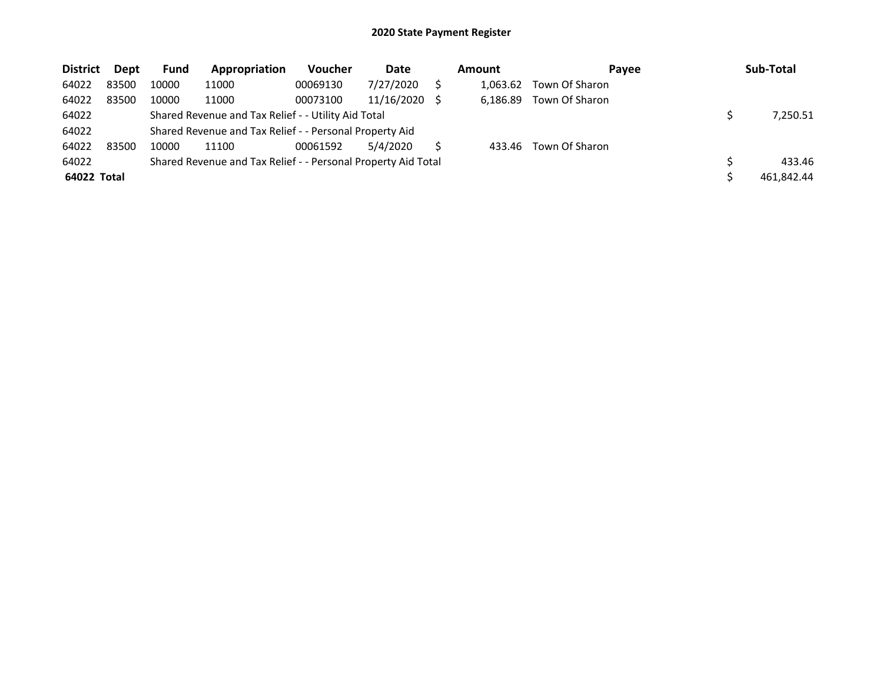## 2020 State Payment Register

| District | Dept | Fund | Appropriation | Voucher | Date | Amount | Payee | Sub-Total |
|---|---|---|---|---|---|---|---|---|
| 64022 | 83500 | 10000 | 11000 | 00069130 | 7/27/2020 | $ 1,063.62 | Town Of Sharon | |
| 64022 | 83500 | 10000 | 11000 | 00073100 | 11/16/2020 | $ 6,186.89 | Town Of Sharon | |
| 64022 | | Shared Revenue and Tax Relief - - Utility Aid Total | | | | | | $ 7,250.51 |
| 64022 | | Shared Revenue and Tax Relief - - Personal Property Aid | | | | | | |
| 64022 | 83500 | 10000 | 11100 | 00061592 | 5/4/2020 | $ 433.46 | Town Of Sharon | |
| 64022 | | Shared Revenue and Tax Relief - - Personal Property Aid Total | | | | | | $ 433.46 |
| **64022 Total** | | | | | | | | $ 461,842.44 |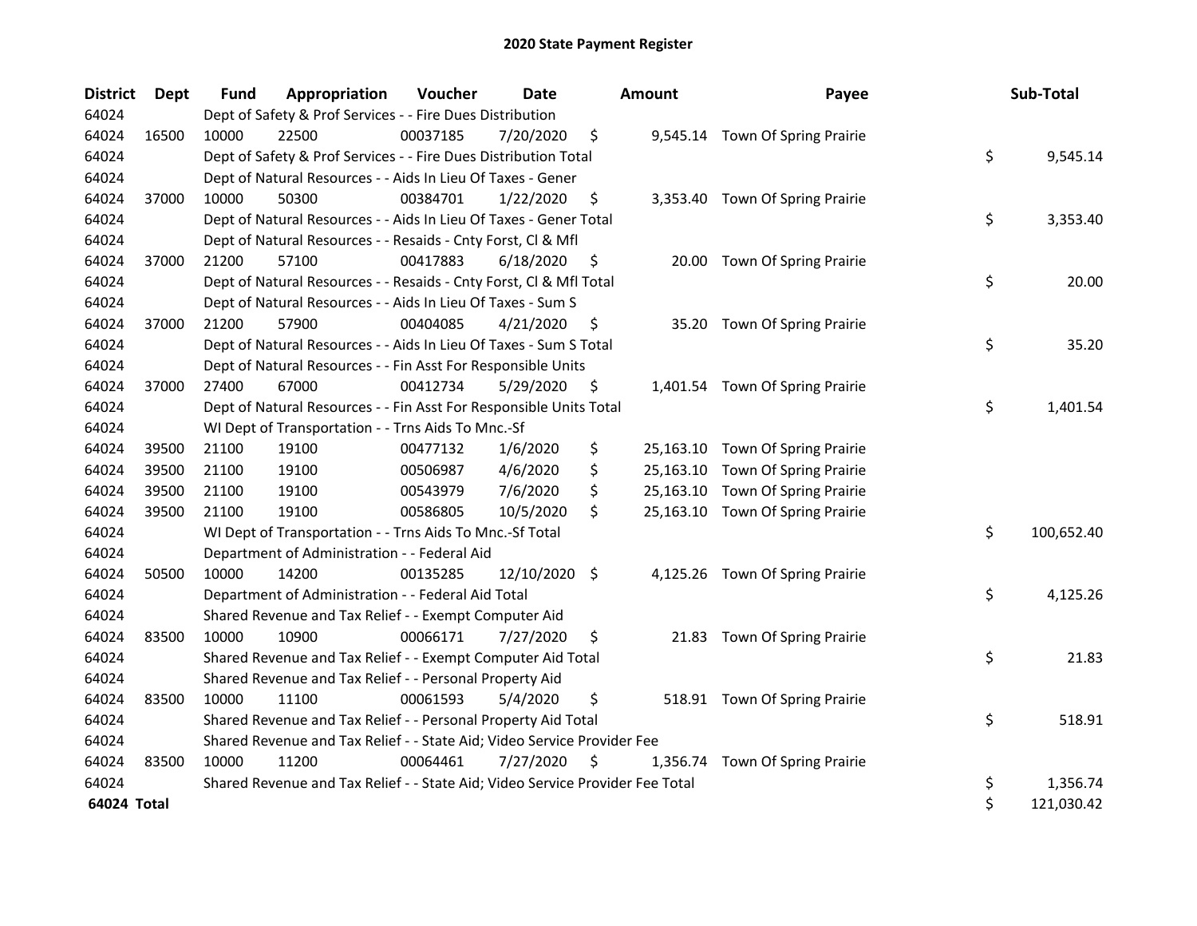# 2020 State Payment Register

| District | Dept | Fund | Appropriation | Voucher | Date | Amount | Payee | Sub-Total |
|---|---|---|---|---|---|---|---|---|
| 64024 | | Dept of Safety & Prof Services - - Fire Dues Distribution | | | | | | |
| 64024 | 16500 | 10000 | 22500 | 00037185 | 7/20/2020 | $ 9,545.14 | Town Of Spring Prairie | |
| 64024 | | Dept of Safety & Prof Services - - Fire Dues Distribution Total | | | | | | $ 9,545.14 |
| 64024 | | Dept of Natural Resources - - Aids In Lieu Of Taxes - Gener | | | | | | |
| 64024 | 37000 | 10000 | 50300 | 00384701 | 1/22/2020 | $ 3,353.40 | Town Of Spring Prairie | |
| 64024 | | Dept of Natural Resources - - Aids In Lieu Of Taxes - Gener Total | | | | | | $ 3,353.40 |
| 64024 | | Dept of Natural Resources - - Resaids - Cnty Forst, Cl & Mfl | | | | | | |
| 64024 | 37000 | 21200 | 57100 | 00417883 | 6/18/2020 | $ 20.00 | Town Of Spring Prairie | |
| 64024 | | Dept of Natural Resources - - Resaids - Cnty Forst, Cl & Mfl Total | | | | | | $ 20.00 |
| 64024 | | Dept of Natural Resources - - Aids In Lieu Of Taxes - Sum S | | | | | | |
| 64024 | 37000 | 21200 | 57900 | 00404085 | 4/21/2020 | $ 35.20 | Town Of Spring Prairie | |
| 64024 | | Dept of Natural Resources - - Aids In Lieu Of Taxes - Sum S Total | | | | | | $ 35.20 |
| 64024 | | Dept of Natural Resources - - Fin Asst For Responsible Units | | | | | | |
| 64024 | 37000 | 27400 | 67000 | 00412734 | 5/29/2020 | $ 1,401.54 | Town Of Spring Prairie | |
| 64024 | | Dept of Natural Resources - - Fin Asst For Responsible Units Total | | | | | | $ 1,401.54 |
| 64024 | | WI Dept of Transportation - - Trns Aids To Mnc.-Sf | | | | | | |
| 64024 | 39500 | 21100 | 19100 | 00477132 | 1/6/2020 | $ 25,163.10 | Town Of Spring Prairie | |
| 64024 | 39500 | 21100 | 19100 | 00506987 | 4/6/2020 | $ 25,163.10 | Town Of Spring Prairie | |
| 64024 | 39500 | 21100 | 19100 | 00543979 | 7/6/2020 | $ 25,163.10 | Town Of Spring Prairie | |
| 64024 | 39500 | 21100 | 19100 | 00586805 | 10/5/2020 | $ 25,163.10 | Town Of Spring Prairie | |
| 64024 | | WI Dept of Transportation - - Trns Aids To Mnc.-Sf Total | | | | | | $ 100,652.40 |
| 64024 | | Department of Administration - - Federal Aid | | | | | | |
| 64024 | 50500 | 10000 | 14200 | 00135285 | 12/10/2020 | $ 4,125.26 | Town Of Spring Prairie | |
| 64024 | | Department of Administration - - Federal Aid Total | | | | | | $ 4,125.26 |
| 64024 | | Shared Revenue and Tax Relief - - Exempt Computer Aid | | | | | | |
| 64024 | 83500 | 10000 | 10900 | 00066171 | 7/27/2020 | $ 21.83 | Town Of Spring Prairie | |
| 64024 | | Shared Revenue and Tax Relief - - Exempt Computer Aid Total | | | | | | $ 21.83 |
| 64024 | | Shared Revenue and Tax Relief - - Personal Property Aid | | | | | | |
| 64024 | 83500 | 10000 | 11100 | 00061593 | 5/4/2020 | $ 518.91 | Town Of Spring Prairie | |
| 64024 | | Shared Revenue and Tax Relief - - Personal Property Aid Total | | | | | | $ 518.91 |
| 64024 | | Shared Revenue and Tax Relief - - State Aid; Video Service Provider Fee | | | | | | |
| 64024 | 83500 | 10000 | 11200 | 00064461 | 7/27/2020 | $ 1,356.74 | Town Of Spring Prairie | |
| 64024 | | Shared Revenue and Tax Relief - - State Aid; Video Service Provider Fee Total | | | | | | $ 1,356.74 |
| **64024 Total** | | | | | | | | $ 121,030.42 |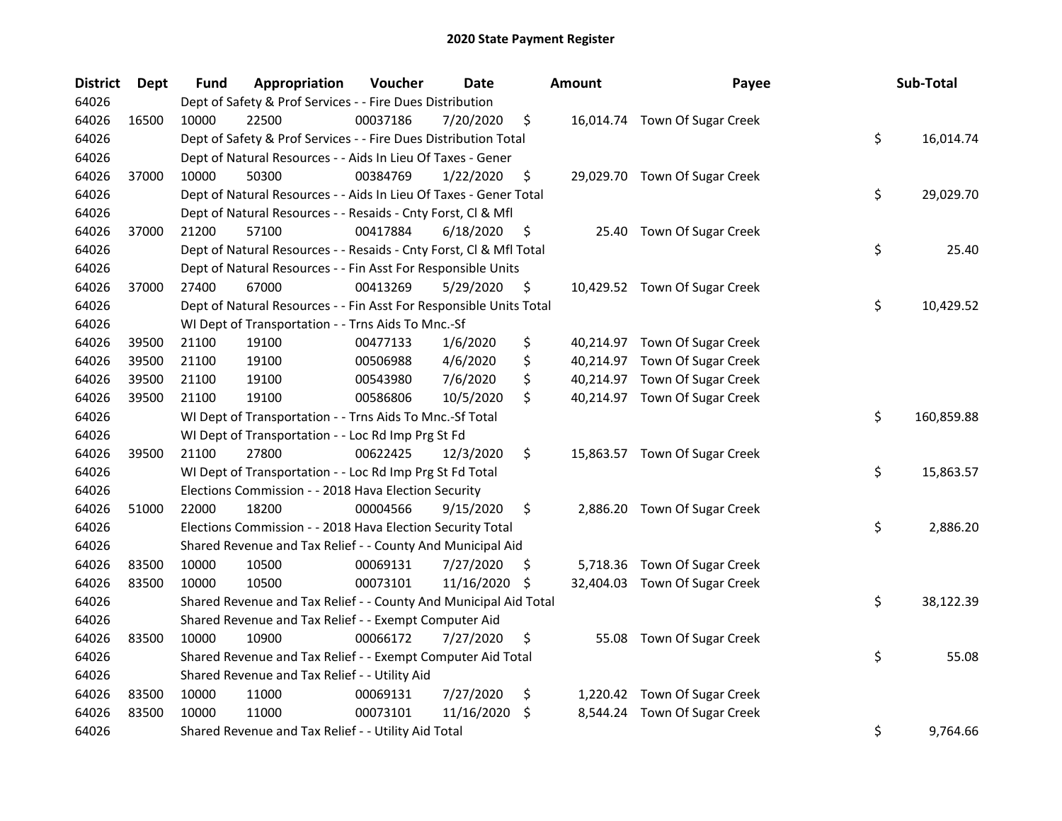# 2020 State Payment Register

| District | Dept | Fund | Appropriation | Voucher | Date | Amount | Payee | Sub-Total |
|---|---|---|---|---|---|---|---|---|
| 64026 | | Dept of Safety & Prof Services - - Fire Dues Distribution | | | | | | |
| 64026 | 16500 | 10000 | 22500 | 00037186 | 7/20/2020 | $ 16,014.74 | Town Of Sugar Creek | |
| 64026 | | Dept of Safety & Prof Services - - Fire Dues Distribution Total | | | | | | $ 16,014.74 |
| 64026 | | Dept of Natural Resources - - Aids In Lieu Of Taxes - Gener | | | | | | |
| 64026 | 37000 | 10000 | 50300 | 00384769 | 1/22/2020 | $ 29,029.70 | Town Of Sugar Creek | |
| 64026 | | Dept of Natural Resources - - Aids In Lieu Of Taxes - Gener Total | | | | | | $ 29,029.70 |
| 64026 | | Dept of Natural Resources - - Resaids - Cnty Forst, Cl & Mfl | | | | | | |
| 64026 | 37000 | 21200 | 57100 | 00417884 | 6/18/2020 | $ 25.40 | Town Of Sugar Creek | |
| 64026 | | Dept of Natural Resources - - Resaids - Cnty Forst, Cl & Mfl Total | | | | | | $ 25.40 |
| 64026 | | Dept of Natural Resources - - Fin Asst For Responsible Units | | | | | | |
| 64026 | 37000 | 27400 | 67000 | 00413269 | 5/29/2020 | $ 10,429.52 | Town Of Sugar Creek | |
| 64026 | | Dept of Natural Resources - - Fin Asst For Responsible Units Total | | | | | | $ 10,429.52 |
| 64026 | | WI Dept of Transportation - - Trns Aids To Mnc.-Sf | | | | | | |
| 64026 | 39500 | 21100 | 19100 | 00477133 | 1/6/2020 | $ 40,214.97 | Town Of Sugar Creek | |
| 64026 | 39500 | 21100 | 19100 | 00506988 | 4/6/2020 | $ 40,214.97 | Town Of Sugar Creek | |
| 64026 | 39500 | 21100 | 19100 | 00543980 | 7/6/2020 | $ 40,214.97 | Town Of Sugar Creek | |
| 64026 | 39500 | 21100 | 19100 | 00586806 | 10/5/2020 | $ 40,214.97 | Town Of Sugar Creek | |
| 64026 | | WI Dept of Transportation - - Trns Aids To Mnc.-Sf Total | | | | | | $ 160,859.88 |
| 64026 | | WI Dept of Transportation - - Loc Rd Imp Prg St Fd | | | | | | |
| 64026 | 39500 | 21100 | 27800 | 00622425 | 12/3/2020 | $ 15,863.57 | Town Of Sugar Creek | |
| 64026 | | WI Dept of Transportation - - Loc Rd Imp Prg St Fd Total | | | | | | $ 15,863.57 |
| 64026 | | Elections Commission - - 2018 Hava Election Security | | | | | | |
| 64026 | 51000 | 22000 | 18200 | 00004566 | 9/15/2020 | $ 2,886.20 | Town Of Sugar Creek | |
| 64026 | | Elections Commission - - 2018 Hava Election Security Total | | | | | | $ 2,886.20 |
| 64026 | | Shared Revenue and Tax Relief - - County And Municipal Aid | | | | | | |
| 64026 | 83500 | 10000 | 10500 | 00069131 | 7/27/2020 | $ 5,718.36 | Town Of Sugar Creek | |
| 64026 | 83500 | 10000 | 10500 | 00073101 | 11/16/2020 | $ 32,404.03 | Town Of Sugar Creek | |
| 64026 | | Shared Revenue and Tax Relief - - County And Municipal Aid Total | | | | | | $ 38,122.39 |
| 64026 | | Shared Revenue and Tax Relief - - Exempt Computer Aid | | | | | | |
| 64026 | 83500 | 10000 | 10900 | 00066172 | 7/27/2020 | $ 55.08 | Town Of Sugar Creek | |
| 64026 | | Shared Revenue and Tax Relief - - Exempt Computer Aid Total | | | | | | $ 55.08 |
| 64026 | | Shared Revenue and Tax Relief - - Utility Aid | | | | | | |
| 64026 | 83500 | 10000 | 11000 | 00069131 | 7/27/2020 | $ 1,220.42 | Town Of Sugar Creek | |
| 64026 | 83500 | 10000 | 11000 | 00073101 | 11/16/2020 | $ 8,544.24 | Town Of Sugar Creek | |
| 64026 | | Shared Revenue and Tax Relief - - Utility Aid Total | | | | | | $ 9,764.66 |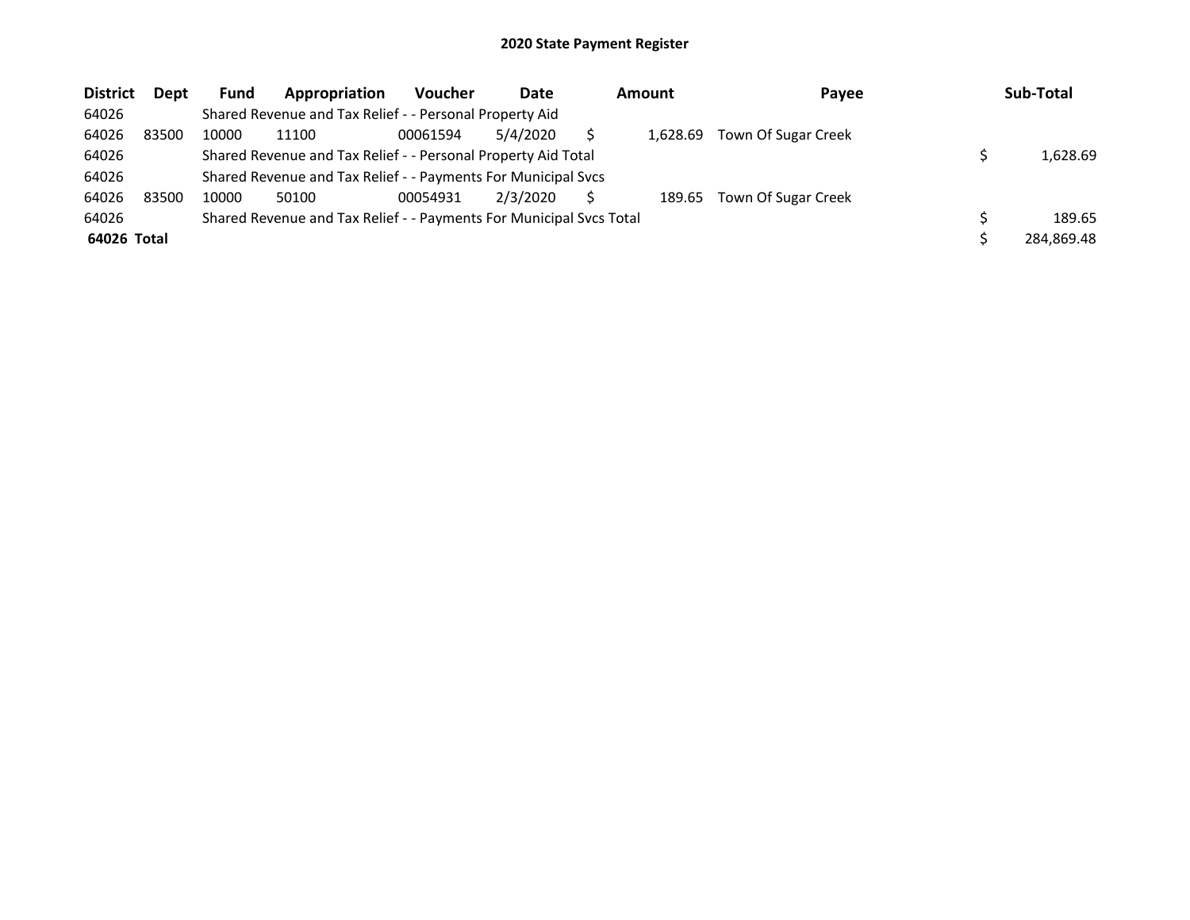# 2020 State Payment Register

| District | Dept | Fund | Appropriation | Voucher | Date | Amount | Payee | Sub-Total |
|---|---|---|---|---|---|---|---|---|
| 64026 | | Shared Revenue and Tax Relief - - Personal Property Aid | | | | | | |
| 64026 | 83500 | 10000 | 11100 | 00061594 | 5/4/2020 | $ 1,628.69 | Town Of Sugar Creek | |
| 64026 | | Shared Revenue and Tax Relief - - Personal Property Aid Total | | | | | | $ 1,628.69 |
| 64026 | | Shared Revenue and Tax Relief - - Payments For Municipal Svcs | | | | | | |
| 64026 | 83500 | 10000 | 50100 | 00054931 | 2/3/2020 | $ 189.65 | Town Of Sugar Creek | |
| 64026 | | Shared Revenue and Tax Relief - - Payments For Municipal Svcs Total | | | | | | $ 189.65 |
| **64026 Total** | | | | | | | | $ 284,869.48 |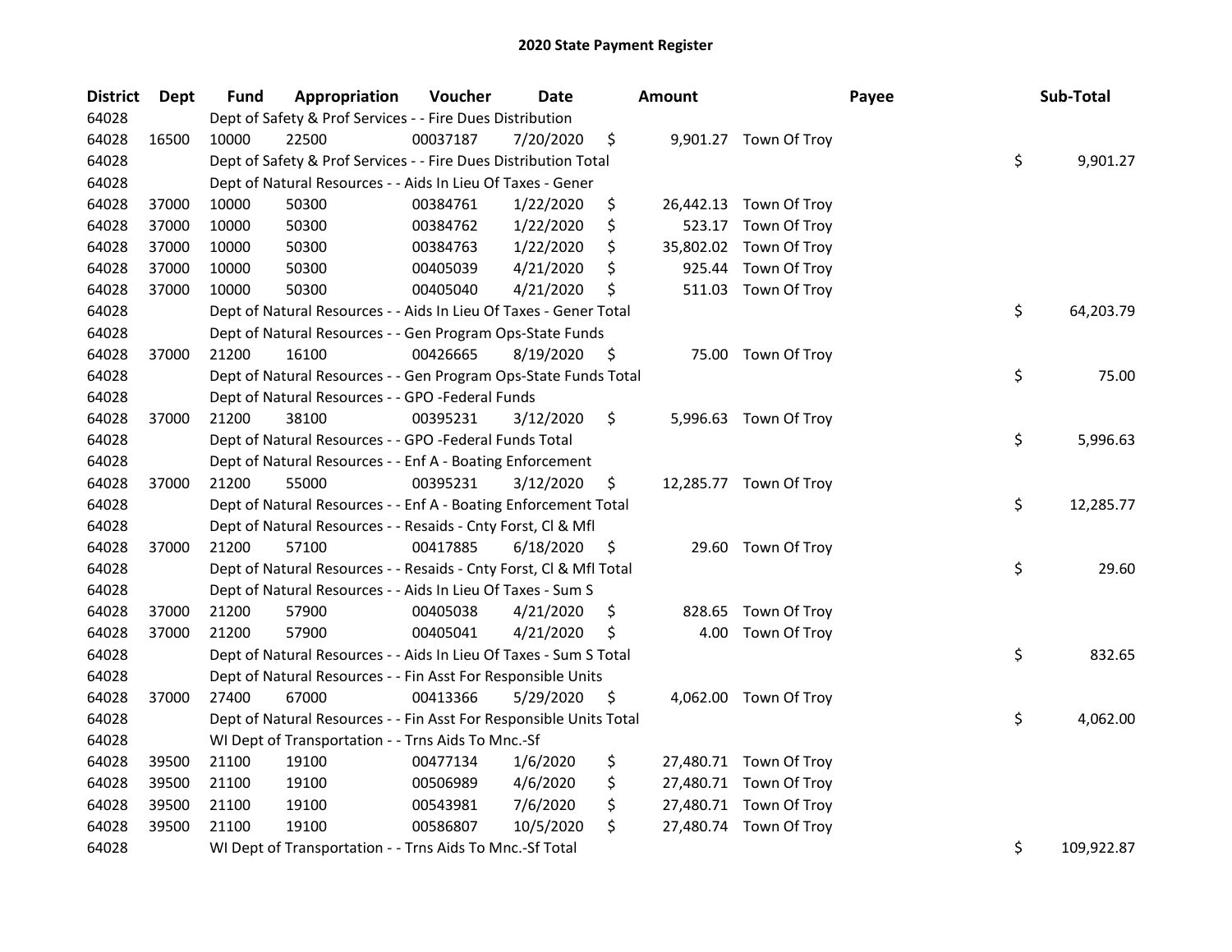# 2020 State Payment Register

| District | Dept | Fund | Appropriation | Voucher | Date | Amount | Payee | Sub-Total |
|---|---|---|---|---|---|---|---|---|
| 64028 | | Dept of Safety & Prof Services - - Fire Dues Distribution | | | | | | |
| 64028 | 16500 | 10000 | 22500 | 00037187 | 7/20/2020 | $ 9,901.27 | Town Of Troy | |
| 64028 | | Dept of Safety & Prof Services - - Fire Dues Distribution Total | | | | | | $ 9,901.27 |
| 64028 | | Dept of Natural Resources - - Aids In Lieu Of Taxes - Gener | | | | | | |
| 64028 | 37000 | 10000 | 50300 | 00384761 | 1/22/2020 | $ 26,442.13 | Town Of Troy | |
| 64028 | 37000 | 10000 | 50300 | 00384762 | 1/22/2020 | $ 523.17 | Town Of Troy | |
| 64028 | 37000 | 10000 | 50300 | 00384763 | 1/22/2020 | $ 35,802.02 | Town Of Troy | |
| 64028 | 37000 | 10000 | 50300 | 00405039 | 4/21/2020 | $ 925.44 | Town Of Troy | |
| 64028 | 37000 | 10000 | 50300 | 00405040 | 4/21/2020 | $ 511.03 | Town Of Troy | |
| 64028 | | Dept of Natural Resources - - Aids In Lieu Of Taxes - Gener Total | | | | | | $ 64,203.79 |
| 64028 | | Dept of Natural Resources - - Gen Program Ops-State Funds | | | | | | |
| 64028 | 37000 | 21200 | 16100 | 00426665 | 8/19/2020 | $ 75.00 | Town Of Troy | |
| 64028 | | Dept of Natural Resources - - Gen Program Ops-State Funds Total | | | | | | $ 75.00 |
| 64028 | | Dept of Natural Resources - - GPO -Federal Funds | | | | | | |
| 64028 | 37000 | 21200 | 38100 | 00395231 | 3/12/2020 | $ 5,996.63 | Town Of Troy | |
| 64028 | | Dept of Natural Resources - - GPO -Federal Funds Total | | | | | | $ 5,996.63 |
| 64028 | | Dept of Natural Resources - - Enf A - Boating Enforcement | | | | | | |
| 64028 | 37000 | 21200 | 55000 | 00395231 | 3/12/2020 | $ 12,285.77 | Town Of Troy | |
| 64028 | | Dept of Natural Resources - - Enf A - Boating Enforcement Total | | | | | | $ 12,285.77 |
| 64028 | | Dept of Natural Resources - - Resaids - Cnty Forst, Cl & Mfl | | | | | | |
| 64028 | 37000 | 21200 | 57100 | 00417885 | 6/18/2020 | $ 29.60 | Town Of Troy | |
| 64028 | | Dept of Natural Resources - - Resaids - Cnty Forst, Cl & Mfl Total | | | | | | $ 29.60 |
| 64028 | | Dept of Natural Resources - - Aids In Lieu Of Taxes - Sum S | | | | | | |
| 64028 | 37000 | 21200 | 57900 | 00405038 | 4/21/2020 | $ 828.65 | Town Of Troy | |
| 64028 | 37000 | 21200 | 57900 | 00405041 | 4/21/2020 | $ 4.00 | Town Of Troy | |
| 64028 | | Dept of Natural Resources - - Aids In Lieu Of Taxes - Sum S Total | | | | | | $ 832.65 |
| 64028 | | Dept of Natural Resources - - Fin Asst For Responsible Units | | | | | | |
| 64028 | 37000 | 27400 | 67000 | 00413366 | 5/29/2020 | $ 4,062.00 | Town Of Troy | |
| 64028 | | Dept of Natural Resources - - Fin Asst For Responsible Units Total | | | | | | $ 4,062.00 |
| 64028 | | WI Dept of Transportation - - Trns Aids To Mnc.-Sf | | | | | | |
| 64028 | 39500 | 21100 | 19100 | 00477134 | 1/6/2020 | $ 27,480.71 | Town Of Troy | |
| 64028 | 39500 | 21100 | 19100 | 00506989 | 4/6/2020 | $ 27,480.71 | Town Of Troy | |
| 64028 | 39500 | 21100 | 19100 | 00543981 | 7/6/2020 | $ 27,480.71 | Town Of Troy | |
| 64028 | 39500 | 21100 | 19100 | 00586807 | 10/5/2020 | $ 27,480.74 | Town Of Troy | |
| 64028 | | WI Dept of Transportation - - Trns Aids To Mnc.-Sf Total | | | | | | $ 109,922.87 |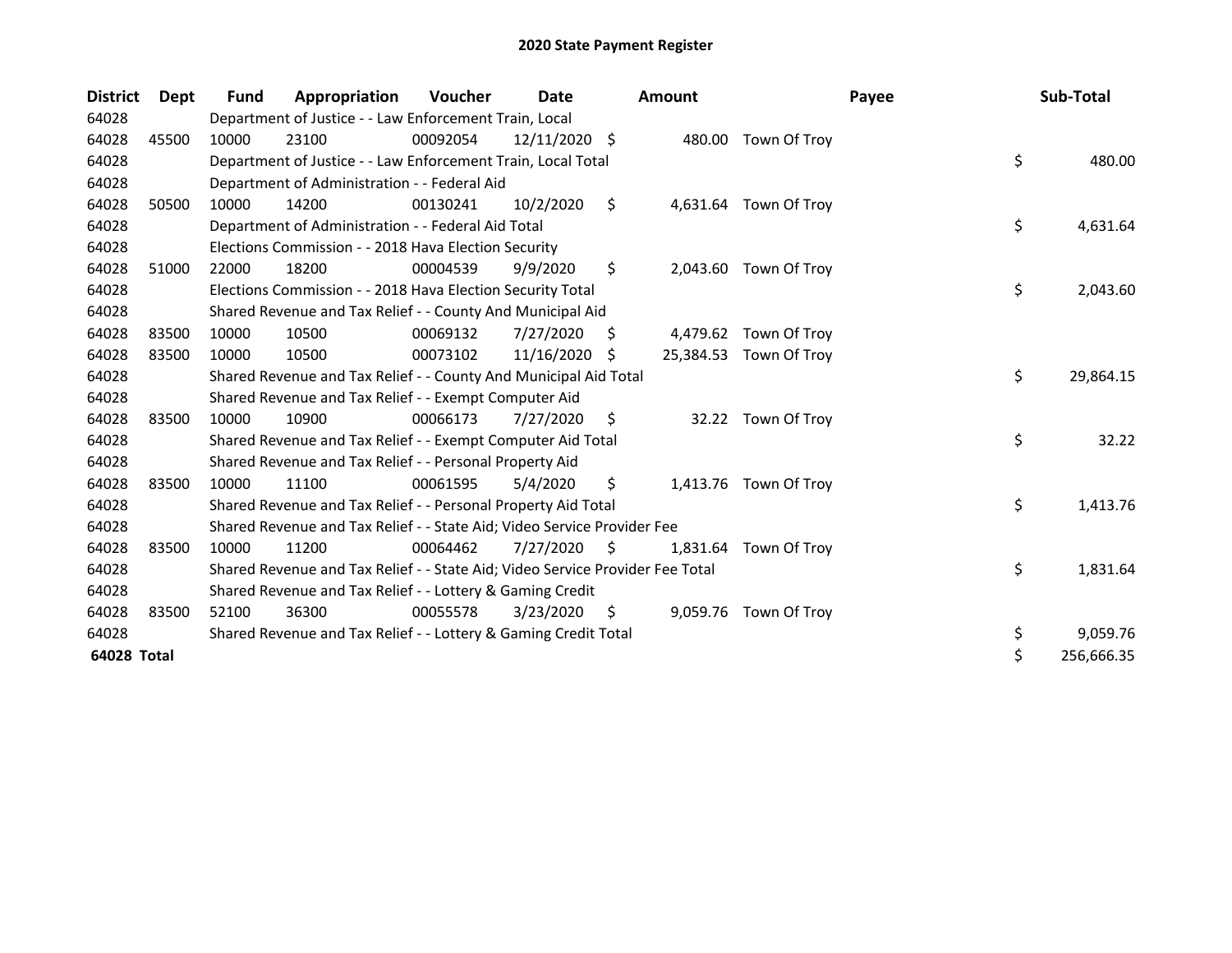# 2020 State Payment Register

| District | Dept | Fund | Appropriation | Voucher | Date | Amount | Payee | Sub-Total |
|---|---|---|---|---|---|---|---|---|
| 64028 | | Department of Justice - - Law Enforcement Train, Local | | | | | | |
| 64028 | 45500 | 10000 | 23100 | 00092054 | 12/11/2020 | $ 480.00 | Town Of Troy | |
| 64028 | | Department of Justice - - Law Enforcement Train, Local Total | | | | | | $ 480.00 |
| 64028 | | Department of Administration - - Federal Aid | | | | | | |
| 64028 | 50500 | 10000 | 14200 | 00130241 | 10/2/2020 | $ 4,631.64 | Town Of Troy | |
| 64028 | | Department of Administration - - Federal Aid Total | | | | | | $ 4,631.64 |
| 64028 | | Elections Commission - - 2018 Hava Election Security | | | | | | |
| 64028 | 51000 | 22000 | 18200 | 00004539 | 9/9/2020 | $ 2,043.60 | Town Of Troy | |
| 64028 | | Elections Commission - - 2018 Hava Election Security Total | | | | | | $ 2,043.60 |
| 64028 | | Shared Revenue and Tax Relief - - County And Municipal Aid | | | | | | |
| 64028 | 83500 | 10000 | 10500 | 00069132 | 7/27/2020 | $ 4,479.62 | Town Of Troy | |
| 64028 | 83500 | 10000 | 10500 | 00073102 | 11/16/2020 | $ 25,384.53 | Town Of Troy | |
| 64028 | | Shared Revenue and Tax Relief - - County And Municipal Aid Total | | | | | | $ 29,864.15 |
| 64028 | | Shared Revenue and Tax Relief - - Exempt Computer Aid | | | | | | |
| 64028 | 83500 | 10000 | 10900 | 00066173 | 7/27/2020 | $ 32.22 | Town Of Troy | |
| 64028 | | Shared Revenue and Tax Relief - - Exempt Computer Aid Total | | | | | | $ 32.22 |
| 64028 | | Shared Revenue and Tax Relief - - Personal Property Aid | | | | | | |
| 64028 | 83500 | 10000 | 11100 | 00061595 | 5/4/2020 | $ 1,413.76 | Town Of Troy | |
| 64028 | | Shared Revenue and Tax Relief - - Personal Property Aid Total | | | | | | $ 1,413.76 |
| 64028 | | Shared Revenue and Tax Relief - - State Aid; Video Service Provider Fee | | | | | | |
| 64028 | 83500 | 10000 | 11200 | 00064462 | 7/27/2020 | $ 1,831.64 | Town Of Troy | |
| 64028 | | Shared Revenue and Tax Relief - - State Aid; Video Service Provider Fee Total | | | | | | $ 1,831.64 |
| 64028 | | Shared Revenue and Tax Relief - - Lottery & Gaming Credit | | | | | | |
| 64028 | 83500 | 52100 | 36300 | 00055578 | 3/23/2020 | $ 9,059.76 | Town Of Troy | |
| 64028 | | Shared Revenue and Tax Relief - - Lottery & Gaming Credit Total | | | | | | $ 9,059.76 |
| **64028 Total** | | | | | | | | $ 256,666.35 |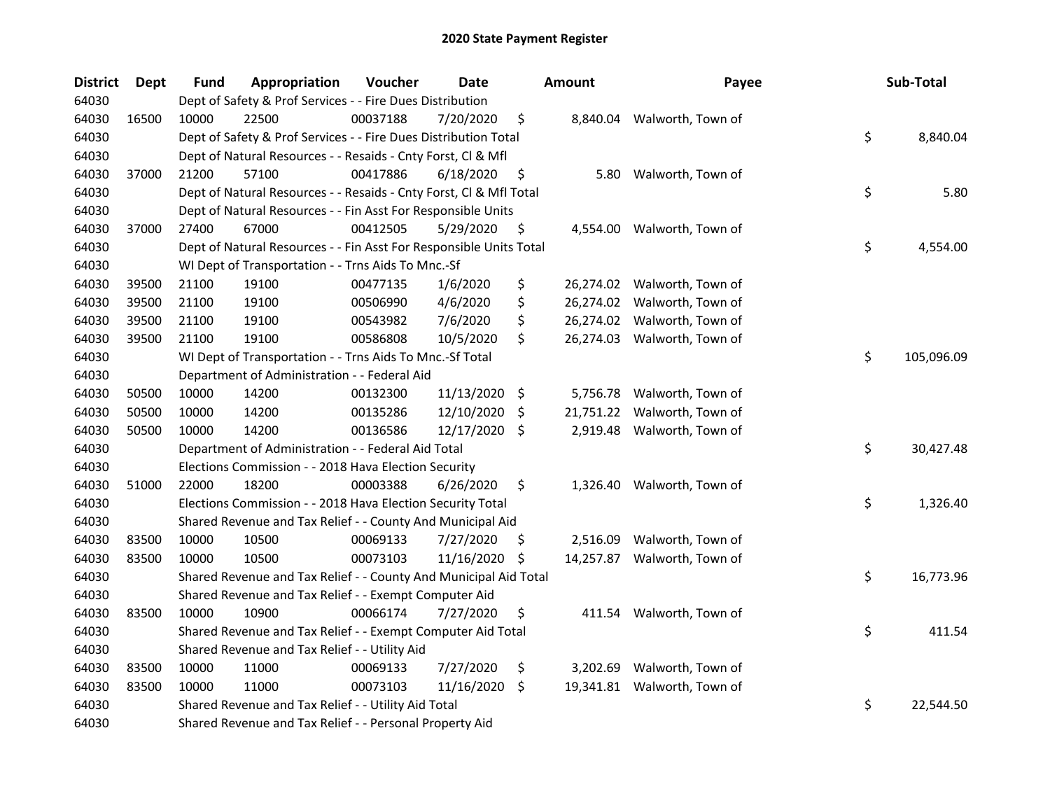# 2020 State Payment Register

| District | Dept | Fund | Appropriation | Voucher | Date | Amount | Payee | Sub-Total |
|---|---|---|---|---|---|---|---|---|
| 64030 | | Dept of Safety & Prof Services - - Fire Dues Distribution | | | | | | |
| 64030 | 16500 | 10000 | 22500 | 00037188 | 7/20/2020 | $ 8,840.04 | Walworth, Town of | |
| 64030 | | Dept of Safety & Prof Services - - Fire Dues Distribution Total | | | | | | $ 8,840.04 |
| 64030 | | Dept of Natural Resources - - Resaids - Cnty Forst, Cl & Mfl | | | | | | |
| 64030 | 37000 | 21200 | 57100 | 00417886 | 6/18/2020 | $ 5.80 | Walworth, Town of | |
| 64030 | | Dept of Natural Resources - - Resaids - Cnty Forst, Cl & Mfl Total | | | | | | $ 5.80 |
| 64030 | | Dept of Natural Resources - - Fin Asst For Responsible Units | | | | | | |
| 64030 | 37000 | 27400 | 67000 | 00412505 | 5/29/2020 | $ 4,554.00 | Walworth, Town of | |
| 64030 | | Dept of Natural Resources - - Fin Asst For Responsible Units Total | | | | | | $ 4,554.00 |
| 64030 | | WI Dept of Transportation - - Trns Aids To Mnc.-Sf | | | | | | |
| 64030 | 39500 | 21100 | 19100 | 00477135 | 1/6/2020 | $ 26,274.02 | Walworth, Town of | |
| 64030 | 39500 | 21100 | 19100 | 00506990 | 4/6/2020 | $ 26,274.02 | Walworth, Town of | |
| 64030 | 39500 | 21100 | 19100 | 00543982 | 7/6/2020 | $ 26,274.02 | Walworth, Town of | |
| 64030 | 39500 | 21100 | 19100 | 00586808 | 10/5/2020 | $ 26,274.03 | Walworth, Town of | |
| 64030 | | WI Dept of Transportation - - Trns Aids To Mnc.-Sf Total | | | | | | $ 105,096.09 |
| 64030 | | Department of Administration - - Federal Aid | | | | | | |
| 64030 | 50500 | 10000 | 14200 | 00132300 | 11/13/2020 | $ 5,756.78 | Walworth, Town of | |
| 64030 | 50500 | 10000 | 14200 | 00135286 | 12/10/2020 | $ 21,751.22 | Walworth, Town of | |
| 64030 | 50500 | 10000 | 14200 | 00136586 | 12/17/2020 | $ 2,919.48 | Walworth, Town of | |
| 64030 | | Department of Administration - - Federal Aid Total | | | | | | $ 30,427.48 |
| 64030 | | Elections Commission - - 2018 Hava Election Security | | | | | | |
| 64030 | 51000 | 22000 | 18200 | 00003388 | 6/26/2020 | $ 1,326.40 | Walworth, Town of | |
| 64030 | | Elections Commission - - 2018 Hava Election Security Total | | | | | | $ 1,326.40 |
| 64030 | | Shared Revenue and Tax Relief - - County And Municipal Aid | | | | | | |
| 64030 | 83500 | 10000 | 10500 | 00069133 | 7/27/2020 | $ 2,516.09 | Walworth, Town of | |
| 64030 | 83500 | 10000 | 10500 | 00073103 | 11/16/2020 | $ 14,257.87 | Walworth, Town of | |
| 64030 | | Shared Revenue and Tax Relief - - County And Municipal Aid Total | | | | | | $ 16,773.96 |
| 64030 | | Shared Revenue and Tax Relief - - Exempt Computer Aid | | | | | | |
| 64030 | 83500 | 10000 | 10900 | 00066174 | 7/27/2020 | $ 411.54 | Walworth, Town of | |
| 64030 | | Shared Revenue and Tax Relief - - Exempt Computer Aid Total | | | | | | $ 411.54 |
| 64030 | | Shared Revenue and Tax Relief - - Utility Aid | | | | | | |
| 64030 | 83500 | 10000 | 11000 | 00069133 | 7/27/2020 | $ 3,202.69 | Walworth, Town of | |
| 64030 | 83500 | 10000 | 11000 | 00073103 | 11/16/2020 | $ 19,341.81 | Walworth, Town of | |
| 64030 | | Shared Revenue and Tax Relief - - Utility Aid Total | | | | | | $ 22,544.50 |
| 64030 | | Shared Revenue and Tax Relief - - Personal Property Aid | | | | | | |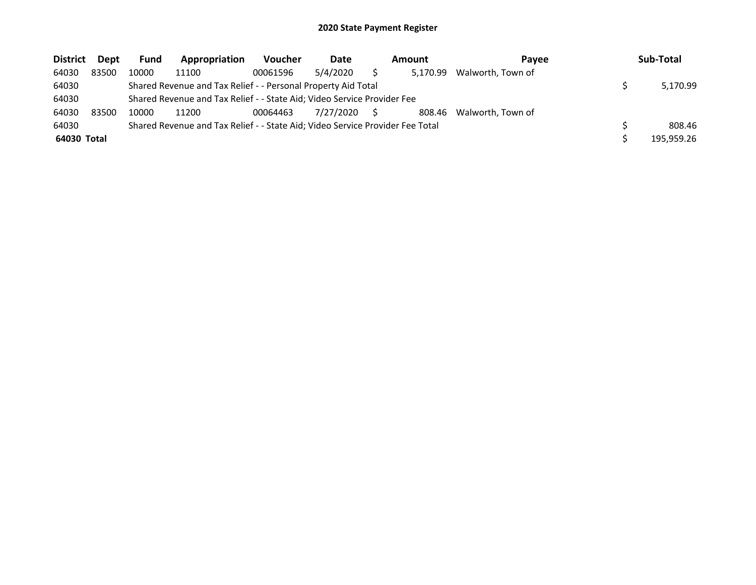# 2020 State Payment Register

| District | Dept | Fund | Appropriation | Voucher | Date | Amount | Payee | Sub-Total |
|---|---|---|---|---|---|---|---|---|
| 64030 | 83500 | 10000 | 11100 | 00061596 | 5/4/2020 | $ 5,170.99 | Walworth, Town of | |
| 64030 | | Shared Revenue and Tax Relief - - Personal Property Aid Total | | | | | | $ 5,170.99 |
| 64030 | | Shared Revenue and Tax Relief - - State Aid; Video Service Provider Fee | | | | | | |
| 64030 | 83500 | 10000 | 11200 | 00064463 | 7/27/2020 | $ 808.46 | Walworth, Town of | |
| 64030 | | Shared Revenue and Tax Relief - - State Aid; Video Service Provider Fee Total | | | | | | $ 808.46 |
| **64030 Total** | | | | | | | | $ 195,959.26 |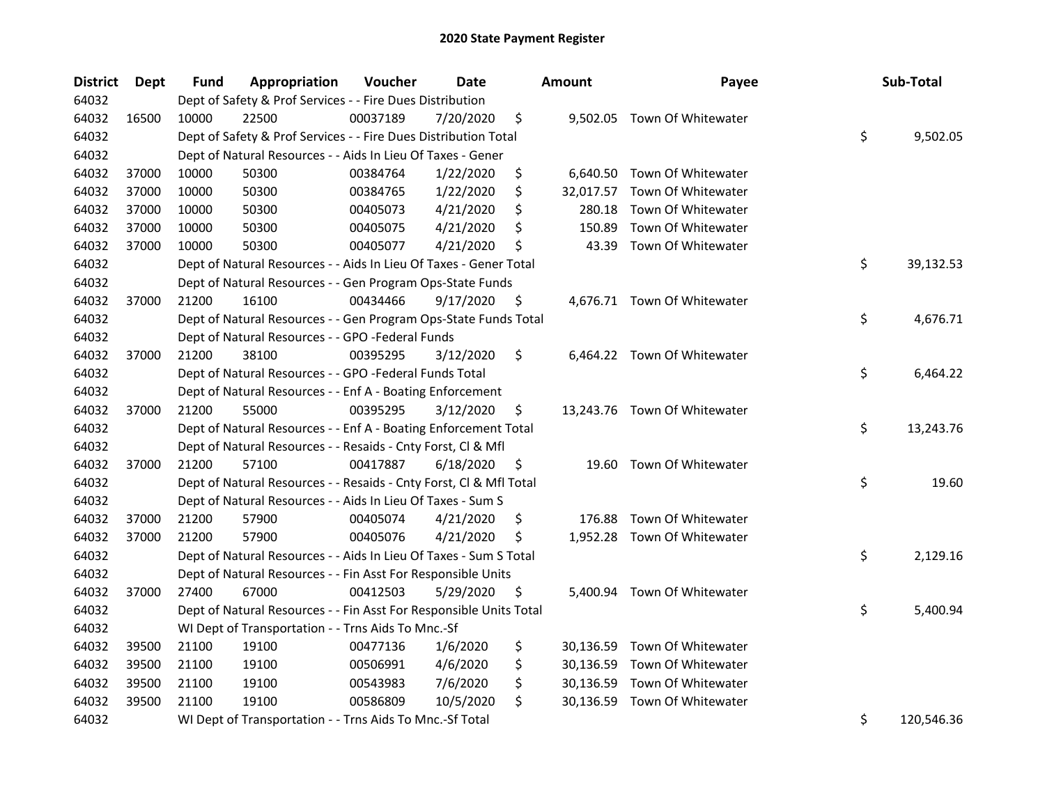# 2020 State Payment Register

| District | Dept | Fund | Appropriation | Voucher | Date | Amount | Payee | Sub-Total |
|---|---|---|---|---|---|---|---|---|
| 64032 | | Dept of Safety & Prof Services - - Fire Dues Distribution | | | | | | |
| 64032 | 16500 | 10000 | 22500 | 00037189 | 7/20/2020 | $ 9,502.05 | Town Of Whitewater | |
| 64032 | | Dept of Safety & Prof Services - - Fire Dues Distribution Total | | | | | | $ 9,502.05 |
| 64032 | | Dept of Natural Resources - - Aids In Lieu Of Taxes - Gener | | | | | | |
| 64032 | 37000 | 10000 | 50300 | 00384764 | 1/22/2020 | $ 6,640.50 | Town Of Whitewater | |
| 64032 | 37000 | 10000 | 50300 | 00384765 | 1/22/2020 | $ 32,017.57 | Town Of Whitewater | |
| 64032 | 37000 | 10000 | 50300 | 00405073 | 4/21/2020 | $ 280.18 | Town Of Whitewater | |
| 64032 | 37000 | 10000 | 50300 | 00405075 | 4/21/2020 | $ 150.89 | Town Of Whitewater | |
| 64032 | 37000 | 10000 | 50300 | 00405077 | 4/21/2020 | $ 43.39 | Town Of Whitewater | |
| 64032 | | Dept of Natural Resources - - Aids In Lieu Of Taxes - Gener Total | | | | | | $ 39,132.53 |
| 64032 | | Dept of Natural Resources - - Gen Program Ops-State Funds | | | | | | |
| 64032 | 37000 | 21200 | 16100 | 00434466 | 9/17/2020 | $ 4,676.71 | Town Of Whitewater | |
| 64032 | | Dept of Natural Resources - - Gen Program Ops-State Funds Total | | | | | | $ 4,676.71 |
| 64032 | | Dept of Natural Resources - - GPO -Federal Funds | | | | | | |
| 64032 | 37000 | 21200 | 38100 | 00395295 | 3/12/2020 | $ 6,464.22 | Town Of Whitewater | |
| 64032 | | Dept of Natural Resources - - GPO -Federal Funds Total | | | | | | $ 6,464.22 |
| 64032 | | Dept of Natural Resources - - Enf A - Boating Enforcement | | | | | | |
| 64032 | 37000 | 21200 | 55000 | 00395295 | 3/12/2020 | $ 13,243.76 | Town Of Whitewater | |
| 64032 | | Dept of Natural Resources - - Enf A - Boating Enforcement Total | | | | | | $ 13,243.76 |
| 64032 | | Dept of Natural Resources - - Resaids - Cnty Forst, Cl & Mfl | | | | | | |
| 64032 | 37000 | 21200 | 57100 | 00417887 | 6/18/2020 | $ 19.60 | Town Of Whitewater | |
| 64032 | | Dept of Natural Resources - - Resaids - Cnty Forst, Cl & Mfl Total | | | | | | $ 19.60 |
| 64032 | | Dept of Natural Resources - - Aids In Lieu Of Taxes - Sum S | | | | | | |
| 64032 | 37000 | 21200 | 57900 | 00405074 | 4/21/2020 | $ 176.88 | Town Of Whitewater | |
| 64032 | 37000 | 21200 | 57900 | 00405076 | 4/21/2020 | $ 1,952.28 | Town Of Whitewater | |
| 64032 | | Dept of Natural Resources - - Aids In Lieu Of Taxes - Sum S Total | | | | | | $ 2,129.16 |
| 64032 | | Dept of Natural Resources - - Fin Asst For Responsible Units | | | | | | |
| 64032 | 37000 | 27400 | 67000 | 00412503 | 5/29/2020 | $ 5,400.94 | Town Of Whitewater | |
| 64032 | | Dept of Natural Resources - - Fin Asst For Responsible Units Total | | | | | | $ 5,400.94 |
| 64032 | | WI Dept of Transportation - - Trns Aids To Mnc.-Sf | | | | | | |
| 64032 | 39500 | 21100 | 19100 | 00477136 | 1/6/2020 | $ 30,136.59 | Town Of Whitewater | |
| 64032 | 39500 | 21100 | 19100 | 00506991 | 4/6/2020 | $ 30,136.59 | Town Of Whitewater | |
| 64032 | 39500 | 21100 | 19100 | 00543983 | 7/6/2020 | $ 30,136.59 | Town Of Whitewater | |
| 64032 | 39500 | 21100 | 19100 | 00586809 | 10/5/2020 | $ 30,136.59 | Town Of Whitewater | |
| 64032 | | WI Dept of Transportation - - Trns Aids To Mnc.-Sf Total | | | | | | $ 120,546.36 |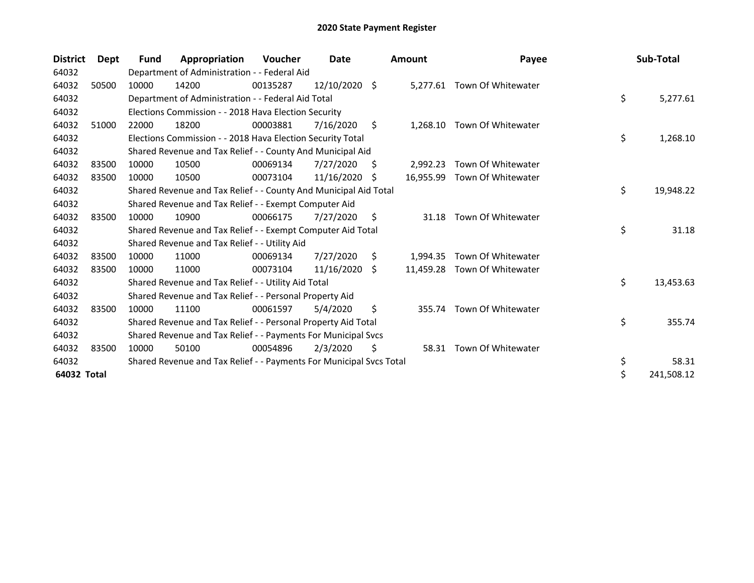# 2020 State Payment Register

| District | Dept | Fund | Appropriation | Voucher | Date | Amount | Payee | Sub-Total |
|---|---|---|---|---|---|---|---|---|
| 64032 | | Department of Administration - - Federal Aid | | | | | | |
| 64032 | 50500 | 10000 | 14200 | 00135287 | 12/10/2020 | $ 5,277.61 | Town Of Whitewater | |
| 64032 | | Department of Administration - - Federal Aid Total | | | | | | $ 5,277.61 |
| 64032 | | Elections Commission - - 2018 Hava Election Security | | | | | | |
| 64032 | 51000 | 22000 | 18200 | 00003881 | 7/16/2020 | $ 1,268.10 | Town Of Whitewater | |
| 64032 | | Elections Commission - - 2018 Hava Election Security Total | | | | | | $ 1,268.10 |
| 64032 | | Shared Revenue and Tax Relief - - County And Municipal Aid | | | | | | |
| 64032 | 83500 | 10000 | 10500 | 00069134 | 7/27/2020 | $ 2,992.23 | Town Of Whitewater | |
| 64032 | 83500 | 10000 | 10500 | 00073104 | 11/16/2020 | $ 16,955.99 | Town Of Whitewater | |
| 64032 | | Shared Revenue and Tax Relief - - County And Municipal Aid Total | | | | | | $ 19,948.22 |
| 64032 | | Shared Revenue and Tax Relief - - Exempt Computer Aid | | | | | | |
| 64032 | 83500 | 10000 | 10900 | 00066175 | 7/27/2020 | $ 31.18 | Town Of Whitewater | |
| 64032 | | Shared Revenue and Tax Relief - - Exempt Computer Aid Total | | | | | | $ 31.18 |
| 64032 | | Shared Revenue and Tax Relief - - Utility Aid | | | | | | |
| 64032 | 83500 | 10000 | 11000 | 00069134 | 7/27/2020 | $ 1,994.35 | Town Of Whitewater | |
| 64032 | 83500 | 10000 | 11000 | 00073104 | 11/16/2020 | $ 11,459.28 | Town Of Whitewater | |
| 64032 | | Shared Revenue and Tax Relief - - Utility Aid Total | | | | | | $ 13,453.63 |
| 64032 | | Shared Revenue and Tax Relief - - Personal Property Aid | | | | | | |
| 64032 | 83500 | 10000 | 11100 | 00061597 | 5/4/2020 | $ 355.74 | Town Of Whitewater | |
| 64032 | | Shared Revenue and Tax Relief - - Personal Property Aid Total | | | | | | $ 355.74 |
| 64032 | | Shared Revenue and Tax Relief - - Payments For Municipal Svcs | | | | | | |
| 64032 | 83500 | 10000 | 50100 | 00054896 | 2/3/2020 | $ 58.31 | Town Of Whitewater | |
| 64032 | | Shared Revenue and Tax Relief - - Payments For Municipal Svcs Total | | | | | | $ 58.31 |
| **64032 Total** | | | | | | | | $ 241,508.12 |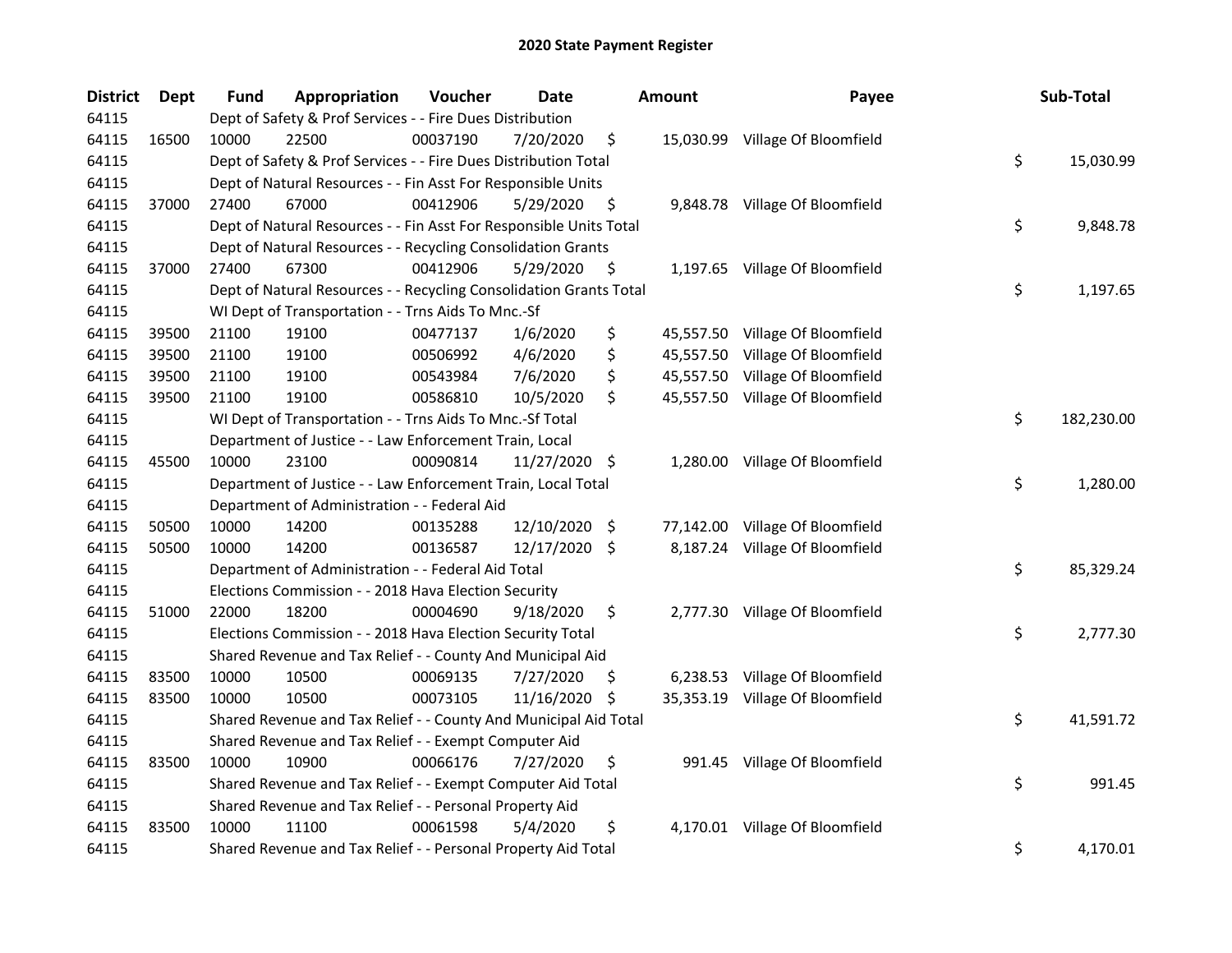# 2020 State Payment Register

| District | Dept | Fund | Appropriation | Voucher | Date | Amount | Payee | Sub-Total |
|---|---|---|---|---|---|---|---|---|
| 64115 | | Dept of Safety & Prof Services - - Fire Dues Distribution | | | | | | |
| 64115 | 16500 | 10000 | 22500 | 00037190 | 7/20/2020 | $ 15,030.99 | Village Of Bloomfield | |
| 64115 | | Dept of Safety & Prof Services - - Fire Dues Distribution Total | | | | | | $ 15,030.99 |
| 64115 | | Dept of Natural Resources - - Fin Asst For Responsible Units | | | | | | |
| 64115 | 37000 | 27400 | 67000 | 00412906 | 5/29/2020 | $ 9,848.78 | Village Of Bloomfield | |
| 64115 | | Dept of Natural Resources - - Fin Asst For Responsible Units Total | | | | | | $ 9,848.78 |
| 64115 | | Dept of Natural Resources - - Recycling Consolidation Grants | | | | | | |
| 64115 | 37000 | 27400 | 67300 | 00412906 | 5/29/2020 | $ 1,197.65 | Village Of Bloomfield | |
| 64115 | | Dept of Natural Resources - - Recycling Consolidation Grants Total | | | | | | $ 1,197.65 |
| 64115 | | WI Dept of Transportation - - Trns Aids To Mnc.-Sf | | | | | | |
| 64115 | 39500 | 21100 | 19100 | 00477137 | 1/6/2020 | $ 45,557.50 | Village Of Bloomfield | |
| 64115 | 39500 | 21100 | 19100 | 00506992 | 4/6/2020 | $ 45,557.50 | Village Of Bloomfield | |
| 64115 | 39500 | 21100 | 19100 | 00543984 | 7/6/2020 | $ 45,557.50 | Village Of Bloomfield | |
| 64115 | 39500 | 21100 | 19100 | 00586810 | 10/5/2020 | $ 45,557.50 | Village Of Bloomfield | |
| 64115 | | WI Dept of Transportation - - Trns Aids To Mnc.-Sf Total | | | | | | $ 182,230.00 |
| 64115 | | Department of Justice - - Law Enforcement Train, Local | | | | | | |
| 64115 | 45500 | 10000 | 23100 | 00090814 | 11/27/2020 | $ 1,280.00 | Village Of Bloomfield | |
| 64115 | | Department of Justice - - Law Enforcement Train, Local Total | | | | | | $ 1,280.00 |
| 64115 | | Department of Administration - - Federal Aid | | | | | | |
| 64115 | 50500 | 10000 | 14200 | 00135288 | 12/10/2020 | $ 77,142.00 | Village Of Bloomfield | |
| 64115 | 50500 | 10000 | 14200 | 00136587 | 12/17/2020 | $ 8,187.24 | Village Of Bloomfield | |
| 64115 | | Department of Administration - - Federal Aid Total | | | | | | $ 85,329.24 |
| 64115 | | Elections Commission - - 2018 Hava Election Security | | | | | | |
| 64115 | 51000 | 22000 | 18200 | 00004690 | 9/18/2020 | $ 2,777.30 | Village Of Bloomfield | |
| 64115 | | Elections Commission - - 2018 Hava Election Security Total | | | | | | $ 2,777.30 |
| 64115 | | Shared Revenue and Tax Relief - - County And Municipal Aid | | | | | | |
| 64115 | 83500 | 10000 | 10500 | 00069135 | 7/27/2020 | $ 6,238.53 | Village Of Bloomfield | |
| 64115 | 83500 | 10000 | 10500 | 00073105 | 11/16/2020 | $ 35,353.19 | Village Of Bloomfield | |
| 64115 | | Shared Revenue and Tax Relief - - County And Municipal Aid Total | | | | | | $ 41,591.72 |
| 64115 | | Shared Revenue and Tax Relief - - Exempt Computer Aid | | | | | | |
| 64115 | 83500 | 10000 | 10900 | 00066176 | 7/27/2020 | $ 991.45 | Village Of Bloomfield | |
| 64115 | | Shared Revenue and Tax Relief - - Exempt Computer Aid Total | | | | | | $ 991.45 |
| 64115 | | Shared Revenue and Tax Relief - - Personal Property Aid | | | | | | |
| 64115 | 83500 | 10000 | 11100 | 00061598 | 5/4/2020 | $ 4,170.01 | Village Of Bloomfield | |
| 64115 | | Shared Revenue and Tax Relief - - Personal Property Aid Total | | | | | | $ 4,170.01 |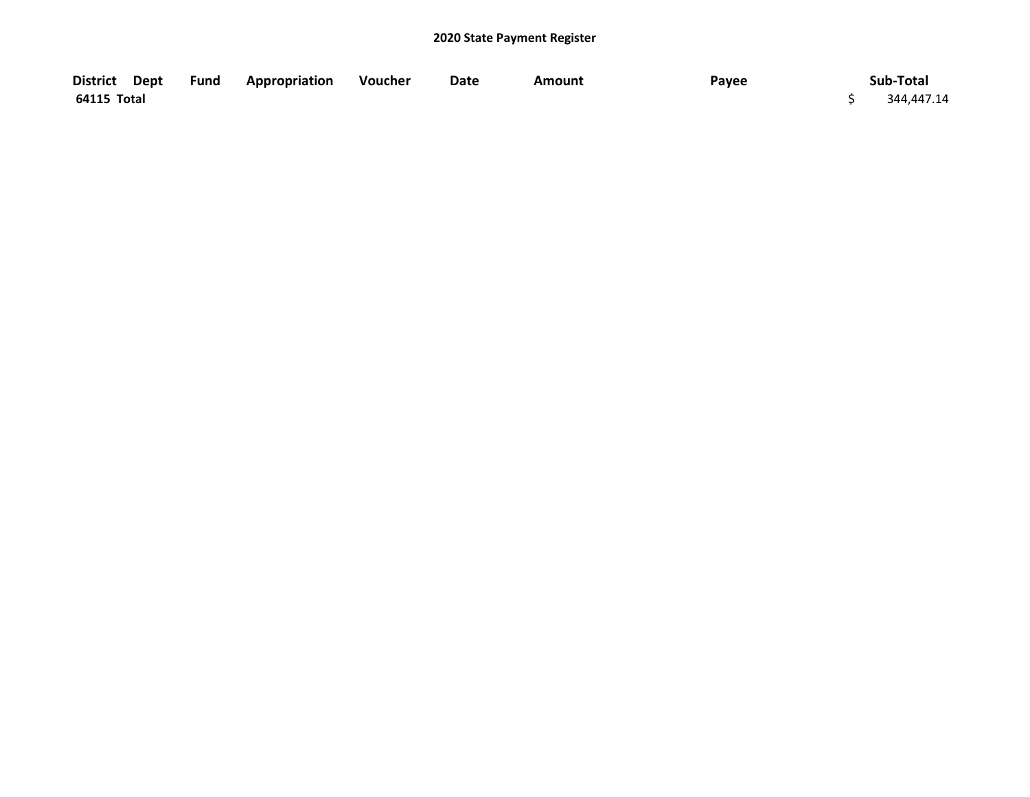**2020 State Payment Register**

| District | Dept | Fund | Appropriation | Voucher | Date | Amount | Payee | Sub-Total |
|---|---|---|---|---|---|---|---|---|
| **64115 Total** | | | | | | | | $ 344,447.14 |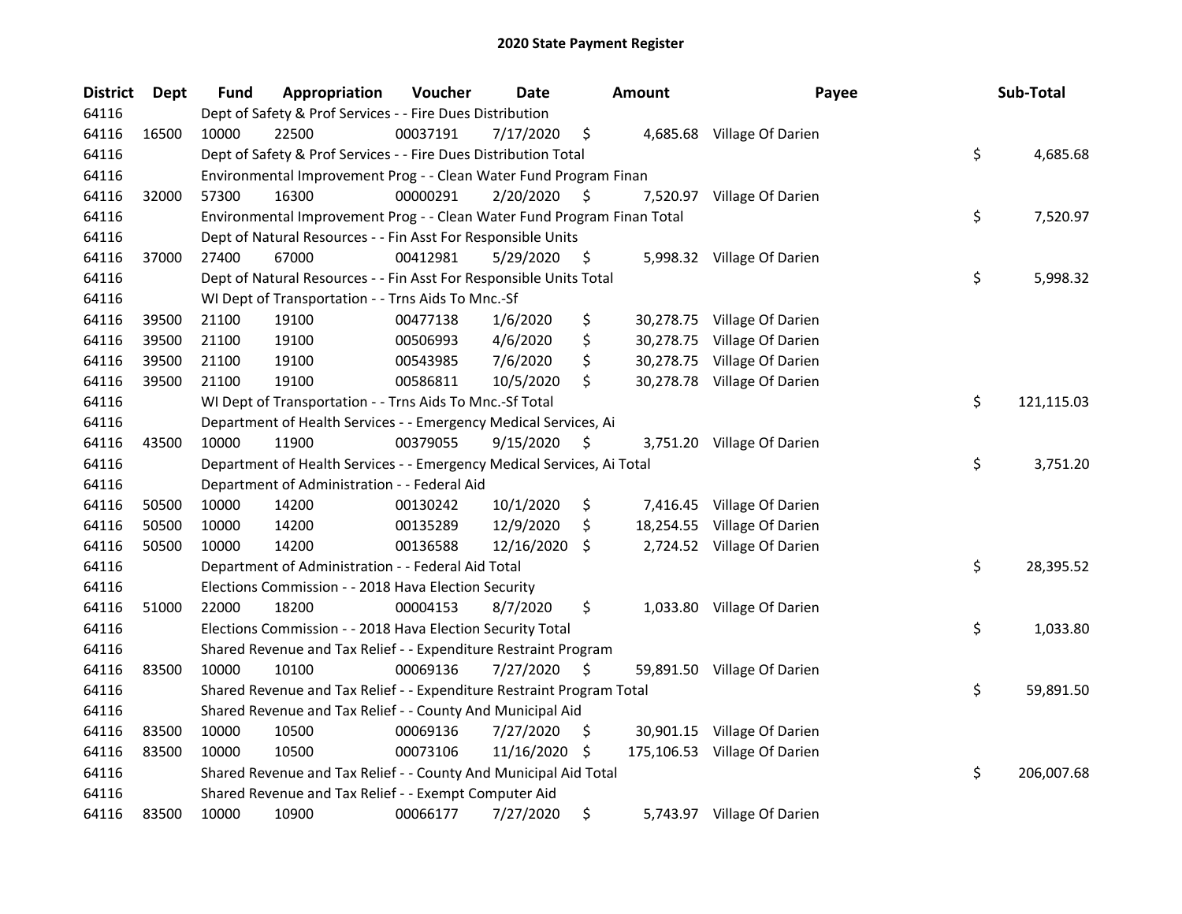# 2020 State Payment Register

| District | Dept | Fund | Appropriation | Voucher | Date | Amount | Payee | Sub-Total |
|---|---|---|---|---|---|---|---|---|
| 64116 | | Dept of Safety & Prof Services - - Fire Dues Distribution | | | | | | |
| 64116 | 16500 | 10000 | 22500 | 00037191 | 7/17/2020 | $ 4,685.68 | Village Of Darien | |
| 64116 | | Dept of Safety & Prof Services - - Fire Dues Distribution Total | | | | | | $ 4,685.68 |
| 64116 | | Environmental Improvement Prog - - Clean Water Fund Program Finan | | | | | | |
| 64116 | 32000 | 57300 | 16300 | 00000291 | 2/20/2020 | $ 7,520.97 | Village Of Darien | |
| 64116 | | Environmental Improvement Prog - - Clean Water Fund Program Finan Total | | | | | | $ 7,520.97 |
| 64116 | | Dept of Natural Resources - - Fin Asst For Responsible Units | | | | | | |
| 64116 | 37000 | 27400 | 67000 | 00412981 | 5/29/2020 | $ 5,998.32 | Village Of Darien | |
| 64116 | | Dept of Natural Resources - - Fin Asst For Responsible Units Total | | | | | | $ 5,998.32 |
| 64116 | | WI Dept of Transportation - - Trns Aids To Mnc.-Sf | | | | | | |
| 64116 | 39500 | 21100 | 19100 | 00477138 | 1/6/2020 | $ 30,278.75 | Village Of Darien | |
| 64116 | 39500 | 21100 | 19100 | 00506993 | 4/6/2020 | $ 30,278.75 | Village Of Darien | |
| 64116 | 39500 | 21100 | 19100 | 00543985 | 7/6/2020 | $ 30,278.75 | Village Of Darien | |
| 64116 | 39500 | 21100 | 19100 | 00586811 | 10/5/2020 | $ 30,278.78 | Village Of Darien | |
| 64116 | | WI Dept of Transportation - - Trns Aids To Mnc.-Sf Total | | | | | | $ 121,115.03 |
| 64116 | | Department of Health Services - - Emergency Medical Services, Ai | | | | | | |
| 64116 | 43500 | 10000 | 11900 | 00379055 | 9/15/2020 | $ 3,751.20 | Village Of Darien | |
| 64116 | | Department of Health Services - - Emergency Medical Services, Ai Total | | | | | | $ 3,751.20 |
| 64116 | | Department of Administration - - Federal Aid | | | | | | |
| 64116 | 50500 | 10000 | 14200 | 00130242 | 10/1/2020 | $ 7,416.45 | Village Of Darien | |
| 64116 | 50500 | 10000 | 14200 | 00135289 | 12/9/2020 | $ 18,254.55 | Village Of Darien | |
| 64116 | 50500 | 10000 | 14200 | 00136588 | 12/16/2020 | $ 2,724.52 | Village Of Darien | |
| 64116 | | Department of Administration - - Federal Aid Total | | | | | | $ 28,395.52 |
| 64116 | | Elections Commission - - 2018 Hava Election Security | | | | | | |
| 64116 | 51000 | 22000 | 18200 | 00004153 | 8/7/2020 | $ 1,033.80 | Village Of Darien | |
| 64116 | | Elections Commission - - 2018 Hava Election Security Total | | | | | | $ 1,033.80 |
| 64116 | | Shared Revenue and Tax Relief - - Expenditure Restraint Program | | | | | | |
| 64116 | 83500 | 10000 | 10100 | 00069136 | 7/27/2020 | $ 59,891.50 | Village Of Darien | |
| 64116 | | Shared Revenue and Tax Relief - - Expenditure Restraint Program Total | | | | | | $ 59,891.50 |
| 64116 | | Shared Revenue and Tax Relief - - County And Municipal Aid | | | | | | |
| 64116 | 83500 | 10000 | 10500 | 00069136 | 7/27/2020 | $ 30,901.15 | Village Of Darien | |
| 64116 | 83500 | 10000 | 10500 | 00073106 | 11/16/2020 | $ 175,106.53 | Village Of Darien | |
| 64116 | | Shared Revenue and Tax Relief - - County And Municipal Aid Total | | | | | | $ 206,007.68 |
| 64116 | | Shared Revenue and Tax Relief - - Exempt Computer Aid | | | | | | |
| 64116 | 83500 | 10000 | 10900 | 00066177 | 7/27/2020 | $ 5,743.97 | Village Of Darien | |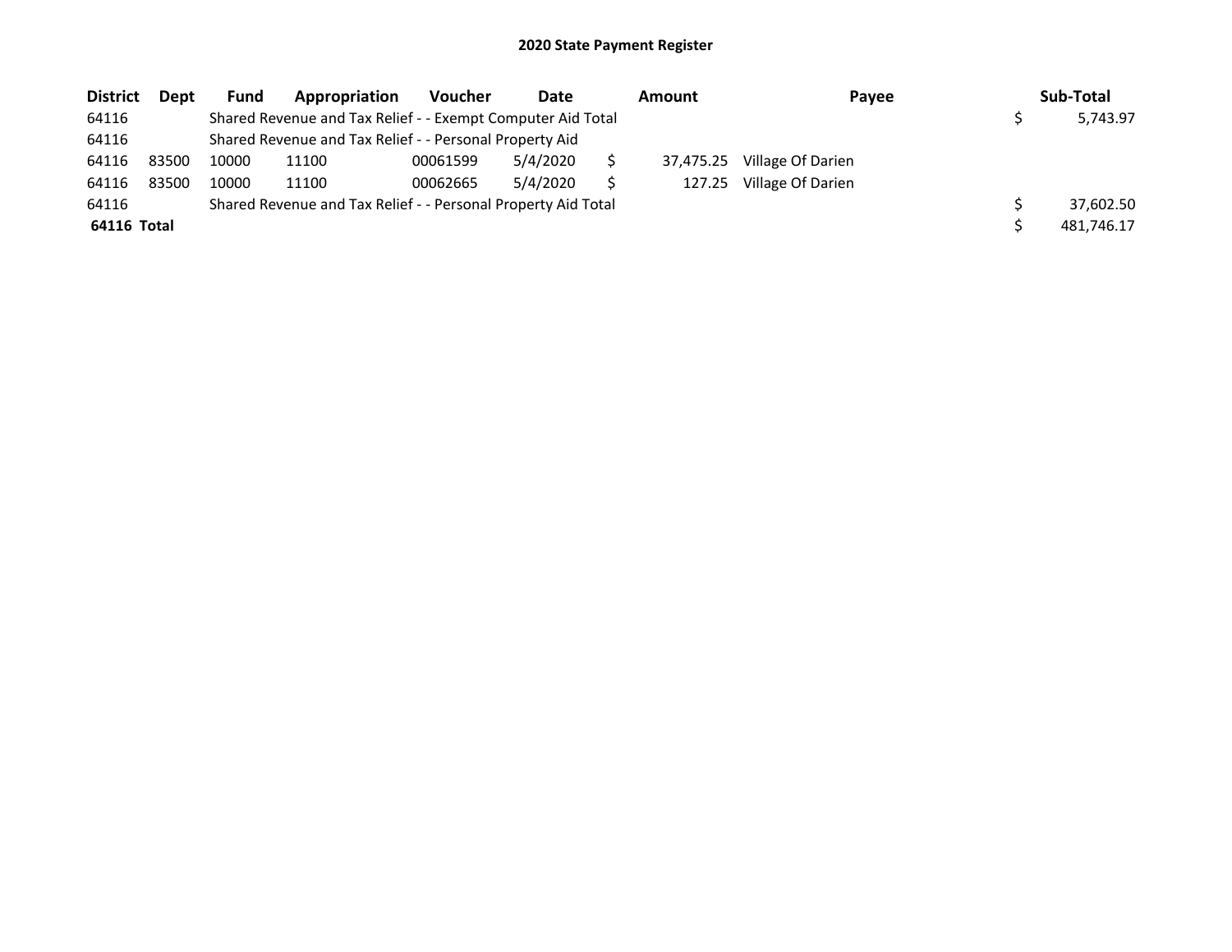# 2020 State Payment Register

| District | Dept | Fund | Appropriation | Voucher | Date | Amount | Payee | Sub-Total |
|---|---|---|---|---|---|---|---|---|
| 64116 | | Shared Revenue and Tax Relief - - Exempt Computer Aid Total | | | | | | $ 5,743.97 |
| 64116 | | Shared Revenue and Tax Relief - - Personal Property Aid | | | | | | |
| 64116 | 83500 | 10000 | 11100 | 00061599 | 5/4/2020 | $ 37,475.25 | Village Of Darien | |
| 64116 | 83500 | 10000 | 11100 | 00062665 | 5/4/2020 | $ 127.25 | Village Of Darien | |
| 64116 | | Shared Revenue and Tax Relief - - Personal Property Aid Total | | | | | | $ 37,602.50 |
| **64116 Total** | | | | | | | | $ 481,746.17 |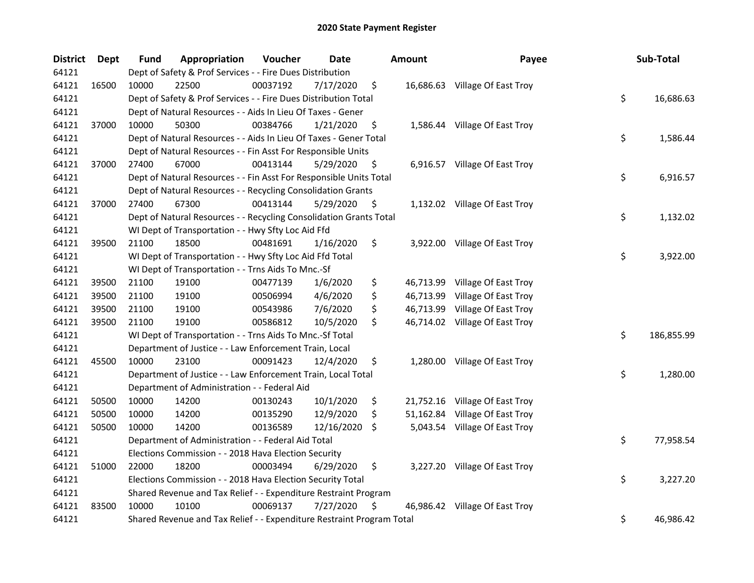# 2020 State Payment Register

| District | Dept | Fund | Appropriation | Voucher | Date | Amount | Payee | Sub-Total |
|---|---|---|---|---|---|---|---|---|
| 64121 | | Dept of Safety & Prof Services - - Fire Dues Distribution | | | | | | |
| 64121 | 16500 | 10000 | 22500 | 00037192 | 7/17/2020 | $ 16,686.63 | Village Of East Troy | |
| 64121 | | Dept of Safety & Prof Services - - Fire Dues Distribution Total | | | | | | $ 16,686.63 |
| 64121 | | Dept of Natural Resources - - Aids In Lieu Of Taxes - Gener | | | | | | |
| 64121 | 37000 | 10000 | 50300 | 00384766 | 1/21/2020 | $ 1,586.44 | Village Of East Troy | |
| 64121 | | Dept of Natural Resources - - Aids In Lieu Of Taxes - Gener Total | | | | | | $ 1,586.44 |
| 64121 | | Dept of Natural Resources - - Fin Asst For Responsible Units | | | | | | |
| 64121 | 37000 | 27400 | 67000 | 00413144 | 5/29/2020 | $ 6,916.57 | Village Of East Troy | |
| 64121 | | Dept of Natural Resources - - Fin Asst For Responsible Units Total | | | | | | $ 6,916.57 |
| 64121 | | Dept of Natural Resources - - Recycling Consolidation Grants | | | | | | |
| 64121 | 37000 | 27400 | 67300 | 00413144 | 5/29/2020 | $ 1,132.02 | Village Of East Troy | |
| 64121 | | Dept of Natural Resources - - Recycling Consolidation Grants Total | | | | | | $ 1,132.02 |
| 64121 | | WI Dept of Transportation - - Hwy Sfty Loc Aid Ffd | | | | | | |
| 64121 | 39500 | 21100 | 18500 | 00481691 | 1/16/2020 | $ 3,922.00 | Village Of East Troy | |
| 64121 | | WI Dept of Transportation - - Hwy Sfty Loc Aid Ffd Total | | | | | | $ 3,922.00 |
| 64121 | | WI Dept of Transportation - - Trns Aids To Mnc.-Sf | | | | | | |
| 64121 | 39500 | 21100 | 19100 | 00477139 | 1/6/2020 | $ 46,713.99 | Village Of East Troy | |
| 64121 | 39500 | 21100 | 19100 | 00506994 | 4/6/2020 | $ 46,713.99 | Village Of East Troy | |
| 64121 | 39500 | 21100 | 19100 | 00543986 | 7/6/2020 | $ 46,713.99 | Village Of East Troy | |
| 64121 | 39500 | 21100 | 19100 | 00586812 | 10/5/2020 | $ 46,714.02 | Village Of East Troy | |
| 64121 | | WI Dept of Transportation - - Trns Aids To Mnc.-Sf Total | | | | | | $ 186,855.99 |
| 64121 | | Department of Justice - - Law Enforcement Train, Local | | | | | | |
| 64121 | 45500 | 10000 | 23100 | 00091423 | 12/4/2020 | $ 1,280.00 | Village Of East Troy | |
| 64121 | | Department of Justice - - Law Enforcement Train, Local Total | | | | | | $ 1,280.00 |
| 64121 | | Department of Administration - - Federal Aid | | | | | | |
| 64121 | 50500 | 10000 | 14200 | 00130243 | 10/1/2020 | $ 21,752.16 | Village Of East Troy | |
| 64121 | 50500 | 10000 | 14200 | 00135290 | 12/9/2020 | $ 51,162.84 | Village Of East Troy | |
| 64121 | 50500 | 10000 | 14200 | 00136589 | 12/16/2020 | $ 5,043.54 | Village Of East Troy | |
| 64121 | | Department of Administration - - Federal Aid Total | | | | | | $ 77,958.54 |
| 64121 | | Elections Commission - - 2018 Hava Election Security | | | | | | |
| 64121 | 51000 | 22000 | 18200 | 00003494 | 6/29/2020 | $ 3,227.20 | Village Of East Troy | |
| 64121 | | Elections Commission - - 2018 Hava Election Security Total | | | | | | $ 3,227.20 |
| 64121 | | Shared Revenue and Tax Relief - - Expenditure Restraint Program | | | | | | |
| 64121 | 83500 | 10000 | 10100 | 00069137 | 7/27/2020 | $ 46,986.42 | Village Of East Troy | |
| 64121 | | Shared Revenue and Tax Relief - - Expenditure Restraint Program Total | | | | | | $ 46,986.42 |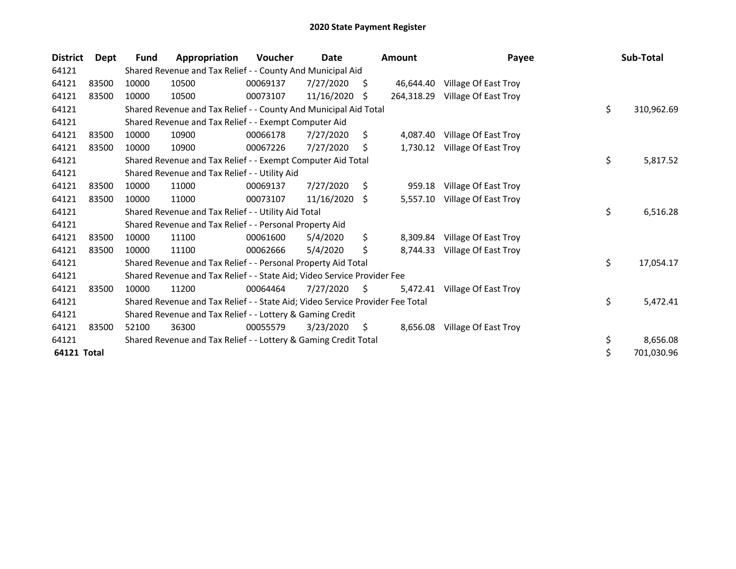# 2020 State Payment Register

| District | Dept | Fund | Appropriation | Voucher | Date | Amount | Payee | Sub-Total |
|---|---|---|---|---|---|---|---|---|
| 64121 | | Shared Revenue and Tax Relief - - County And Municipal Aid | | | | | | |
| 64121 | 83500 | 10000 | 10500 | 00069137 | 7/27/2020 | $ 46,644.40 | Village Of East Troy | |
| 64121 | 83500 | 10000 | 10500 | 00073107 | 11/16/2020 | $ 264,318.29 | Village Of East Troy | |
| 64121 | | Shared Revenue and Tax Relief - - County And Municipal Aid Total | | | | | | $ 310,962.69 |
| 64121 | | Shared Revenue and Tax Relief - - Exempt Computer Aid | | | | | | |
| 64121 | 83500 | 10000 | 10900 | 00066178 | 7/27/2020 | $ 4,087.40 | Village Of East Troy | |
| 64121 | 83500 | 10000 | 10900 | 00067226 | 7/27/2020 | $ 1,730.12 | Village Of East Troy | |
| 64121 | | Shared Revenue and Tax Relief - - Exempt Computer Aid Total | | | | | | $ 5,817.52 |
| 64121 | | Shared Revenue and Tax Relief - - Utility Aid | | | | | | |
| 64121 | 83500 | 10000 | 11000 | 00069137 | 7/27/2020 | $ 959.18 | Village Of East Troy | |
| 64121 | 83500 | 10000 | 11000 | 00073107 | 11/16/2020 | $ 5,557.10 | Village Of East Troy | |
| 64121 | | Shared Revenue and Tax Relief - - Utility Aid Total | | | | | | $ 6,516.28 |
| 64121 | | Shared Revenue and Tax Relief - - Personal Property Aid | | | | | | |
| 64121 | 83500 | 10000 | 11100 | 00061600 | 5/4/2020 | $ 8,309.84 | Village Of East Troy | |
| 64121 | 83500 | 10000 | 11100 | 00062666 | 5/4/2020 | $ 8,744.33 | Village Of East Troy | |
| 64121 | | Shared Revenue and Tax Relief - - Personal Property Aid Total | | | | | | $ 17,054.17 |
| 64121 | | Shared Revenue and Tax Relief - - State Aid; Video Service Provider Fee | | | | | | |
| 64121 | 83500 | 10000 | 11200 | 00064464 | 7/27/2020 | $ 5,472.41 | Village Of East Troy | |
| 64121 | | Shared Revenue and Tax Relief - - State Aid; Video Service Provider Fee Total | | | | | | $ 5,472.41 |
| 64121 | | Shared Revenue and Tax Relief - - Lottery & Gaming Credit | | | | | | |
| 64121 | 83500 | 52100 | 36300 | 00055579 | 3/23/2020 | $ 8,656.08 | Village Of East Troy | |
| 64121 | | Shared Revenue and Tax Relief - - Lottery & Gaming Credit Total | | | | | | $ 8,656.08 |
| **64121 Total** | | | | | | | | $ 701,030.96 |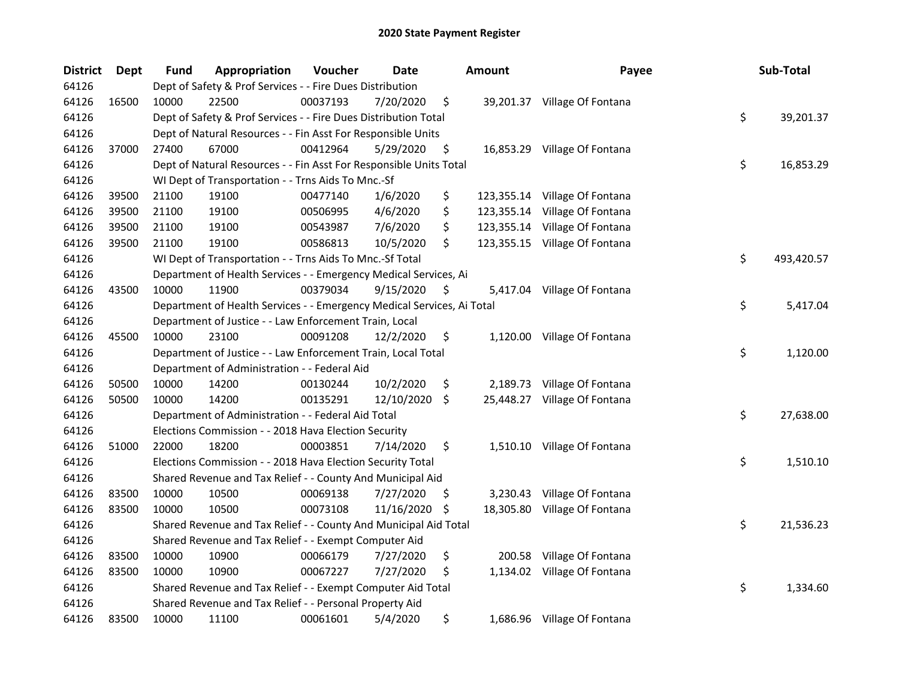# 2020 State Payment Register

| District | Dept | Fund | Appropriation | Voucher | Date | Amount | Payee | Sub-Total |
|---|---|---|---|---|---|---|---|---|
| 64126 | | Dept of Safety & Prof Services - - Fire Dues Distribution | | | | | | |
| 64126 | 16500 | 10000 | 22500 | 00037193 | 7/20/2020 | $ 39,201.37 | Village Of Fontana | |
| 64126 | | Dept of Safety & Prof Services - - Fire Dues Distribution Total | | | | | | $ 39,201.37 |
| 64126 | | Dept of Natural Resources - - Fin Asst For Responsible Units | | | | | | |
| 64126 | 37000 | 27400 | 67000 | 00412964 | 5/29/2020 | $ 16,853.29 | Village Of Fontana | |
| 64126 | | Dept of Natural Resources - - Fin Asst For Responsible Units Total | | | | | | $ 16,853.29 |
| 64126 | | WI Dept of Transportation - - Trns Aids To Mnc.-Sf | | | | | | |
| 64126 | 39500 | 21100 | 19100 | 00477140 | 1/6/2020 | $ 123,355.14 | Village Of Fontana | |
| 64126 | 39500 | 21100 | 19100 | 00506995 | 4/6/2020 | $ 123,355.14 | Village Of Fontana | |
| 64126 | 39500 | 21100 | 19100 | 00543987 | 7/6/2020 | $ 123,355.14 | Village Of Fontana | |
| 64126 | 39500 | 21100 | 19100 | 00586813 | 10/5/2020 | $ 123,355.15 | Village Of Fontana | |
| 64126 | | WI Dept of Transportation - - Trns Aids To Mnc.-Sf Total | | | | | | $ 493,420.57 |
| 64126 | | Department of Health Services - - Emergency Medical Services, Ai | | | | | | |
| 64126 | 43500 | 10000 | 11900 | 00379034 | 9/15/2020 | $ 5,417.04 | Village Of Fontana | |
| 64126 | | Department of Health Services - - Emergency Medical Services, Ai Total | | | | | | $ 5,417.04 |
| 64126 | | Department of Justice - - Law Enforcement Train, Local | | | | | | |
| 64126 | 45500 | 10000 | 23100 | 00091208 | 12/2/2020 | $ 1,120.00 | Village Of Fontana | |
| 64126 | | Department of Justice - - Law Enforcement Train, Local Total | | | | | | $ 1,120.00 |
| 64126 | | Department of Administration - - Federal Aid | | | | | | |
| 64126 | 50500 | 10000 | 14200 | 00130244 | 10/2/2020 | $ 2,189.73 | Village Of Fontana | |
| 64126 | 50500 | 10000 | 14200 | 00135291 | 12/10/2020 | $ 25,448.27 | Village Of Fontana | |
| 64126 | | Department of Administration - - Federal Aid Total | | | | | | $ 27,638.00 |
| 64126 | | Elections Commission - - 2018 Hava Election Security | | | | | | |
| 64126 | 51000 | 22000 | 18200 | 00003851 | 7/14/2020 | $ 1,510.10 | Village Of Fontana | |
| 64126 | | Elections Commission - - 2018 Hava Election Security Total | | | | | | $ 1,510.10 |
| 64126 | | Shared Revenue and Tax Relief - - County And Municipal Aid | | | | | | |
| 64126 | 83500 | 10000 | 10500 | 00069138 | 7/27/2020 | $ 3,230.43 | Village Of Fontana | |
| 64126 | 83500 | 10000 | 10500 | 00073108 | 11/16/2020 | $ 18,305.80 | Village Of Fontana | |
| 64126 | | Shared Revenue and Tax Relief - - County And Municipal Aid Total | | | | | | $ 21,536.23 |
| 64126 | | Shared Revenue and Tax Relief - - Exempt Computer Aid | | | | | | |
| 64126 | 83500 | 10000 | 10900 | 00066179 | 7/27/2020 | $ 200.58 | Village Of Fontana | |
| 64126 | 83500 | 10000 | 10900 | 00067227 | 7/27/2020 | $ 1,134.02 | Village Of Fontana | |
| 64126 | | Shared Revenue and Tax Relief - - Exempt Computer Aid Total | | | | | | $ 1,334.60 |
| 64126 | | Shared Revenue and Tax Relief - - Personal Property Aid | | | | | | |
| 64126 | 83500 | 10000 | 11100 | 00061601 | 5/4/2020 | $ 1,686.96 | Village Of Fontana | |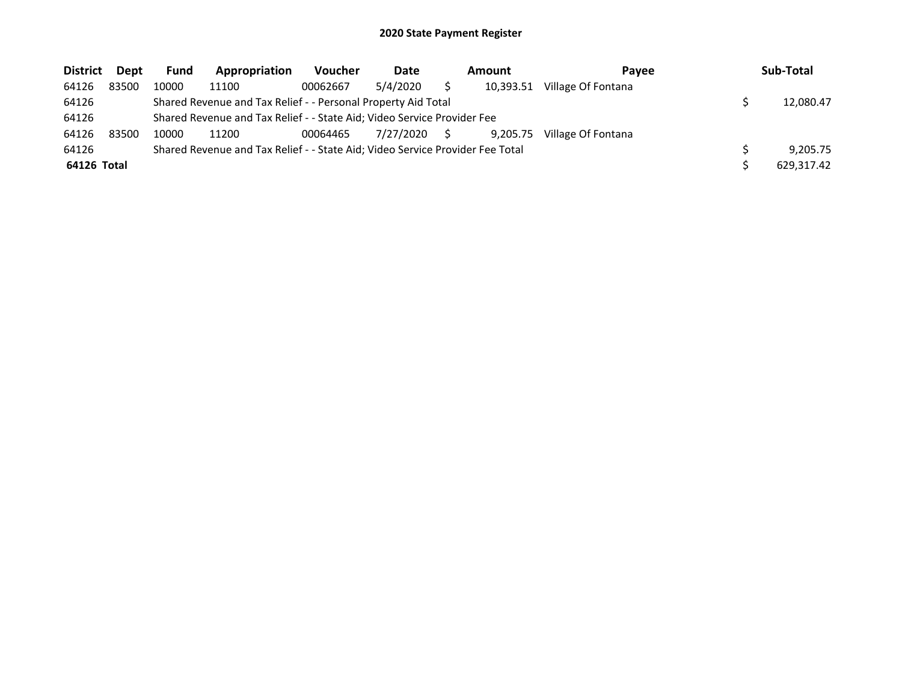## 2020 State Payment Register

| District | Dept | Fund | Appropriation | Voucher | Date | Amount | Payee | Sub-Total |
|---|---|---|---|---|---|---|---|---|
| 64126 | 83500 | 10000 | 11100 | 00062667 | 5/4/2020 | $ 10,393.51 | Village Of Fontana | |
| 64126 | | Shared Revenue and Tax Relief - - Personal Property Aid Total | | | | | | $ 12,080.47 |
| 64126 | | Shared Revenue and Tax Relief - - State Aid; Video Service Provider Fee | | | | | | |
| 64126 | 83500 | 10000 | 11200 | 00064465 | 7/27/2020 | $ 9,205.75 | Village Of Fontana | |
| 64126 | | Shared Revenue and Tax Relief - - State Aid; Video Service Provider Fee Total | | | | | | $ 9,205.75 |
| **64126 Total** | | | | | | | | $ 629,317.42 |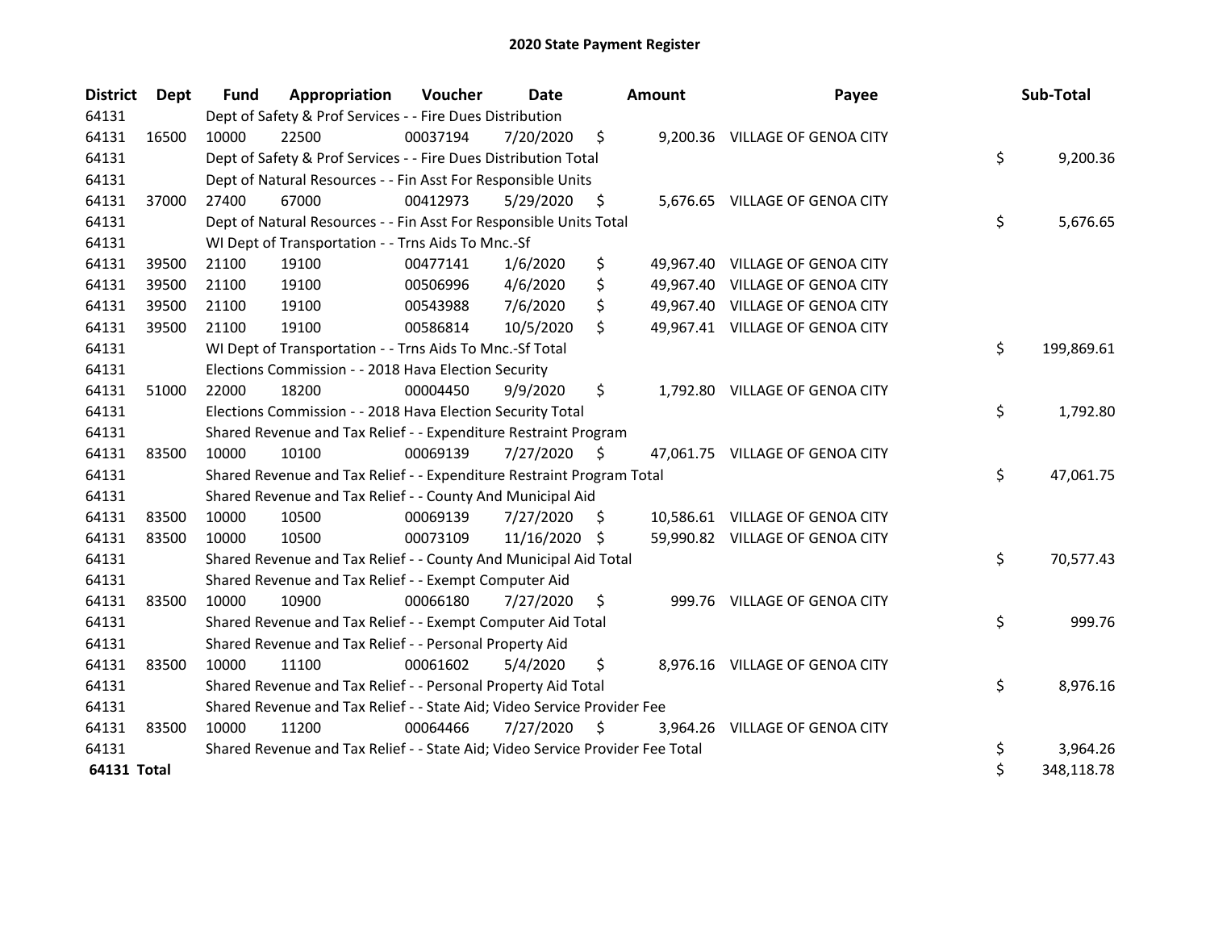# 2020 State Payment Register

| District | Dept | Fund | Appropriation | Voucher | Date | Amount | Payee | Sub-Total |
|---|---|---|---|---|---|---|---|---|
| 64131 | | Dept of Safety & Prof Services - - Fire Dues Distribution | | | | | | |
| 64131 | 16500 | 10000 | 22500 | 00037194 | 7/20/2020 | $ 9,200.36 | VILLAGE OF GENOA CITY | |
| 64131 | | Dept of Safety & Prof Services - - Fire Dues Distribution Total | | | | | | $ 9,200.36 |
| 64131 | | Dept of Natural Resources - - Fin Asst For Responsible Units | | | | | | |
| 64131 | 37000 | 27400 | 67000 | 00412973 | 5/29/2020 | $ 5,676.65 | VILLAGE OF GENOA CITY | |
| 64131 | | Dept of Natural Resources - - Fin Asst For Responsible Units Total | | | | | | $ 5,676.65 |
| 64131 | | WI Dept of Transportation - - Trns Aids To Mnc.-Sf | | | | | | |
| 64131 | 39500 | 21100 | 19100 | 00477141 | 1/6/2020 | $ 49,967.40 | VILLAGE OF GENOA CITY | |
| 64131 | 39500 | 21100 | 19100 | 00506996 | 4/6/2020 | $ 49,967.40 | VILLAGE OF GENOA CITY | |
| 64131 | 39500 | 21100 | 19100 | 00543988 | 7/6/2020 | $ 49,967.40 | VILLAGE OF GENOA CITY | |
| 64131 | 39500 | 21100 | 19100 | 00586814 | 10/5/2020 | $ 49,967.41 | VILLAGE OF GENOA CITY | |
| 64131 | | WI Dept of Transportation - - Trns Aids To Mnc.-Sf Total | | | | | | $ 199,869.61 |
| 64131 | | Elections Commission - - 2018 Hava Election Security | | | | | | |
| 64131 | 51000 | 22000 | 18200 | 00004450 | 9/9/2020 | $ 1,792.80 | VILLAGE OF GENOA CITY | |
| 64131 | | Elections Commission - - 2018 Hava Election Security Total | | | | | | $ 1,792.80 |
| 64131 | | Shared Revenue and Tax Relief - - Expenditure Restraint Program | | | | | | |
| 64131 | 83500 | 10000 | 10100 | 00069139 | 7/27/2020 | $ 47,061.75 | VILLAGE OF GENOA CITY | |
| 64131 | | Shared Revenue and Tax Relief - - Expenditure Restraint Program Total | | | | | | $ 47,061.75 |
| 64131 | | Shared Revenue and Tax Relief - - County And Municipal Aid | | | | | | |
| 64131 | 83500 | 10000 | 10500 | 00069139 | 7/27/2020 | $ 10,586.61 | VILLAGE OF GENOA CITY | |
| 64131 | 83500 | 10000 | 10500 | 00073109 | 11/16/2020 | $ 59,990.82 | VILLAGE OF GENOA CITY | |
| 64131 | | Shared Revenue and Tax Relief - - County And Municipal Aid Total | | | | | | $ 70,577.43 |
| 64131 | | Shared Revenue and Tax Relief - - Exempt Computer Aid | | | | | | |
| 64131 | 83500 | 10000 | 10900 | 00066180 | 7/27/2020 | $ 999.76 | VILLAGE OF GENOA CITY | |
| 64131 | | Shared Revenue and Tax Relief - - Exempt Computer Aid Total | | | | | | $ 999.76 |
| 64131 | | Shared Revenue and Tax Relief - - Personal Property Aid | | | | | | |
| 64131 | 83500 | 10000 | 11100 | 00061602 | 5/4/2020 | $ 8,976.16 | VILLAGE OF GENOA CITY | |
| 64131 | | Shared Revenue and Tax Relief - - Personal Property Aid Total | | | | | | $ 8,976.16 |
| 64131 | | Shared Revenue and Tax Relief - - State Aid; Video Service Provider Fee | | | | | | |
| 64131 | 83500 | 10000 | 11200 | 00064466 | 7/27/2020 | $ 3,964.26 | VILLAGE OF GENOA CITY | |
| 64131 | | Shared Revenue and Tax Relief - - State Aid; Video Service Provider Fee Total | | | | | | $ 3,964.26 |
| **64131 Total** | | | | | | | | $ 348,118.78 |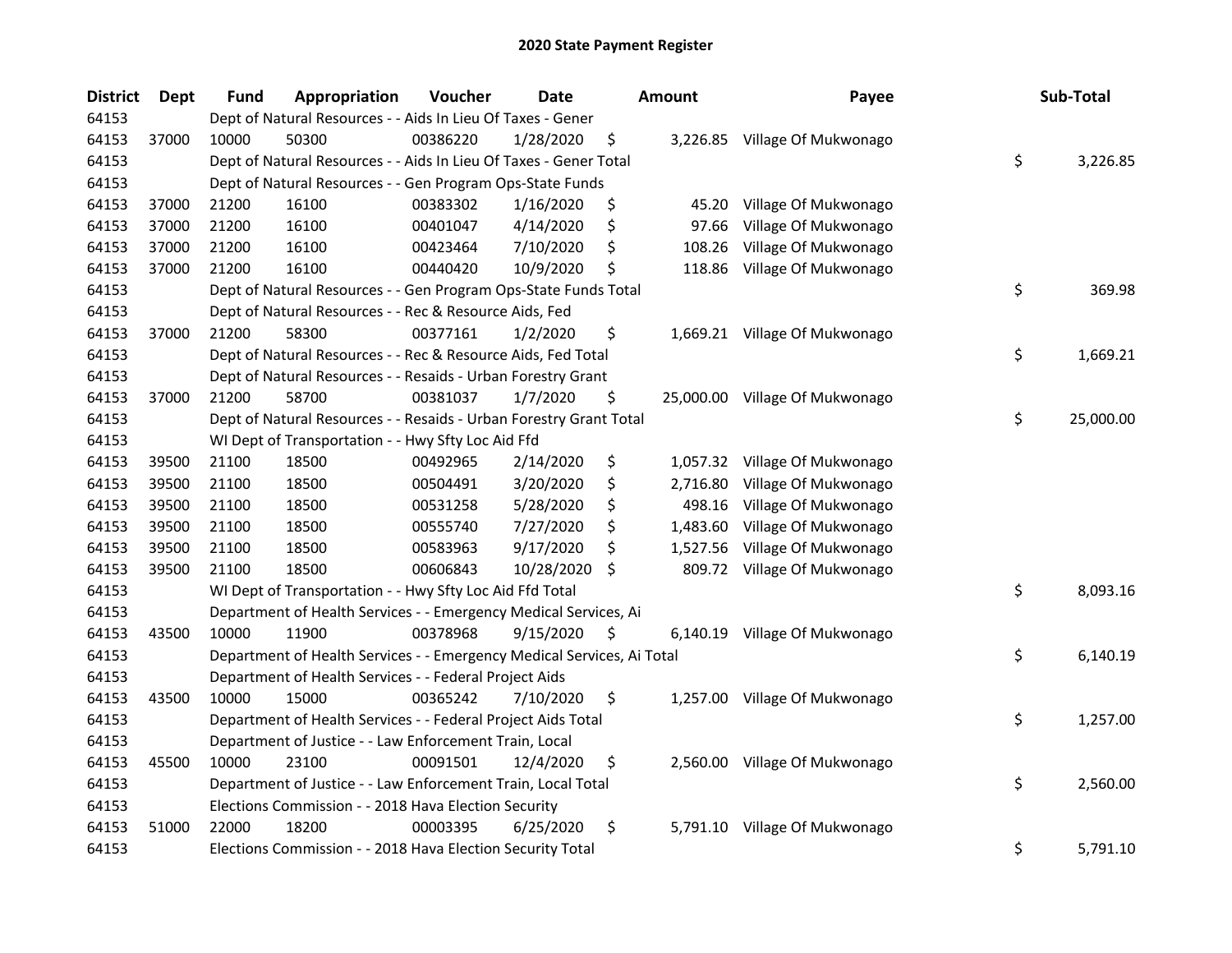# 2020 State Payment Register

| District | Dept | Fund | Appropriation | Voucher | Date | Amount | Payee | Sub-Total |
|---|---|---|---|---|---|---|---|---|
| 64153 | | Dept of Natural Resources - - Aids In Lieu Of Taxes - Gener | | | | | | |
| 64153 | 37000 | 10000 | 50300 | 00386220 | 1/28/2020 | $ 3,226.85 | Village Of Mukwonago | |
| 64153 | | Dept of Natural Resources - - Aids In Lieu Of Taxes - Gener Total | | | | | | $ 3,226.85 |
| 64153 | | Dept of Natural Resources - - Gen Program Ops-State Funds | | | | | | |
| 64153 | 37000 | 21200 | 16100 | 00383302 | 1/16/2020 | $ 45.20 | Village Of Mukwonago | |
| 64153 | 37000 | 21200 | 16100 | 00401047 | 4/14/2020 | $ 97.66 | Village Of Mukwonago | |
| 64153 | 37000 | 21200 | 16100 | 00423464 | 7/10/2020 | $ 108.26 | Village Of Mukwonago | |
| 64153 | 37000 | 21200 | 16100 | 00440420 | 10/9/2020 | $ 118.86 | Village Of Mukwonago | |
| 64153 | | Dept of Natural Resources - - Gen Program Ops-State Funds Total | | | | | | $ 369.98 |
| 64153 | | Dept of Natural Resources - - Rec & Resource Aids, Fed | | | | | | |
| 64153 | 37000 | 21200 | 58300 | 00377161 | 1/2/2020 | $ 1,669.21 | Village Of Mukwonago | |
| 64153 | | Dept of Natural Resources - - Rec & Resource Aids, Fed Total | | | | | | $ 1,669.21 |
| 64153 | | Dept of Natural Resources - - Resaids - Urban Forestry Grant | | | | | | |
| 64153 | 37000 | 21200 | 58700 | 00381037 | 1/7/2020 | $ 25,000.00 | Village Of Mukwonago | |
| 64153 | | Dept of Natural Resources - - Resaids - Urban Forestry Grant Total | | | | | | $ 25,000.00 |
| 64153 | | WI Dept of Transportation - - Hwy Sfty Loc Aid Ffd | | | | | | |
| 64153 | 39500 | 21100 | 18500 | 00492965 | 2/14/2020 | $ 1,057.32 | Village Of Mukwonago | |
| 64153 | 39500 | 21100 | 18500 | 00504491 | 3/20/2020 | $ 2,716.80 | Village Of Mukwonago | |
| 64153 | 39500 | 21100 | 18500 | 00531258 | 5/28/2020 | $ 498.16 | Village Of Mukwonago | |
| 64153 | 39500 | 21100 | 18500 | 00555740 | 7/27/2020 | $ 1,483.60 | Village Of Mukwonago | |
| 64153 | 39500 | 21100 | 18500 | 00583963 | 9/17/2020 | $ 1,527.56 | Village Of Mukwonago | |
| 64153 | 39500 | 21100 | 18500 | 00606843 | 10/28/2020 | $ 809.72 | Village Of Mukwonago | |
| 64153 | | WI Dept of Transportation - - Hwy Sfty Loc Aid Ffd Total | | | | | | $ 8,093.16 |
| 64153 | | Department of Health Services - - Emergency Medical Services, Ai | | | | | | |
| 64153 | 43500 | 10000 | 11900 | 00378968 | 9/15/2020 | $ 6,140.19 | Village Of Mukwonago | |
| 64153 | | Department of Health Services - - Emergency Medical Services, Ai Total | | | | | | $ 6,140.19 |
| 64153 | | Department of Health Services - - Federal Project Aids | | | | | | |
| 64153 | 43500 | 10000 | 15000 | 00365242 | 7/10/2020 | $ 1,257.00 | Village Of Mukwonago | |
| 64153 | | Department of Health Services - - Federal Project Aids Total | | | | | | $ 1,257.00 |
| 64153 | | Department of Justice - - Law Enforcement Train, Local | | | | | | |
| 64153 | 45500 | 10000 | 23100 | 00091501 | 12/4/2020 | $ 2,560.00 | Village Of Mukwonago | |
| 64153 | | Department of Justice - - Law Enforcement Train, Local Total | | | | | | $ 2,560.00 |
| 64153 | | Elections Commission - - 2018 Hava Election Security | | | | | | |
| 64153 | 51000 | 22000 | 18200 | 00003395 | 6/25/2020 | $ 5,791.10 | Village Of Mukwonago | |
| 64153 | | Elections Commission - - 2018 Hava Election Security Total | | | | | | $ 5,791.10 |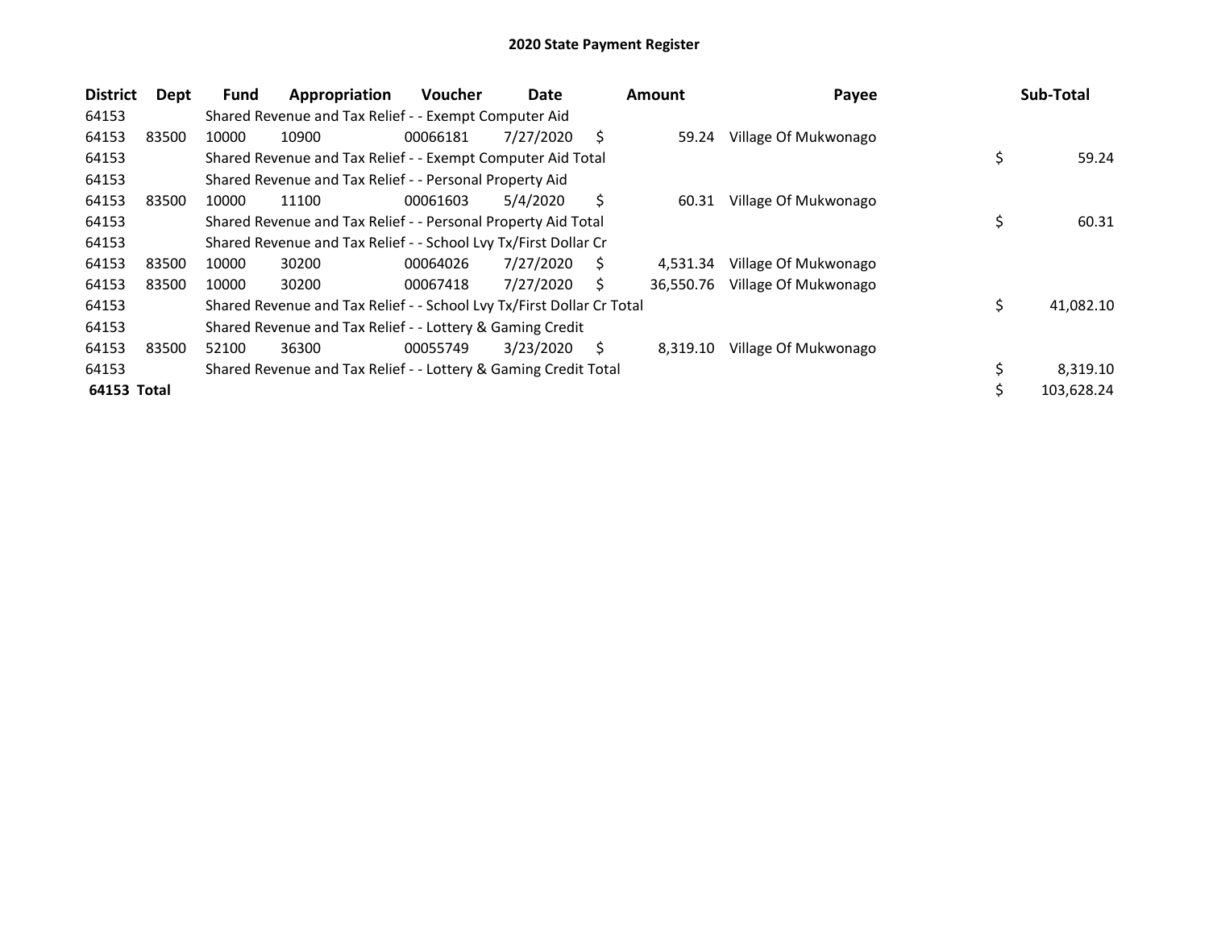# 2020 State Payment Register

| District | Dept | Fund | Appropriation | Voucher | Date | Amount | Payee | Sub-Total |
|---|---|---|---|---|---|---|---|---|
| 64153 | | Shared Revenue and Tax Relief - - Exempt Computer Aid | | | | | | |
| 64153 | 83500 | 10000 | 10900 | 00066181 | 7/27/2020 | $ 59.24 | Village Of Mukwonago | |
| 64153 | | Shared Revenue and Tax Relief - - Exempt Computer Aid Total | | | | | | $ 59.24 |
| 64153 | | Shared Revenue and Tax Relief - - Personal Property Aid | | | | | | |
| 64153 | 83500 | 10000 | 11100 | 00061603 | 5/4/2020 | $ 60.31 | Village Of Mukwonago | |
| 64153 | | Shared Revenue and Tax Relief - - Personal Property Aid Total | | | | | | $ 60.31 |
| 64153 | | Shared Revenue and Tax Relief - - School Lvy Tx/First Dollar Cr | | | | | | |
| 64153 | 83500 | 10000 | 30200 | 00064026 | 7/27/2020 | $ 4,531.34 | Village Of Mukwonago | |
| 64153 | 83500 | 10000 | 30200 | 00067418 | 7/27/2020 | $ 36,550.76 | Village Of Mukwonago | |
| 64153 | | Shared Revenue and Tax Relief - - School Lvy Tx/First Dollar Cr Total | | | | | | $ 41,082.10 |
| 64153 | | Shared Revenue and Tax Relief - - Lottery & Gaming Credit | | | | | | |
| 64153 | 83500 | 52100 | 36300 | 00055749 | 3/23/2020 | $ 8,319.10 | Village Of Mukwonago | |
| 64153 | | Shared Revenue and Tax Relief - - Lottery & Gaming Credit Total | | | | | | $ 8,319.10 |
| **64153 Total** | | | | | | | | $ 103,628.24 |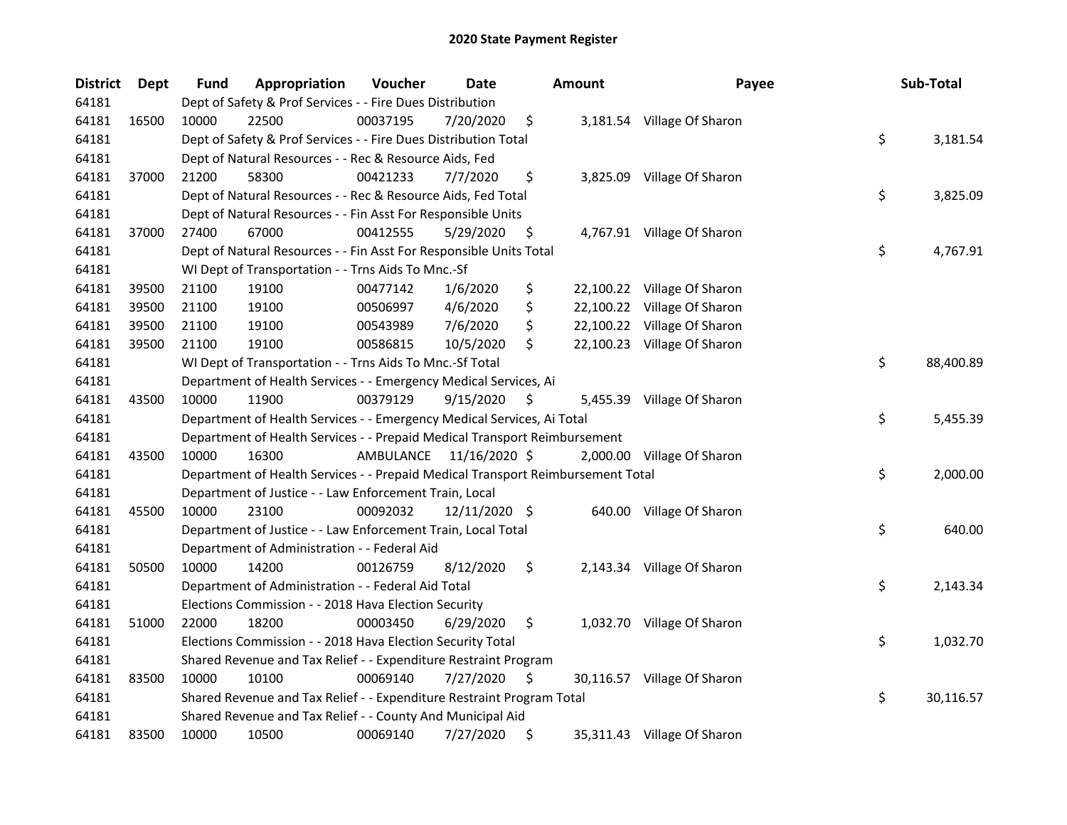# 2020 State Payment Register

| District | Dept | Fund | Appropriation | Voucher | Date | Amount | Payee | Sub-Total |
|---|---|---|---|---|---|---|---|---|
| 64181 | | Dept of Safety & Prof Services - - Fire Dues Distribution | | | | | | |
| 64181 | 16500 | 10000 | 22500 | 00037195 | 7/20/2020 | $ 3,181.54 | Village Of Sharon | |
| 64181 | | Dept of Safety & Prof Services - - Fire Dues Distribution Total | | | | | | $ 3,181.54 |
| 64181 | | Dept of Natural Resources - - Rec & Resource Aids, Fed | | | | | | |
| 64181 | 37000 | 21200 | 58300 | 00421233 | 7/7/2020 | $ 3,825.09 | Village Of Sharon | |
| 64181 | | Dept of Natural Resources - - Rec & Resource Aids, Fed Total | | | | | | $ 3,825.09 |
| 64181 | | Dept of Natural Resources - - Fin Asst For Responsible Units | | | | | | |
| 64181 | 37000 | 27400 | 67000 | 00412555 | 5/29/2020 | $ 4,767.91 | Village Of Sharon | |
| 64181 | | Dept of Natural Resources - - Fin Asst For Responsible Units Total | | | | | | $ 4,767.91 |
| 64181 | | WI Dept of Transportation - - Trns Aids To Mnc.-Sf | | | | | | |
| 64181 | 39500 | 21100 | 19100 | 00477142 | 1/6/2020 | $ 22,100.22 | Village Of Sharon | |
| 64181 | 39500 | 21100 | 19100 | 00506997 | 4/6/2020 | $ 22,100.22 | Village Of Sharon | |
| 64181 | 39500 | 21100 | 19100 | 00543989 | 7/6/2020 | $ 22,100.22 | Village Of Sharon | |
| 64181 | 39500 | 21100 | 19100 | 00586815 | 10/5/2020 | $ 22,100.23 | Village Of Sharon | |
| 64181 | | WI Dept of Transportation - - Trns Aids To Mnc.-Sf Total | | | | | | $ 88,400.89 |
| 64181 | | Department of Health Services - - Emergency Medical Services, Ai | | | | | | |
| 64181 | 43500 | 10000 | 11900 | 00379129 | 9/15/2020 | $ 5,455.39 | Village Of Sharon | |
| 64181 | | Department of Health Services - - Emergency Medical Services, Ai Total | | | | | | $ 5,455.39 |
| 64181 | | Department of Health Services - - Prepaid Medical Transport Reimbursement | | | | | | |
| 64181 | 43500 | 10000 | 16300 | AMBULANCE | 11/16/2020 | $ 2,000.00 | Village Of Sharon | |
| 64181 | | Department of Health Services - - Prepaid Medical Transport Reimbursement Total | | | | | | $ 2,000.00 |
| 64181 | | Department of Justice - - Law Enforcement Train, Local | | | | | | |
| 64181 | 45500 | 10000 | 23100 | 00092032 | 12/11/2020 | $ 640.00 | Village Of Sharon | |
| 64181 | | Department of Justice - - Law Enforcement Train, Local Total | | | | | | $ 640.00 |
| 64181 | | Department of Administration - - Federal Aid | | | | | | |
| 64181 | 50500 | 10000 | 14200 | 00126759 | 8/12/2020 | $ 2,143.34 | Village Of Sharon | |
| 64181 | | Department of Administration - - Federal Aid Total | | | | | | $ 2,143.34 |
| 64181 | | Elections Commission - - 2018 Hava Election Security | | | | | | |
| 64181 | 51000 | 22000 | 18200 | 00003450 | 6/29/2020 | $ 1,032.70 | Village Of Sharon | |
| 64181 | | Elections Commission - - 2018 Hava Election Security Total | | | | | | $ 1,032.70 |
| 64181 | | Shared Revenue and Tax Relief - - Expenditure Restraint Program | | | | | | |
| 64181 | 83500 | 10000 | 10100 | 00069140 | 7/27/2020 | $ 30,116.57 | Village Of Sharon | |
| 64181 | | Shared Revenue and Tax Relief - - Expenditure Restraint Program Total | | | | | | $ 30,116.57 |
| 64181 | | Shared Revenue and Tax Relief - - County And Municipal Aid | | | | | | |
| 64181 | 83500 | 10000 | 10500 | 00069140 | 7/27/2020 | $ 35,311.43 | Village Of Sharon | |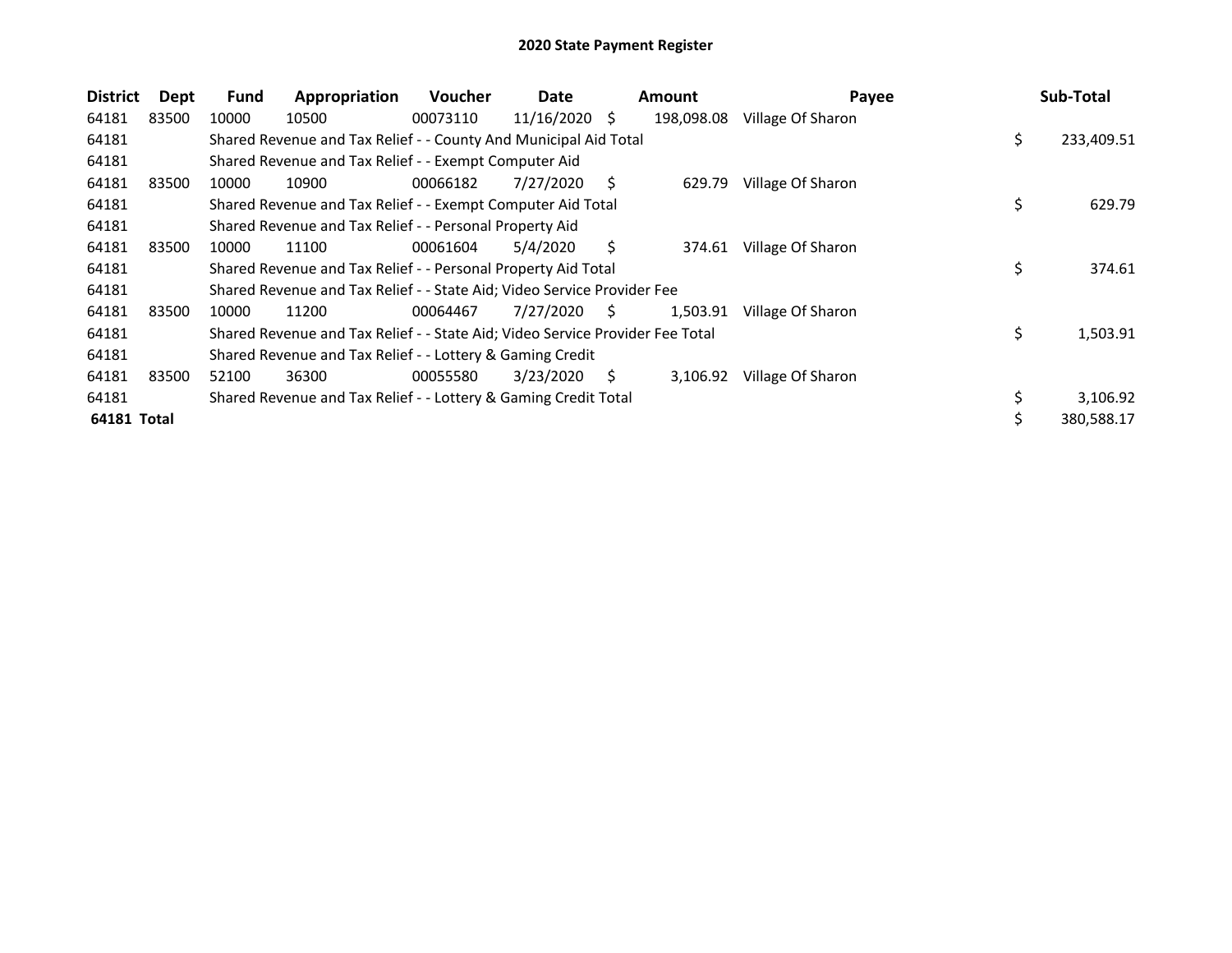# 2020 State Payment Register

| District | Dept | Fund | Appropriation | Voucher | Date | Amount | Payee | Sub-Total |
|---|---|---|---|---|---|---|---|---|
| 64181 | 83500 | 10000 | 10500 | 00073110 | 11/16/2020 | $ 198,098.08 | Village Of Sharon | |
| 64181 | | Shared Revenue and Tax Relief - - County And Municipal Aid Total | | | | | | $ 233,409.51 |
| 64181 | | Shared Revenue and Tax Relief - - Exempt Computer Aid | | | | | | |
| 64181 | 83500 | 10000 | 10900 | 00066182 | 7/27/2020 | $ 629.79 | Village Of Sharon | |
| 64181 | | Shared Revenue and Tax Relief - - Exempt Computer Aid Total | | | | | | $ 629.79 |
| 64181 | | Shared Revenue and Tax Relief - - Personal Property Aid | | | | | | |
| 64181 | 83500 | 10000 | 11100 | 00061604 | 5/4/2020 | $ 374.61 | Village Of Sharon | |
| 64181 | | Shared Revenue and Tax Relief - - Personal Property Aid Total | | | | | | $ 374.61 |
| 64181 | | Shared Revenue and Tax Relief - - State Aid; Video Service Provider Fee | | | | | | |
| 64181 | 83500 | 10000 | 11200 | 00064467 | 7/27/2020 | $ 1,503.91 | Village Of Sharon | |
| 64181 | | Shared Revenue and Tax Relief - - State Aid; Video Service Provider Fee Total | | | | | | $ 1,503.91 |
| 64181 | | Shared Revenue and Tax Relief - - Lottery & Gaming Credit | | | | | | |
| 64181 | 83500 | 52100 | 36300 | 00055580 | 3/23/2020 | $ 3,106.92 | Village Of Sharon | |
| 64181 | | Shared Revenue and Tax Relief - - Lottery & Gaming Credit Total | | | | | | $ 3,106.92 |
| **64181 Total** | | | | | | | | $ 380,588.17 |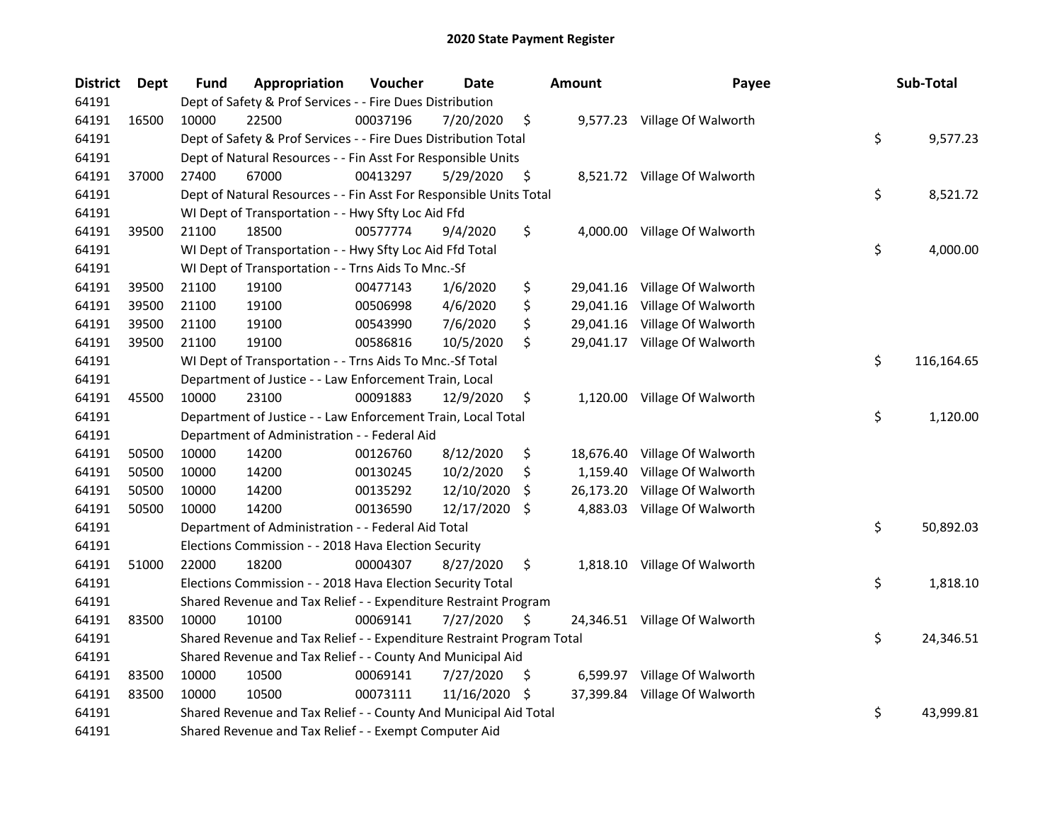# 2020 State Payment Register

| District | Dept | Fund | Appropriation | Voucher | Date | Amount | Payee | Sub-Total |
|---|---|---|---|---|---|---|---|---|
| 64191 | | Dept of Safety & Prof Services - - Fire Dues Distribution | | | | | | |
| 64191 | 16500 | 10000 | 22500 | 00037196 | 7/20/2020 | $ 9,577.23 | Village Of Walworth | |
| 64191 | | Dept of Safety & Prof Services - - Fire Dues Distribution Total | | | | | | $ 9,577.23 |
| 64191 | | Dept of Natural Resources - - Fin Asst For Responsible Units | | | | | | |
| 64191 | 37000 | 27400 | 67000 | 00413297 | 5/29/2020 | $ 8,521.72 | Village Of Walworth | |
| 64191 | | Dept of Natural Resources - - Fin Asst For Responsible Units Total | | | | | | $ 8,521.72 |
| 64191 | | WI Dept of Transportation - - Hwy Sfty Loc Aid Ffd | | | | | | |
| 64191 | 39500 | 21100 | 18500 | 00577774 | 9/4/2020 | $ 4,000.00 | Village Of Walworth | |
| 64191 | | WI Dept of Transportation - - Hwy Sfty Loc Aid Ffd Total | | | | | | $ 4,000.00 |
| 64191 | | WI Dept of Transportation - - Trns Aids To Mnc.-Sf | | | | | | |
| 64191 | 39500 | 21100 | 19100 | 00477143 | 1/6/2020 | $ 29,041.16 | Village Of Walworth | |
| 64191 | 39500 | 21100 | 19100 | 00506998 | 4/6/2020 | $ 29,041.16 | Village Of Walworth | |
| 64191 | 39500 | 21100 | 19100 | 00543990 | 7/6/2020 | $ 29,041.16 | Village Of Walworth | |
| 64191 | 39500 | 21100 | 19100 | 00586816 | 10/5/2020 | $ 29,041.17 | Village Of Walworth | |
| 64191 | | WI Dept of Transportation - - Trns Aids To Mnc.-Sf Total | | | | | | $ 116,164.65 |
| 64191 | | Department of Justice - - Law Enforcement Train, Local | | | | | | |
| 64191 | 45500 | 10000 | 23100 | 00091883 | 12/9/2020 | $ 1,120.00 | Village Of Walworth | |
| 64191 | | Department of Justice - - Law Enforcement Train, Local Total | | | | | | $ 1,120.00 |
| 64191 | | Department of Administration - - Federal Aid | | | | | | |
| 64191 | 50500 | 10000 | 14200 | 00126760 | 8/12/2020 | $ 18,676.40 | Village Of Walworth | |
| 64191 | 50500 | 10000 | 14200 | 00130245 | 10/2/2020 | $ 1,159.40 | Village Of Walworth | |
| 64191 | 50500 | 10000 | 14200 | 00135292 | 12/10/2020 | $ 26,173.20 | Village Of Walworth | |
| 64191 | 50500 | 10000 | 14200 | 00136590 | 12/17/2020 | $ 4,883.03 | Village Of Walworth | |
| 64191 | | Department of Administration - - Federal Aid Total | | | | | | $ 50,892.03 |
| 64191 | | Elections Commission - - 2018 Hava Election Security | | | | | | |
| 64191 | 51000 | 22000 | 18200 | 00004307 | 8/27/2020 | $ 1,818.10 | Village Of Walworth | |
| 64191 | | Elections Commission - - 2018 Hava Election Security Total | | | | | | $ 1,818.10 |
| 64191 | | Shared Revenue and Tax Relief - - Expenditure Restraint Program | | | | | | |
| 64191 | 83500 | 10000 | 10100 | 00069141 | 7/27/2020 | $ 24,346.51 | Village Of Walworth | |
| 64191 | | Shared Revenue and Tax Relief - - Expenditure Restraint Program Total | | | | | | $ 24,346.51 |
| 64191 | | Shared Revenue and Tax Relief - - County And Municipal Aid | | | | | | |
| 64191 | 83500 | 10000 | 10500 | 00069141 | 7/27/2020 | $ 6,599.97 | Village Of Walworth | |
| 64191 | 83500 | 10000 | 10500 | 00073111 | 11/16/2020 | $ 37,399.84 | Village Of Walworth | |
| 64191 | | Shared Revenue and Tax Relief - - County And Municipal Aid Total | | | | | | $ 43,999.81 |
| 64191 | | Shared Revenue and Tax Relief - - Exempt Computer Aid | | | | | | |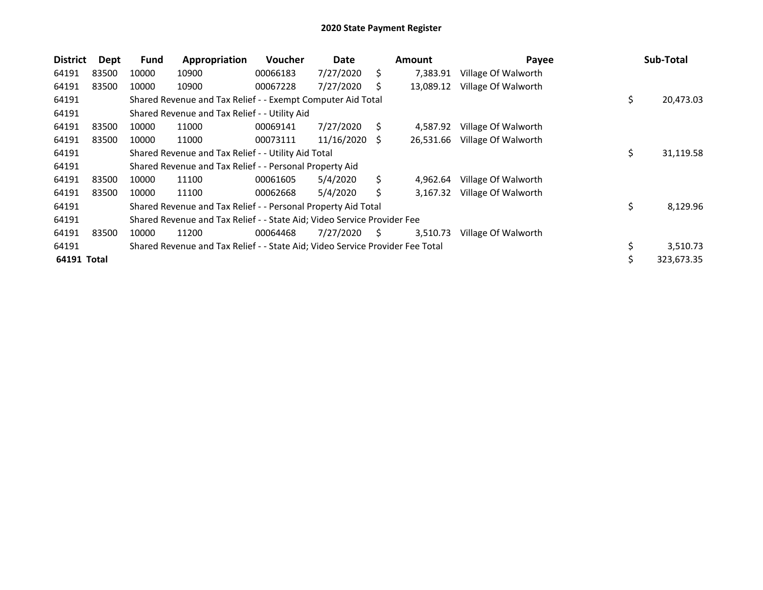# 2020 State Payment Register

| District | Dept | Fund | Appropriation | Voucher | Date | Amount | Payee | Sub-Total |
|---|---|---|---|---|---|---|---|---|
| 64191 | 83500 | 10000 | 10900 | 00066183 | 7/27/2020 | $ 7,383.91 | Village Of Walworth | |
| 64191 | 83500 | 10000 | 10900 | 00067228 | 7/27/2020 | $ 13,089.12 | Village Of Walworth | |
| 64191 | | Shared Revenue and Tax Relief - - Exempt Computer Aid Total | | | | | | $ 20,473.03 |
| 64191 | | Shared Revenue and Tax Relief - - Utility Aid | | | | | | |
| 64191 | 83500 | 10000 | 11000 | 00069141 | 7/27/2020 | $ 4,587.92 | Village Of Walworth | |
| 64191 | 83500 | 10000 | 11000 | 00073111 | 11/16/2020 | $ 26,531.66 | Village Of Walworth | |
| 64191 | | Shared Revenue and Tax Relief - - Utility Aid Total | | | | | | $ 31,119.58 |
| 64191 | | Shared Revenue and Tax Relief - - Personal Property Aid | | | | | | |
| 64191 | 83500 | 10000 | 11100 | 00061605 | 5/4/2020 | $ 4,962.64 | Village Of Walworth | |
| 64191 | 83500 | 10000 | 11100 | 00062668 | 5/4/2020 | $ 3,167.32 | Village Of Walworth | |
| 64191 | | Shared Revenue and Tax Relief - - Personal Property Aid Total | | | | | | $ 8,129.96 |
| 64191 | | Shared Revenue and Tax Relief - - State Aid; Video Service Provider Fee | | | | | | |
| 64191 | 83500 | 10000 | 11200 | 00064468 | 7/27/2020 | $ 3,510.73 | Village Of Walworth | |
| 64191 | | Shared Revenue and Tax Relief - - State Aid; Video Service Provider Fee Total | | | | | | $ 3,510.73 |
| **64191 Total** | | | | | | | | $ 323,673.35 |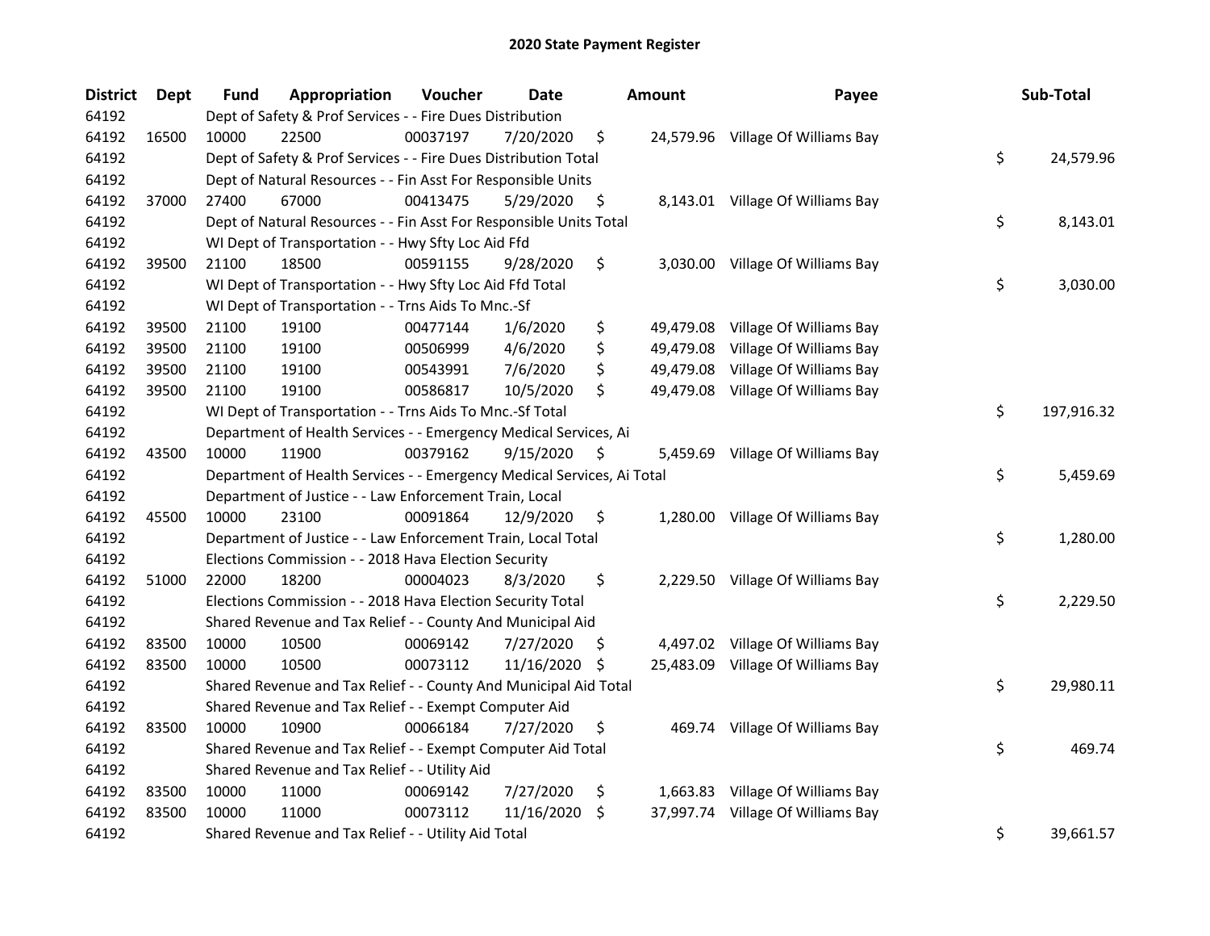# 2020 State Payment Register

| District | Dept | Fund | Appropriation | Voucher | Date | Amount | Payee | Sub-Total |
|---|---|---|---|---|---|---|---|---|
| 64192 | | Dept of Safety & Prof Services - - Fire Dues Distribution | | | | | | |
| 64192 | 16500 | 10000 | 22500 | 00037197 | 7/20/2020 | $ 24,579.96 | Village Of Williams Bay | |
| 64192 | | Dept of Safety & Prof Services - - Fire Dues Distribution Total | | | | | | $ 24,579.96 |
| 64192 | | Dept of Natural Resources - - Fin Asst For Responsible Units | | | | | | |
| 64192 | 37000 | 27400 | 67000 | 00413475 | 5/29/2020 | $ 8,143.01 | Village Of Williams Bay | |
| 64192 | | Dept of Natural Resources - - Fin Asst For Responsible Units Total | | | | | | $ 8,143.01 |
| 64192 | | WI Dept of Transportation - - Hwy Sfty Loc Aid Ffd | | | | | | |
| 64192 | 39500 | 21100 | 18500 | 00591155 | 9/28/2020 | $ 3,030.00 | Village Of Williams Bay | |
| 64192 | | WI Dept of Transportation - - Hwy Sfty Loc Aid Ffd Total | | | | | | $ 3,030.00 |
| 64192 | | WI Dept of Transportation - - Trns Aids To Mnc.-Sf | | | | | | |
| 64192 | 39500 | 21100 | 19100 | 00477144 | 1/6/2020 | $ 49,479.08 | Village Of Williams Bay | |
| 64192 | 39500 | 21100 | 19100 | 00506999 | 4/6/2020 | $ 49,479.08 | Village Of Williams Bay | |
| 64192 | 39500 | 21100 | 19100 | 00543991 | 7/6/2020 | $ 49,479.08 | Village Of Williams Bay | |
| 64192 | 39500 | 21100 | 19100 | 00586817 | 10/5/2020 | $ 49,479.08 | Village Of Williams Bay | |
| 64192 | | WI Dept of Transportation - - Trns Aids To Mnc.-Sf Total | | | | | | $ 197,916.32 |
| 64192 | | Department of Health Services - - Emergency Medical Services, Ai | | | | | | |
| 64192 | 43500 | 10000 | 11900 | 00379162 | 9/15/2020 | $ 5,459.69 | Village Of Williams Bay | |
| 64192 | | Department of Health Services - - Emergency Medical Services, Ai Total | | | | | | $ 5,459.69 |
| 64192 | | Department of Justice - - Law Enforcement Train, Local | | | | | | |
| 64192 | 45500 | 10000 | 23100 | 00091864 | 12/9/2020 | $ 1,280.00 | Village Of Williams Bay | |
| 64192 | | Department of Justice - - Law Enforcement Train, Local Total | | | | | | $ 1,280.00 |
| 64192 | | Elections Commission - - 2018 Hava Election Security | | | | | | |
| 64192 | 51000 | 22000 | 18200 | 00004023 | 8/3/2020 | $ 2,229.50 | Village Of Williams Bay | |
| 64192 | | Elections Commission - - 2018 Hava Election Security Total | | | | | | $ 2,229.50 |
| 64192 | | Shared Revenue and Tax Relief - - County And Municipal Aid | | | | | | |
| 64192 | 83500 | 10000 | 10500 | 00069142 | 7/27/2020 | $ 4,497.02 | Village Of Williams Bay | |
| 64192 | 83500 | 10000 | 10500 | 00073112 | 11/16/2020 | $ 25,483.09 | Village Of Williams Bay | |
| 64192 | | Shared Revenue and Tax Relief - - County And Municipal Aid Total | | | | | | $ 29,980.11 |
| 64192 | | Shared Revenue and Tax Relief - - Exempt Computer Aid | | | | | | |
| 64192 | 83500 | 10000 | 10900 | 00066184 | 7/27/2020 | $ 469.74 | Village Of Williams Bay | |
| 64192 | | Shared Revenue and Tax Relief - - Exempt Computer Aid Total | | | | | | $ 469.74 |
| 64192 | | Shared Revenue and Tax Relief - - Utility Aid | | | | | | |
| 64192 | 83500 | 10000 | 11000 | 00069142 | 7/27/2020 | $ 1,663.83 | Village Of Williams Bay | |
| 64192 | 83500 | 10000 | 11000 | 00073112 | 11/16/2020 | $ 37,997.74 | Village Of Williams Bay | |
| 64192 | | Shared Revenue and Tax Relief - - Utility Aid Total | | | | | | $ 39,661.57 |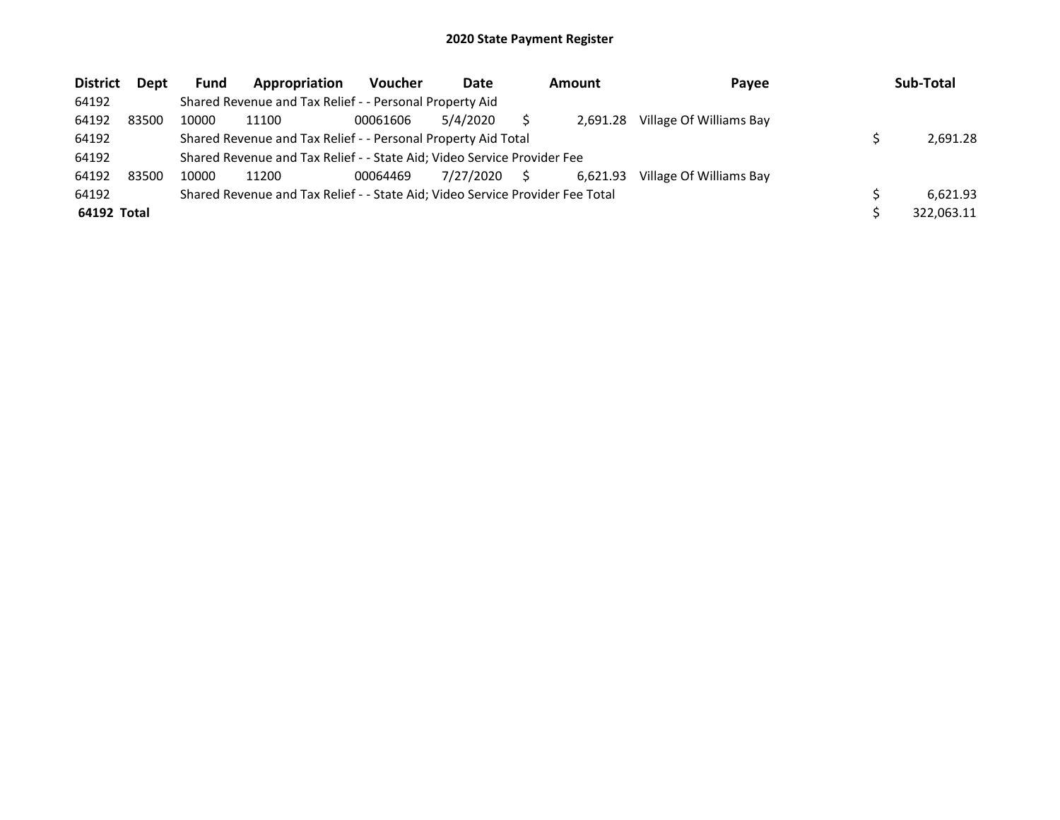# 2020 State Payment Register

| District | Dept | Fund | Appropriation | Voucher | Date | Amount | Payee | Sub-Total |
|---|---|---|---|---|---|---|---|---|
| 64192 | | Shared Revenue and Tax Relief - - Personal Property Aid | | | | | | |
| 64192 | 83500 | 10000 | 11100 | 00061606 | 5/4/2020 | $ 2,691.28 | Village Of Williams Bay | |
| 64192 | | Shared Revenue and Tax Relief - - Personal Property Aid Total | | | | | | $ 2,691.28 |
| 64192 | | Shared Revenue and Tax Relief - - State Aid; Video Service Provider Fee | | | | | | |
| 64192 | 83500 | 10000 | 11200 | 00064469 | 7/27/2020 | $ 6,621.93 | Village Of Williams Bay | |
| 64192 | | Shared Revenue and Tax Relief - - State Aid; Video Service Provider Fee Total | | | | | | $ 6,621.93 |
| **64192 Total** | | | | | | | | $ 322,063.11 |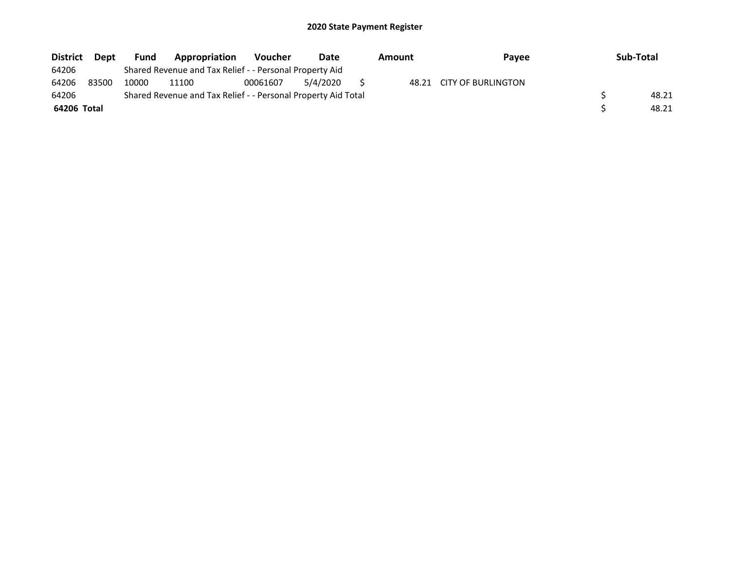# 2020 State Payment Register

| District | Dept | Fund | Appropriation | Voucher | Date | Amount | Payee | Sub-Total |
|---|---|---|---|---|---|---|---|---|
| 64206 | | Shared Revenue and Tax Relief - - Personal Property Aid | | | | | | |
| 64206 | 83500 | 10000 | 11100 | 00061607 | 5/4/2020 | $ 48.21 | CITY OF BURLINGTON | |
| 64206 | | Shared Revenue and Tax Relief - - Personal Property Aid Total | | | | | | $ 48.21 |
| **64206 Total** | | | | | | | | $ 48.21 |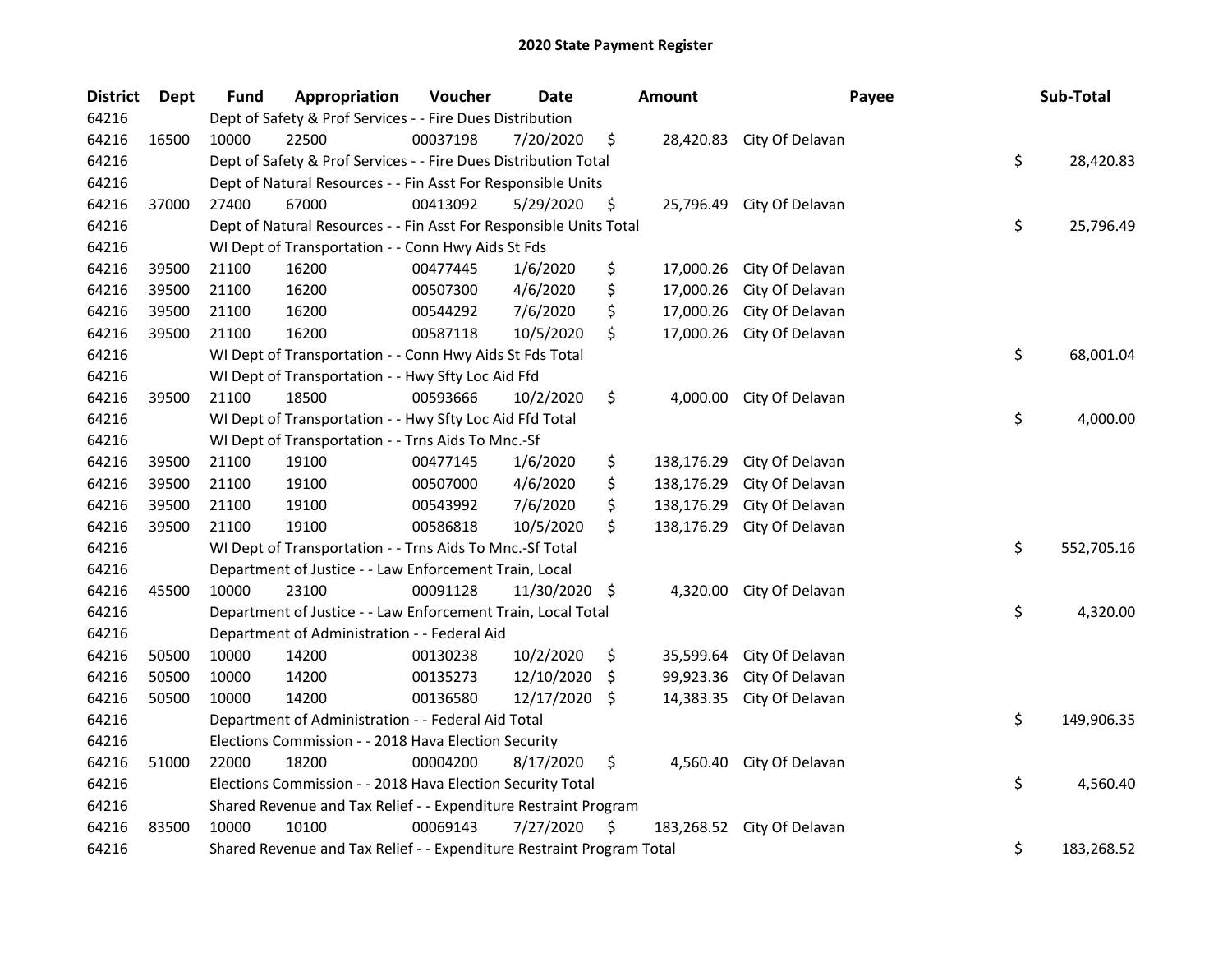# 2020 State Payment Register

| District | Dept | Fund | Appropriation | Voucher | Date | Amount | Payee | Sub-Total |
|---|---|---|---|---|---|---|---|---|
| 64216 | | Dept of Safety & Prof Services - - Fire Dues Distribution | | | | | | |
| 64216 | 16500 | 10000 | 22500 | 00037198 | 7/20/2020 | $ 28,420.83 | City Of Delavan | |
| 64216 | | Dept of Safety & Prof Services - - Fire Dues Distribution Total | | | | | | $ 28,420.83 |
| 64216 | | Dept of Natural Resources - - Fin Asst For Responsible Units | | | | | | |
| 64216 | 37000 | 27400 | 67000 | 00413092 | 5/29/2020 | $ 25,796.49 | City Of Delavan | |
| 64216 | | Dept of Natural Resources - - Fin Asst For Responsible Units Total | | | | | | $ 25,796.49 |
| 64216 | | WI Dept of Transportation - - Conn Hwy Aids St Fds | | | | | | |
| 64216 | 39500 | 21100 | 16200 | 00477445 | 1/6/2020 | $ 17,000.26 | City Of Delavan | |
| 64216 | 39500 | 21100 | 16200 | 00507300 | 4/6/2020 | $ 17,000.26 | City Of Delavan | |
| 64216 | 39500 | 21100 | 16200 | 00544292 | 7/6/2020 | $ 17,000.26 | City Of Delavan | |
| 64216 | 39500 | 21100 | 16200 | 00587118 | 10/5/2020 | $ 17,000.26 | City Of Delavan | |
| 64216 | | WI Dept of Transportation - - Conn Hwy Aids St Fds Total | | | | | | $ 68,001.04 |
| 64216 | | WI Dept of Transportation - - Hwy Sfty Loc Aid Ffd | | | | | | |
| 64216 | 39500 | 21100 | 18500 | 00593666 | 10/2/2020 | $ 4,000.00 | City Of Delavan | |
| 64216 | | WI Dept of Transportation - - Hwy Sfty Loc Aid Ffd Total | | | | | | $ 4,000.00 |
| 64216 | | WI Dept of Transportation - - Trns Aids To Mnc.-Sf | | | | | | |
| 64216 | 39500 | 21100 | 19100 | 00477145 | 1/6/2020 | $ 138,176.29 | City Of Delavan | |
| 64216 | 39500 | 21100 | 19100 | 00507000 | 4/6/2020 | $ 138,176.29 | City Of Delavan | |
| 64216 | 39500 | 21100 | 19100 | 00543992 | 7/6/2020 | $ 138,176.29 | City Of Delavan | |
| 64216 | 39500 | 21100 | 19100 | 00586818 | 10/5/2020 | $ 138,176.29 | City Of Delavan | |
| 64216 | | WI Dept of Transportation - - Trns Aids To Mnc.-Sf Total | | | | | | $ 552,705.16 |
| 64216 | | Department of Justice - - Law Enforcement Train, Local | | | | | | |
| 64216 | 45500 | 10000 | 23100 | 00091128 | 11/30/2020 | $ 4,320.00 | City Of Delavan | |
| 64216 | | Department of Justice - - Law Enforcement Train, Local Total | | | | | | $ 4,320.00 |
| 64216 | | Department of Administration - - Federal Aid | | | | | | |
| 64216 | 50500 | 10000 | 14200 | 00130238 | 10/2/2020 | $ 35,599.64 | City Of Delavan | |
| 64216 | 50500 | 10000 | 14200 | 00135273 | 12/10/2020 | $ 99,923.36 | City Of Delavan | |
| 64216 | 50500 | 10000 | 14200 | 00136580 | 12/17/2020 | $ 14,383.35 | City Of Delavan | |
| 64216 | | Department of Administration - - Federal Aid Total | | | | | | $ 149,906.35 |
| 64216 | | Elections Commission - - 2018 Hava Election Security | | | | | | |
| 64216 | 51000 | 22000 | 18200 | 00004200 | 8/17/2020 | $ 4,560.40 | City Of Delavan | |
| 64216 | | Elections Commission - - 2018 Hava Election Security Total | | | | | | $ 4,560.40 |
| 64216 | | Shared Revenue and Tax Relief - - Expenditure Restraint Program | | | | | | |
| 64216 | 83500 | 10000 | 10100 | 00069143 | 7/27/2020 | $ 183,268.52 | City Of Delavan | |
| 64216 | | Shared Revenue and Tax Relief - - Expenditure Restraint Program Total | | | | | | $ 183,268.52 |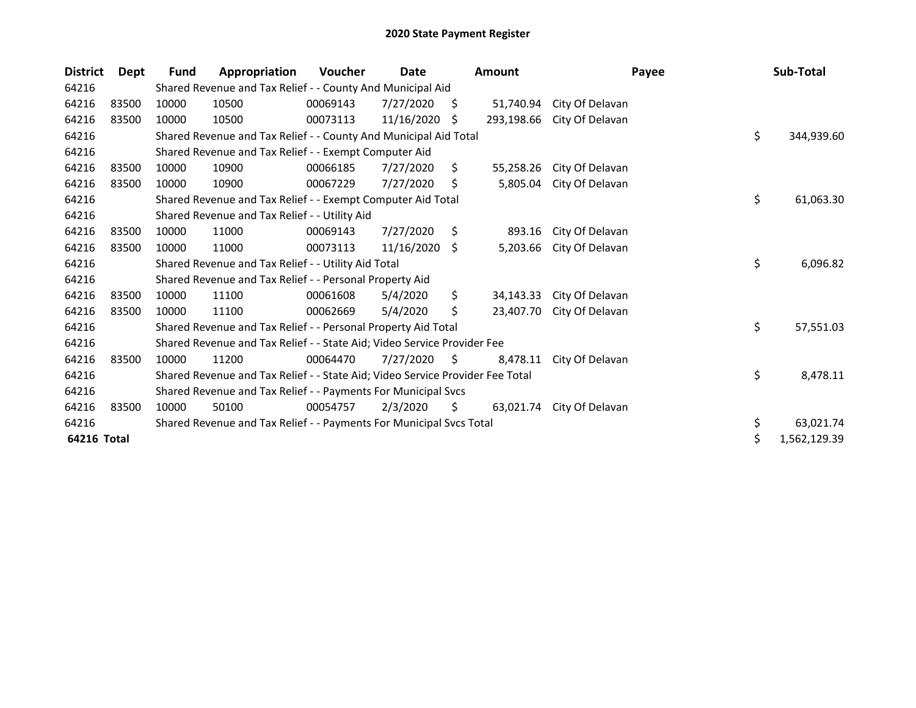# 2020 State Payment Register

| District | Dept | Fund | Appropriation | Voucher | Date | Amount | Payee | Sub-Total |
|---|---|---|---|---|---|---|---|---|
| 64216 | | Shared Revenue and Tax Relief - - County And Municipal Aid | | | | | | |
| 64216 | 83500 | 10000 | 10500 | 00069143 | 7/27/2020 | $ 51,740.94 | City Of Delavan | |
| 64216 | 83500 | 10000 | 10500 | 00073113 | 11/16/2020 | $ 293,198.66 | City Of Delavan | |
| 64216 | | Shared Revenue and Tax Relief - - County And Municipal Aid Total | | | | | | $ 344,939.60 |
| 64216 | | Shared Revenue and Tax Relief - - Exempt Computer Aid | | | | | | |
| 64216 | 83500 | 10000 | 10900 | 00066185 | 7/27/2020 | $ 55,258.26 | City Of Delavan | |
| 64216 | 83500 | 10000 | 10900 | 00067229 | 7/27/2020 | $ 5,805.04 | City Of Delavan | |
| 64216 | | Shared Revenue and Tax Relief - - Exempt Computer Aid Total | | | | | | $ 61,063.30 |
| 64216 | | Shared Revenue and Tax Relief - - Utility Aid | | | | | | |
| 64216 | 83500 | 10000 | 11000 | 00069143 | 7/27/2020 | $ 893.16 | City Of Delavan | |
| 64216 | 83500 | 10000 | 11000 | 00073113 | 11/16/2020 | $ 5,203.66 | City Of Delavan | |
| 64216 | | Shared Revenue and Tax Relief - - Utility Aid Total | | | | | | $ 6,096.82 |
| 64216 | | Shared Revenue and Tax Relief - - Personal Property Aid | | | | | | |
| 64216 | 83500 | 10000 | 11100 | 00061608 | 5/4/2020 | $ 34,143.33 | City Of Delavan | |
| 64216 | 83500 | 10000 | 11100 | 00062669 | 5/4/2020 | $ 23,407.70 | City Of Delavan | |
| 64216 | | Shared Revenue and Tax Relief - - Personal Property Aid Total | | | | | | $ 57,551.03 |
| 64216 | | Shared Revenue and Tax Relief - - State Aid; Video Service Provider Fee | | | | | | |
| 64216 | 83500 | 10000 | 11200 | 00064470 | 7/27/2020 | $ 8,478.11 | City Of Delavan | |
| 64216 | | Shared Revenue and Tax Relief - - State Aid; Video Service Provider Fee Total | | | | | | $ 8,478.11 |
| 64216 | | Shared Revenue and Tax Relief - - Payments For Municipal Svcs | | | | | | |
| 64216 | 83500 | 10000 | 50100 | 00054757 | 2/3/2020 | $ 63,021.74 | City Of Delavan | |
| 64216 | | Shared Revenue and Tax Relief - - Payments For Municipal Svcs Total | | | | | | $ 63,021.74 |
| **64216 Total** | | | | | | | | $ 1,562,129.39 |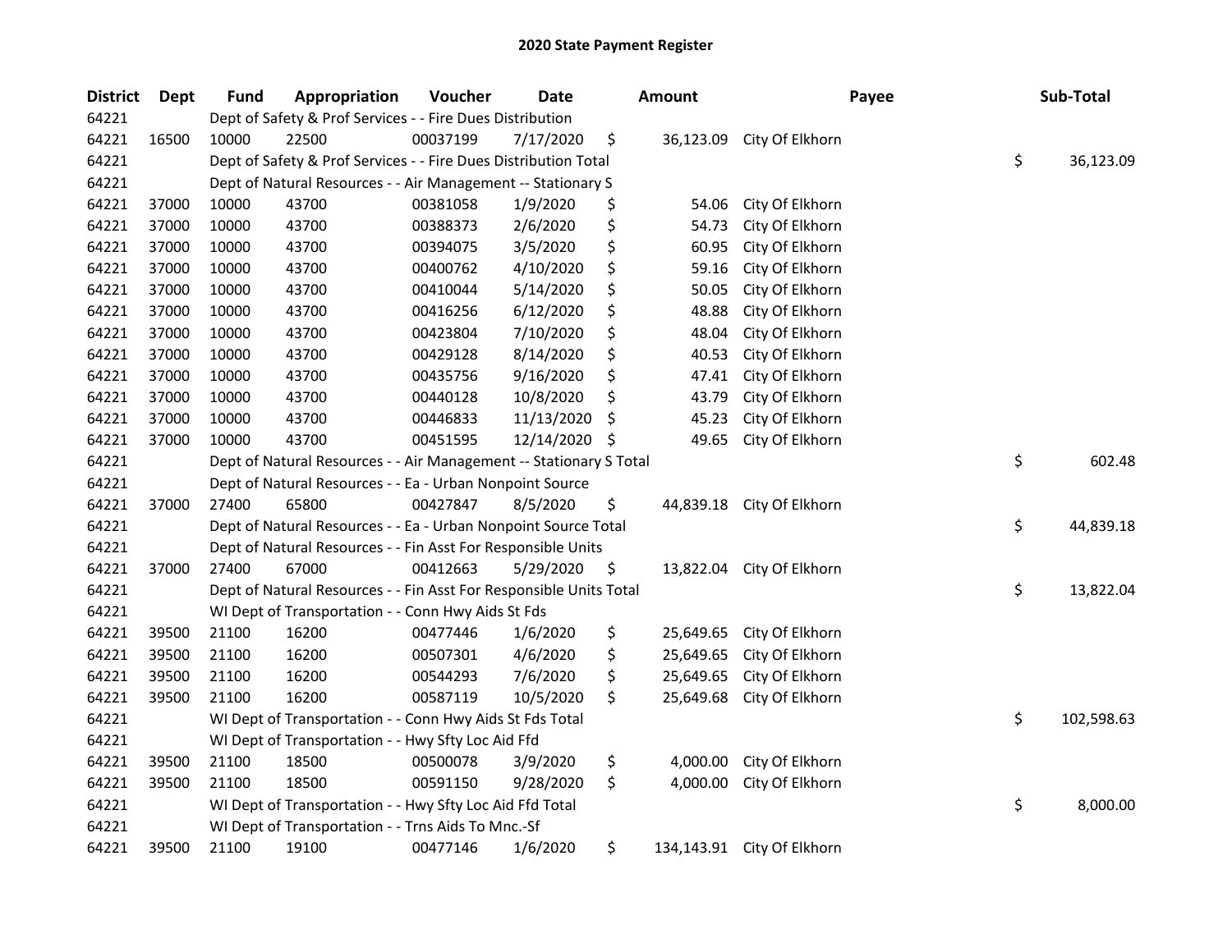# 2020 State Payment Register

| District | Dept | Fund | Appropriation | Voucher | Date | Amount | Payee | Sub-Total |
|---|---|---|---|---|---|---|---|---|
| 64221 | | Dept of Safety & Prof Services - - Fire Dues Distribution | | | | | | |
| 64221 | 16500 | 10000 | 22500 | 00037199 | 7/17/2020 | $ 36,123.09 | City Of Elkhorn | |
| 64221 | | Dept of Safety & Prof Services - - Fire Dues Distribution Total | | | | | | $ 36,123.09 |
| 64221 | | Dept of Natural Resources - - Air Management -- Stationary S | | | | | | |
| 64221 | 37000 | 10000 | 43700 | 00381058 | 1/9/2020 | $ 54.06 | City Of Elkhorn | |
| 64221 | 37000 | 10000 | 43700 | 00388373 | 2/6/2020 | $ 54.73 | City Of Elkhorn | |
| 64221 | 37000 | 10000 | 43700 | 00394075 | 3/5/2020 | $ 60.95 | City Of Elkhorn | |
| 64221 | 37000 | 10000 | 43700 | 00400762 | 4/10/2020 | $ 59.16 | City Of Elkhorn | |
| 64221 | 37000 | 10000 | 43700 | 00410044 | 5/14/2020 | $ 50.05 | City Of Elkhorn | |
| 64221 | 37000 | 10000 | 43700 | 00416256 | 6/12/2020 | $ 48.88 | City Of Elkhorn | |
| 64221 | 37000 | 10000 | 43700 | 00423804 | 7/10/2020 | $ 48.04 | City Of Elkhorn | |
| 64221 | 37000 | 10000 | 43700 | 00429128 | 8/14/2020 | $ 40.53 | City Of Elkhorn | |
| 64221 | 37000 | 10000 | 43700 | 00435756 | 9/16/2020 | $ 47.41 | City Of Elkhorn | |
| 64221 | 37000 | 10000 | 43700 | 00440128 | 10/8/2020 | $ 43.79 | City Of Elkhorn | |
| 64221 | 37000 | 10000 | 43700 | 00446833 | 11/13/2020 | $ 45.23 | City Of Elkhorn | |
| 64221 | 37000 | 10000 | 43700 | 00451595 | 12/14/2020 | $ 49.65 | City Of Elkhorn | |
| 64221 | | Dept of Natural Resources - - Air Management -- Stationary S Total | | | | | | $ 602.48 |
| 64221 | | Dept of Natural Resources - - Ea - Urban Nonpoint Source | | | | | | |
| 64221 | 37000 | 27400 | 65800 | 00427847 | 8/5/2020 | $ 44,839.18 | City Of Elkhorn | |
| 64221 | | Dept of Natural Resources - - Ea - Urban Nonpoint Source Total | | | | | | $ 44,839.18 |
| 64221 | | Dept of Natural Resources - - Fin Asst For Responsible Units | | | | | | |
| 64221 | 37000 | 27400 | 67000 | 00412663 | 5/29/2020 | $ 13,822.04 | City Of Elkhorn | |
| 64221 | | Dept of Natural Resources - - Fin Asst For Responsible Units Total | | | | | | $ 13,822.04 |
| 64221 | | WI Dept of Transportation - - Conn Hwy Aids St Fds | | | | | | |
| 64221 | 39500 | 21100 | 16200 | 00477446 | 1/6/2020 | $ 25,649.65 | City Of Elkhorn | |
| 64221 | 39500 | 21100 | 16200 | 00507301 | 4/6/2020 | $ 25,649.65 | City Of Elkhorn | |
| 64221 | 39500 | 21100 | 16200 | 00544293 | 7/6/2020 | $ 25,649.65 | City Of Elkhorn | |
| 64221 | 39500 | 21100 | 16200 | 00587119 | 10/5/2020 | $ 25,649.68 | City Of Elkhorn | |
| 64221 | | WI Dept of Transportation - - Conn Hwy Aids St Fds Total | | | | | | $ 102,598.63 |
| 64221 | | WI Dept of Transportation - - Hwy Sfty Loc Aid Ffd | | | | | | |
| 64221 | 39500 | 21100 | 18500 | 00500078 | 3/9/2020 | $ 4,000.00 | City Of Elkhorn | |
| 64221 | 39500 | 21100 | 18500 | 00591150 | 9/28/2020 | $ 4,000.00 | City Of Elkhorn | |
| 64221 | | WI Dept of Transportation - - Hwy Sfty Loc Aid Ffd Total | | | | | | $ 8,000.00 |
| 64221 | | WI Dept of Transportation - - Trns Aids To Mnc.-Sf | | | | | | |
| 64221 | 39500 | 21100 | 19100 | 00477146 | 1/6/2020 | $ 134,143.91 | City Of Elkhorn | |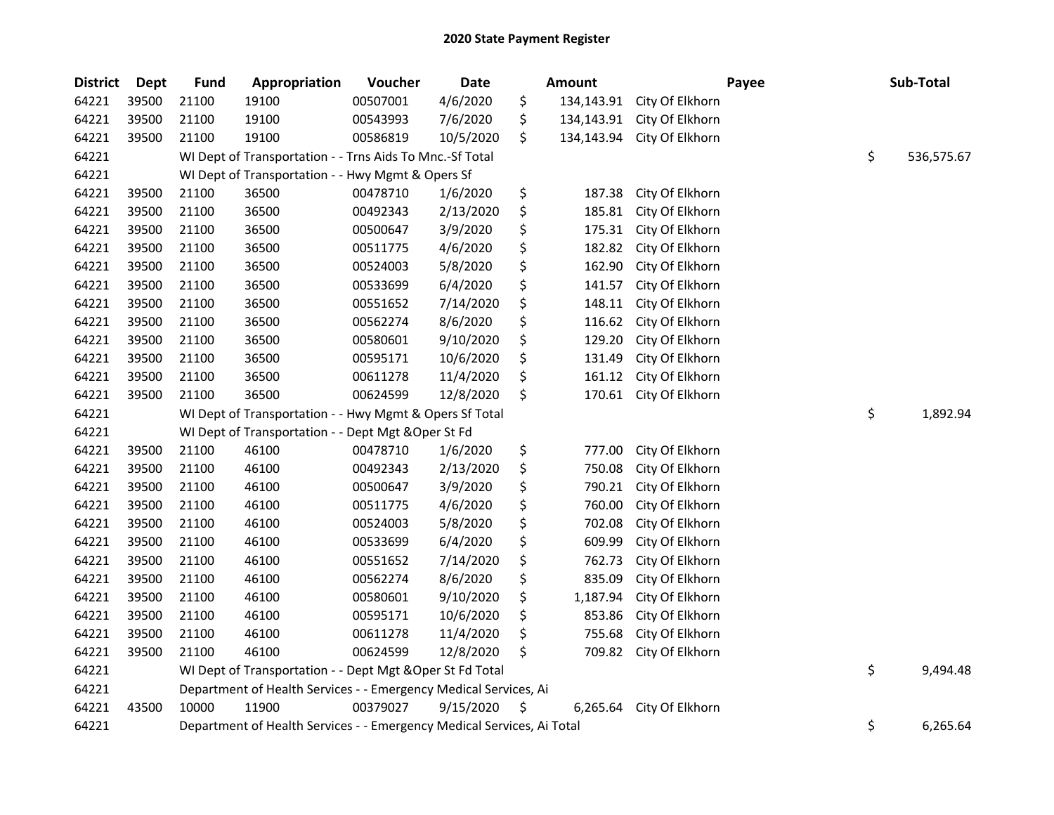# 2020 State Payment Register

| District | Dept | Fund | Appropriation | Voucher | Date | Amount | Payee | Sub-Total |
|---|---|---|---|---|---|---|---|---|
| 64221 | 39500 | 21100 | 19100 | 00507001 | 4/6/2020 | $ 134,143.91 | City Of Elkhorn | |
| 64221 | 39500 | 21100 | 19100 | 00543993 | 7/6/2020 | $ 134,143.91 | City Of Elkhorn | |
| 64221 | 39500 | 21100 | 19100 | 00586819 | 10/5/2020 | $ 134,143.94 | City Of Elkhorn | |
| 64221 | | WI Dept of Transportation - - Trns Aids To Mnc.-Sf Total | | | | | | $ 536,575.67 |
| 64221 | | WI Dept of Transportation - - Hwy Mgmt & Opers Sf | | | | | | |
| 64221 | 39500 | 21100 | 36500 | 00478710 | 1/6/2020 | $ 187.38 | City Of Elkhorn | |
| 64221 | 39500 | 21100 | 36500 | 00492343 | 2/13/2020 | $ 185.81 | City Of Elkhorn | |
| 64221 | 39500 | 21100 | 36500 | 00500647 | 3/9/2020 | $ 175.31 | City Of Elkhorn | |
| 64221 | 39500 | 21100 | 36500 | 00511775 | 4/6/2020 | $ 182.82 | City Of Elkhorn | |
| 64221 | 39500 | 21100 | 36500 | 00524003 | 5/8/2020 | $ 162.90 | City Of Elkhorn | |
| 64221 | 39500 | 21100 | 36500 | 00533699 | 6/4/2020 | $ 141.57 | City Of Elkhorn | |
| 64221 | 39500 | 21100 | 36500 | 00551652 | 7/14/2020 | $ 148.11 | City Of Elkhorn | |
| 64221 | 39500 | 21100 | 36500 | 00562274 | 8/6/2020 | $ 116.62 | City Of Elkhorn | |
| 64221 | 39500 | 21100 | 36500 | 00580601 | 9/10/2020 | $ 129.20 | City Of Elkhorn | |
| 64221 | 39500 | 21100 | 36500 | 00595171 | 10/6/2020 | $ 131.49 | City Of Elkhorn | |
| 64221 | 39500 | 21100 | 36500 | 00611278 | 11/4/2020 | $ 161.12 | City Of Elkhorn | |
| 64221 | 39500 | 21100 | 36500 | 00624599 | 12/8/2020 | $ 170.61 | City Of Elkhorn | |
| 64221 | | WI Dept of Transportation - - Hwy Mgmt & Opers Sf Total | | | | | | $ 1,892.94 |
| 64221 | | WI Dept of Transportation - - Dept Mgt &Oper St Fd | | | | | | |
| 64221 | 39500 | 21100 | 46100 | 00478710 | 1/6/2020 | $ 777.00 | City Of Elkhorn | |
| 64221 | 39500 | 21100 | 46100 | 00492343 | 2/13/2020 | $ 750.08 | City Of Elkhorn | |
| 64221 | 39500 | 21100 | 46100 | 00500647 | 3/9/2020 | $ 790.21 | City Of Elkhorn | |
| 64221 | 39500 | 21100 | 46100 | 00511775 | 4/6/2020 | $ 760.00 | City Of Elkhorn | |
| 64221 | 39500 | 21100 | 46100 | 00524003 | 5/8/2020 | $ 702.08 | City Of Elkhorn | |
| 64221 | 39500 | 21100 | 46100 | 00533699 | 6/4/2020 | $ 609.99 | City Of Elkhorn | |
| 64221 | 39500 | 21100 | 46100 | 00551652 | 7/14/2020 | $ 762.73 | City Of Elkhorn | |
| 64221 | 39500 | 21100 | 46100 | 00562274 | 8/6/2020 | $ 835.09 | City Of Elkhorn | |
| 64221 | 39500 | 21100 | 46100 | 00580601 | 9/10/2020 | $ 1,187.94 | City Of Elkhorn | |
| 64221 | 39500 | 21100 | 46100 | 00595171 | 10/6/2020 | $ 853.86 | City Of Elkhorn | |
| 64221 | 39500 | 21100 | 46100 | 00611278 | 11/4/2020 | $ 755.68 | City Of Elkhorn | |
| 64221 | 39500 | 21100 | 46100 | 00624599 | 12/8/2020 | $ 709.82 | City Of Elkhorn | |
| 64221 | | WI Dept of Transportation - - Dept Mgt &Oper St Fd Total | | | | | | $ 9,494.48 |
| 64221 | | Department of Health Services - - Emergency Medical Services, Ai | | | | | | |
| 64221 | 43500 | 10000 | 11900 | 00379027 | 9/15/2020 | $ 6,265.64 | City Of Elkhorn | |
| 64221 | | Department of Health Services - - Emergency Medical Services, Ai Total | | | | | | $ 6,265.64 |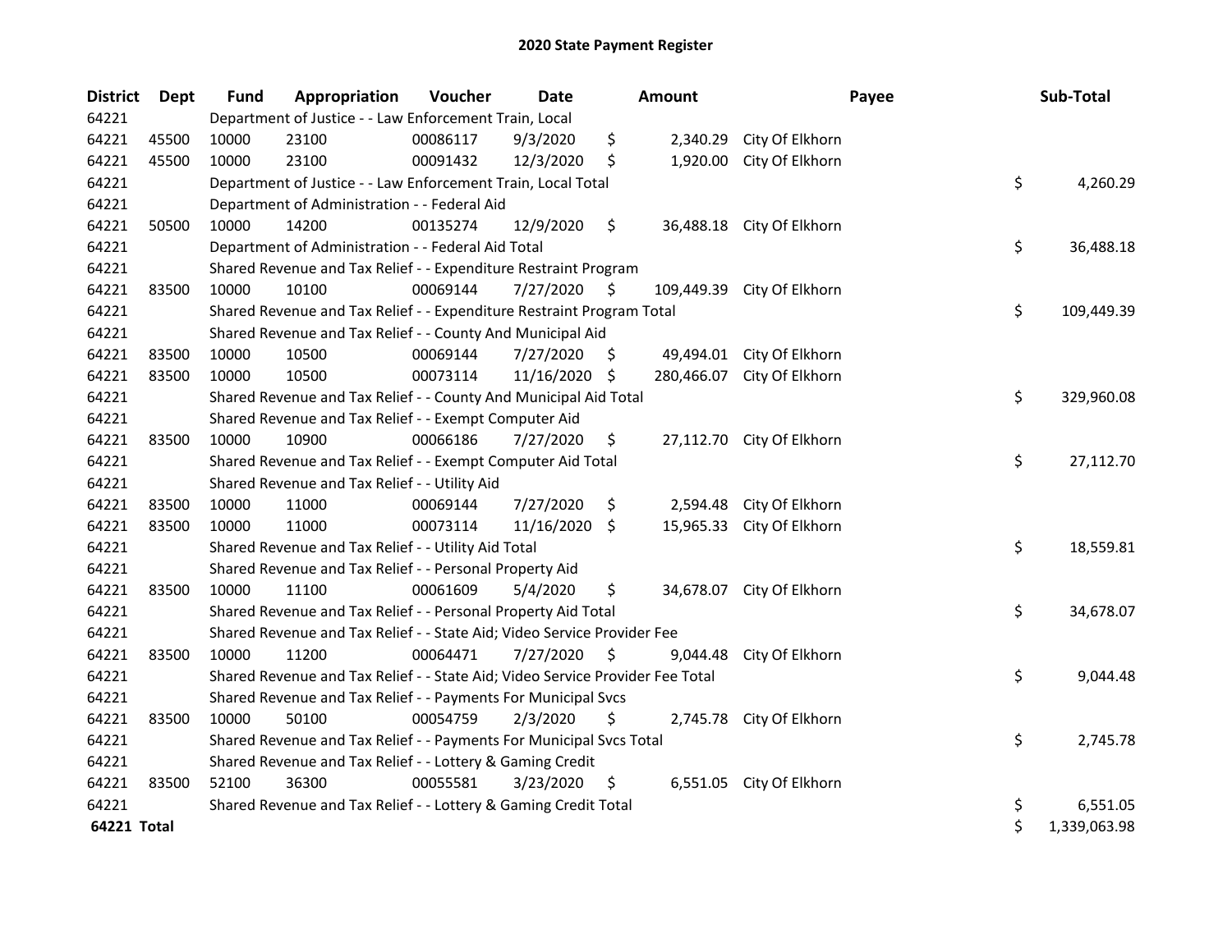# 2020 State Payment Register

| District | Dept | Fund | Appropriation | Voucher | Date | Amount | Payee | Sub-Total |
|---|---|---|---|---|---|---|---|---|
| 64221 | | Department of Justice - - Law Enforcement Train, Local | | | | | | |
| 64221 | 45500 | 10000 | 23100 | 00086117 | 9/3/2020 | $ 2,340.29 | City Of Elkhorn | |
| 64221 | 45500 | 10000 | 23100 | 00091432 | 12/3/2020 | $ 1,920.00 | City Of Elkhorn | |
| 64221 | | Department of Justice - - Law Enforcement Train, Local Total | | | | | | $ 4,260.29 |
| 64221 | | Department of Administration - - Federal Aid | | | | | | |
| 64221 | 50500 | 10000 | 14200 | 00135274 | 12/9/2020 | $ 36,488.18 | City Of Elkhorn | |
| 64221 | | Department of Administration - - Federal Aid Total | | | | | | $ 36,488.18 |
| 64221 | | Shared Revenue and Tax Relief - - Expenditure Restraint Program | | | | | | |
| 64221 | 83500 | 10000 | 10100 | 00069144 | 7/27/2020 | $ 109,449.39 | City Of Elkhorn | |
| 64221 | | Shared Revenue and Tax Relief - - Expenditure Restraint Program Total | | | | | | $ 109,449.39 |
| 64221 | | Shared Revenue and Tax Relief - - County And Municipal Aid | | | | | | |
| 64221 | 83500 | 10000 | 10500 | 00069144 | 7/27/2020 | $ 49,494.01 | City Of Elkhorn | |
| 64221 | 83500 | 10000 | 10500 | 00073114 | 11/16/2020 | $ 280,466.07 | City Of Elkhorn | |
| 64221 | | Shared Revenue and Tax Relief - - County And Municipal Aid Total | | | | | | $ 329,960.08 |
| 64221 | | Shared Revenue and Tax Relief - - Exempt Computer Aid | | | | | | |
| 64221 | 83500 | 10000 | 10900 | 00066186 | 7/27/2020 | $ 27,112.70 | City Of Elkhorn | |
| 64221 | | Shared Revenue and Tax Relief - - Exempt Computer Aid Total | | | | | | $ 27,112.70 |
| 64221 | | Shared Revenue and Tax Relief - - Utility Aid | | | | | | |
| 64221 | 83500 | 10000 | 11000 | 00069144 | 7/27/2020 | $ 2,594.48 | City Of Elkhorn | |
| 64221 | 83500 | 10000 | 11000 | 00073114 | 11/16/2020 | $ 15,965.33 | City Of Elkhorn | |
| 64221 | | Shared Revenue and Tax Relief - - Utility Aid Total | | | | | | $ 18,559.81 |
| 64221 | | Shared Revenue and Tax Relief - - Personal Property Aid | | | | | | |
| 64221 | 83500 | 10000 | 11100 | 00061609 | 5/4/2020 | $ 34,678.07 | City Of Elkhorn | |
| 64221 | | Shared Revenue and Tax Relief - - Personal Property Aid Total | | | | | | $ 34,678.07 |
| 64221 | | Shared Revenue and Tax Relief - - State Aid; Video Service Provider Fee | | | | | | |
| 64221 | 83500 | 10000 | 11200 | 00064471 | 7/27/2020 | $ 9,044.48 | City Of Elkhorn | |
| 64221 | | Shared Revenue and Tax Relief - - State Aid; Video Service Provider Fee Total | | | | | | $ 9,044.48 |
| 64221 | | Shared Revenue and Tax Relief - - Payments For Municipal Svcs | | | | | | |
| 64221 | 83500 | 10000 | 50100 | 00054759 | 2/3/2020 | $ 2,745.78 | City Of Elkhorn | |
| 64221 | | Shared Revenue and Tax Relief - - Payments For Municipal Svcs Total | | | | | | $ 2,745.78 |
| 64221 | | Shared Revenue and Tax Relief - - Lottery & Gaming Credit | | | | | | |
| 64221 | 83500 | 52100 | 36300 | 00055581 | 3/23/2020 | $ 6,551.05 | City Of Elkhorn | |
| 64221 | | Shared Revenue and Tax Relief - - Lottery & Gaming Credit Total | | | | | | $ 6,551.05 |
| **64221 Total** | | | | | | | | $ 1,339,063.98 |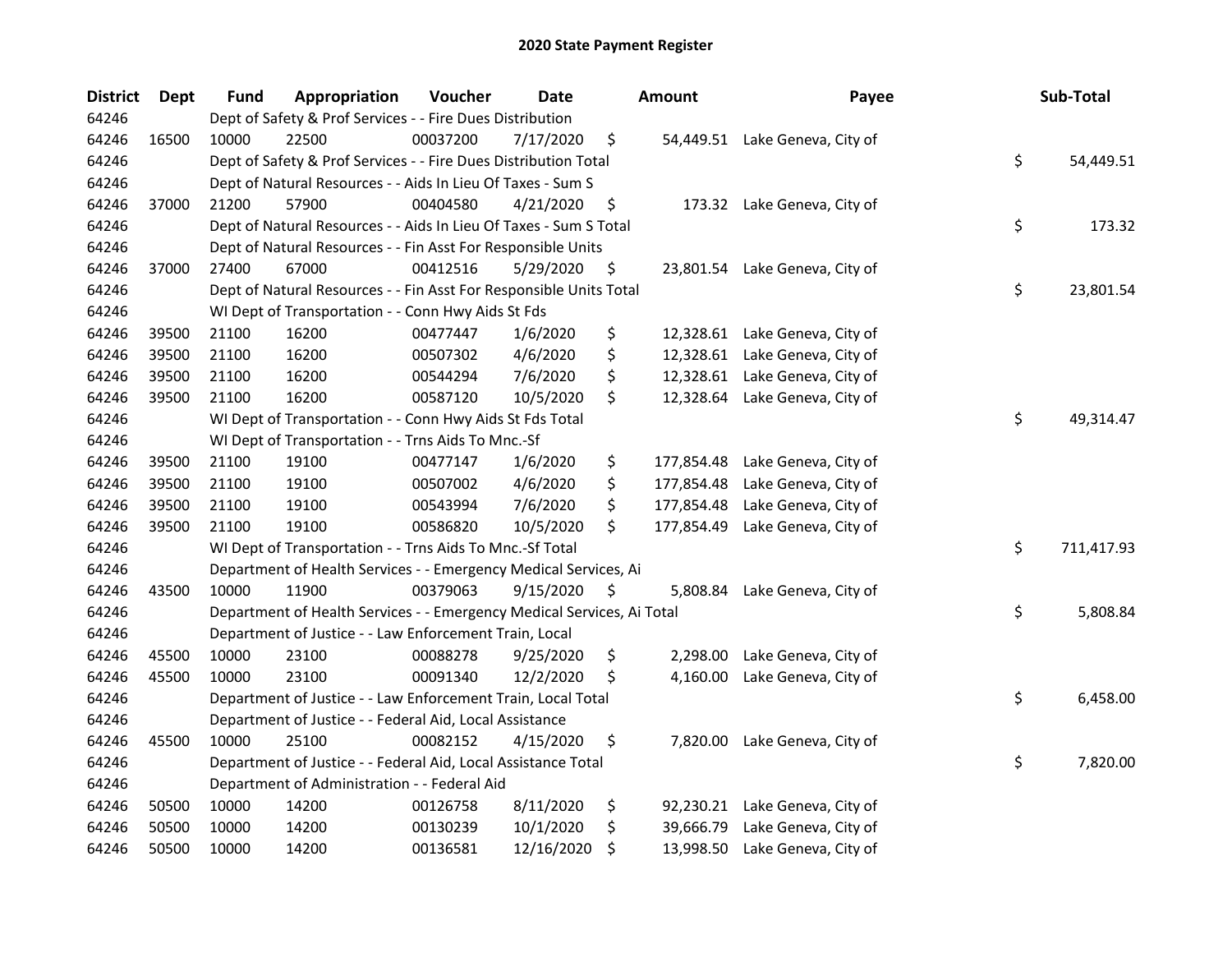# 2020 State Payment Register

| District | Dept | Fund | Appropriation | Voucher | Date | Amount | Payee | Sub-Total |
|---|---|---|---|---|---|---|---|---|
| 64246 | | Dept of Safety & Prof Services - - Fire Dues Distribution | | | | | | |
| 64246 | 16500 | 10000 | 22500 | 00037200 | 7/17/2020 | $ 54,449.51 | Lake Geneva, City of | |
| 64246 | | Dept of Safety & Prof Services - - Fire Dues Distribution Total | | | | | | $ 54,449.51 |
| 64246 | | Dept of Natural Resources - - Aids In Lieu Of Taxes - Sum S | | | | | | |
| 64246 | 37000 | 21200 | 57900 | 00404580 | 4/21/2020 | $ 173.32 | Lake Geneva, City of | |
| 64246 | | Dept of Natural Resources - - Aids In Lieu Of Taxes - Sum S Total | | | | | | $ 173.32 |
| 64246 | | Dept of Natural Resources - - Fin Asst For Responsible Units | | | | | | |
| 64246 | 37000 | 27400 | 67000 | 00412516 | 5/29/2020 | $ 23,801.54 | Lake Geneva, City of | |
| 64246 | | Dept of Natural Resources - - Fin Asst For Responsible Units Total | | | | | | $ 23,801.54 |
| 64246 | | WI Dept of Transportation - - Conn Hwy Aids St Fds | | | | | | |
| 64246 | 39500 | 21100 | 16200 | 00477447 | 1/6/2020 | $ 12,328.61 | Lake Geneva, City of | |
| 64246 | 39500 | 21100 | 16200 | 00507302 | 4/6/2020 | $ 12,328.61 | Lake Geneva, City of | |
| 64246 | 39500 | 21100 | 16200 | 00544294 | 7/6/2020 | $ 12,328.61 | Lake Geneva, City of | |
| 64246 | 39500 | 21100 | 16200 | 00587120 | 10/5/2020 | $ 12,328.64 | Lake Geneva, City of | |
| 64246 | | WI Dept of Transportation - - Conn Hwy Aids St Fds Total | | | | | | $ 49,314.47 |
| 64246 | | WI Dept of Transportation - - Trns Aids To Mnc.-Sf | | | | | | |
| 64246 | 39500 | 21100 | 19100 | 00477147 | 1/6/2020 | $ 177,854.48 | Lake Geneva, City of | |
| 64246 | 39500 | 21100 | 19100 | 00507002 | 4/6/2020 | $ 177,854.48 | Lake Geneva, City of | |
| 64246 | 39500 | 21100 | 19100 | 00543994 | 7/6/2020 | $ 177,854.48 | Lake Geneva, City of | |
| 64246 | 39500 | 21100 | 19100 | 00586820 | 10/5/2020 | $ 177,854.49 | Lake Geneva, City of | |
| 64246 | | WI Dept of Transportation - - Trns Aids To Mnc.-Sf Total | | | | | | $ 711,417.93 |
| 64246 | | Department of Health Services - - Emergency Medical Services, Ai | | | | | | |
| 64246 | 43500 | 10000 | 11900 | 00379063 | 9/15/2020 | $ 5,808.84 | Lake Geneva, City of | |
| 64246 | | Department of Health Services - - Emergency Medical Services, Ai Total | | | | | | $ 5,808.84 |
| 64246 | | Department of Justice - - Law Enforcement Train, Local | | | | | | |
| 64246 | 45500 | 10000 | 23100 | 00088278 | 9/25/2020 | $ 2,298.00 | Lake Geneva, City of | |
| 64246 | 45500 | 10000 | 23100 | 00091340 | 12/2/2020 | $ 4,160.00 | Lake Geneva, City of | |
| 64246 | | Department of Justice - - Law Enforcement Train, Local Total | | | | | | $ 6,458.00 |
| 64246 | | Department of Justice - - Federal Aid, Local Assistance | | | | | | |
| 64246 | 45500 | 10000 | 25100 | 00082152 | 4/15/2020 | $ 7,820.00 | Lake Geneva, City of | |
| 64246 | | Department of Justice - - Federal Aid, Local Assistance Total | | | | | | $ 7,820.00 |
| 64246 | | Department of Administration - - Federal Aid | | | | | | |
| 64246 | 50500 | 10000 | 14200 | 00126758 | 8/11/2020 | $ 92,230.21 | Lake Geneva, City of | |
| 64246 | 50500 | 10000 | 14200 | 00130239 | 10/1/2020 | $ 39,666.79 | Lake Geneva, City of | |
| 64246 | 50500 | 10000 | 14200 | 00136581 | 12/16/2020 | $ 13,998.50 | Lake Geneva, City of | |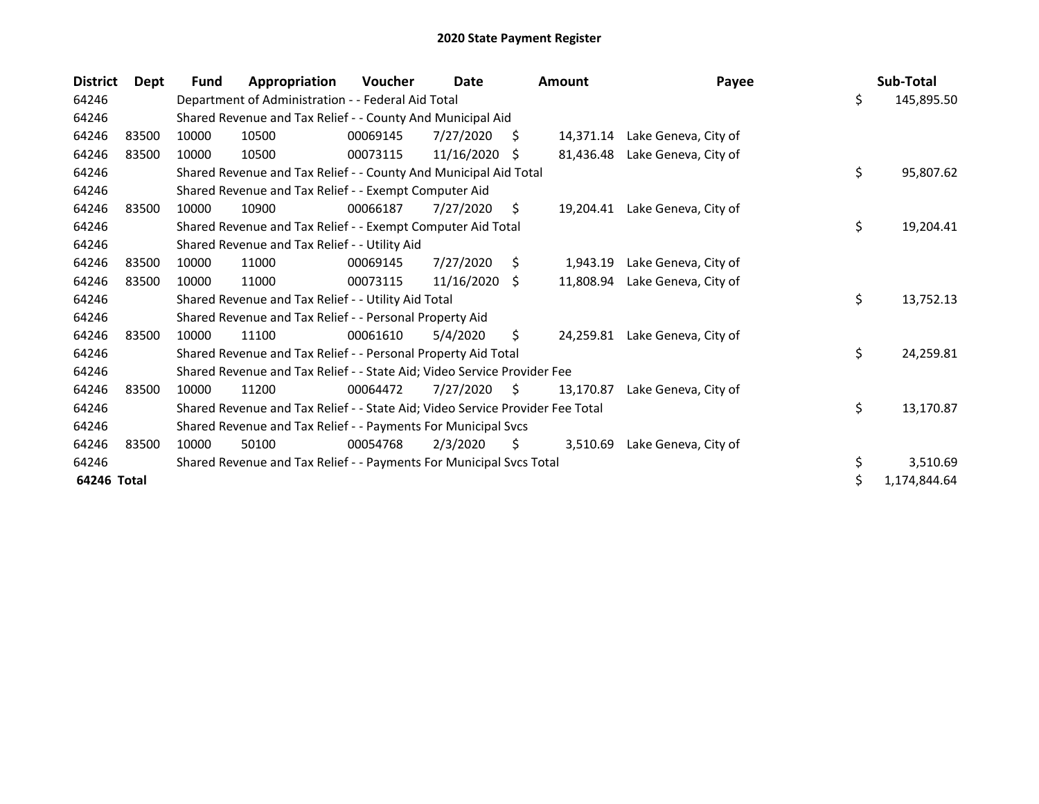# 2020 State Payment Register

| District | Dept | Fund | Appropriation | Voucher | Date | Amount | Payee | Sub-Total |
|---|---|---|---|---|---|---|---|---|
| 64246 | | Department of Administration - - Federal Aid Total | | | | | | $ 145,895.50 |
| 64246 | | Shared Revenue and Tax Relief - - County And Municipal Aid | | | | | | |
| 64246 | 83500 | 10000 | 10500 | 00069145 | 7/27/2020 | $ 14,371.14 | Lake Geneva, City of | |
| 64246 | 83500 | 10000 | 10500 | 00073115 | 11/16/2020 | $ 81,436.48 | Lake Geneva, City of | |
| 64246 | | Shared Revenue and Tax Relief - - County And Municipal Aid Total | | | | | | $ 95,807.62 |
| 64246 | | Shared Revenue and Tax Relief - - Exempt Computer Aid | | | | | | |
| 64246 | 83500 | 10000 | 10900 | 00066187 | 7/27/2020 | $ 19,204.41 | Lake Geneva, City of | |
| 64246 | | Shared Revenue and Tax Relief - - Exempt Computer Aid Total | | | | | | $ 19,204.41 |
| 64246 | | Shared Revenue and Tax Relief - - Utility Aid | | | | | | |
| 64246 | 83500 | 10000 | 11000 | 00069145 | 7/27/2020 | $ 1,943.19 | Lake Geneva, City of | |
| 64246 | 83500 | 10000 | 11000 | 00073115 | 11/16/2020 | $ 11,808.94 | Lake Geneva, City of | |
| 64246 | | Shared Revenue and Tax Relief - - Utility Aid Total | | | | | | $ 13,752.13 |
| 64246 | | Shared Revenue and Tax Relief - - Personal Property Aid | | | | | | |
| 64246 | 83500 | 10000 | 11100 | 00061610 | 5/4/2020 | $ 24,259.81 | Lake Geneva, City of | |
| 64246 | | Shared Revenue and Tax Relief - - Personal Property Aid Total | | | | | | $ 24,259.81 |
| 64246 | | Shared Revenue and Tax Relief - - State Aid; Video Service Provider Fee | | | | | | |
| 64246 | 83500 | 10000 | 11200 | 00064472 | 7/27/2020 | $ 13,170.87 | Lake Geneva, City of | |
| 64246 | | Shared Revenue and Tax Relief - - State Aid; Video Service Provider Fee Total | | | | | | $ 13,170.87 |
| 64246 | | Shared Revenue and Tax Relief - - Payments For Municipal Svcs | | | | | | |
| 64246 | 83500 | 10000 | 50100 | 00054768 | 2/3/2020 | $ 3,510.69 | Lake Geneva, City of | |
| 64246 | | Shared Revenue and Tax Relief - - Payments For Municipal Svcs Total | | | | | | $ 3,510.69 |
| **64246 Total** | | | | | | | | $ 1,174,844.64 |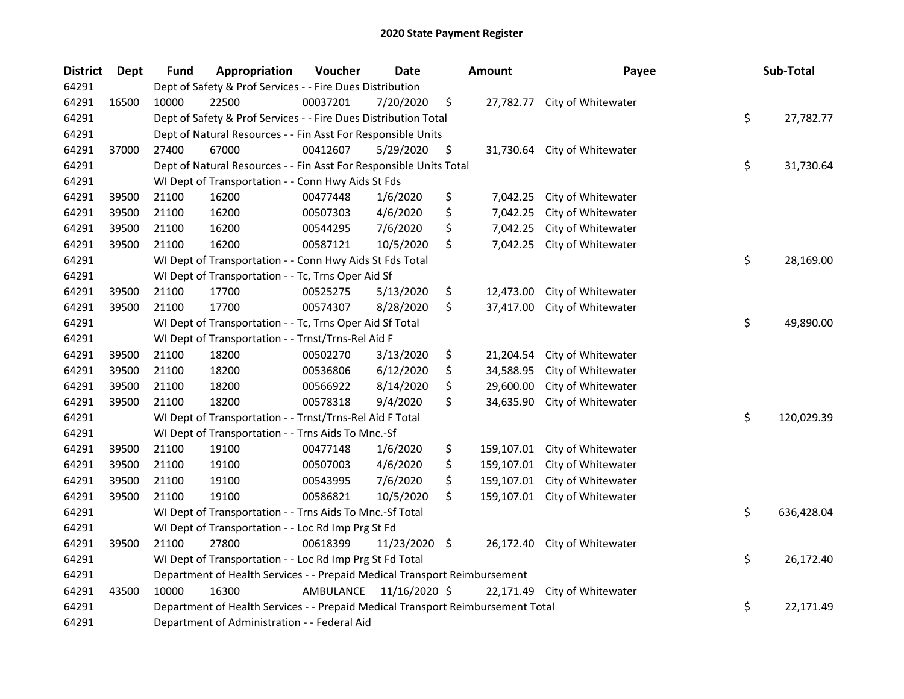# 2020 State Payment Register

| District | Dept | Fund | Appropriation | Voucher | Date | Amount | Payee | Sub-Total |
|---|---|---|---|---|---|---|---|---|
| 64291 | | Dept of Safety & Prof Services - - Fire Dues Distribution | | | | | | |
| 64291 | 16500 | 10000 | 22500 | 00037201 | 7/20/2020 | $ 27,782.77 | City of Whitewater | |
| 64291 | | Dept of Safety & Prof Services - - Fire Dues Distribution Total | | | | | | $ 27,782.77 |
| 64291 | | Dept of Natural Resources - - Fin Asst For Responsible Units | | | | | | |
| 64291 | 37000 | 27400 | 67000 | 00412607 | 5/29/2020 | $ 31,730.64 | City of Whitewater | |
| 64291 | | Dept of Natural Resources - - Fin Asst For Responsible Units Total | | | | | | $ 31,730.64 |
| 64291 | | WI Dept of Transportation - - Conn Hwy Aids St Fds | | | | | | |
| 64291 | 39500 | 21100 | 16200 | 00477448 | 1/6/2020 | $ 7,042.25 | City of Whitewater | |
| 64291 | 39500 | 21100 | 16200 | 00507303 | 4/6/2020 | $ 7,042.25 | City of Whitewater | |
| 64291 | 39500 | 21100 | 16200 | 00544295 | 7/6/2020 | $ 7,042.25 | City of Whitewater | |
| 64291 | 39500 | 21100 | 16200 | 00587121 | 10/5/2020 | $ 7,042.25 | City of Whitewater | |
| 64291 | | WI Dept of Transportation - - Conn Hwy Aids St Fds Total | | | | | | $ 28,169.00 |
| 64291 | | WI Dept of Transportation - - Tc, Trns Oper Aid Sf | | | | | | |
| 64291 | 39500 | 21100 | 17700 | 00525275 | 5/13/2020 | $ 12,473.00 | City of Whitewater | |
| 64291 | 39500 | 21100 | 17700 | 00574307 | 8/28/2020 | $ 37,417.00 | City of Whitewater | |
| 64291 | | WI Dept of Transportation - - Tc, Trns Oper Aid Sf Total | | | | | | $ 49,890.00 |
| 64291 | | WI Dept of Transportation - - Trnst/Trns-Rel Aid F | | | | | | |
| 64291 | 39500 | 21100 | 18200 | 00502270 | 3/13/2020 | $ 21,204.54 | City of Whitewater | |
| 64291 | 39500 | 21100 | 18200 | 00536806 | 6/12/2020 | $ 34,588.95 | City of Whitewater | |
| 64291 | 39500 | 21100 | 18200 | 00566922 | 8/14/2020 | $ 29,600.00 | City of Whitewater | |
| 64291 | 39500 | 21100 | 18200 | 00578318 | 9/4/2020 | $ 34,635.90 | City of Whitewater | |
| 64291 | | WI Dept of Transportation - - Trnst/Trns-Rel Aid F Total | | | | | | $ 120,029.39 |
| 64291 | | WI Dept of Transportation - - Trns Aids To Mnc.-Sf | | | | | | |
| 64291 | 39500 | 21100 | 19100 | 00477148 | 1/6/2020 | $ 159,107.01 | City of Whitewater | |
| 64291 | 39500 | 21100 | 19100 | 00507003 | 4/6/2020 | $ 159,107.01 | City of Whitewater | |
| 64291 | 39500 | 21100 | 19100 | 00543995 | 7/6/2020 | $ 159,107.01 | City of Whitewater | |
| 64291 | 39500 | 21100 | 19100 | 00586821 | 10/5/2020 | $ 159,107.01 | City of Whitewater | |
| 64291 | | WI Dept of Transportation - - Trns Aids To Mnc.-Sf Total | | | | | | $ 636,428.04 |
| 64291 | | WI Dept of Transportation - - Loc Rd Imp Prg St Fd | | | | | | |
| 64291 | 39500 | 21100 | 27800 | 00618399 | 11/23/2020 | $ 26,172.40 | City of Whitewater | |
| 64291 | | WI Dept of Transportation - - Loc Rd Imp Prg St Fd Total | | | | | | $ 26,172.40 |
| 64291 | | Department of Health Services - - Prepaid Medical Transport Reimbursement | | | | | | |
| 64291 | 43500 | 10000 | 16300 | AMBULANCE | 11/16/2020 | $ 22,171.49 | City of Whitewater | |
| 64291 | | Department of Health Services - - Prepaid Medical Transport Reimbursement Total | | | | | | $ 22,171.49 |
| 64291 | | Department of Administration - - Federal Aid | | | | | | |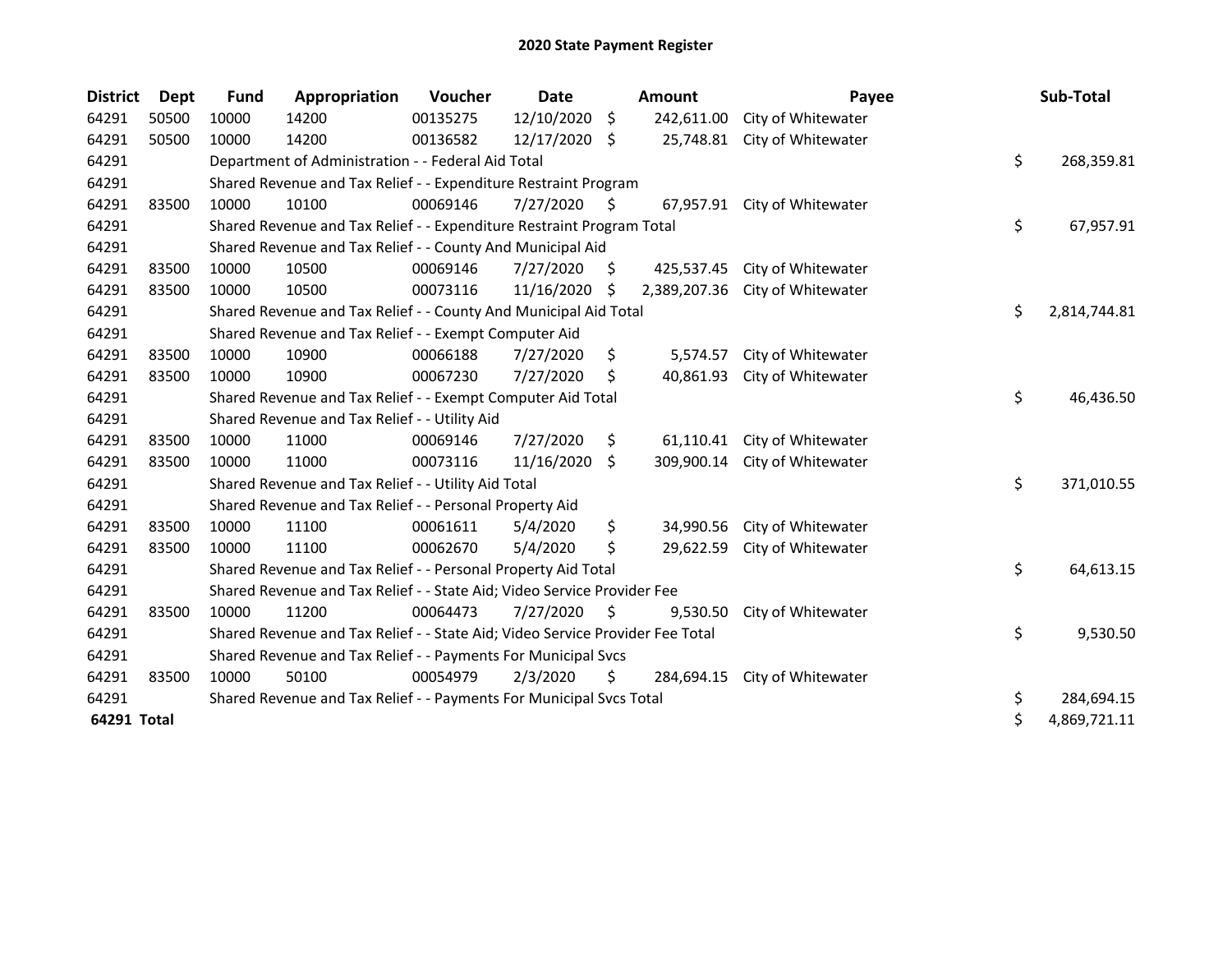# 2020 State Payment Register

| District | Dept | Fund | Appropriation | Voucher | Date | Amount | Payee | Sub-Total |
|---|---|---|---|---|---|---|---|---|
| 64291 | 50500 | 10000 | 14200 | 00135275 | 12/10/2020 | $ 242,611.00 | City of Whitewater | |
| 64291 | 50500 | 10000 | 14200 | 00136582 | 12/17/2020 | $ 25,748.81 | City of Whitewater | |
| 64291 | | Department of Administration - - Federal Aid Total | | | | | | $ 268,359.81 |
| 64291 | | Shared Revenue and Tax Relief - - Expenditure Restraint Program | | | | | | |
| 64291 | 83500 | 10000 | 10100 | 00069146 | 7/27/2020 | $ 67,957.91 | City of Whitewater | |
| 64291 | | Shared Revenue and Tax Relief - - Expenditure Restraint Program Total | | | | | | $ 67,957.91 |
| 64291 | | Shared Revenue and Tax Relief - - County And Municipal Aid | | | | | | |
| 64291 | 83500 | 10000 | 10500 | 00069146 | 7/27/2020 | $ 425,537.45 | City of Whitewater | |
| 64291 | 83500 | 10000 | 10500 | 00073116 | 11/16/2020 | $ 2,389,207.36 | City of Whitewater | |
| 64291 | | Shared Revenue and Tax Relief - - County And Municipal Aid Total | | | | | | $ 2,814,744.81 |
| 64291 | | Shared Revenue and Tax Relief - - Exempt Computer Aid | | | | | | |
| 64291 | 83500 | 10000 | 10900 | 00066188 | 7/27/2020 | $ 5,574.57 | City of Whitewater | |
| 64291 | 83500 | 10000 | 10900 | 00067230 | 7/27/2020 | $ 40,861.93 | City of Whitewater | |
| 64291 | | Shared Revenue and Tax Relief - - Exempt Computer Aid Total | | | | | | $ 46,436.50 |
| 64291 | | Shared Revenue and Tax Relief - - Utility Aid | | | | | | |
| 64291 | 83500 | 10000 | 11000 | 00069146 | 7/27/2020 | $ 61,110.41 | City of Whitewater | |
| 64291 | 83500 | 10000 | 11000 | 00073116 | 11/16/2020 | $ 309,900.14 | City of Whitewater | |
| 64291 | | Shared Revenue and Tax Relief - - Utility Aid Total | | | | | | $ 371,010.55 |
| 64291 | | Shared Revenue and Tax Relief - - Personal Property Aid | | | | | | |
| 64291 | 83500 | 10000 | 11100 | 00061611 | 5/4/2020 | $ 34,990.56 | City of Whitewater | |
| 64291 | 83500 | 10000 | 11100 | 00062670 | 5/4/2020 | $ 29,622.59 | City of Whitewater | |
| 64291 | | Shared Revenue and Tax Relief - - Personal Property Aid Total | | | | | | $ 64,613.15 |
| 64291 | | Shared Revenue and Tax Relief - - State Aid; Video Service Provider Fee | | | | | | |
| 64291 | 83500 | 10000 | 11200 | 00064473 | 7/27/2020 | $ 9,530.50 | City of Whitewater | |
| 64291 | | Shared Revenue and Tax Relief - - State Aid; Video Service Provider Fee Total | | | | | | $ 9,530.50 |
| 64291 | | Shared Revenue and Tax Relief - - Payments For Municipal Svcs | | | | | | |
| 64291 | 83500 | 10000 | 50100 | 00054979 | 2/3/2020 | $ 284,694.15 | City of Whitewater | |
| 64291 | | Shared Revenue and Tax Relief - - Payments For Municipal Svcs Total | | | | | | $ 284,694.15 |
| **64291 Total** | | | | | | | | $ 4,869,721.11 |